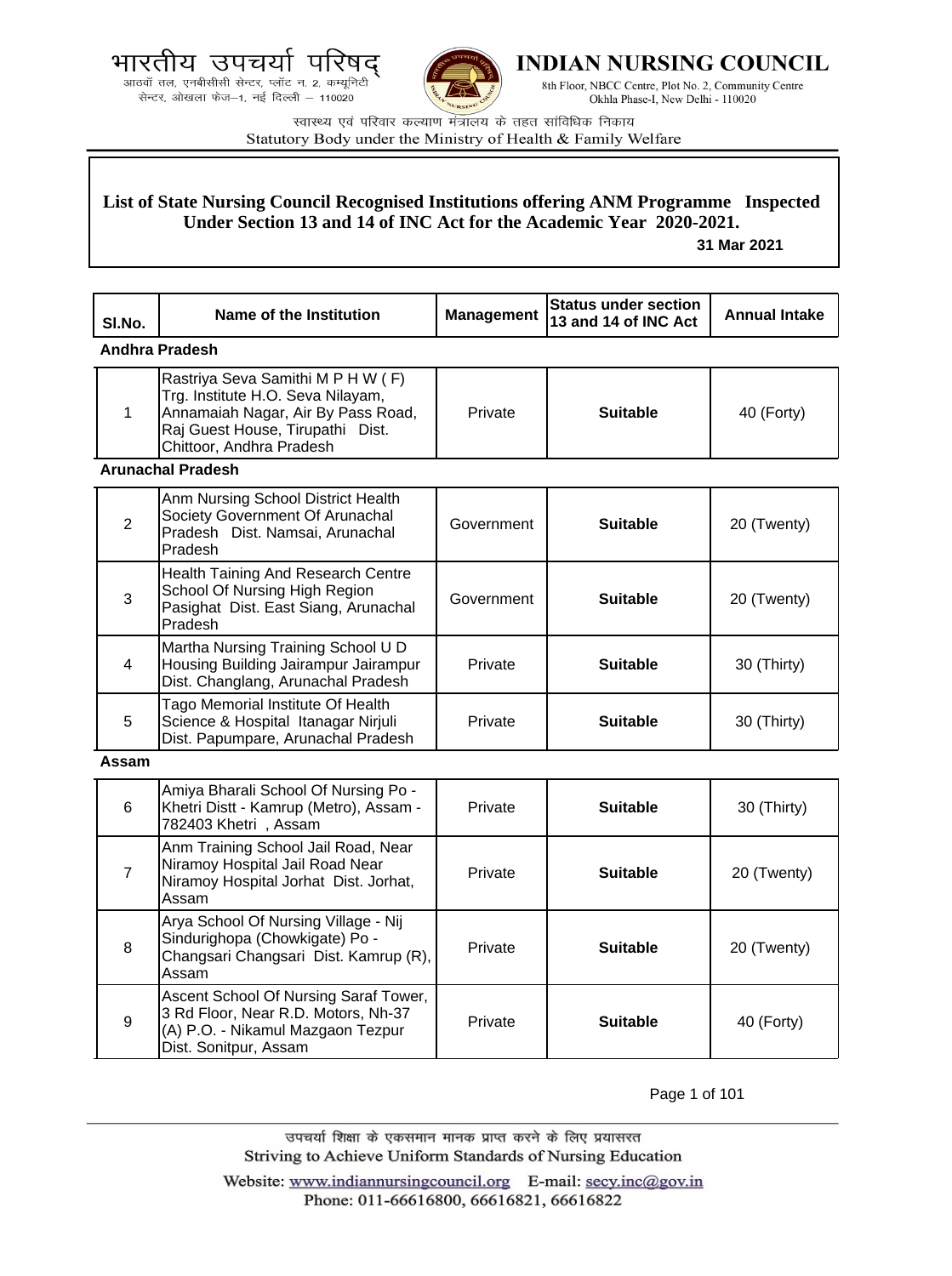भारतीय उपचर्या परिषद्
आठवाँ तल, एनबीसीसी सेन्टर, प्लॉट न. 2, कम्यूनिटी सेन्टर, ओखला फेज–1, नई दिल्ली – 110020

INDIAN NURSING COUNCIL
8th Floor, NBCC Centre, Plot No. 2, Community Centre
Okhla Phase-I, New Delhi - 110020

स्वास्थ्य एवं परिवार कल्याण मंत्रालय के तहत सांविधिक निकाय
Statutory Body under the Ministry of Health & Family Welfare

## List of State Nursing Council Recognised Institutions offering ANM Programme Inspected Under Section 13 and 14 of INC Act for the Academic Year 2020-2021.

**31 Mar 2021**

| Sl.No. | Name of the Institution | Management | Status under section 13 and 14 of INC Act | Annual Intake |
|---|---|---|---|---|
| **Andhra Pradesh** | | | | |
| 1 | Rastriya Seva Samithi M P H W ( F) Trg. Institute H.O. Seva Nilayam, Annamaiah Nagar, Air By Pass Road, Raj Guest House, Tirupathi Dist. Chittoor, Andhra Pradesh | Private | **Suitable** | 40 (Forty) |
| **Arunachal Pradesh** | | | | |
| 2 | Anm Nursing School District Health Society Government Of Arunachal Pradesh Dist. Namsai, Arunachal Pradesh | Government | **Suitable** | 20 (Twenty) |
| 3 | Health Taining And Research Centre School Of Nursing High Region Pasighat Dist. East Siang, Arunachal Pradesh | Government | **Suitable** | 20 (Twenty) |
| 4 | Martha Nursing Training School U D Housing Building Jairampur Jairampur Dist. Changlang, Arunachal Pradesh | Private | **Suitable** | 30 (Thirty) |
| 5 | Tago Memorial Institute Of Health Science & Hospital Itanagar Nirjuli Dist. Papumpare, Arunachal Pradesh | Private | **Suitable** | 30 (Thirty) |
| **Assam** | | | | |
| 6 | Amiya Bharali School Of Nursing Po - Khetri Distt - Kamrup (Metro), Assam - 782403 Khetri , Assam | Private | **Suitable** | 30 (Thirty) |
| 7 | Anm Training School Jail Road, Near Niramoy Hospital Jail Road Near Niramoy Hospital Jorhat Dist. Jorhat, Assam | Private | **Suitable** | 20 (Twenty) |
| 8 | Arya School Of Nursing Village - Nij Sindurighopa (Chowkigate) Po - Changsari Changsari Dist. Kamrup (R), Assam | Private | **Suitable** | 20 (Twenty) |
| 9 | Ascent School Of Nursing Saraf Tower, 3 Rd Floor, Near R.D. Motors, Nh-37 (A) P.O. - Nikamul Mazgaon Tezpur Dist. Sonitpur, Assam | Private | **Suitable** | 40 (Forty) |

उपचर्या शिक्षा के एकसमान मानक प्राप्त करने के लिए प्रयासरत
Striving to Achieve Uniform Standards of Nursing Education
Website: www.indiannursingcouncil.org E-mail: secy.inc@gov.in
Phone: 011-66616800, 66616821, 66616822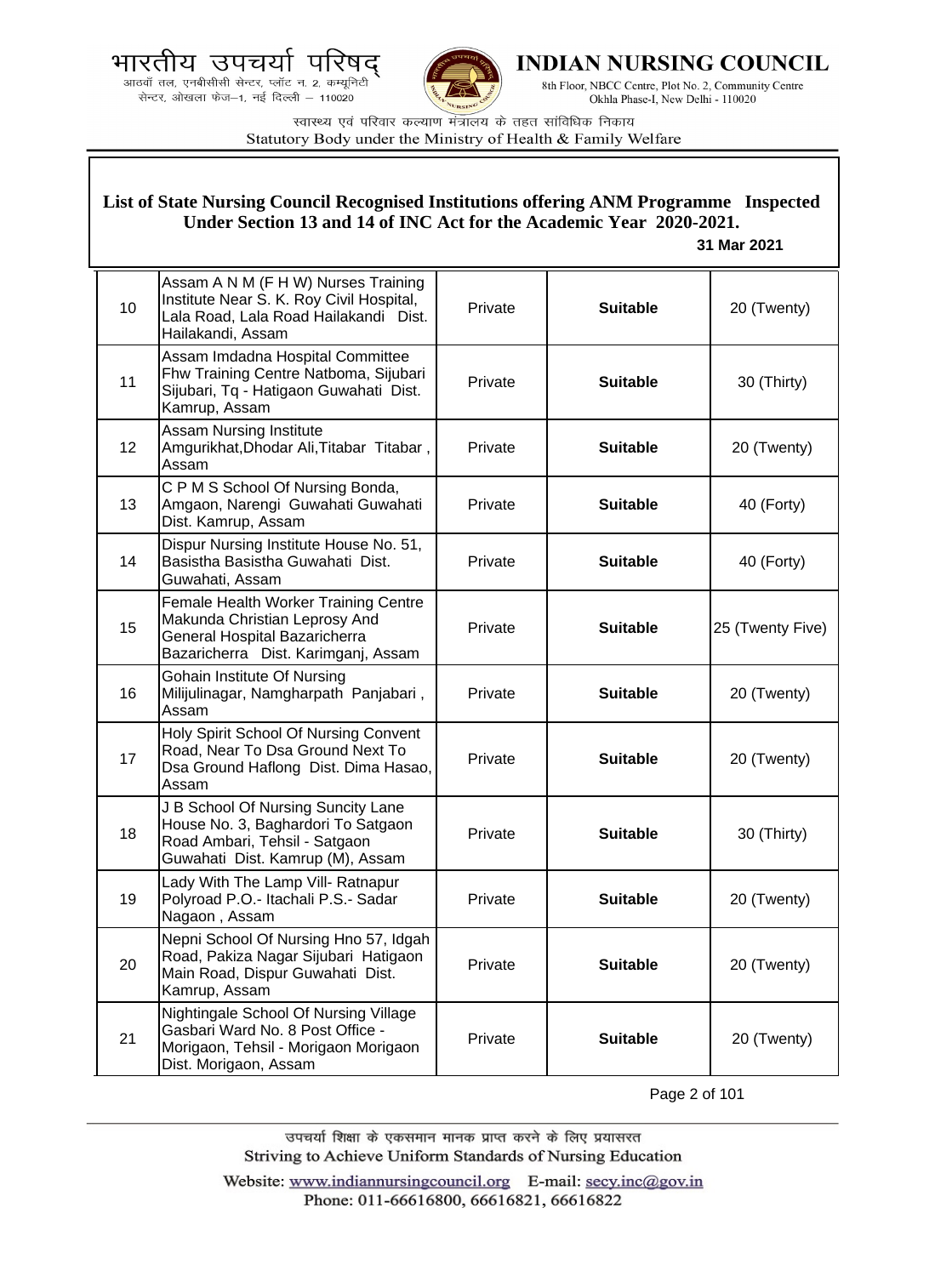**List of State Nursing Council Recognised Institutions offering ANM Programme Inspected Under Section 13 and 14 of INC Act for the Academic Year 2020-2021.**

**31 Mar 2021**

| | | | | |
|---|---|---|---|---|
| 10 | Assam A N M (F H W) Nurses Training Institute Near S. K. Roy Civil Hospital, Lala Road, Lala Road Hailakandi Dist. Hailakandi, Assam | Private | **Suitable** | 20 (Twenty) |
| 11 | Assam Imdadna Hospital Committee Fhw Training Centre Natboma, Sijubari Sijubari, Tq - Hatigaon Guwahati Dist. Kamrup, Assam | Private | **Suitable** | 30 (Thirty) |
| 12 | Assam Nursing Institute Amgurikhat,Dhodar Ali,Titabar Titabar , Assam | Private | **Suitable** | 20 (Twenty) |
| 13 | C P M S School Of Nursing Bonda, Amgaon, Narengi Guwahati Guwahati Dist. Kamrup, Assam | Private | **Suitable** | 40 (Forty) |
| 14 | Dispur Nursing Institute House No. 51, Basistha Basistha Guwahati Dist. Guwahati, Assam | Private | **Suitable** | 40 (Forty) |
| 15 | Female Health Worker Training Centre Makunda Christian Leprosy And General Hospital Bazaricherra Bazaricherra Dist. Karimganj, Assam | Private | **Suitable** | 25 (Twenty Five) |
| 16 | Gohain Institute Of Nursing Milijulinagar, Namgharpath Panjabari , Assam | Private | **Suitable** | 20 (Twenty) |
| 17 | Holy Spirit School Of Nursing Convent Road, Near To Dsa Ground Next To Dsa Ground Haflong Dist. Dima Hasao, Assam | Private | **Suitable** | 20 (Twenty) |
| 18 | J B School Of Nursing Suncity Lane House No. 3, Baghardori To Satgaon Road Ambari, Tehsil - Satgaon Guwahati Dist. Kamrup (M), Assam | Private | **Suitable** | 30 (Thirty) |
| 19 | Lady With The Lamp Vill- Ratnapur Polyroad P.O.- Itachali P.S.- Sadar Nagaon , Assam | Private | **Suitable** | 20 (Twenty) |
| 20 | Nepni School Of Nursing Hno 57, Idgah Road, Pakiza Nagar Sijubari Hatigaon Main Road, Dispur Guwahati Dist. Kamrup, Assam | Private | **Suitable** | 20 (Twenty) |
| 21 | Nightingale School Of Nursing Village Gasbari Ward No. 8 Post Office - Morigaon, Tehsil - Morigaon Morigaon Dist. Morigaon, Assam | Private | **Suitable** | 20 (Twenty) |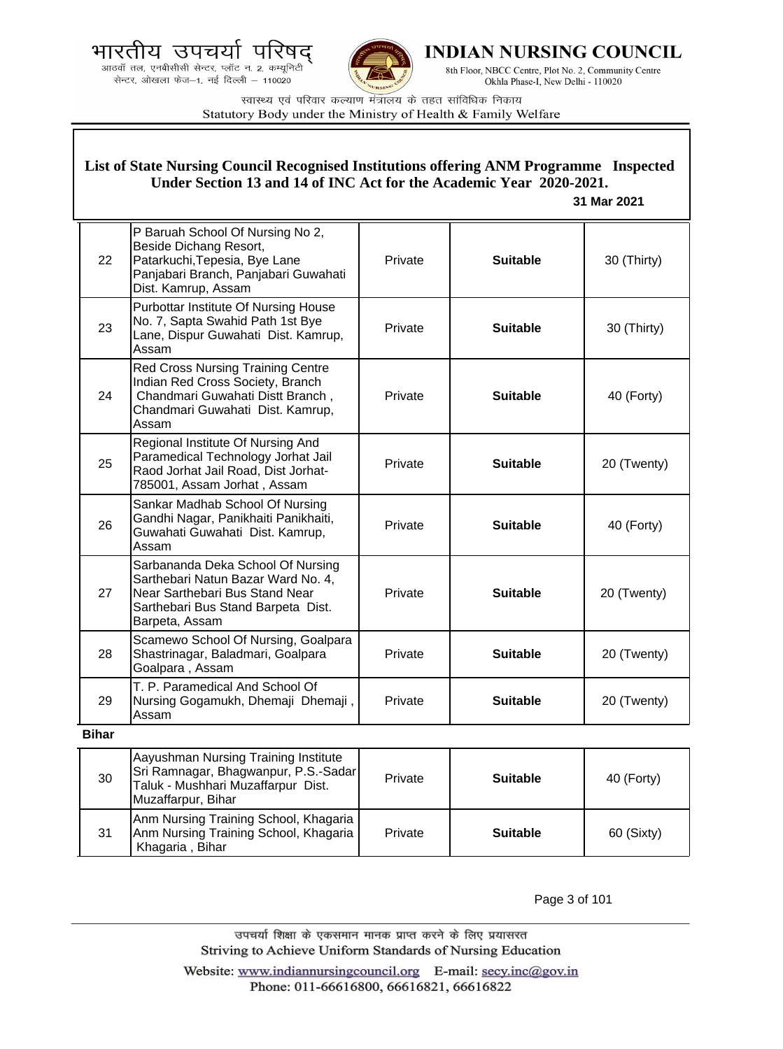**List of State Nursing Council Recognised Institutions offering ANM Programme Inspected Under Section 13 and 14 of INC Act for the Academic Year 2020-2021.**

**31 Mar 2021**

| | | | | |
|---|---|---|---|---|
| 22 | P Baruah School Of Nursing No 2, Beside Dichang Resort, Patarkuchi,Tepesia, Bye Lane Panjabari Branch, Panjabari Guwahati Dist. Kamrup, Assam | Private | **Suitable** | 30 (Thirty) |
| 23 | Purbottar Institute Of Nursing House No. 7, Sapta Swahid Path 1st Bye Lane, Dispur Guwahati Dist. Kamrup, Assam | Private | **Suitable** | 30 (Thirty) |
| 24 | Red Cross Nursing Training Centre Indian Red Cross Society, Branch Chandmari Guwahati Distt Branch , Chandmari Guwahati Dist. Kamrup, Assam | Private | **Suitable** | 40 (Forty) |
| 25 | Regional Institute Of Nursing And Paramedical Technology Jorhat Jail Raod Jorhat Jail Road, Dist Jorhat-785001, Assam Jorhat , Assam | Private | **Suitable** | 20 (Twenty) |
| 26 | Sankar Madhab School Of Nursing Gandhi Nagar, Panikhaiti Panikhaiti, Guwahati Guwahati Dist. Kamrup, Assam | Private | **Suitable** | 40 (Forty) |
| 27 | Sarbananda Deka School Of Nursing Sarthebari Natun Bazar Ward No. 4, Near Sarthebari Bus Stand Near Sarthebari Bus Stand Barpeta Dist. Barpeta, Assam | Private | **Suitable** | 20 (Twenty) |
| 28 | Scamewo School Of Nursing, Goalpara Shastrinagar, Baladmari, Goalpara Goalpara , Assam | Private | **Suitable** | 20 (Twenty) |
| 29 | T. P. Paramedical And School Of Nursing Gogamukh, Dhemaji Dhemaji , Assam | Private | **Suitable** | 20 (Twenty) |

**Bihar**

| | | | | |
|---|---|---|---|---|
| 30 | Aayushman Nursing Training Institute Sri Ramnagar, Bhagwanpur, P.S.-Sadar Taluk - Mushhari Muzaffarpur Dist. Muzaffarpur, Bihar | Private | **Suitable** | 40 (Forty) |
| 31 | Anm Nursing Training School, Khagaria Anm Nursing Training School, Khagaria Khagaria , Bihar | Private | **Suitable** | 60 (Sixty) |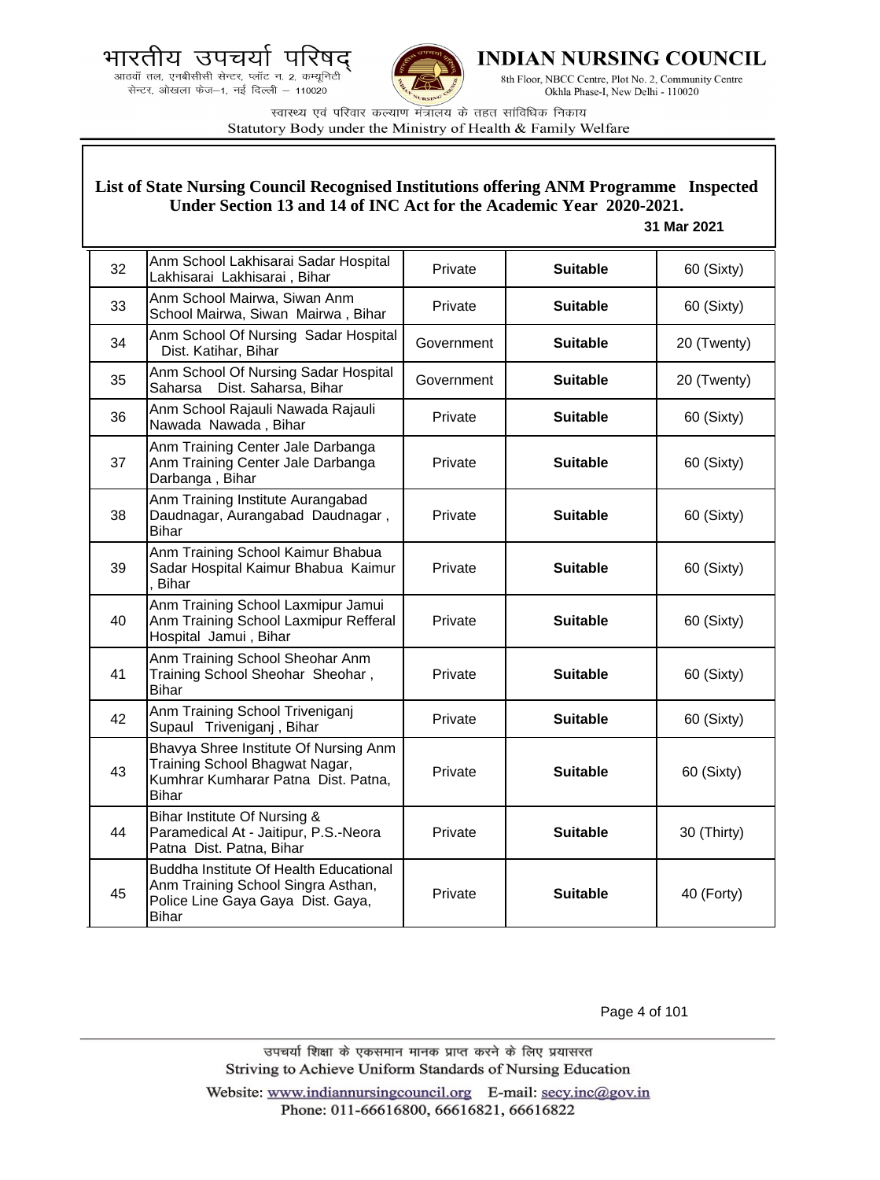भारतीय उपचर्या परिषद्
आठवाँ तल, एनबीसीसी सेन्टर, प्लॉट न. 2, कम्यूनिटी सेन्टर, ओखला फेज–1, नई दिल्ली – 110020

# INDIAN NURSING COUNCIL

8th Floor, NBCC Centre, Plot No. 2, Community Centre Okhla Phase-I, New Delhi - 110020

स्वास्थ्य एवं परिवार कल्याण मंत्रालय के तहत सांविधिक निकाय
Statutory Body under the Ministry of Health & Family Welfare

## List of State Nursing Council Recognised Institutions offering ANM Programme Inspected Under Section 13 and 14 of INC Act for the Academic Year 2020-2021.

**31 Mar 2021**

| | | | | |
|---|---|---|---|---|
| 32 | Anm School Lakhisarai Sadar Hospital Lakhisarai Lakhisarai , Bihar | Private | **Suitable** | 60 (Sixty) |
| 33 | Anm School Mairwa, Siwan Anm School Mairwa, Siwan Mairwa , Bihar | Private | **Suitable** | 60 (Sixty) |
| 34 | Anm School Of Nursing Sadar Hospital Dist. Katihar, Bihar | Government | **Suitable** | 20 (Twenty) |
| 35 | Anm School Of Nursing Sadar Hospital Saharsa Dist. Saharsa, Bihar | Government | **Suitable** | 20 (Twenty) |
| 36 | Anm School Rajauli Nawada Rajauli Nawada Nawada , Bihar | Private | **Suitable** | 60 (Sixty) |
| 37 | Anm Training Center Jale Darbanga Anm Training Center Jale Darbanga Darbanga , Bihar | Private | **Suitable** | 60 (Sixty) |
| 38 | Anm Training Institute Aurangabad Daudnagar, Aurangabad Daudnagar , Bihar | Private | **Suitable** | 60 (Sixty) |
| 39 | Anm Training School Kaimur Bhabua Sadar Hospital Kaimur Bhabua Kaimur , Bihar | Private | **Suitable** | 60 (Sixty) |
| 40 | Anm Training School Laxmipur Jamui Anm Training School Laxmipur Refferal Hospital Jamui , Bihar | Private | **Suitable** | 60 (Sixty) |
| 41 | Anm Training School Sheohar Anm Training School Sheohar Sheohar , Bihar | Private | **Suitable** | 60 (Sixty) |
| 42 | Anm Training School Triveniganj Supaul Triveniganj , Bihar | Private | **Suitable** | 60 (Sixty) |
| 43 | Bhavya Shree Institute Of Nursing Anm Training School Bhagwat Nagar, Kumhrar Kumharar Patna Dist. Patna, Bihar | Private | **Suitable** | 60 (Sixty) |
| 44 | Bihar Institute Of Nursing & Paramedical At - Jaitipur, P.S.-Neora Patna Dist. Patna, Bihar | Private | **Suitable** | 30 (Thirty) |
| 45 | Buddha Institute Of Health Educational Anm Training School Singra Asthan, Police Line Gaya Gaya Dist. Gaya, Bihar | Private | **Suitable** | 40 (Forty) |

उपचर्या शिक्षा के एकसमान मानक प्राप्त करने के लिए प्रयासरत
Striving to Achieve Uniform Standards of Nursing Education

Website: www.indiannursingcouncil.org E-mail: secy.inc@gov.in
Phone: 011-66616800, 66616821, 66616822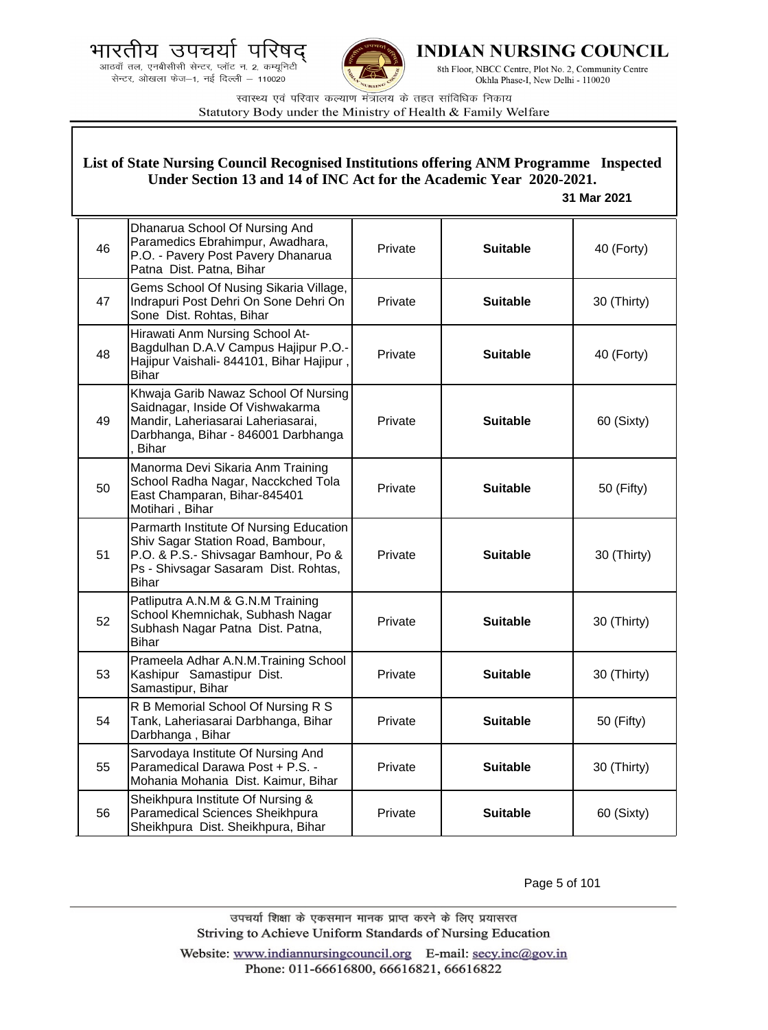भारतीय उपचर्या परिषद्
आठवाँ तल, एनबीसीसी सेन्टर, प्लॉट न. 2, कम्यूनिटी सेन्टर, ओखला फेज–1, नई दिल्ली – 110020

**INDIAN NURSING COUNCIL**
8th Floor, NBCC Centre, Plot No. 2, Community Centre Okhla Phase-I, New Delhi - 110020

स्वास्थ्य एवं परिवार कल्याण मंत्रालय के तहत सांविधिक निकाय
Statutory Body under the Ministry of Health & Family Welfare

## List of State Nursing Council Recognised Institutions offering ANM Programme Inspected Under Section 13 and 14 of INC Act for the Academic Year 2020-2021.

**31 Mar 2021**

| | | | | |
|---|---|---|---|---|
| 46 | Dhanarua School Of Nursing And Paramedics Ebrahimpur, Awadhara, P.O. - Pavery Post Pavery Dhanarua Patna Dist. Patna, Bihar | Private | **Suitable** | 40 (Forty) |
| 47 | Gems School Of Nusing Sikaria Village, Indrapuri Post Dehri On Sone Dehri On Sone Dist. Rohtas, Bihar | Private | **Suitable** | 30 (Thirty) |
| 48 | Hirawati Anm Nursing School At-Bagdulhan D.A.V Campus Hajipur P.O.-Hajipur Vaishali- 844101, Bihar Hajipur , Bihar | Private | **Suitable** | 40 (Forty) |
| 49 | Khwaja Garib Nawaz School Of Nursing Saidnagar, Inside Of Vishwakarma Mandir, Laheriasarai Laheriasarai, Darbhanga, Bihar - 846001 Darbhanga , Bihar | Private | **Suitable** | 60 (Sixty) |
| 50 | Manorma Devi Sikaria Anm Training School Radha Nagar, Nacckched Tola East Champaran, Bihar-845401 Motihari , Bihar | Private | **Suitable** | 50 (Fifty) |
| 51 | Parmarth Institute Of Nursing Education Shiv Sagar Station Road, Bambour, P.O. & P.S.- Shivsagar Bamhour, Po & Ps - Shivsagar Sasaram Dist. Rohtas, Bihar | Private | **Suitable** | 30 (Thirty) |
| 52 | Patliputra A.N.M & G.N.M Training School Khemnichak, Subhash Nagar Subhash Nagar Patna Dist. Patna, Bihar | Private | **Suitable** | 30 (Thirty) |
| 53 | Prameela Adhar A.N.M.Training School Kashipur Samastipur Dist. Samastipur, Bihar | Private | **Suitable** | 30 (Thirty) |
| 54 | R B Memorial School Of Nursing R S Tank, Laheriasarai Darbhanga, Bihar Darbhanga , Bihar | Private | **Suitable** | 50 (Fifty) |
| 55 | Sarvodaya Institute Of Nursing And Paramedical Darawa Post + P.S. - Mohania Mohania Dist. Kaimur, Bihar | Private | **Suitable** | 30 (Thirty) |
| 56 | Sheikhpura Institute Of Nursing & Paramedical Sciences Sheikhpura Sheikhpura Dist. Sheikhpura, Bihar | Private | **Suitable** | 60 (Sixty) |

उपचर्या शिक्षा के एकसमान मानक प्राप्त करने के लिए प्रयासरत
Striving to Achieve Uniform Standards of Nursing Education

Website: www.indiannursingcouncil.org E-mail: secy.inc@gov.in
Phone: 011-66616800, 66616821, 66616822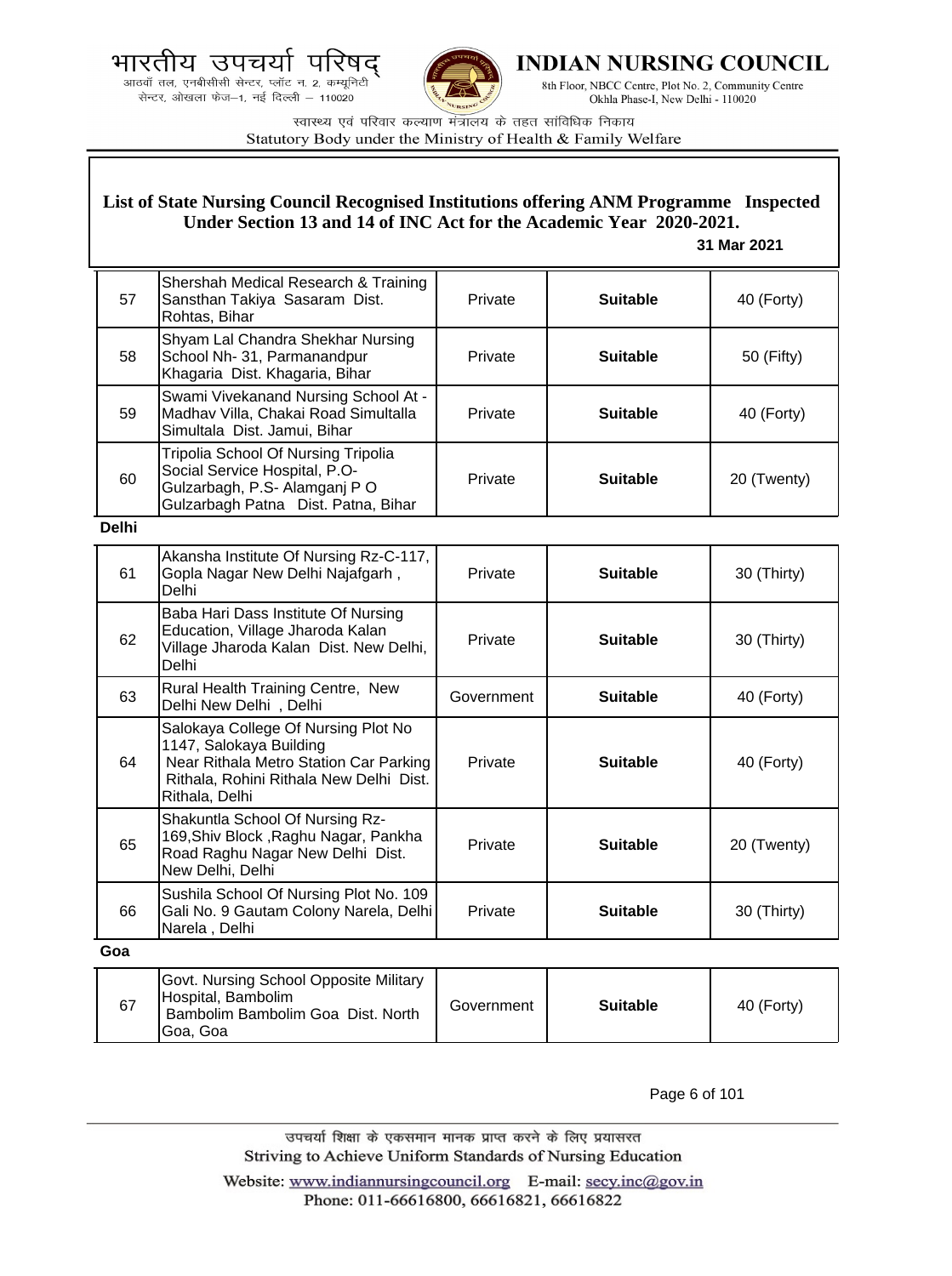## List of State Nursing Council Recognised Institutions offering ANM Programme Inspected Under Section 13 and 14 of INC Act for the Academic Year 2020-2021.

**31 Mar 2021**

| | | | | |
|---|---|---|---|---|
| 57 | Shershah Medical Research & Training Sansthan Takiya Sasaram Dist. Rohtas, Bihar | Private | **Suitable** | 40 (Forty) |
| 58 | Shyam Lal Chandra Shekhar Nursing School Nh- 31, Parmanandpur Khagaria Dist. Khagaria, Bihar | Private | **Suitable** | 50 (Fifty) |
| 59 | Swami Vivekanand Nursing School At - Madhav Villa, Chakai Road Simultalla Simultala Dist. Jamui, Bihar | Private | **Suitable** | 40 (Forty) |
| 60 | Tripolia School Of Nursing Tripolia Social Service Hospital, P.O- Gulzarbagh, P.S- Alamganj P O Gulzarbagh Patna Dist. Patna, Bihar | Private | **Suitable** | 20 (Twenty) |

**Delhi**

| | | | | |
|---|---|---|---|---|
| 61 | Akansha Institute Of Nursing Rz-C-117, Gopla Nagar New Delhi Najafgarh , Delhi | Private | **Suitable** | 30 (Thirty) |
| 62 | Baba Hari Dass Institute Of Nursing Education, Village Jharoda Kalan Village Jharoda Kalan Dist. New Delhi, Delhi | Private | **Suitable** | 30 (Thirty) |
| 63 | Rural Health Training Centre, New Delhi New Delhi , Delhi | Government | **Suitable** | 40 (Forty) |
| 64 | Salokaya College Of Nursing Plot No 1147, Salokaya Building Near Rithala Metro Station Car Parking Rithala, Rohini Rithala New Delhi Dist. Rithala, Delhi | Private | **Suitable** | 40 (Forty) |
| 65 | Shakuntla School Of Nursing Rz-169,Shiv Block ,Raghu Nagar, Pankha Road Raghu Nagar New Delhi Dist. New Delhi, Delhi | Private | **Suitable** | 20 (Twenty) |
| 66 | Sushila School Of Nursing Plot No. 109 Gali No. 9 Gautam Colony Narela, Delhi Narela , Delhi | Private | **Suitable** | 30 (Thirty) |

**Goa**

| | | | | |
|---|---|---|---|---|
| 67 | Govt. Nursing School Opposite Military Hospital, Bambolim Bambolim Bambolim Goa Dist. North Goa, Goa | Government | **Suitable** | 40 (Forty) |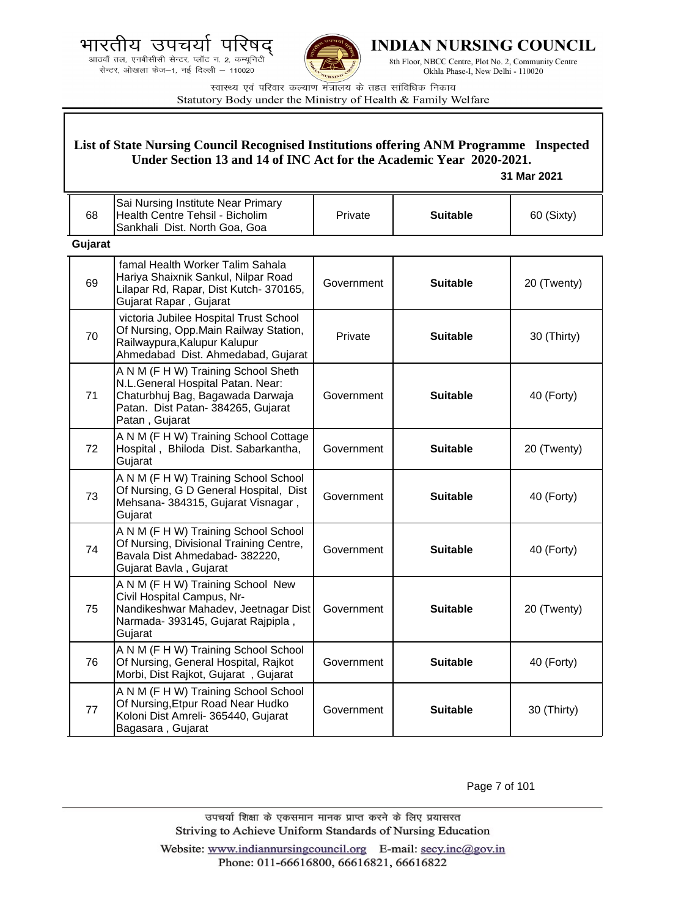## List of State Nursing Council Recognised Institutions offering ANM Programme Inspected Under Section 13 and 14 of INC Act for the Academic Year 2020-2021.

**31 Mar 2021**

| | | | | |
|---|---|---|---|---|
| 68 | Sai Nursing Institute Near Primary Health Centre Tehsil - Bicholim Sankhali Dist. North Goa, Goa | Private | **Suitable** | 60 (Sixty) |

**Gujarat**

| | | | | |
|---|---|---|---|---|
| 69 | famal Health Worker Talim Sahala Hariya Shaixnik Sankul, Nilpar Road Lilapar Rd, Rapar, Dist Kutch- 370165, Gujarat Rapar , Gujarat | Government | **Suitable** | 20 (Twenty) |
| 70 | victoria Jubilee Hospital Trust School Of Nursing, Opp.Main Railway Station, Railwaypura,Kalupur Kalupur Ahmedabad Dist. Ahmedabad, Gujarat | Private | **Suitable** | 30 (Thirty) |
| 71 | A N M (F H W) Training School Sheth N.L.General Hospital Patan. Near: Chaturbhuj Bag, Bagawada Darwaja Patan. Dist Patan- 384265, Gujarat Patan , Gujarat | Government | **Suitable** | 40 (Forty) |
| 72 | A N M (F H W) Training School Cottage Hospital , Bhiloda Dist. Sabarkantha, Gujarat | Government | **Suitable** | 20 (Twenty) |
| 73 | A N M (F H W) Training School School Of Nursing, G D General Hospital, Dist Mehsana- 384315, Gujarat Visnagar , Gujarat | Government | **Suitable** | 40 (Forty) |
| 74 | A N M (F H W) Training School School Of Nursing, Divisional Training Centre, Bavala Dist Ahmedabad- 382220, Gujarat Bavla , Gujarat | Government | **Suitable** | 40 (Forty) |
| 75 | A N M (F H W) Training School New Civil Hospital Campus, Nr-Nandikeshwar Mahadev, Jeetnagar Dist Narmada- 393145, Gujarat Rajpipla , Gujarat | Government | **Suitable** | 20 (Twenty) |
| 76 | A N M (F H W) Training School School Of Nursing, General Hospital, Rajkot Morbi, Dist Rajkot, Gujarat , Gujarat | Government | **Suitable** | 40 (Forty) |
| 77 | A N M (F H W) Training School School Of Nursing,Etpur Road Near Hudko Koloni Dist Amreli- 365440, Gujarat Bagasara , Gujarat | Government | **Suitable** | 30 (Thirty) |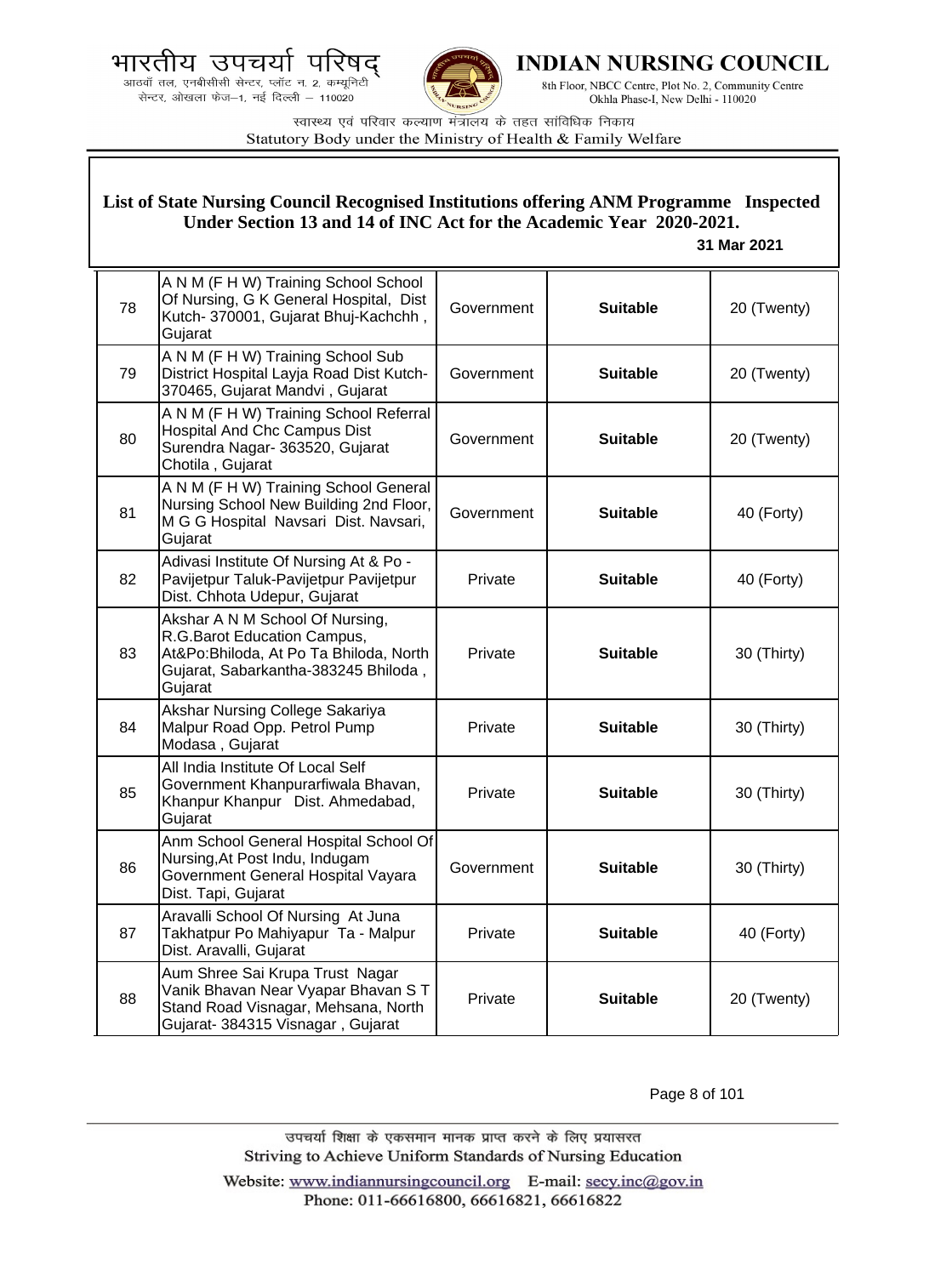## List of State Nursing Council Recognised Institutions offering ANM Programme Inspected Under Section 13 and 14 of INC Act for the Academic Year 2020-2021.

**31 Mar 2021**

| | | | | |
|---|---|---|---|---|
| 78 | A N M (F H W) Training School School Of Nursing, G K General Hospital, Dist Kutch- 370001, Gujarat Bhuj-Kachchh , Gujarat | Government | **Suitable** | 20 (Twenty) |
| 79 | A N M (F H W) Training School Sub District Hospital Layja Road Dist Kutch-370465, Gujarat Mandvi , Gujarat | Government | **Suitable** | 20 (Twenty) |
| 80 | A N M (F H W) Training School Referral Hospital And Chc Campus Dist Surendra Nagar- 363520, Gujarat Chotila , Gujarat | Government | **Suitable** | 20 (Twenty) |
| 81 | A N M (F H W) Training School General Nursing School New Building 2nd Floor, M G G Hospital Navsari Dist. Navsari, Gujarat | Government | **Suitable** | 40 (Forty) |
| 82 | Adivasi Institute Of Nursing At & Po - Pavijetpur Taluk-Pavijetpur Pavijetpur Dist. Chhota Udepur, Gujarat | Private | **Suitable** | 40 (Forty) |
| 83 | Akshar A N M School Of Nursing, R.G.Barot Education Campus, At&Po:Bhiloda, At Po Ta Bhiloda, North Gujarat, Sabarkantha-383245 Bhiloda , Gujarat | Private | **Suitable** | 30 (Thirty) |
| 84 | Akshar Nursing College Sakariya Malpur Road Opp. Petrol Pump Modasa , Gujarat | Private | **Suitable** | 30 (Thirty) |
| 85 | All India Institute Of Local Self Government Khanpurarfiwala Bhavan, Khanpur Khanpur Dist. Ahmedabad, Gujarat | Private | **Suitable** | 30 (Thirty) |
| 86 | Anm School General Hospital School Of Nursing,At Post Indu, Indugam Government General Hospital Vayara Dist. Tapi, Gujarat | Government | **Suitable** | 30 (Thirty) |
| 87 | Aravalli School Of Nursing At Juna Takhatpur Po Mahiyapur Ta - Malpur Dist. Aravalli, Gujarat | Private | **Suitable** | 40 (Forty) |
| 88 | Aum Shree Sai Krupa Trust Nagar Vanik Bhavan Near Vyapar Bhavan S T Stand Road Visnagar, Mehsana, North Gujarat- 384315 Visnagar , Gujarat | Private | **Suitable** | 20 (Twenty) |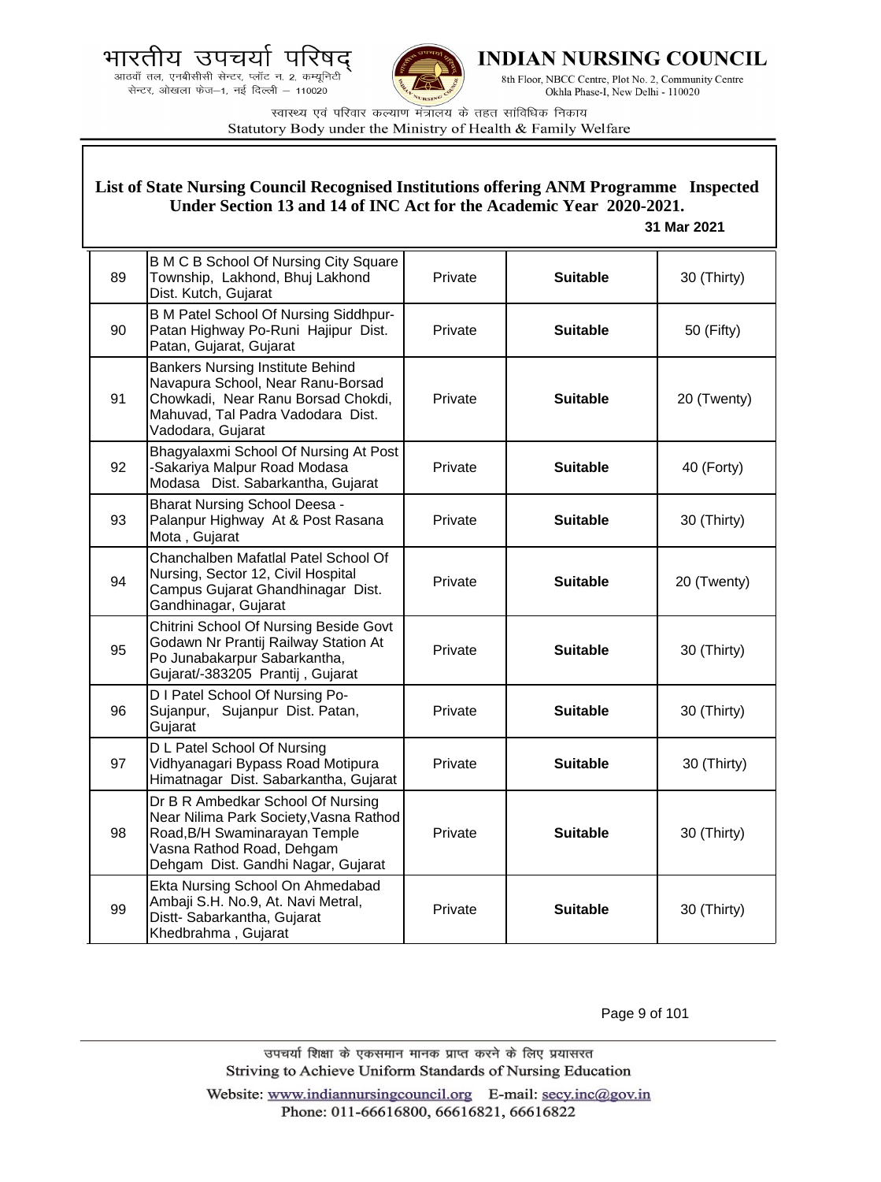## List of State Nursing Council Recognised Institutions offering ANM Programme Inspected Under Section 13 and 14 of INC Act for the Academic Year 2020-2021.

**31 Mar 2021**

| | | | | |
|---|---|---|---|---|
| 89 | B M C B School Of Nursing City Square Township, Lakhond, Bhuj Lakhond Dist. Kutch, Gujarat | Private | **Suitable** | 30 (Thirty) |
| 90 | B M Patel School Of Nursing Siddhpur-Patan Highway Po-Runi Hajipur Dist. Patan, Gujarat, Gujarat | Private | **Suitable** | 50 (Fifty) |
| 91 | Bankers Nursing Institute Behind Navapura School, Near Ranu-Borsad Chowkadi, Near Ranu Borsad Chokdi, Mahuvad, Tal Padra Vadodara Dist. Vadodara, Gujarat | Private | **Suitable** | 20 (Twenty) |
| 92 | Bhagyalaxmi School Of Nursing At Post -Sakariya Malpur Road Modasa Modasa Dist. Sabarkantha, Gujarat | Private | **Suitable** | 40 (Forty) |
| 93 | Bharat Nursing School Deesa - Palanpur Highway At & Post Rasana Mota , Gujarat | Private | **Suitable** | 30 (Thirty) |
| 94 | Chanchalben Mafatlal Patel School Of Nursing, Sector 12, Civil Hospital Campus Gujarat Ghandhinagar Dist. Gandhinagar, Gujarat | Private | **Suitable** | 20 (Twenty) |
| 95 | Chitrini School Of Nursing Beside Govt Godawn Nr Prantij Railway Station At Po Junabakarpur Sabarkantha, Gujarat/-383205 Prantij , Gujarat | Private | **Suitable** | 30 (Thirty) |
| 96 | D I Patel School Of Nursing Po-Sujanpur, Sujanpur Dist. Patan, Gujarat | Private | **Suitable** | 30 (Thirty) |
| 97 | D L Patel School Of Nursing Vidhyanagari Bypass Road Motipura Himatnagar Dist. Sabarkantha, Gujarat | Private | **Suitable** | 30 (Thirty) |
| 98 | Dr B R Ambedkar School Of Nursing Near Nilima Park Society,Vasna Rathod Road,B/H Swaminarayan Temple Vasna Rathod Road, Dehgam Dehgam Dist. Gandhi Nagar, Gujarat | Private | **Suitable** | 30 (Thirty) |
| 99 | Ekta Nursing School On Ahmedabad Ambaji S.H. No.9, At. Navi Metral, Distt- Sabarkantha, Gujarat Khedbrahma , Gujarat | Private | **Suitable** | 30 (Thirty) |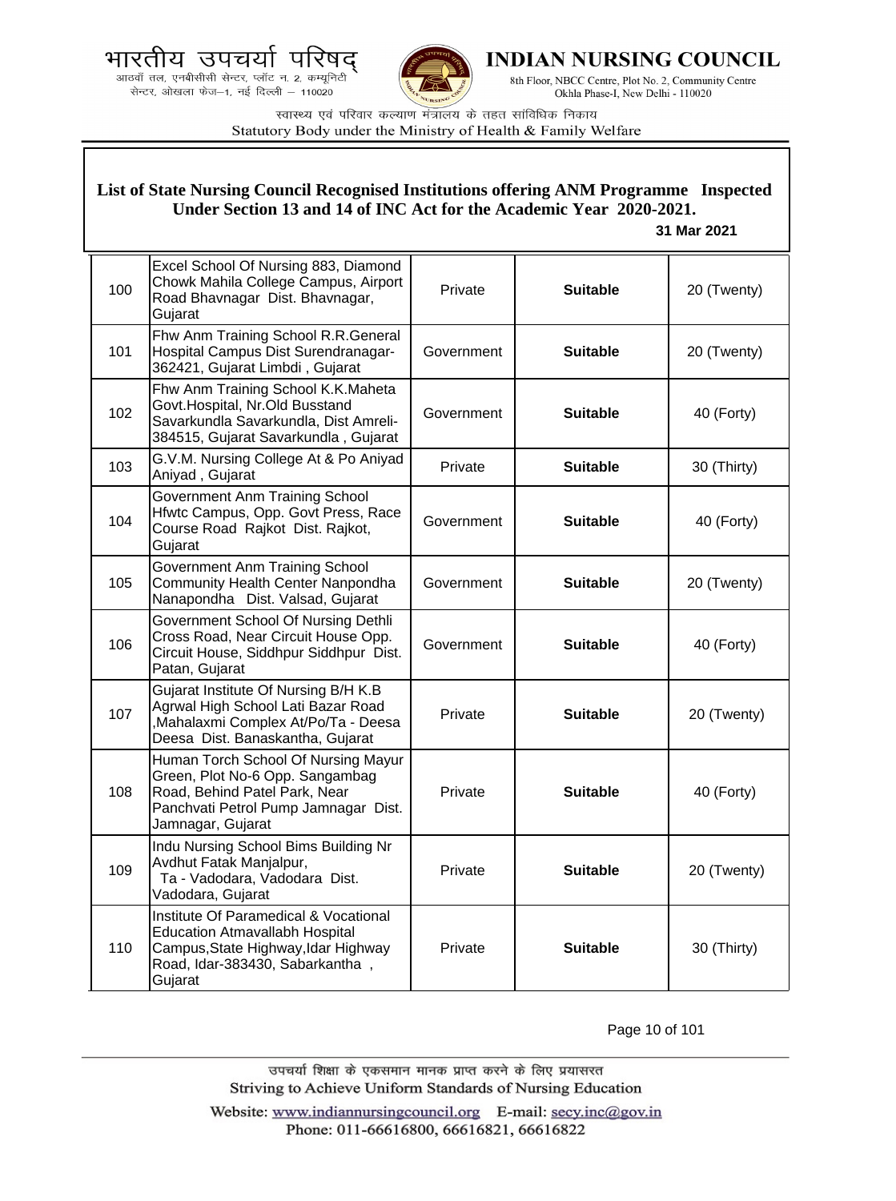**List of State Nursing Council Recognised Institutions offering ANM Programme Inspected Under Section 13 and 14 of INC Act for the Academic Year 2020-2021.**

**31 Mar 2021**

| | | | | |
|---|---|---|---|---|
| 100 | Excel School Of Nursing 883, Diamond Chowk Mahila College Campus, Airport Road Bhavnagar Dist. Bhavnagar, Gujarat | Private | **Suitable** | 20 (Twenty) |
| 101 | Fhw Anm Training School R.R.General Hospital Campus Dist Surendranagar-362421, Gujarat Limbdi , Gujarat | Government | **Suitable** | 20 (Twenty) |
| 102 | Fhw Anm Training School K.K.Maheta Govt.Hospital, Nr.Old Busstand Savarkundla Savarkundla, Dist Amreli-384515, Gujarat Savarkundla , Gujarat | Government | **Suitable** | 40 (Forty) |
| 103 | G.V.M. Nursing College At & Po Aniyad Aniyad , Gujarat | Private | **Suitable** | 30 (Thirty) |
| 104 | Government Anm Training School Hfwtc Campus, Opp. Govt Press, Race Course Road Rajkot Dist. Rajkot, Gujarat | Government | **Suitable** | 40 (Forty) |
| 105 | Government Anm Training School Community Health Center Nanpondha Nanapondha Dist. Valsad, Gujarat | Government | **Suitable** | 20 (Twenty) |
| 106 | Government School Of Nursing Dethli Cross Road, Near Circuit House Opp. Circuit House, Siddhpur Siddhpur Dist. Patan, Gujarat | Government | **Suitable** | 40 (Forty) |
| 107 | Gujarat Institute Of Nursing B/H K.B Agrwal High School Lati Bazar Road ,Mahalaxmi Complex At/Po/Ta - Deesa Deesa Dist. Banaskantha, Gujarat | Private | **Suitable** | 20 (Twenty) |
| 108 | Human Torch School Of Nursing Mayur Green, Plot No-6 Opp. Sangambag Road, Behind Patel Park, Near Panchvati Petrol Pump Jamnagar Dist. Jamnagar, Gujarat | Private | **Suitable** | 40 (Forty) |
| 109 | Indu Nursing School Bims Building Nr Avdhut Fatak Manjalpur, Ta - Vadodara, Vadodara Dist. Vadodara, Gujarat | Private | **Suitable** | 20 (Twenty) |
| 110 | Institute Of Paramedical & Vocational Education Atmavallabh Hospital Campus,State Highway,Idar Highway Road, Idar-383430, Sabarkantha , Gujarat | Private | **Suitable** | 30 (Thirty) |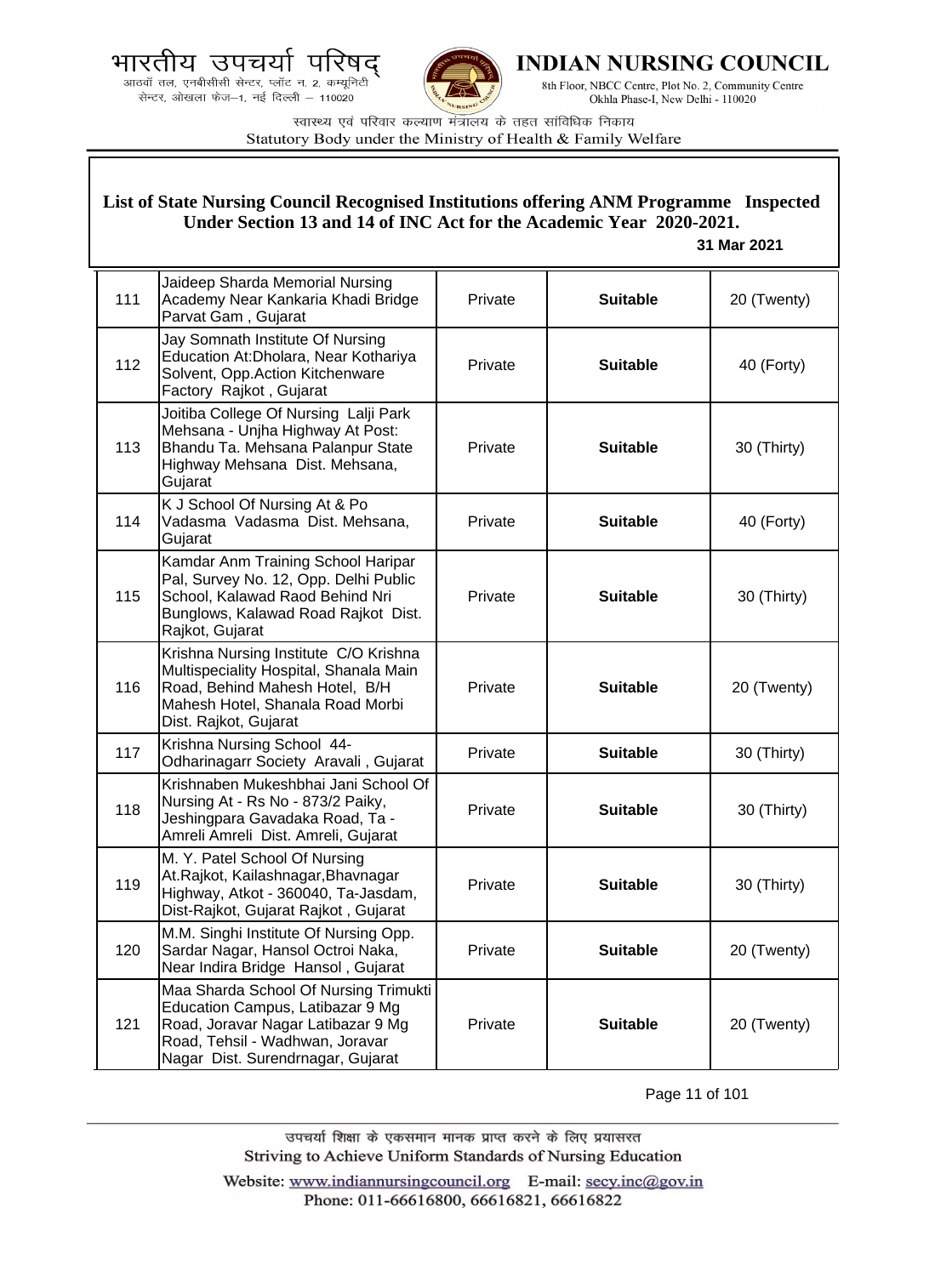## List of State Nursing Council Recognised Institutions offering ANM Programme Inspected Under Section 13 and 14 of INC Act for the Academic Year 2020-2021.

**31 Mar 2021**

| | | | | |
|---|---|---|---|---|
| 111 | Jaideep Sharda Memorial Nursing Academy Near Kankaria Khadi Bridge Parvat Gam , Gujarat | Private | **Suitable** | 20 (Twenty) |
| 112 | Jay Somnath Institute Of Nursing Education At:Dholara, Near Kothariya Solvent, Opp.Action Kitchenware Factory Rajkot , Gujarat | Private | **Suitable** | 40 (Forty) |
| 113 | Joitiba College Of Nursing Lalji Park Mehsana - Unjha Highway At Post: Bhandu Ta. Mehsana Palanpur State Highway Mehsana Dist. Mehsana, Gujarat | Private | **Suitable** | 30 (Thirty) |
| 114 | K J School Of Nursing At & Po Vadasma Vadasma Dist. Mehsana, Gujarat | Private | **Suitable** | 40 (Forty) |
| 115 | Kamdar Anm Training School Haripar Pal, Survey No. 12, Opp. Delhi Public School, Kalawad Raod Behind Nri Bunglows, Kalawad Road Rajkot Dist. Rajkot, Gujarat | Private | **Suitable** | 30 (Thirty) |
| 116 | Krishna Nursing Institute C/O Krishna Multispeciality Hospital, Shanala Main Road, Behind Mahesh Hotel, B/H Mahesh Hotel, Shanala Road Morbi Dist. Rajkot, Gujarat | Private | **Suitable** | 20 (Twenty) |
| 117 | Krishna Nursing School 44- Odharinagarr Society Aravali , Gujarat | Private | **Suitable** | 30 (Thirty) |
| 118 | Krishnaben Mukeshbhai Jani School Of Nursing At - Rs No - 873/2 Paiky, Jeshingpara Gavadaka Road, Ta - Amreli Amreli Dist. Amreli, Gujarat | Private | **Suitable** | 30 (Thirty) |
| 119 | M. Y. Patel School Of Nursing At.Rajkot, Kailashnagar,Bhavnagar Highway, Atkot - 360040, Ta-Jasdam, Dist-Rajkot, Gujarat Rajkot , Gujarat | Private | **Suitable** | 30 (Thirty) |
| 120 | M.M. Singhi Institute Of Nursing Opp. Sardar Nagar, Hansol Octroi Naka, Near Indira Bridge Hansol , Gujarat | Private | **Suitable** | 20 (Twenty) |
| 121 | Maa Sharda School Of Nursing Trimukti Education Campus, Latibazar 9 Mg Road, Joravar Nagar Latibazar 9 Mg Road, Tehsil - Wadhwan, Joravar Nagar Dist. Surendrnagar, Gujarat | Private | **Suitable** | 20 (Twenty) |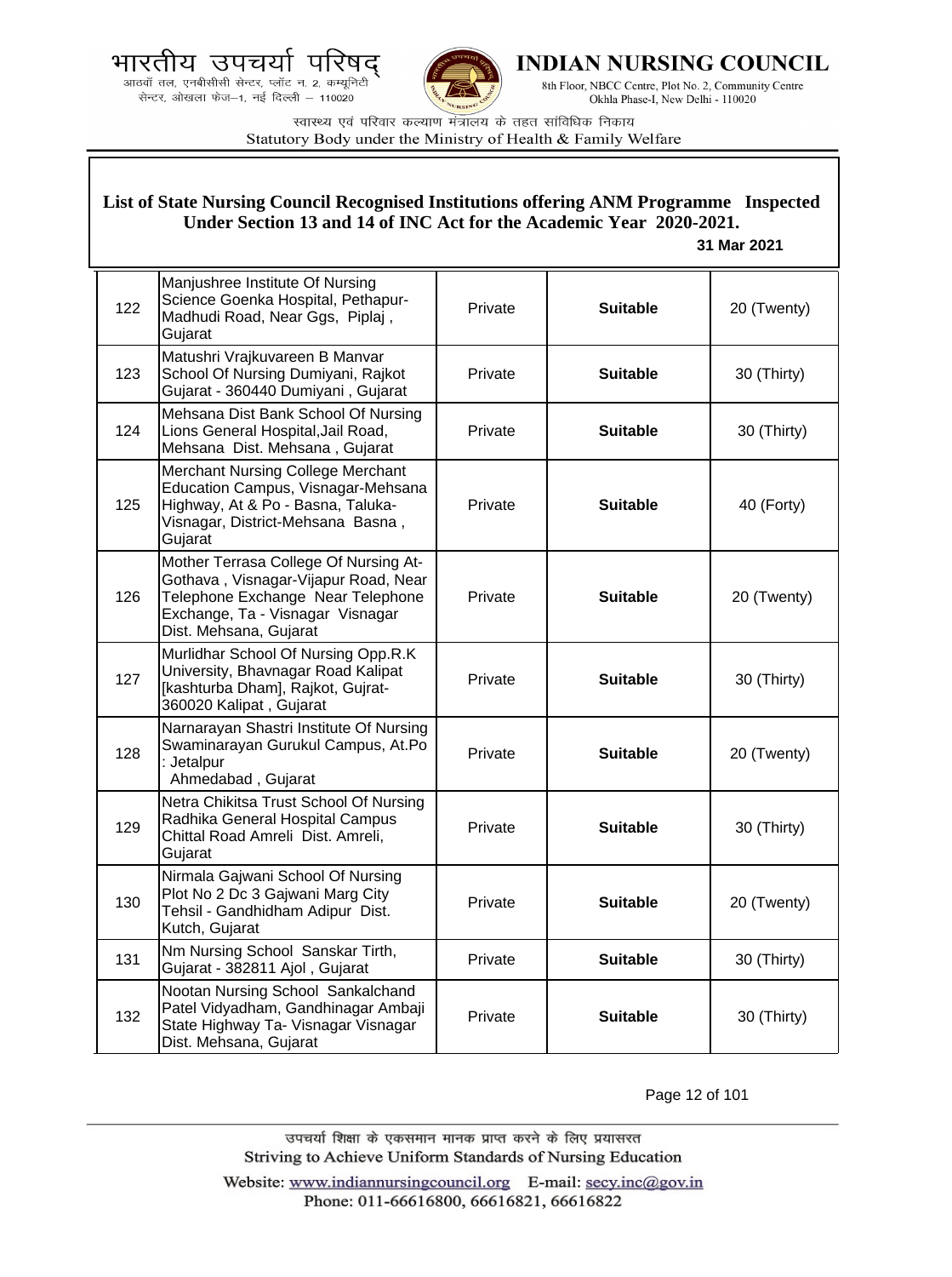**List of State Nursing Council Recognised Institutions offering ANM Programme Inspected Under Section 13 and 14 of INC Act for the Academic Year 2020-2021.**

**31 Mar 2021**

| | | | | |
|---|---|---|---|---|
| 122 | Manjushree Institute Of Nursing Science Goenka Hospital, Pethapur-Madhudi Road, Near Ggs, Piplaj , Gujarat | Private | **Suitable** | 20 (Twenty) |
| 123 | Matushri Vrajkuvareen B Manvar School Of Nursing Dumiyani, Rajkot Gujarat - 360440 Dumiyani , Gujarat | Private | **Suitable** | 30 (Thirty) |
| 124 | Mehsana Dist Bank School Of Nursing Lions General Hospital,Jail Road, Mehsana Dist. Mehsana , Gujarat | Private | **Suitable** | 30 (Thirty) |
| 125 | Merchant Nursing College Merchant Education Campus, Visnagar-Mehsana Highway, At & Po - Basna, Taluka-Visnagar, District-Mehsana Basna , Gujarat | Private | **Suitable** | 40 (Forty) |
| 126 | Mother Terrasa College Of Nursing At-Gothava , Visnagar-Vijapur Road, Near Telephone Exchange Near Telephone Exchange, Ta - Visnagar Visnagar Dist. Mehsana, Gujarat | Private | **Suitable** | 20 (Twenty) |
| 127 | Murlidhar School Of Nursing Opp.R.K University, Bhavnagar Road Kalipat [kashturba Dham], Rajkot, Gujrat-360020 Kalipat , Gujarat | Private | **Suitable** | 30 (Thirty) |
| 128 | Narnarayan Shastri Institute Of Nursing Swaminarayan Gurukul Campus, At.Po : Jetalpur Ahmedabad , Gujarat | Private | **Suitable** | 20 (Twenty) |
| 129 | Netra Chikitsa Trust School Of Nursing Radhika General Hospital Campus Chittal Road Amreli Dist. Amreli, Gujarat | Private | **Suitable** | 30 (Thirty) |
| 130 | Nirmala Gajwani School Of Nursing Plot No 2 Dc 3 Gajwani Marg City Tehsil - Gandhidham Adipur Dist. Kutch, Gujarat | Private | **Suitable** | 20 (Twenty) |
| 131 | Nm Nursing School Sanskar Tirth, Gujarat - 382811 Ajol , Gujarat | Private | **Suitable** | 30 (Thirty) |
| 132 | Nootan Nursing School Sankalchand Patel Vidyadham, Gandhinagar Ambaji State Highway Ta- Visnagar Visnagar Dist. Mehsana, Gujarat | Private | **Suitable** | 30 (Thirty) |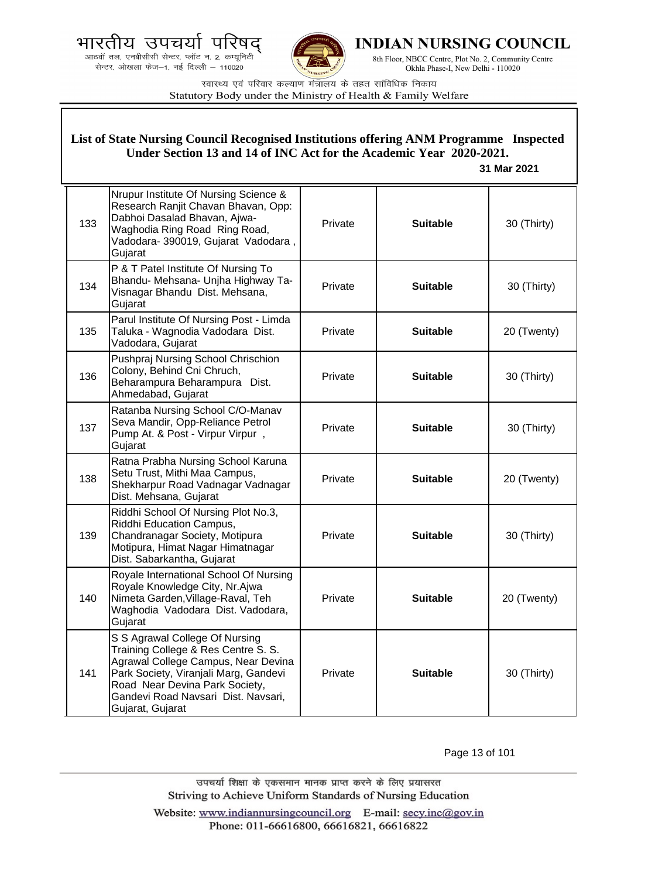**List of State Nursing Council Recognised Institutions offering ANM Programme Inspected Under Section 13 and 14 of INC Act for the Academic Year 2020-2021.**

**31 Mar 2021**

| | | | | |
|---|---|---|---|---|
| 133 | Nrupur Institute Of Nursing Science & Research Ranjit Chavan Bhavan, Opp: Dabhoi Dasalad Bhavan, Ajwa-Waghodia Ring Road Ring Road, Vadodara- 390019, Gujarat Vadodara , Gujarat | Private | **Suitable** | 30 (Thirty) |
| 134 | P & T Patel Institute Of Nursing To Bhandu- Mehsana- Unjha Highway Ta-Visnagar Bhandu Dist. Mehsana, Gujarat | Private | **Suitable** | 30 (Thirty) |
| 135 | Parul Institute Of Nursing Post - Limda Taluka - Wagnodia Vadodara Dist. Vadodara, Gujarat | Private | **Suitable** | 20 (Twenty) |
| 136 | Pushpraj Nursing School Chrischion Colony, Behind Cni Chruch, Beharampura Beharampura Dist. Ahmedabad, Gujarat | Private | **Suitable** | 30 (Thirty) |
| 137 | Ratanba Nursing School C/O-Manav Seva Mandir, Opp-Reliance Petrol Pump At. & Post - Virpur Virpur , Gujarat | Private | **Suitable** | 30 (Thirty) |
| 138 | Ratna Prabha Nursing School Karuna Setu Trust, Mithi Maa Campus, Shekharpur Road Vadnagar Vadnagar Dist. Mehsana, Gujarat | Private | **Suitable** | 20 (Twenty) |
| 139 | Riddhi School Of Nursing Plot No.3, Riddhi Education Campus, Chandranagar Society, Motipura Motipura, Himat Nagar Himatnagar Dist. Sabarkantha, Gujarat | Private | **Suitable** | 30 (Thirty) |
| 140 | Royale International School Of Nursing Royale Knowledge City, Nr.Ajwa Nimeta Garden,Village-Raval, Teh Waghodia Vadodara Dist. Vadodara, Gujarat | Private | **Suitable** | 20 (Twenty) |
| 141 | S S Agrawal College Of Nursing Training College & Res Centre S. S. Agrawal College Campus, Near Devina Park Society, Viranjali Marg, Gandevi Road Near Devina Park Society, Gandevi Road Navsari Dist. Navsari, Gujarat, Gujarat | Private | **Suitable** | 30 (Thirty) |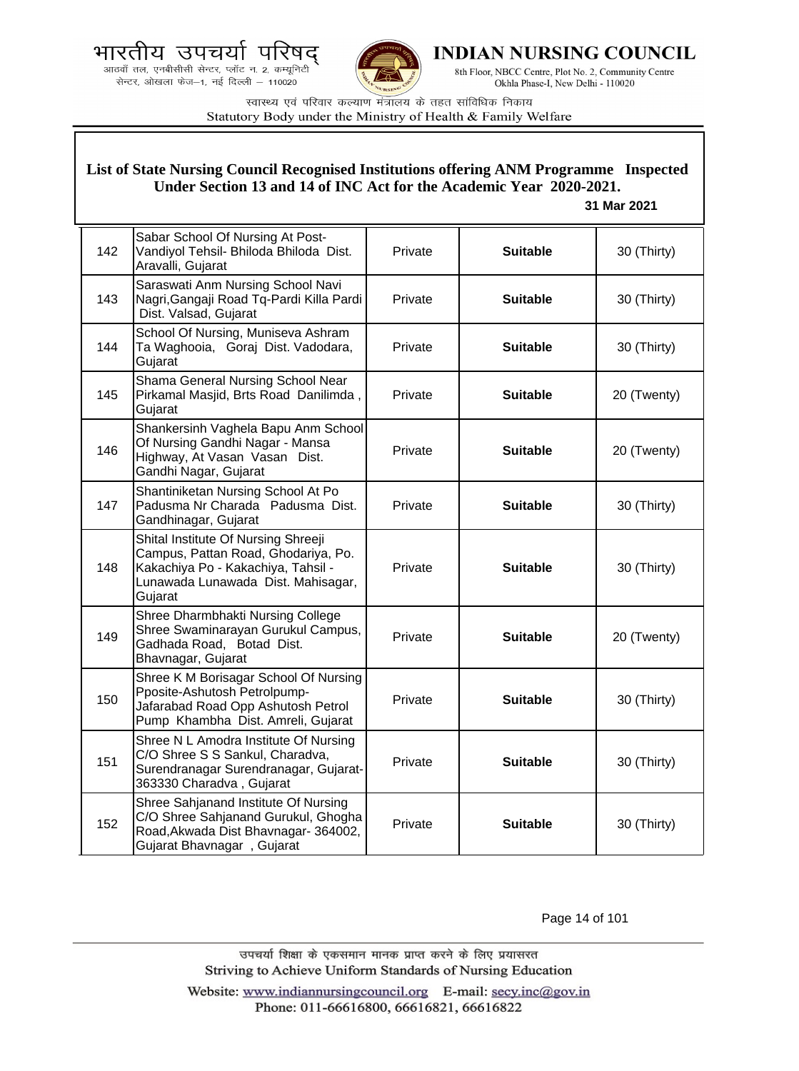## List of State Nursing Council Recognised Institutions offering ANM Programme Inspected Under Section 13 and 14 of INC Act for the Academic Year 2020-2021.

**31 Mar 2021**

| | | | | |
|---|---|---|---|---|
| 142 | Sabar School Of Nursing At Post-Vandiyol Tehsil- Bhiloda Bhiloda Dist. Aravalli, Gujarat | Private | **Suitable** | 30 (Thirty) |
| 143 | Saraswati Anm Nursing School Navi Nagri,Gangaji Road Tq-Pardi Killa Pardi Dist. Valsad, Gujarat | Private | **Suitable** | 30 (Thirty) |
| 144 | School Of Nursing, Muniseva Ashram Ta Waghooia, Goraj Dist. Vadodara, Gujarat | Private | **Suitable** | 30 (Thirty) |
| 145 | Shama General Nursing School Near Pirkamal Masjid, Brts Road Danilimda , Gujarat | Private | **Suitable** | 20 (Twenty) |
| 146 | Shankersinh Vaghela Bapu Anm School Of Nursing Gandhi Nagar - Mansa Highway, At Vasan Vasan Dist. Gandhi Nagar, Gujarat | Private | **Suitable** | 20 (Twenty) |
| 147 | Shantiniketan Nursing School At Po Padusma Nr Charada Padusma Dist. Gandhinagar, Gujarat | Private | **Suitable** | 30 (Thirty) |
| 148 | Shital Institute Of Nursing Shreeji Campus, Pattan Road, Ghodariya, Po. Kakachiya Po - Kakachiya, Tahsil - Lunawada Lunawada Dist. Mahisagar, Gujarat | Private | **Suitable** | 30 (Thirty) |
| 149 | Shree Dharmbhakti Nursing College Shree Swaminarayan Gurukul Campus, Gadhada Road, Botad Dist. Bhavnagar, Gujarat | Private | **Suitable** | 20 (Twenty) |
| 150 | Shree K M Borisagar School Of Nursing Pposite-Ashutosh Petrolpump-Jafarabad Road Opp Ashutosh Petrol Pump Khambha Dist. Amreli, Gujarat | Private | **Suitable** | 30 (Thirty) |
| 151 | Shree N L Amodra Institute Of Nursing C/O Shree S S Sankul, Charadva, Surendranagar Surendranagar, Gujarat-363330 Charadva , Gujarat | Private | **Suitable** | 30 (Thirty) |
| 152 | Shree Sahjanand Institute Of Nursing C/O Shree Sahjanand Gurukul, Ghogha Road,Akwada Dist Bhavnagar- 364002, Gujarat Bhavnagar , Gujarat | Private | **Suitable** | 30 (Thirty) |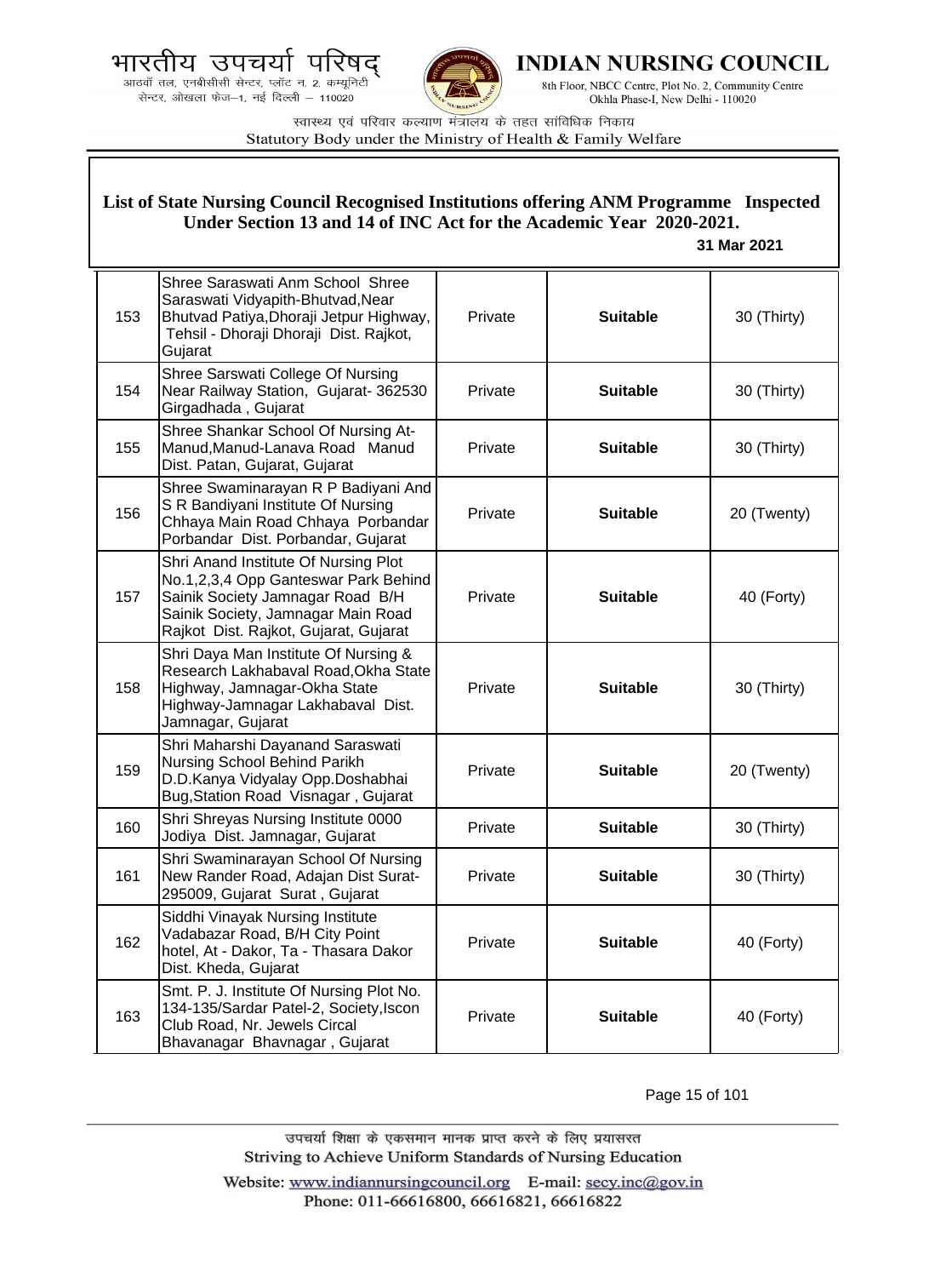**List of State Nursing Council Recognised Institutions offering ANM Programme Inspected Under Section 13 and 14 of INC Act for the Academic Year 2020-2021.**

**31 Mar 2021**

| | | | | |
|---|---|---|---|---|
| 153 | Shree Saraswati Anm School Shree Saraswati Vidyapith-Bhutvad,Near Bhutvad Patiya,Dhoraji Jetpur Highway, Tehsil - Dhoraji Dhoraji Dist. Rajkot, Gujarat | Private | **Suitable** | 30 (Thirty) |
| 154 | Shree Sarswati College Of Nursing Near Railway Station, Gujarat- 362530 Girgadhada , Gujarat | Private | **Suitable** | 30 (Thirty) |
| 155 | Shree Shankar School Of Nursing At-Manud,Manud-Lanava Road Manud Dist. Patan, Gujarat, Gujarat | Private | **Suitable** | 30 (Thirty) |
| 156 | Shree Swaminarayan R P Badiyani And S R Bandiyani Institute Of Nursing Chhaya Main Road Chhaya Porbandar Porbandar Dist. Porbandar, Gujarat | Private | **Suitable** | 20 (Twenty) |
| 157 | Shri Anand Institute Of Nursing Plot No.1,2,3,4 Opp Ganteswar Park Behind Sainik Society Jamnagar Road B/H Sainik Society, Jamnagar Main Road Rajkot Dist. Rajkot, Gujarat, Gujarat | Private | **Suitable** | 40 (Forty) |
| 158 | Shri Daya Man Institute Of Nursing & Research Lakhabaval Road,Okha State Highway, Jamnagar-Okha State Highway-Jamnagar Lakhabaval Dist. Jamnagar, Gujarat | Private | **Suitable** | 30 (Thirty) |
| 159 | Shri Maharshi Dayanand Saraswati Nursing School Behind Parikh D.D.Kanya Vidyalay Opp.Doshabhai Bug,Station Road Visnagar , Gujarat | Private | **Suitable** | 20 (Twenty) |
| 160 | Shri Shreyas Nursing Institute 0000 Jodiya Dist. Jamnagar, Gujarat | Private | **Suitable** | 30 (Thirty) |
| 161 | Shri Swaminarayan School Of Nursing New Rander Road, Adajan Dist Surat-295009, Gujarat Surat , Gujarat | Private | **Suitable** | 30 (Thirty) |
| 162 | Siddhi Vinayak Nursing Institute Vadabazar Road, B/H City Point hotel, At - Dakor, Ta - Thasara Dakor Dist. Kheda, Gujarat | Private | **Suitable** | 40 (Forty) |
| 163 | Smt. P. J. Institute Of Nursing Plot No. 134-135/Sardar Patel-2, Society,Iscon Club Road, Nr. Jewels Circal Bhavanagar Bhavnagar , Gujarat | Private | **Suitable** | 40 (Forty) |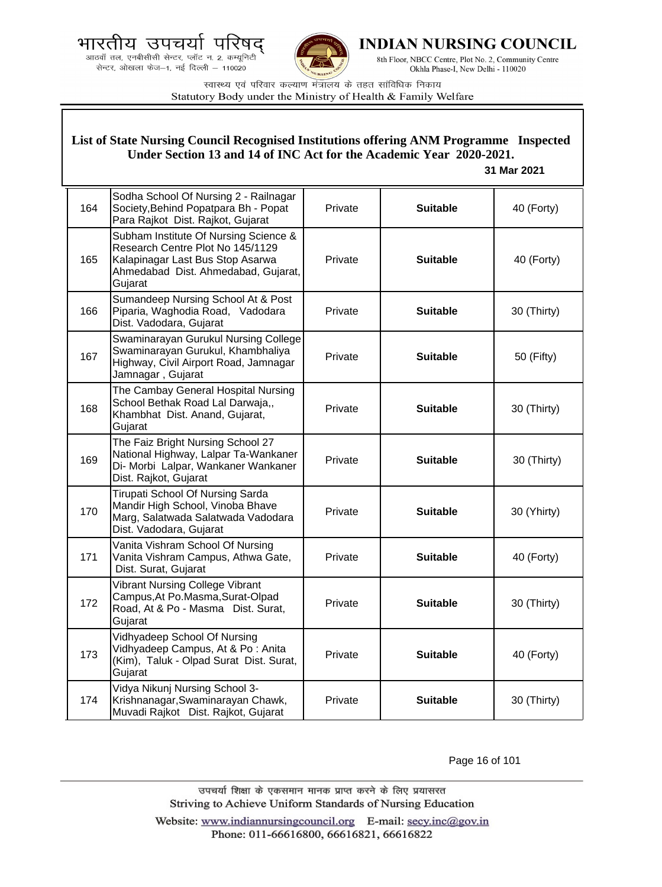## List of State Nursing Council Recognised Institutions offering ANM Programme Inspected Under Section 13 and 14 of INC Act for the Academic Year 2020-2021.

**31 Mar 2021**

| | | | | |
|---|---|---|---|---|
| 164 | Sodha School Of Nursing 2 - Railnagar Society,Behind Popatpara Bh - Popat Para Rajkot Dist. Rajkot, Gujarat | Private | **Suitable** | 40 (Forty) |
| 165 | Subham Institute Of Nursing Science & Research Centre Plot No 145/1129 Kalapinagar Last Bus Stop Asarwa Ahmedabad Dist. Ahmedabad, Gujarat, Gujarat | Private | **Suitable** | 40 (Forty) |
| 166 | Sumandeep Nursing School At & Post Piparia, Waghodia Road, Vadodara Dist. Vadodara, Gujarat | Private | **Suitable** | 30 (Thirty) |
| 167 | Swaminarayan Gurukul Nursing College Swaminarayan Gurukul, Khambhaliya Highway, Civil Airport Road, Jamnagar Jamnagar , Gujarat | Private | **Suitable** | 50 (Fifty) |
| 168 | The Cambay General Hospital Nursing School Bethak Road Lal Darwaja,, Khambhat Dist. Anand, Gujarat, Gujarat | Private | **Suitable** | 30 (Thirty) |
| 169 | The Faiz Bright Nursing School 27 National Highway, Lalpar Ta-Wankaner Di- Morbi Lalpar, Wankaner Wankaner Dist. Rajkot, Gujarat | Private | **Suitable** | 30 (Thirty) |
| 170 | Tirupati School Of Nursing Sarda Mandir High School, Vinoba Bhave Marg, Salatwada Salatwada Vadodara Dist. Vadodara, Gujarat | Private | **Suitable** | 30 (Yhirty) |
| 171 | Vanita Vishram School Of Nursing Vanita Vishram Campus, Athwa Gate, Dist. Surat, Gujarat | Private | **Suitable** | 40 (Forty) |
| 172 | Vibrant Nursing College Vibrant Campus,At Po.Masma,Surat-Olpad Road, At & Po - Masma Dist. Surat, Gujarat | Private | **Suitable** | 30 (Thirty) |
| 173 | Vidhyadeep School Of Nursing Vidhyadeep Campus, At & Po : Anita (Kim), Taluk - Olpad Surat Dist. Surat, Gujarat | Private | **Suitable** | 40 (Forty) |
| 174 | Vidya Nikunj Nursing School 3-Krishnanagar,Swaminarayan Chawk, Muvadi Rajkot Dist. Rajkot, Gujarat | Private | **Suitable** | 30 (Thirty) |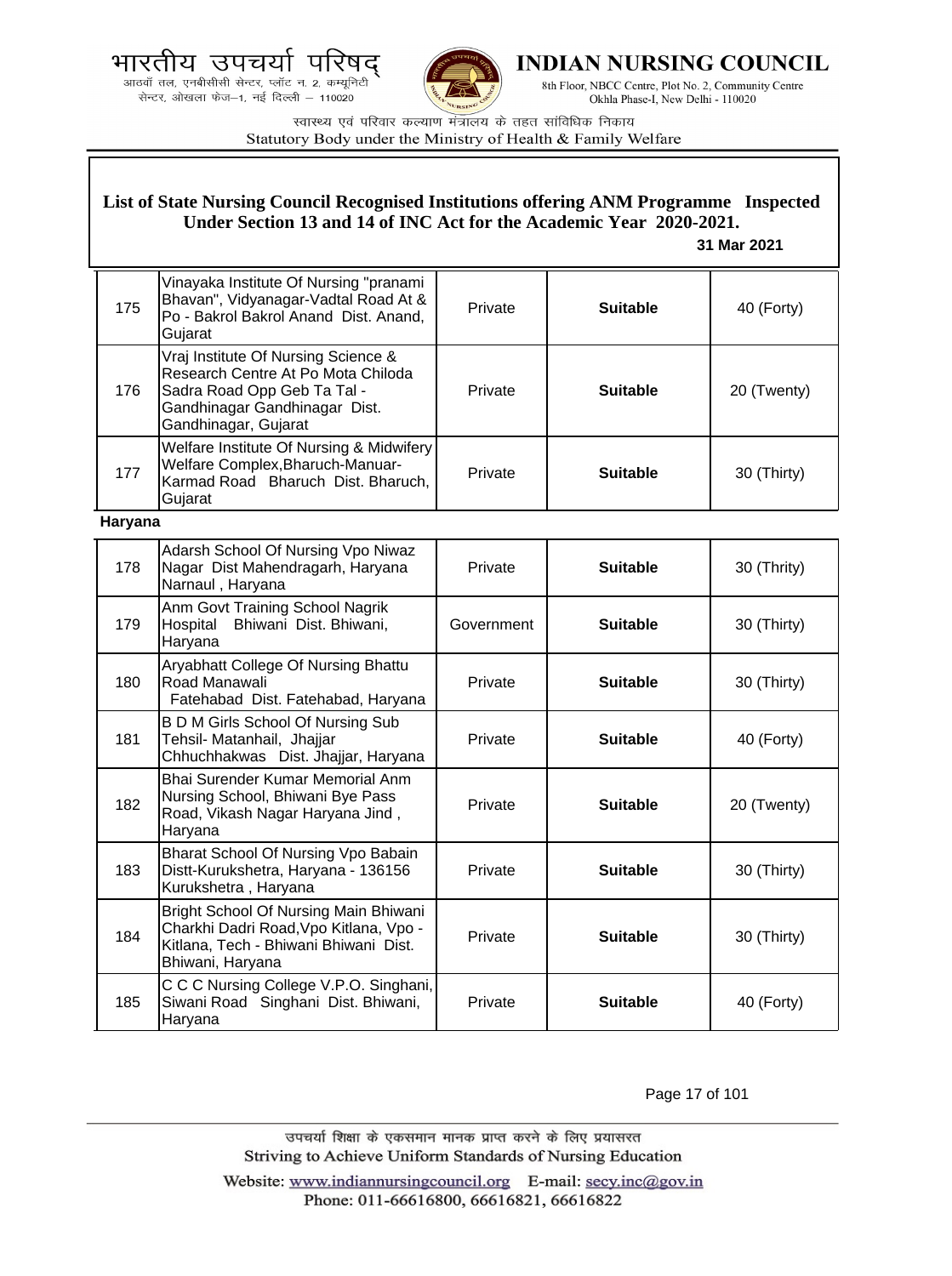## List of State Nursing Council Recognised Institutions offering ANM Programme Inspected Under Section 13 and 14 of INC Act for the Academic Year 2020-2021.

**31 Mar 2021**

| | | | | |
|---|---|---|---|---|
| 175 | Vinayaka Institute Of Nursing "pranami Bhavan", Vidyanagar-Vadtal Road At & Po - Bakrol Bakrol Anand Dist. Anand, Gujarat | Private | **Suitable** | 40 (Forty) |
| 176 | Vraj Institute Of Nursing Science & Research Centre At Po Mota Chiloda Sadra Road Opp Geb Ta Tal - Gandhinagar Gandhinagar Dist. Gandhinagar, Gujarat | Private | **Suitable** | 20 (Twenty) |
| 177 | Welfare Institute Of Nursing & Midwifery Welfare Complex,Bharuch-Manuar-Karmad Road Bharuch Dist. Bharuch, Gujarat | Private | **Suitable** | 30 (Thirty) |

**Haryana**

| | | | | |
|---|---|---|---|---|
| 178 | Adarsh School Of Nursing Vpo Niwaz Nagar Dist Mahendragarh, Haryana Narnaul , Haryana | Private | **Suitable** | 30 (Thrity) |
| 179 | Anm Govt Training School Nagrik Hospital Bhiwani Dist. Bhiwani, Haryana | Government | **Suitable** | 30 (Thirty) |
| 180 | Aryabhatt College Of Nursing Bhattu Road Manawali Fatehabad Dist. Fatehabad, Haryana | Private | **Suitable** | 30 (Thirty) |
| 181 | B D M Girls School Of Nursing Sub Tehsil- Matanhail, Jhajjar Chhuchhakwas Dist. Jhajjar, Haryana | Private | **Suitable** | 40 (Forty) |
| 182 | Bhai Surender Kumar Memorial Anm Nursing School, Bhiwani Bye Pass Road, Vikash Nagar Haryana Jind , Haryana | Private | **Suitable** | 20 (Twenty) |
| 183 | Bharat School Of Nursing Vpo Babain Distt-Kurukshetra, Haryana - 136156 Kurukshetra , Haryana | Private | **Suitable** | 30 (Thirty) |
| 184 | Bright School Of Nursing Main Bhiwani Charkhi Dadri Road,Vpo Kitlana, Vpo - Kitlana, Tech - Bhiwani Bhiwani Dist. Bhiwani, Haryana | Private | **Suitable** | 30 (Thirty) |
| 185 | C C C Nursing College V.P.O. Singhani, Siwani Road Singhani Dist. Bhiwani, Haryana | Private | **Suitable** | 40 (Forty) |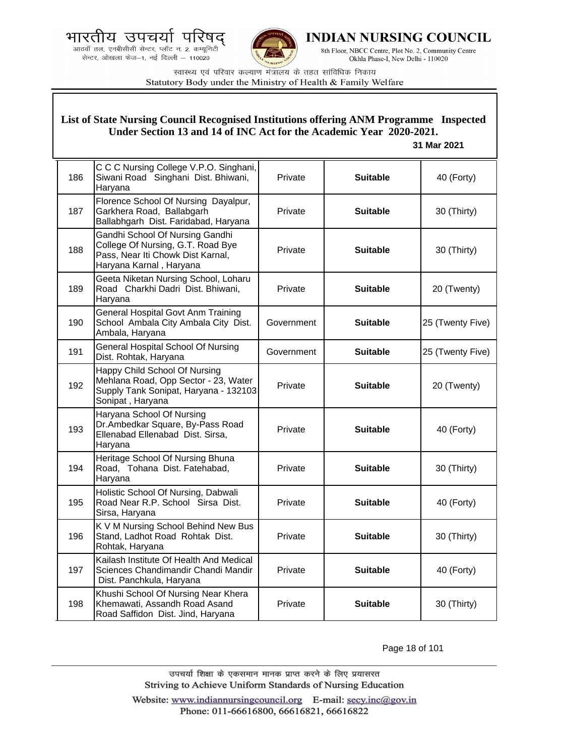## List of State Nursing Council Recognised Institutions offering ANM Programme Inspected Under Section 13 and 14 of INC Act for the Academic Year 2020-2021.

**31 Mar 2021**

| | | | | |
|---|---|---|---|---|
| 186 | C C C Nursing College V.P.O. Singhani, Siwani Road Singhani Dist. Bhiwani, Haryana | Private | **Suitable** | 40 (Forty) |
| 187 | Florence School Of Nursing Dayalpur, Garkhera Road, Ballabgarh Ballabhgarh Dist. Faridabad, Haryana | Private | **Suitable** | 30 (Thirty) |
| 188 | Gandhi School Of Nursing Gandhi College Of Nursing, G.T. Road Bye Pass, Near Iti Chowk Dist Karnal, Haryana Karnal , Haryana | Private | **Suitable** | 30 (Thirty) |
| 189 | Geeta Niketan Nursing School, Loharu Road Charkhi Dadri Dist. Bhiwani, Haryana | Private | **Suitable** | 20 (Twenty) |
| 190 | General Hospital Govt Anm Training School Ambala City Ambala City Dist. Ambala, Haryana | Government | **Suitable** | 25 (Twenty Five) |
| 191 | General Hospital School Of Nursing Dist. Rohtak, Haryana | Government | **Suitable** | 25 (Twenty Five) |
| 192 | Happy Child School Of Nursing Mehlana Road, Opp Sector - 23, Water Supply Tank Sonipat, Haryana - 132103 Sonipat , Haryana | Private | **Suitable** | 20 (Twenty) |
| 193 | Haryana School Of Nursing Dr.Ambedkar Square, By-Pass Road Ellenabad Ellenabad Dist. Sirsa, Haryana | Private | **Suitable** | 40 (Forty) |
| 194 | Heritage School Of Nursing Bhuna Road, Tohana Dist. Fatehabad, Haryana | Private | **Suitable** | 30 (Thirty) |
| 195 | Holistic School Of Nursing, Dabwali Road Near R.P. School Sirsa Dist. Sirsa, Haryana | Private | **Suitable** | 40 (Forty) |
| 196 | K V M Nursing School Behind New Bus Stand, Ladhot Road Rohtak Dist. Rohtak, Haryana | Private | **Suitable** | 30 (Thirty) |
| 197 | Kailash Institute Of Health And Medical Sciences Chandimandir Chandi Mandir Dist. Panchkula, Haryana | Private | **Suitable** | 40 (Forty) |
| 198 | Khushi School Of Nursing Near Khera Khemawati, Assandh Road Asand Road Saffidon Dist. Jind, Haryana | Private | **Suitable** | 30 (Thirty) |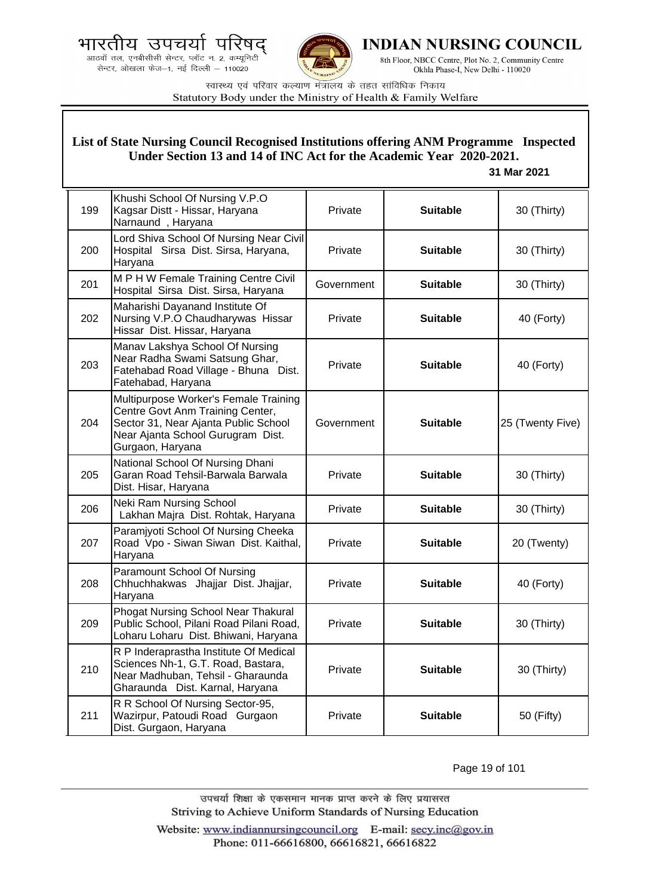**List of State Nursing Council Recognised Institutions offering ANM Programme Inspected Under Section 13 and 14 of INC Act for the Academic Year 2020-2021.**

**31 Mar 2021**

| | | | | |
|---|---|---|---|---|
| 199 | Khushi School Of Nursing V.P.O Kagsar Distt - Hissar, Haryana Narnaund , Haryana | Private | **Suitable** | 30 (Thirty) |
| 200 | Lord Shiva School Of Nursing Near Civil Hospital Sirsa Dist. Sirsa, Haryana, Haryana | Private | **Suitable** | 30 (Thirty) |
| 201 | M P H W Female Training Centre Civil Hospital Sirsa Dist. Sirsa, Haryana | Government | **Suitable** | 30 (Thirty) |
| 202 | Maharishi Dayanand Institute Of Nursing V.P.O Chaudharywas Hissar Hissar Dist. Hissar, Haryana | Private | **Suitable** | 40 (Forty) |
| 203 | Manav Lakshya School Of Nursing Near Radha Swami Satsung Ghar, Fatehabad Road Village - Bhuna Dist. Fatehabad, Haryana | Private | **Suitable** | 40 (Forty) |
| 204 | Multipurpose Worker's Female Training Centre Govt Anm Training Center, Sector 31, Near Ajanta Public School Near Ajanta School Gurugram Dist. Gurgaon, Haryana | Government | **Suitable** | 25 (Twenty Five) |
| 205 | National School Of Nursing Dhani Garan Road Tehsil-Barwala Barwala Dist. Hisar, Haryana | Private | **Suitable** | 30 (Thirty) |
| 206 | Neki Ram Nursing School Lakhan Majra Dist. Rohtak, Haryana | Private | **Suitable** | 30 (Thirty) |
| 207 | Paramjyoti School Of Nursing Cheeka Road Vpo - Siwan Siwan Dist. Kaithal, Haryana | Private | **Suitable** | 20 (Twenty) |
| 208 | Paramount School Of Nursing Chhuchhakwas Jhajjar Dist. Jhajjar, Haryana | Private | **Suitable** | 40 (Forty) |
| 209 | Phogat Nursing School Near Thakural Public School, Pilani Road Pilani Road, Loharu Loharu Dist. Bhiwani, Haryana | Private | **Suitable** | 30 (Thirty) |
| 210 | R P Inderaprastha Institute Of Medical Sciences Nh-1, G.T. Road, Bastara, Near Madhuban, Tehsil - Gharaunda Gharaunda Dist. Karnal, Haryana | Private | **Suitable** | 30 (Thirty) |
| 211 | R R School Of Nursing Sector-95, Wazirpur, Patoudi Road Gurgaon Dist. Gurgaon, Haryana | Private | **Suitable** | 50 (Fifty) |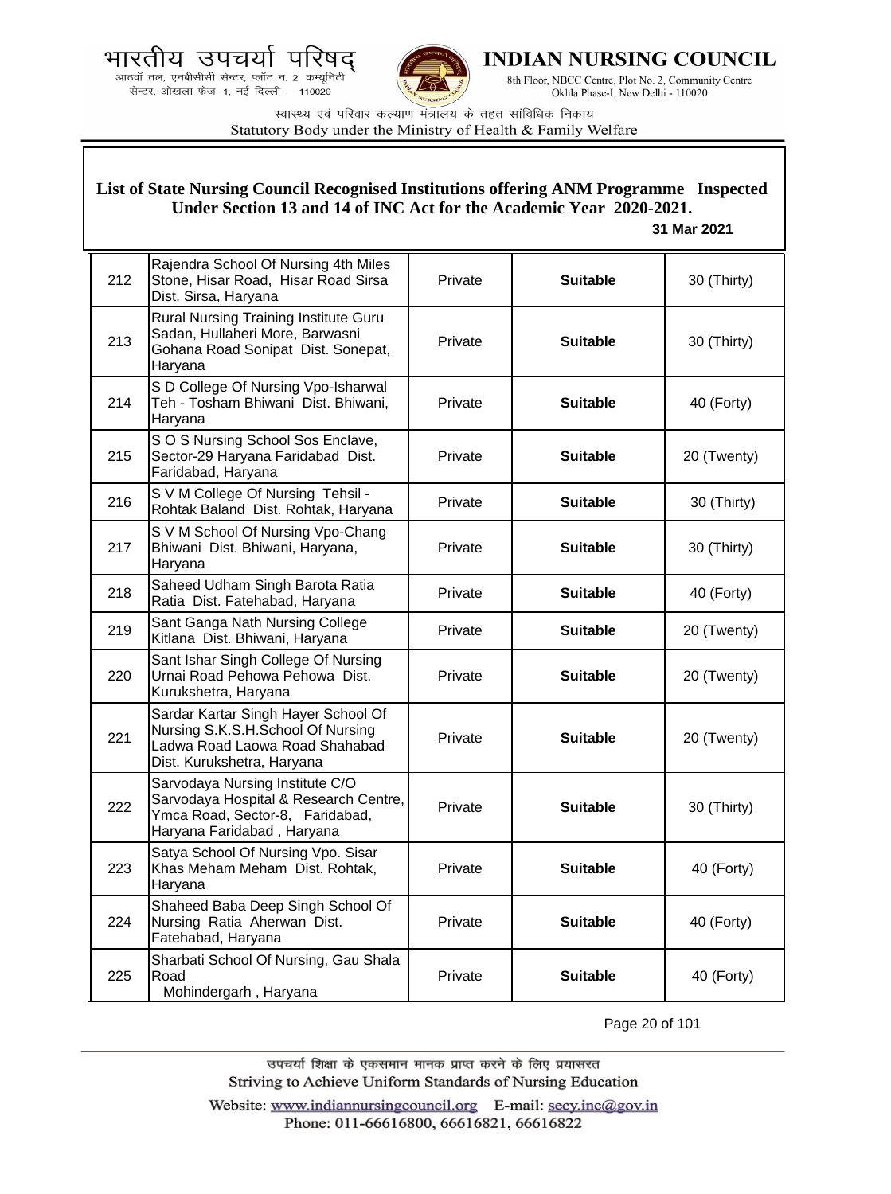## List of State Nursing Council Recognised Institutions offering ANM Programme Inspected Under Section 13 and 14 of INC Act for the Academic Year 2020-2021.

**31 Mar 2021**

| | | | | |
|---|---|---|---|---|
| 212 | Rajendra School Of Nursing 4th Miles Stone, Hisar Road, Hisar Road Sirsa Dist. Sirsa, Haryana | Private | **Suitable** | 30 (Thirty) |
| 213 | Rural Nursing Training Institute Guru Sadan, Hullaheri More, Barwasni Gohana Road Sonipat Dist. Sonepat, Haryana | Private | **Suitable** | 30 (Thirty) |
| 214 | S D College Of Nursing Vpo-Isharwal Teh - Tosham Bhiwani Dist. Bhiwani, Haryana | Private | **Suitable** | 40 (Forty) |
| 215 | S O S Nursing School Sos Enclave, Sector-29 Haryana Faridabad Dist. Faridabad, Haryana | Private | **Suitable** | 20 (Twenty) |
| 216 | S V M College Of Nursing Tehsil - Rohtak Baland Dist. Rohtak, Haryana | Private | **Suitable** | 30 (Thirty) |
| 217 | S V M School Of Nursing Vpo-Chang Bhiwani Dist. Bhiwani, Haryana, Haryana | Private | **Suitable** | 30 (Thirty) |
| 218 | Saheed Udham Singh Barota Ratia Ratia Dist. Fatehabad, Haryana | Private | **Suitable** | 40 (Forty) |
| 219 | Sant Ganga Nath Nursing College Kitlana Dist. Bhiwani, Haryana | Private | **Suitable** | 20 (Twenty) |
| 220 | Sant Ishar Singh College Of Nursing Urnai Road Pehowa Pehowa Dist. Kurukshetra, Haryana | Private | **Suitable** | 20 (Twenty) |
| 221 | Sardar Kartar Singh Hayer School Of Nursing S.K.S.H.School Of Nursing Ladwa Road Laowa Road Shahabad Dist. Kurukshetra, Haryana | Private | **Suitable** | 20 (Twenty) |
| 222 | Sarvodaya Nursing Institute C/O Sarvodaya Hospital & Research Centre, Ymca Road, Sector-8, Faridabad, Haryana Faridabad , Haryana | Private | **Suitable** | 30 (Thirty) |
| 223 | Satya School Of Nursing Vpo. Sisar Khas Meham Meham Dist. Rohtak, Haryana | Private | **Suitable** | 40 (Forty) |
| 224 | Shaheed Baba Deep Singh School Of Nursing Ratia Aherwan Dist. Fatehabad, Haryana | Private | **Suitable** | 40 (Forty) |
| 225 | Sharbati School Of Nursing, Gau Shala Road Mohindergarh , Haryana | Private | **Suitable** | 40 (Forty) |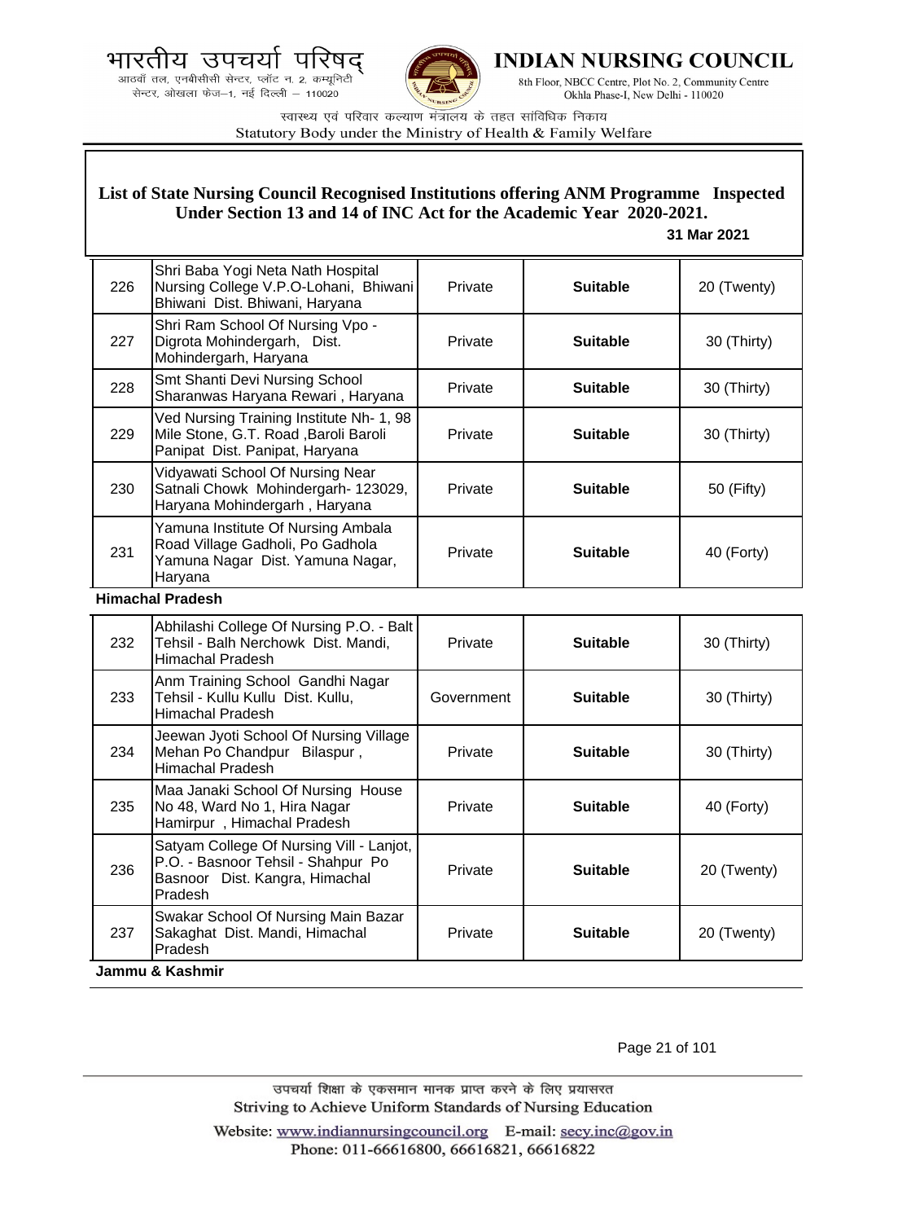## List of State Nursing Council Recognised Institutions offering ANM Programme Inspected Under Section 13 and 14 of INC Act for the Academic Year 2020-2021.

**31 Mar 2021**

| | | | | |
|---|---|---|---|---|
| 226 | Shri Baba Yogi Neta Nath Hospital Nursing College V.P.O-Lohani, Bhiwani Bhiwani Dist. Bhiwani, Haryana | Private | **Suitable** | 20 (Twenty) |
| 227 | Shri Ram School Of Nursing Vpo - Digrota Mohindergarh, Dist. Mohindergarh, Haryana | Private | **Suitable** | 30 (Thirty) |
| 228 | Smt Shanti Devi Nursing School Sharanwas Haryana Rewari , Haryana | Private | **Suitable** | 30 (Thirty) |
| 229 | Ved Nursing Training Institute Nh- 1, 98 Mile Stone, G.T. Road ,Baroli Baroli Panipat Dist. Panipat, Haryana | Private | **Suitable** | 30 (Thirty) |
| 230 | Vidyawati School Of Nursing Near Satnali Chowk Mohindergarh- 123029, Haryana Mohindergarh , Haryana | Private | **Suitable** | 50 (Fifty) |
| 231 | Yamuna Institute Of Nursing Ambala Road Village Gadholi, Po Gadhola Yamuna Nagar Dist. Yamuna Nagar, Haryana | Private | **Suitable** | 40 (Forty) |

**Himachal Pradesh**

| | | | | |
|---|---|---|---|---|
| 232 | Abhilashi College Of Nursing P.O. - Balt Tehsil - Balh Nerchowk Dist. Mandi, Himachal Pradesh | Private | **Suitable** | 30 (Thirty) |
| 233 | Anm Training School Gandhi Nagar Tehsil - Kullu Kullu Dist. Kullu, Himachal Pradesh | Government | **Suitable** | 30 (Thirty) |
| 234 | Jeewan Jyoti School Of Nursing Village Mehan Po Chandpur Bilaspur , Himachal Pradesh | Private | **Suitable** | 30 (Thirty) |
| 235 | Maa Janaki School Of Nursing House No 48, Ward No 1, Hira Nagar Hamirpur , Himachal Pradesh | Private | **Suitable** | 40 (Forty) |
| 236 | Satyam College Of Nursing Vill - Lanjot, P.O. - Basnoor Tehsil - Shahpur Po Basnoor Dist. Kangra, Himachal Pradesh | Private | **Suitable** | 20 (Twenty) |
| 237 | Swakar School Of Nursing Main Bazar Sakaghat Dist. Mandi, Himachal Pradesh | Private | **Suitable** | 20 (Twenty) |

**Jammu & Kashmir**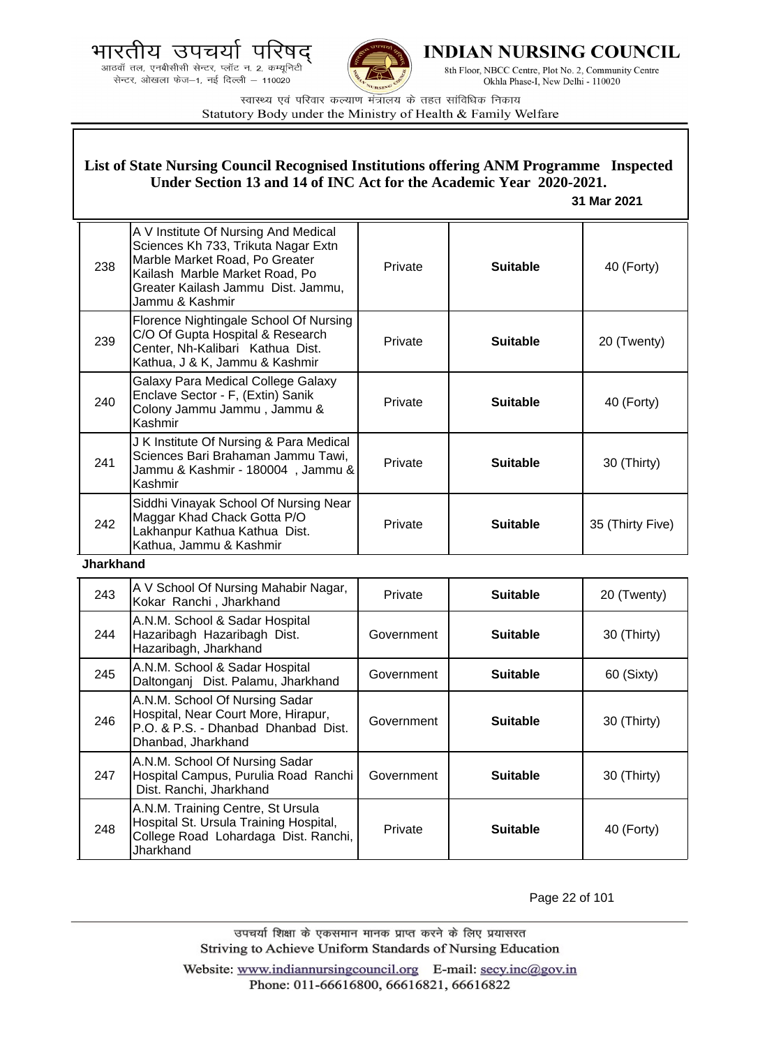**List of State Nursing Council Recognised Institutions offering ANM Programme Inspected Under Section 13 and 14 of INC Act for the Academic Year 2020-2021.**

**31 Mar 2021**

| | | | | |
|---|---|---|---|---|
| 238 | A V Institute Of Nursing And Medical Sciences Kh 733, Trikuta Nagar Extn Marble Market Road, Po Greater Kailash Marble Market Road, Po Greater Kailash Jammu Dist. Jammu, Jammu & Kashmir | Private | **Suitable** | 40 (Forty) |
| 239 | Florence Nightingale School Of Nursing C/O Of Gupta Hospital & Research Center, Nh-Kalibari Kathua Dist. Kathua, J & K, Jammu & Kashmir | Private | **Suitable** | 20 (Twenty) |
| 240 | Galaxy Para Medical College Galaxy Enclave Sector - F, (Extin) Sanik Colony Jammu Jammu , Jammu & Kashmir | Private | **Suitable** | 40 (Forty) |
| 241 | J K Institute Of Nursing & Para Medical Sciences Bari Brahaman Jammu Tawi, Jammu & Kashmir - 180004 , Jammu & Kashmir | Private | **Suitable** | 30 (Thirty) |
| 242 | Siddhi Vinayak School Of Nursing Near Maggar Khad Chack Gotta P/O Lakhanpur Kathua Kathua Dist. Kathua, Jammu & Kashmir | Private | **Suitable** | 35 (Thirty Five) |

**Jharkhand**

| | | | | |
|---|---|---|---|---|
| 243 | A V School Of Nursing Mahabir Nagar, Kokar Ranchi , Jharkhand | Private | **Suitable** | 20 (Twenty) |
| 244 | A.N.M. School & Sadar Hospital Hazaribagh Hazaribagh Dist. Hazaribagh, Jharkhand | Government | **Suitable** | 30 (Thirty) |
| 245 | A.N.M. School & Sadar Hospital Daltonganj Dist. Palamu, Jharkhand | Government | **Suitable** | 60 (Sixty) |
| 246 | A.N.M. School Of Nursing Sadar Hospital, Near Court More, Hirapur, P.O. & P.S. - Dhanbad Dhanbad Dist. Dhanbad, Jharkhand | Government | **Suitable** | 30 (Thirty) |
| 247 | A.N.M. School Of Nursing Sadar Hospital Campus, Purulia Road Ranchi Dist. Ranchi, Jharkhand | Government | **Suitable** | 30 (Thirty) |
| 248 | A.N.M. Training Centre, St Ursula Hospital St. Ursula Training Hospital, College Road Lohardaga Dist. Ranchi, Jharkhand | Private | **Suitable** | 40 (Forty) |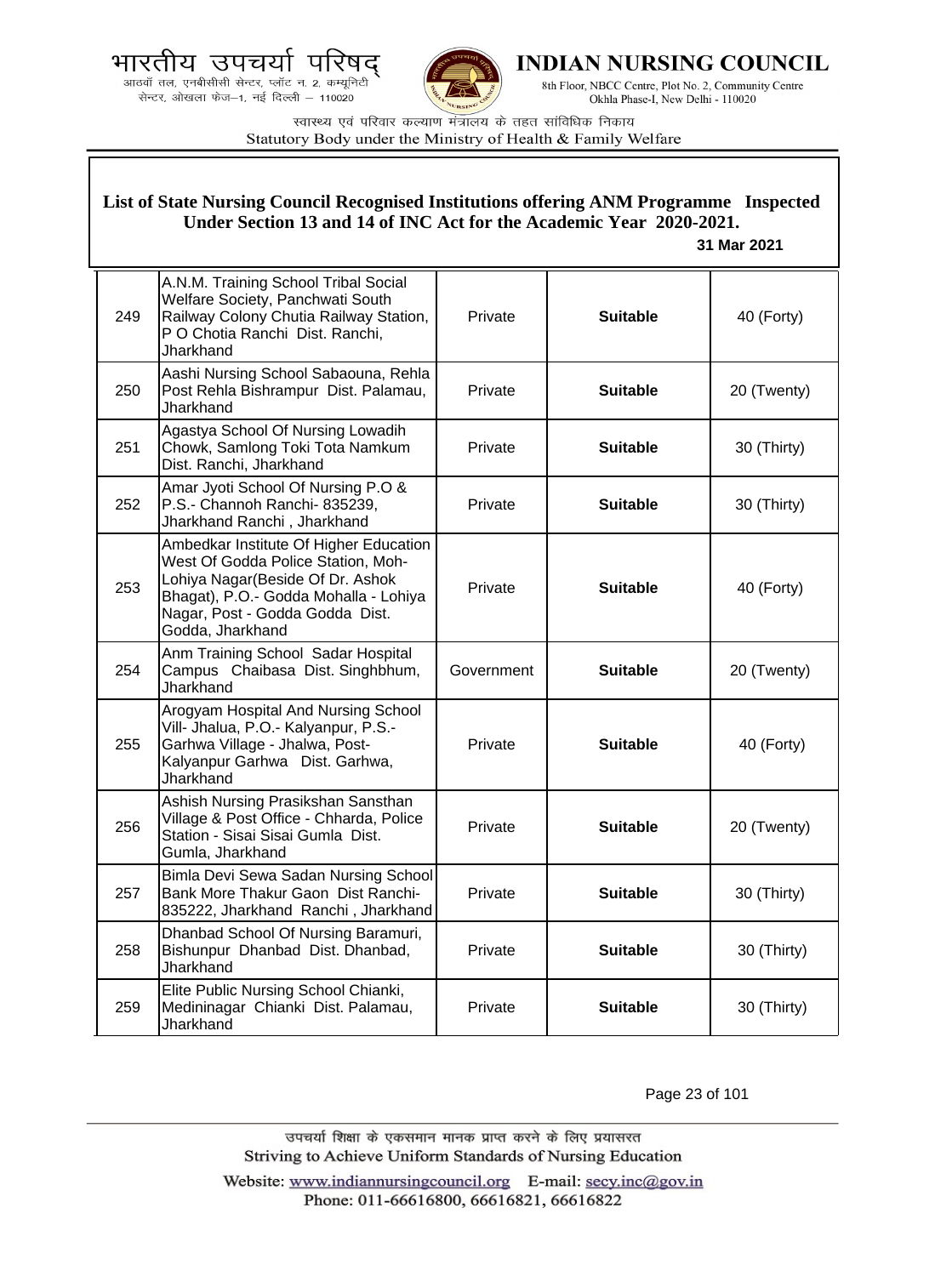# List of State Nursing Council Recognised Institutions offering ANM Programme Inspected Under Section 13 and 14 of INC Act for the Academic Year 2020-2021.

**31 Mar 2021**

| | | | | |
|---|---|---|---|---|
| 249 | A.N.M. Training School Tribal Social Welfare Society, Panchwati South Railway Colony Chutia Railway Station, P O Chotia Ranchi Dist. Ranchi, Jharkhand | Private | **Suitable** | 40 (Forty) |
| 250 | Aashi Nursing School Sabaouna, Rehla Post Rehla Bishrampur Dist. Palamau, Jharkhand | Private | **Suitable** | 20 (Twenty) |
| 251 | Agastya School Of Nursing Lowadih Chowk, Samlong Toki Tota Namkum Dist. Ranchi, Jharkhand | Private | **Suitable** | 30 (Thirty) |
| 252 | Amar Jyoti School Of Nursing P.O & P.S.- Channoh Ranchi- 835239, Jharkhand Ranchi , Jharkhand | Private | **Suitable** | 30 (Thirty) |
| 253 | Ambedkar Institute Of Higher Education West Of Godda Police Station, Moh- Lohiya Nagar(Beside Of Dr. Ashok Bhagat), P.O.- Godda Mohalla - Lohiya Nagar, Post - Godda Godda Dist. Godda, Jharkhand | Private | **Suitable** | 40 (Forty) |
| 254 | Anm Training School Sadar Hospital Campus Chaibasa Dist. Singhbhum, Jharkhand | Government | **Suitable** | 20 (Twenty) |
| 255 | Arogyam Hospital And Nursing School Vill- Jhalua, P.O.- Kalyanpur, P.S.- Garhwa Village - Jhalwa, Post- Kalyanpur Garhwa Dist. Garhwa, Jharkhand | Private | **Suitable** | 40 (Forty) |
| 256 | Ashish Nursing Prasikshan Sansthan Village & Post Office - Chharda, Police Station - Sisai Sisai Gumla Dist. Gumla, Jharkhand | Private | **Suitable** | 20 (Twenty) |
| 257 | Bimla Devi Sewa Sadan Nursing School Bank More Thakur Gaon Dist Ranchi-835222, Jharkhand Ranchi , Jharkhand | Private | **Suitable** | 30 (Thirty) |
| 258 | Dhanbad School Of Nursing Baramuri, Bishunpur Dhanbad Dist. Dhanbad, Jharkhand | Private | **Suitable** | 30 (Thirty) |
| 259 | Elite Public Nursing School Chianki, Medininagar Chianki Dist. Palamau, Jharkhand | Private | **Suitable** | 30 (Thirty) |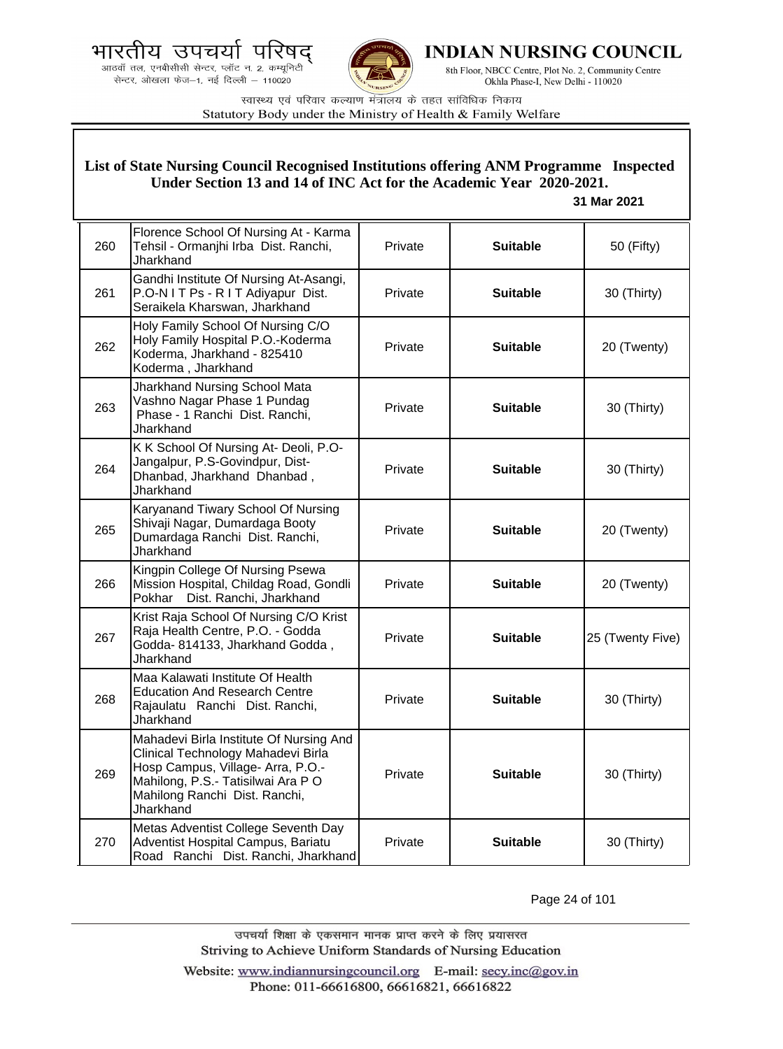## List of State Nursing Council Recognised Institutions offering ANM Programme Inspected Under Section 13 and 14 of INC Act for the Academic Year 2020-2021.

**31 Mar 2021**

| | | | | |
|---|---|---|---|---|
| 260 | Florence School Of Nursing At - Karma Tehsil - Ormanjhi Irba Dist. Ranchi, Jharkhand | Private | **Suitable** | 50 (Fifty) |
| 261 | Gandhi Institute Of Nursing At-Asangi, P.O-N I T Ps - R I T Adiyapur Dist. Seraikela Kharswan, Jharkhand | Private | **Suitable** | 30 (Thirty) |
| 262 | Holy Family School Of Nursing C/O Holy Family Hospital P.O.-Koderma Koderma, Jharkhand - 825410 Koderma , Jharkhand | Private | **Suitable** | 20 (Twenty) |
| 263 | Jharkhand Nursing School Mata Vashno Nagar Phase 1 Pundag Phase - 1 Ranchi Dist. Ranchi, Jharkhand | Private | **Suitable** | 30 (Thirty) |
| 264 | K K School Of Nursing At- Deoli, P.O- Jangalpur, P.S-Govindpur, Dist- Dhanbad, Jharkhand Dhanbad , Jharkhand | Private | **Suitable** | 30 (Thirty) |
| 265 | Karyanand Tiwary School Of Nursing Shivaji Nagar, Dumardaga Booty Dumardaga Ranchi Dist. Ranchi, Jharkhand | Private | **Suitable** | 20 (Twenty) |
| 266 | Kingpin College Of Nursing Psewa Mission Hospital, Childag Road, Gondli Pokhar Dist. Ranchi, Jharkhand | Private | **Suitable** | 20 (Twenty) |
| 267 | Krist Raja School Of Nursing C/O Krist Raja Health Centre, P.O. - Godda Godda- 814133, Jharkhand Godda , Jharkhand | Private | **Suitable** | 25 (Twenty Five) |
| 268 | Maa Kalawati Institute Of Health Education And Research Centre Rajaulatu Ranchi Dist. Ranchi, Jharkhand | Private | **Suitable** | 30 (Thirty) |
| 269 | Mahadevi Birla Institute Of Nursing And Clinical Technology Mahadevi Birla Hosp Campus, Village- Arra, P.O.- Mahilong, P.S.- Tatisilwai Ara P O Mahilong Ranchi Dist. Ranchi, Jharkhand | Private | **Suitable** | 30 (Thirty) |
| 270 | Metas Adventist College Seventh Day Adventist Hospital Campus, Bariatu Road Ranchi Dist. Ranchi, Jharkhand | Private | **Suitable** | 30 (Thirty) |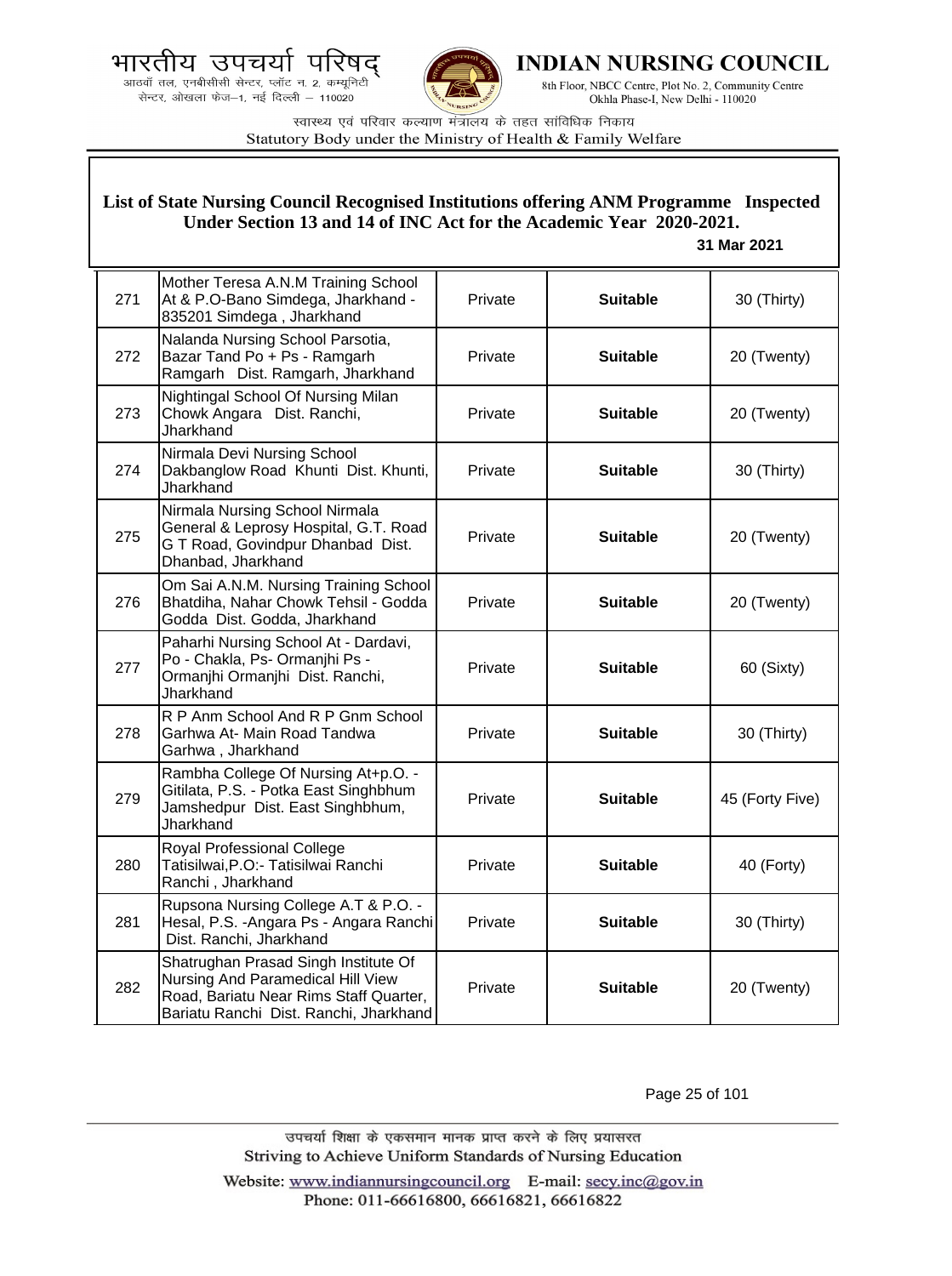**List of State Nursing Council Recognised Institutions offering ANM Programme Inspected Under Section 13 and 14 of INC Act for the Academic Year 2020-2021.**

**31 Mar 2021**

| | | | | |
|---|---|---|---|---|
| 271 | Mother Teresa A.N.M Training School At & P.O-Bano Simdega, Jharkhand - 835201 Simdega , Jharkhand | Private | **Suitable** | 30 (Thirty) |
| 272 | Nalanda Nursing School Parsotia, Bazar Tand Po + Ps - Ramgarh Ramgarh Dist. Ramgarh, Jharkhand | Private | **Suitable** | 20 (Twenty) |
| 273 | Nightingal School Of Nursing Milan Chowk Angara Dist. Ranchi, Jharkhand | Private | **Suitable** | 20 (Twenty) |
| 274 | Nirmala Devi Nursing School Dakbanglow Road Khunti Dist. Khunti, Jharkhand | Private | **Suitable** | 30 (Thirty) |
| 275 | Nirmala Nursing School Nirmala General & Leprosy Hospital, G.T. Road G T Road, Govindpur Dhanbad Dist. Dhanbad, Jharkhand | Private | **Suitable** | 20 (Twenty) |
| 276 | Om Sai A.N.M. Nursing Training School Bhatdiha, Nahar Chowk Tehsil - Godda Godda Dist. Godda, Jharkhand | Private | **Suitable** | 20 (Twenty) |
| 277 | Paharhi Nursing School At - Dardavi, Po - Chakla, Ps- Ormanjhi Ps - Ormanjhi Ormanjhi Dist. Ranchi, Jharkhand | Private | **Suitable** | 60 (Sixty) |
| 278 | R P Anm School And R P Gnm School Garhwa At- Main Road Tandwa Garhwa , Jharkhand | Private | **Suitable** | 30 (Thirty) |
| 279 | Rambha College Of Nursing At+p.O. - Gitilata, P.S. - Potka East Singhbhum Jamshedpur Dist. East Singhbhum, Jharkhand | Private | **Suitable** | 45 (Forty Five) |
| 280 | Royal Professional College Tatisilwai,P.O:- Tatisilwai Ranchi Ranchi , Jharkhand | Private | **Suitable** | 40 (Forty) |
| 281 | Rupsona Nursing College A.T & P.O. - Hesal, P.S. -Angara Ps - Angara Ranchi Dist. Ranchi, Jharkhand | Private | **Suitable** | 30 (Thirty) |
| 282 | Shatrughan Prasad Singh Institute Of Nursing And Paramedical Hill View Road, Bariatu Near Rims Staff Quarter, Bariatu Ranchi Dist. Ranchi, Jharkhand | Private | **Suitable** | 20 (Twenty) |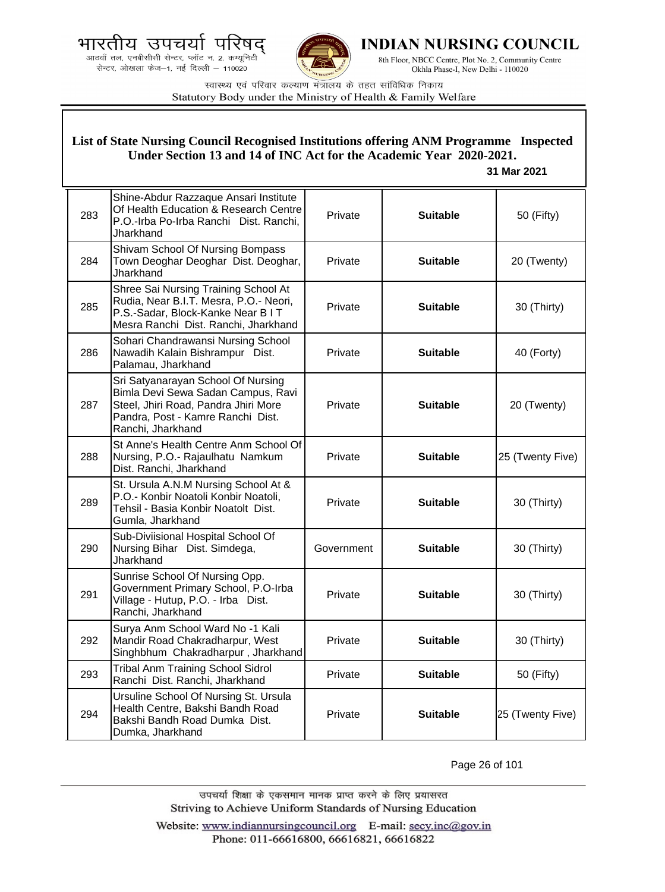**List of State Nursing Council Recognised Institutions offering ANM Programme Inspected Under Section 13 and 14 of INC Act for the Academic Year 2020-2021.**

**31 Mar 2021**

| | | | | |
|---|---|---|---|---|
| 283 | Shine-Abdur Razzaque Ansari Institute Of Health Education & Research Centre P.O.-Irba Po-Irba Ranchi Dist. Ranchi, Jharkhand | Private | **Suitable** | 50 (Fifty) |
| 284 | Shivam School Of Nursing Bompass Town Deoghar Deoghar Dist. Deoghar, Jharkhand | Private | **Suitable** | 20 (Twenty) |
| 285 | Shree Sai Nursing Training School At Rudia, Near B.I.T. Mesra, P.O.- Neori, P.S.-Sadar, Block-Kanke Near B I T Mesra Ranchi Dist. Ranchi, Jharkhand | Private | **Suitable** | 30 (Thirty) |
| 286 | Sohari Chandrawansi Nursing School Nawadih Kalain Bishrampur Dist. Palamau, Jharkhand | Private | **Suitable** | 40 (Forty) |
| 287 | Sri Satyanarayan School Of Nursing Bimla Devi Sewa Sadan Campus, Ravi Steel, Jhiri Road, Pandra Jhiri More Pandra, Post - Kamre Ranchi Dist. Ranchi, Jharkhand | Private | **Suitable** | 20 (Twenty) |
| 288 | St Anne's Health Centre Anm School Of Nursing, P.O.- Rajaulhatu Namkum Dist. Ranchi, Jharkhand | Private | **Suitable** | 25 (Twenty Five) |
| 289 | St. Ursula A.N.M Nursing School At & P.O.- Konbir Noatoli Konbir Noatoli, Tehsil - Basia Konbir Noatolt Dist. Gumla, Jharkhand | Private | **Suitable** | 30 (Thirty) |
| 290 | Sub-Diviisional Hospital School Of Nursing Bihar Dist. Simdega, Jharkhand | Government | **Suitable** | 30 (Thirty) |
| 291 | Sunrise School Of Nursing Opp. Government Primary School, P.O-Irba Village - Hutup, P.O. - Irba Dist. Ranchi, Jharkhand | Private | **Suitable** | 30 (Thirty) |
| 292 | Surya Anm School Ward No -1 Kali Mandir Road Chakradharpur, West Singhbhum Chakradharpur , Jharkhand | Private | **Suitable** | 30 (Thirty) |
| 293 | Tribal Anm Training School Sidrol Ranchi Dist. Ranchi, Jharkhand | Private | **Suitable** | 50 (Fifty) |
| 294 | Ursuline School Of Nursing St. Ursula Health Centre, Bakshi Bandh Road Bakshi Bandh Road Dumka Dist. Dumka, Jharkhand | Private | **Suitable** | 25 (Twenty Five) |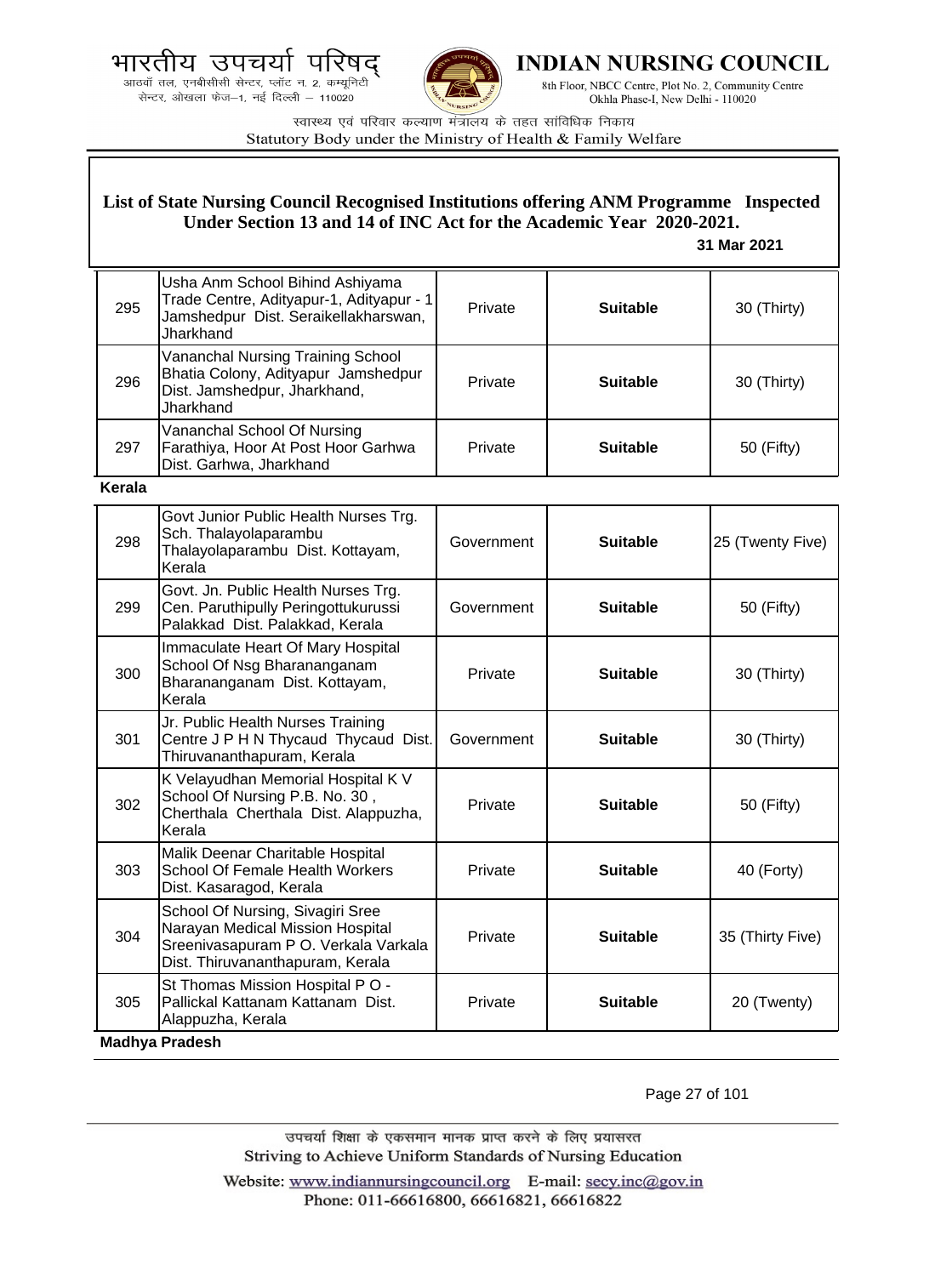**List of State Nursing Council Recognised Institutions offering ANM Programme Inspected Under Section 13 and 14 of INC Act for the Academic Year 2020-2021.**

**31 Mar 2021**

| | | | | |
|---|---|---|---|---|
| 295 | Usha Anm School Bihind Ashiyama Trade Centre, Adityapur-1, Adityapur - 1 Jamshedpur Dist. Seraikellakharswan, Jharkhand | Private | **Suitable** | 30 (Thirty) |
| 296 | Vananchal Nursing Training School Bhatia Colony, Adityapur Jamshedpur Dist. Jamshedpur, Jharkhand, Jharkhand | Private | **Suitable** | 30 (Thirty) |
| 297 | Vananchal School Of Nursing Farathiya, Hoor At Post Hoor Garhwa Dist. Garhwa, Jharkhand | Private | **Suitable** | 50 (Fifty) |

**Kerala**

| | | | | |
|---|---|---|---|---|
| 298 | Govt Junior Public Health Nurses Trg. Sch. Thalayolaparambu Thalayolaparambu Dist. Kottayam, Kerala | Government | **Suitable** | 25 (Twenty Five) |
| 299 | Govt. Jn. Public Health Nurses Trg. Cen. Paruthipully Peringottukurussi Palakkad Dist. Palakkad, Kerala | Government | **Suitable** | 50 (Fifty) |
| 300 | Immaculate Heart Of Mary Hospital School Of Nsg Bharananganam Bharananganam Dist. Kottayam, Kerala | Private | **Suitable** | 30 (Thirty) |
| 301 | Jr. Public Health Nurses Training Centre J P H N Thycaud Thycaud Dist. Thiruvananthapuram, Kerala | Government | **Suitable** | 30 (Thirty) |
| 302 | K Velayudhan Memorial Hospital K V School Of Nursing P.B. No. 30 , Cherthala Cherthala Dist. Alappuzha, Kerala | Private | **Suitable** | 50 (Fifty) |
| 303 | Malik Deenar Charitable Hospital School Of Female Health Workers Dist. Kasaragod, Kerala | Private | **Suitable** | 40 (Forty) |
| 304 | School Of Nursing, Sivagiri Sree Narayan Medical Mission Hospital Sreenivasapuram P O. Verkala Varkala Dist. Thiruvananthapuram, Kerala | Private | **Suitable** | 35 (Thirty Five) |
| 305 | St Thomas Mission Hospital P O - Pallickal Kattanam Kattanam Dist. Alappuzha, Kerala | Private | **Suitable** | 20 (Twenty) |

**Madhya Pradesh**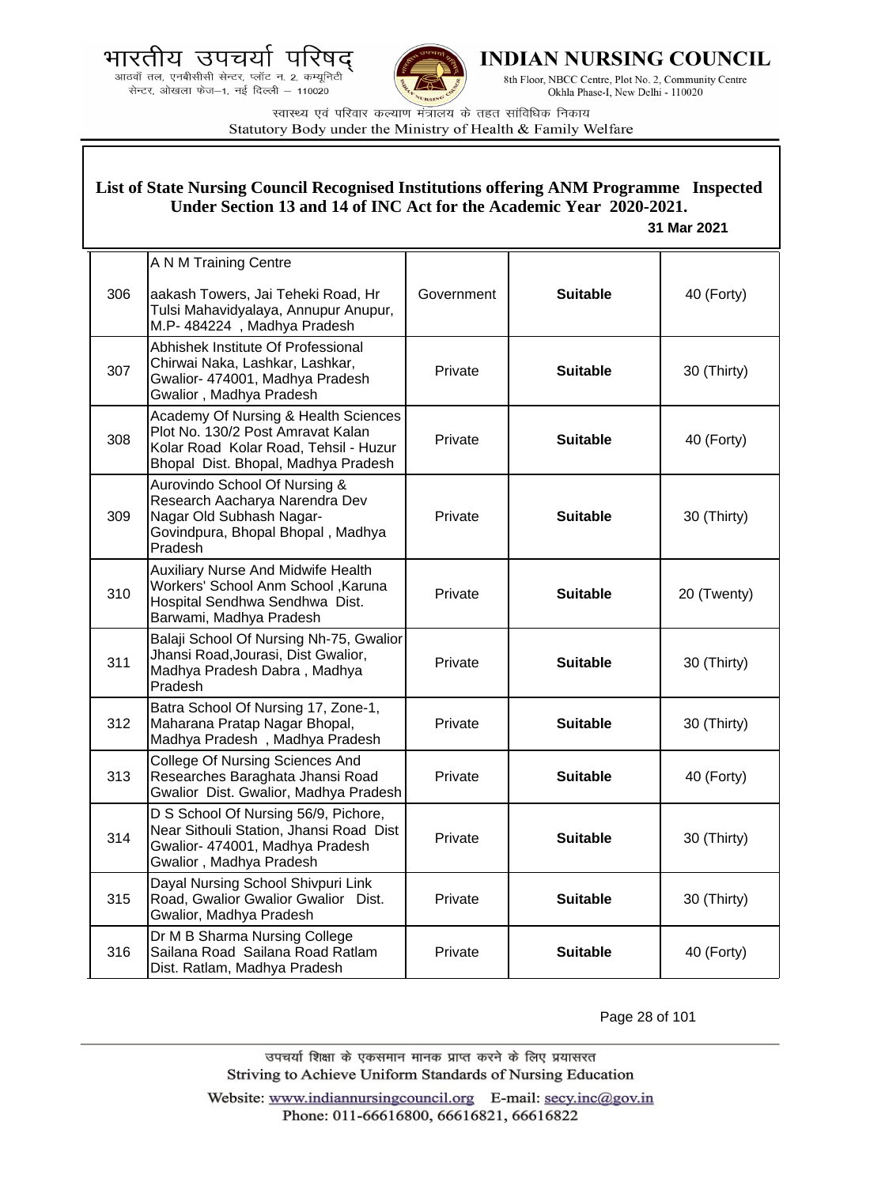## List of State Nursing Council Recognised Institutions offering ANM Programme Inspected Under Section 13 and 14 of INC Act for the Academic Year 2020-2021.

**31 Mar 2021**

| | | | | |
|---|---|---|---|---|
| 306 | A N M Training Centre<br><br>aakash Towers, Jai Teheki Road, Hr Tulsi Mahavidyalaya, Annupur Anupur, M.P- 484224 , Madhya Pradesh | Government | **Suitable** | 40 (Forty) |
| 307 | Abhishek Institute Of Professional Chirwai Naka, Lashkar, Lashkar, Gwalior- 474001, Madhya Pradesh Gwalior , Madhya Pradesh | Private | **Suitable** | 30 (Thirty) |
| 308 | Academy Of Nursing & Health Sciences Plot No. 130/2 Post Amravat Kalan Kolar Road Kolar Road, Tehsil - Huzur Bhopal Dist. Bhopal, Madhya Pradesh | Private | **Suitable** | 40 (Forty) |
| 309 | Aurovindo School Of Nursing & Research Aacharya Narendra Dev Nagar Old Subhash Nagar-Govindpura, Bhopal Bhopal , Madhya Pradesh | Private | **Suitable** | 30 (Thirty) |
| 310 | Auxiliary Nurse And Midwife Health Workers' School Anm School ,Karuna Hospital Sendhwa Sendhwa Dist. Barwami, Madhya Pradesh | Private | **Suitable** | 20 (Twenty) |
| 311 | Balaji School Of Nursing Nh-75, Gwalior Jhansi Road,Jourasi, Dist Gwalior, Madhya Pradesh Dabra , Madhya Pradesh | Private | **Suitable** | 30 (Thirty) |
| 312 | Batra School Of Nursing 17, Zone-1, Maharana Pratap Nagar Bhopal, Madhya Pradesh , Madhya Pradesh | Private | **Suitable** | 30 (Thirty) |
| 313 | College Of Nursing Sciences And Researches Baraghata Jhansi Road Gwalior Dist. Gwalior, Madhya Pradesh | Private | **Suitable** | 40 (Forty) |
| 314 | D S School Of Nursing 56/9, Pichore, Near Sithouli Station, Jhansi Road Dist Gwalior- 474001, Madhya Pradesh Gwalior , Madhya Pradesh | Private | **Suitable** | 30 (Thirty) |
| 315 | Dayal Nursing School Shivpuri Link Road, Gwalior Gwalior Gwalior Dist. Gwalior, Madhya Pradesh | Private | **Suitable** | 30 (Thirty) |
| 316 | Dr M B Sharma Nursing College Sailana Road Sailana Road Ratlam Dist. Ratlam, Madhya Pradesh | Private | **Suitable** | 40 (Forty) |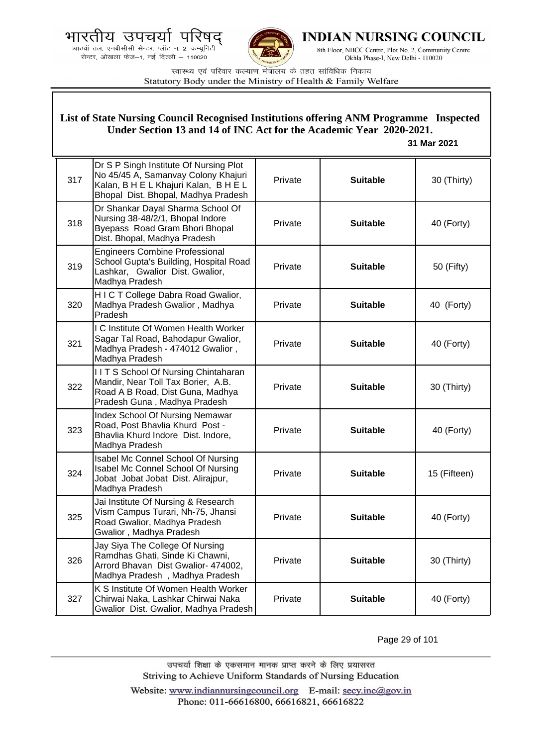## List of State Nursing Council Recognised Institutions offering ANM Programme Inspected Under Section 13 and 14 of INC Act for the Academic Year 2020-2021.

**31 Mar 2021**

| | | | | |
|---|---|---|---|---|
| 317 | Dr S P Singh Institute Of Nursing Plot No 45/45 A, Samanvay Colony Khajuri Kalan, B H E L Khajuri Kalan, B H E L Bhopal Dist. Bhopal, Madhya Pradesh | Private | **Suitable** | 30 (Thirty) |
| 318 | Dr Shankar Dayal Sharma School Of Nursing 38-48/2/1, Bhopal Indore Byepass Road Gram Bhori Bhopal Dist. Bhopal, Madhya Pradesh | Private | **Suitable** | 40 (Forty) |
| 319 | Engineers Combine Professional School Gupta's Building, Hospital Road Lashkar, Gwalior Dist. Gwalior, Madhya Pradesh | Private | **Suitable** | 50 (Fifty) |
| 320 | H I C T College Dabra Road Gwalior, Madhya Pradesh Gwalior , Madhya Pradesh | Private | **Suitable** | 40 (Forty) |
| 321 | I C Institute Of Women Health Worker Sagar Tal Road, Bahodapur Gwalior, Madhya Pradesh - 474012 Gwalior , Madhya Pradesh | Private | **Suitable** | 40 (Forty) |
| 322 | I I T S School Of Nursing Chintaharan Mandir, Near Toll Tax Borier, A.B. Road A B Road, Dist Guna, Madhya Pradesh Guna , Madhya Pradesh | Private | **Suitable** | 30 (Thirty) |
| 323 | Index School Of Nursing Nemawar Road, Post Bhavlia Khurd Post - Bhavlia Khurd Indore Dist. Indore, Madhya Pradesh | Private | **Suitable** | 40 (Forty) |
| 324 | Isabel Mc Connel School Of Nursing Isabel Mc Connel School Of Nursing Jobat Jobat Jobat Dist. Alirajpur, Madhya Pradesh | Private | **Suitable** | 15 (Fifteen) |
| 325 | Jai Institute Of Nursing & Research Vism Campus Turari, Nh-75, Jhansi Road Gwalior, Madhya Pradesh Gwalior , Madhya Pradesh | Private | **Suitable** | 40 (Forty) |
| 326 | Jay Siya The College Of Nursing Ramdhas Ghati, Sinde Ki Chawni, Arrord Bhavan Dist Gwalior- 474002, Madhya Pradesh , Madhya Pradesh | Private | **Suitable** | 30 (Thirty) |
| 327 | K S Institute Of Women Health Worker Chirwai Naka, Lashkar Chirwai Naka Gwalior Dist. Gwalior, Madhya Pradesh | Private | **Suitable** | 40 (Forty) |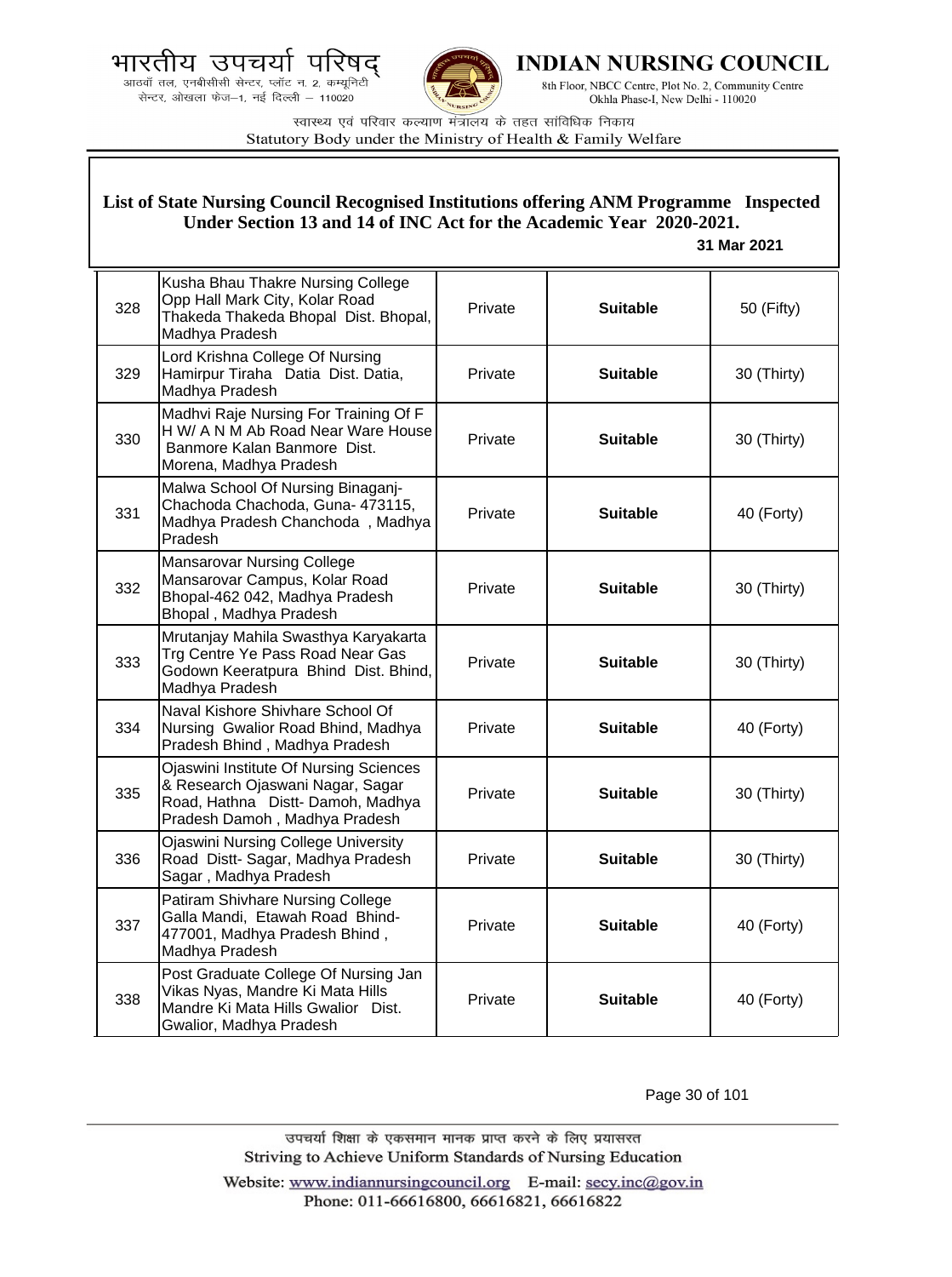## List of State Nursing Council Recognised Institutions offering ANM Programme Inspected Under Section 13 and 14 of INC Act for the Academic Year 2020-2021.

**31 Mar 2021**

| | | | | |
|---|---|---|---|---|
| 328 | Kusha Bhau Thakre Nursing College Opp Hall Mark City, Kolar Road Thakeda Thakeda Bhopal Dist. Bhopal, Madhya Pradesh | Private | **Suitable** | 50 (Fifty) |
| 329 | Lord Krishna College Of Nursing Hamirpur Tiraha Datia Dist. Datia, Madhya Pradesh | Private | **Suitable** | 30 (Thirty) |
| 330 | Madhvi Raje Nursing For Training Of F H W/ A N M Ab Road Near Ware House Banmore Kalan Banmore Dist. Morena, Madhya Pradesh | Private | **Suitable** | 30 (Thirty) |
| 331 | Malwa School Of Nursing Binaganj-Chachoda Chachoda, Guna- 473115, Madhya Pradesh Chanchoda , Madhya Pradesh | Private | **Suitable** | 40 (Forty) |
| 332 | Mansarovar Nursing College Mansarovar Campus, Kolar Road Bhopal-462 042, Madhya Pradesh Bhopal , Madhya Pradesh | Private | **Suitable** | 30 (Thirty) |
| 333 | Mrutanjay Mahila Swasthya Karyakarta Trg Centre Ye Pass Road Near Gas Godown Keeratpura Bhind Dist. Bhind, Madhya Pradesh | Private | **Suitable** | 30 (Thirty) |
| 334 | Naval Kishore Shivhare School Of Nursing Gwalior Road Bhind, Madhya Pradesh Bhind , Madhya Pradesh | Private | **Suitable** | 40 (Forty) |
| 335 | Ojaswini Institute Of Nursing Sciences & Research Ojaswani Nagar, Sagar Road, Hathna Distt- Damoh, Madhya Pradesh Damoh , Madhya Pradesh | Private | **Suitable** | 30 (Thirty) |
| 336 | Ojaswini Nursing College University Road Distt- Sagar, Madhya Pradesh Sagar , Madhya Pradesh | Private | **Suitable** | 30 (Thirty) |
| 337 | Patiram Shivhare Nursing College Galla Mandi, Etawah Road Bhind-477001, Madhya Pradesh Bhind , Madhya Pradesh | Private | **Suitable** | 40 (Forty) |
| 338 | Post Graduate College Of Nursing Jan Vikas Nyas, Mandre Ki Mata Hills Mandre Ki Mata Hills Gwalior Dist. Gwalior, Madhya Pradesh | Private | **Suitable** | 40 (Forty) |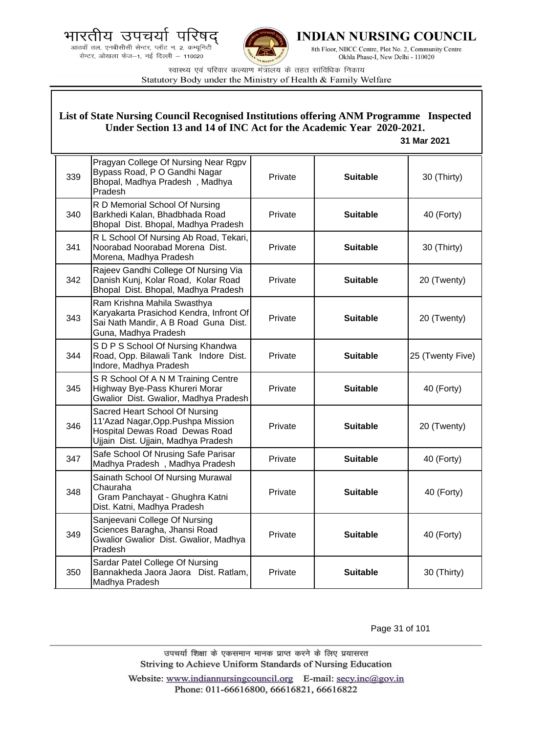## List of State Nursing Council Recognised Institutions offering ANM Programme Inspected Under Section 13 and 14 of INC Act for the Academic Year 2020-2021.

**31 Mar 2021**

| | | | | |
|---|---|---|---|---|
| 339 | Pragyan College Of Nursing Near Rgpv Bypass Road, P O Gandhi Nagar Bhopal, Madhya Pradesh , Madhya Pradesh | Private | **Suitable** | 30 (Thirty) |
| 340 | R D Memorial School Of Nursing Barkhedi Kalan, Bhadbhada Road Bhopal Dist. Bhopal, Madhya Pradesh | Private | **Suitable** | 40 (Forty) |
| 341 | R L School Of Nursing Ab Road, Tekari, Noorabad Noorabad Morena Dist. Morena, Madhya Pradesh | Private | **Suitable** | 30 (Thirty) |
| 342 | Rajeev Gandhi College Of Nursing Via Danish Kunj, Kolar Road, Kolar Road Bhopal Dist. Bhopal, Madhya Pradesh | Private | **Suitable** | 20 (Twenty) |
| 343 | Ram Krishna Mahila Swasthya Karyakarta Prasichod Kendra, Infront Of Sai Nath Mandir, A B Road Guna Dist. Guna, Madhya Pradesh | Private | **Suitable** | 20 (Twenty) |
| 344 | S D P S School Of Nursing Khandwa Road, Opp. Bilawali Tank Indore Dist. Indore, Madhya Pradesh | Private | **Suitable** | 25 (Twenty Five) |
| 345 | S R School Of A N M Training Centre Highway Bye-Pass Khureri Morar Gwalior Dist. Gwalior, Madhya Pradesh | Private | **Suitable** | 40 (Forty) |
| 346 | Sacred Heart School Of Nursing 11'Azad Nagar,Opp.Pushpa Mission Hospital Dewas Road Dewas Road Ujjain Dist. Ujjain, Madhya Pradesh | Private | **Suitable** | 20 (Twenty) |
| 347 | Safe School Of Nrusing Safe Parisar Madhya Pradesh , Madhya Pradesh | Private | **Suitable** | 40 (Forty) |
| 348 | Sainath School Of Nursing Murawal Chauraha Gram Panchayat - Ghughra Katni Dist. Katni, Madhya Pradesh | Private | **Suitable** | 40 (Forty) |
| 349 | Sanjeevani College Of Nursing Sciences Baragha, Jhansi Road Gwalior Gwalior Dist. Gwalior, Madhya Pradesh | Private | **Suitable** | 40 (Forty) |
| 350 | Sardar Patel College Of Nursing Bannakheda Jaora Jaora Dist. Ratlam, Madhya Pradesh | Private | **Suitable** | 30 (Thirty) |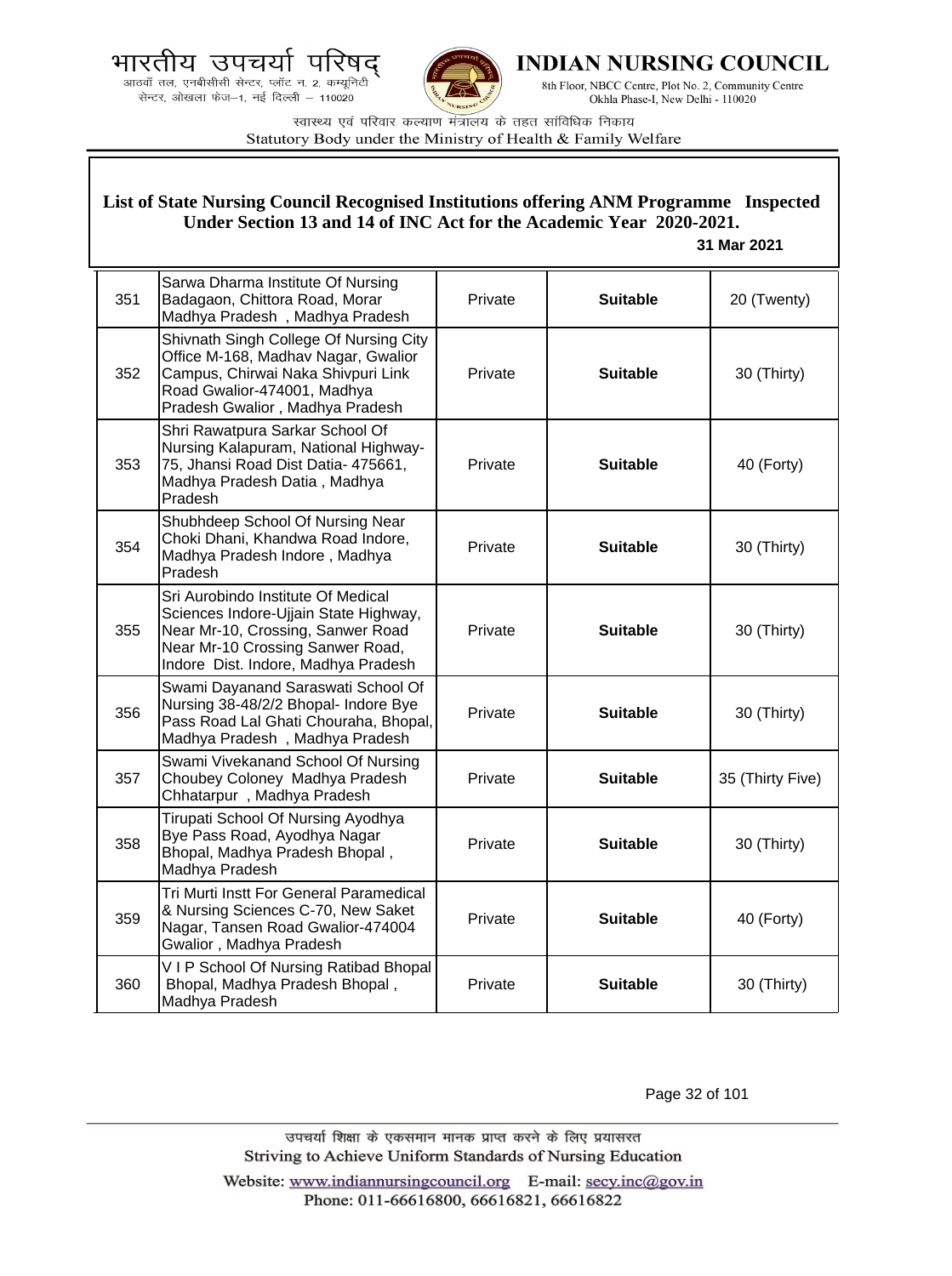## List of State Nursing Council Recognised Institutions offering ANM Programme Inspected Under Section 13 and 14 of INC Act for the Academic Year 2020-2021.

**31 Mar 2021**

| | | | | |
|---|---|---|---|---|
| 351 | Sarwa Dharma Institute Of Nursing Badagaon, Chittora Road, Morar Madhya Pradesh , Madhya Pradesh | Private | **Suitable** | 20 (Twenty) |
| 352 | Shivnath Singh College Of Nursing City Office M-168, Madhav Nagar, Gwalior Campus, Chirwai Naka Shivpuri Link Road Gwalior-474001, Madhya Pradesh Gwalior , Madhya Pradesh | Private | **Suitable** | 30 (Thirty) |
| 353 | Shri Rawatpura Sarkar School Of Nursing Kalapuram, National Highway-75, Jhansi Road Dist Datia- 475661, Madhya Pradesh Datia , Madhya Pradesh | Private | **Suitable** | 40 (Forty) |
| 354 | Shubhdeep School Of Nursing Near Choki Dhani, Khandwa Road Indore, Madhya Pradesh Indore , Madhya Pradesh | Private | **Suitable** | 30 (Thirty) |
| 355 | Sri Aurobindo Institute Of Medical Sciences Indore-Ujjain State Highway, Near Mr-10, Crossing, Sanwer Road Near Mr-10 Crossing Sanwer Road, Indore Dist. Indore, Madhya Pradesh | Private | **Suitable** | 30 (Thirty) |
| 356 | Swami Dayanand Saraswati School Of Nursing 38-48/2/2 Bhopal- Indore Bye Pass Road Lal Ghati Chouraha, Bhopal, Madhya Pradesh , Madhya Pradesh | Private | **Suitable** | 30 (Thirty) |
| 357 | Swami Vivekanand School Of Nursing Choubey Coloney Madhya Pradesh Chhatarpur , Madhya Pradesh | Private | **Suitable** | 35 (Thirty Five) |
| 358 | Tirupati School Of Nursing Ayodhya Bye Pass Road, Ayodhya Nagar Bhopal, Madhya Pradesh Bhopal , Madhya Pradesh | Private | **Suitable** | 30 (Thirty) |
| 359 | Tri Murti Instt For General Paramedical & Nursing Sciences C-70, New Saket Nagar, Tansen Road Gwalior-474004 Gwalior , Madhya Pradesh | Private | **Suitable** | 40 (Forty) |
| 360 | V I P School Of Nursing Ratibad Bhopal Bhopal, Madhya Pradesh Bhopal , Madhya Pradesh | Private | **Suitable** | 30 (Thirty) |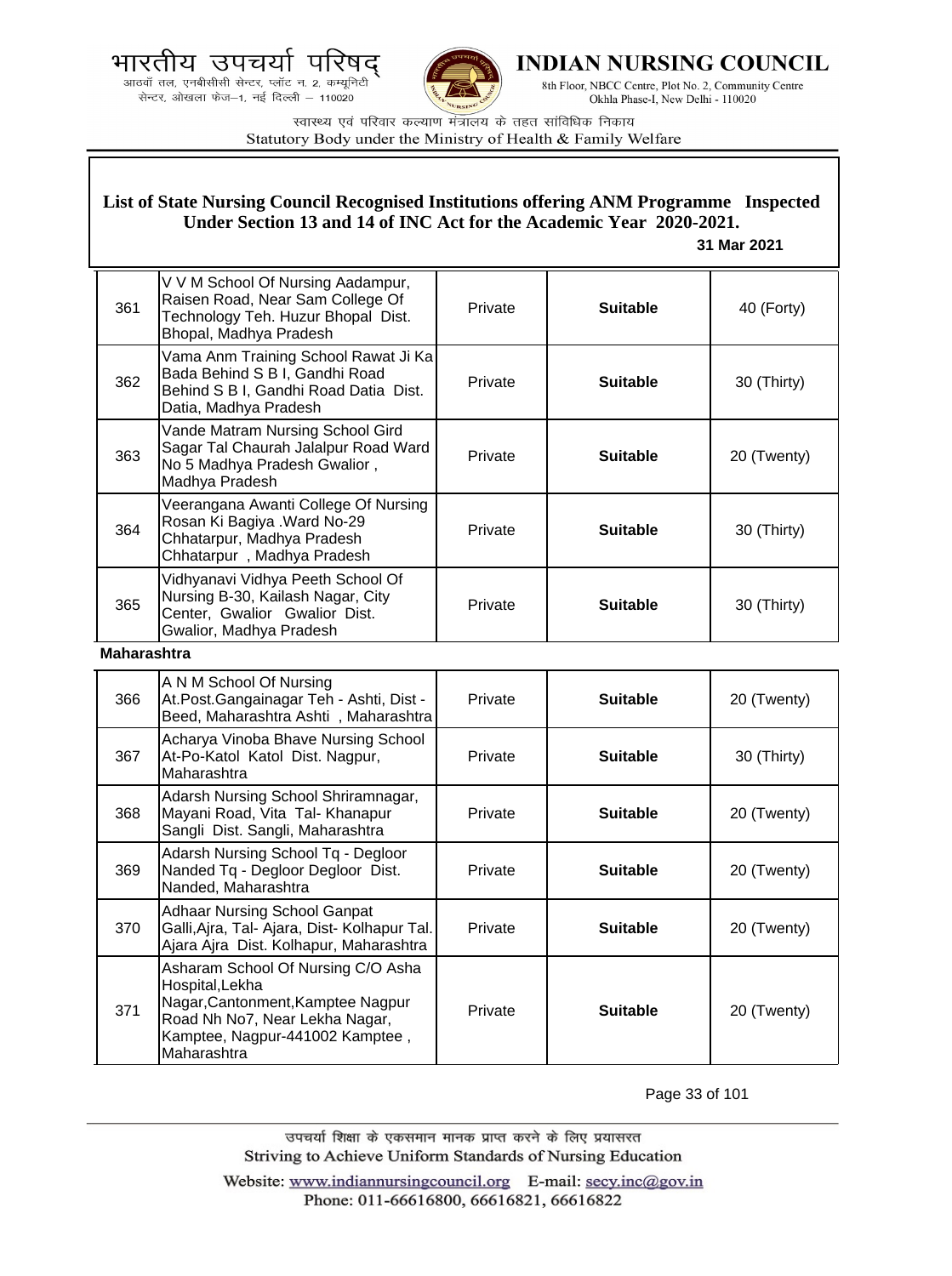## List of State Nursing Council Recognised Institutions offering ANM Programme Inspected Under Section 13 and 14 of INC Act for the Academic Year 2020-2021.

**31 Mar 2021**

| | | | | |
|---|---|---|---|---|
| 361 | V V M School Of Nursing Aadampur, Raisen Road, Near Sam College Of Technology Teh. Huzur Bhopal Dist. Bhopal, Madhya Pradesh | Private | **Suitable** | 40 (Forty) |
| 362 | Vama Anm Training School Rawat Ji Ka Bada Behind S B I, Gandhi Road Behind S B I, Gandhi Road Datia Dist. Datia, Madhya Pradesh | Private | **Suitable** | 30 (Thirty) |
| 363 | Vande Matram Nursing School Gird Sagar Tal Chaurah Jalalpur Road Ward No 5 Madhya Pradesh Gwalior , Madhya Pradesh | Private | **Suitable** | 20 (Twenty) |
| 364 | Veerangana Awanti College Of Nursing Rosan Ki Bagiya .Ward No-29 Chhatarpur, Madhya Pradesh Chhatarpur , Madhya Pradesh | Private | **Suitable** | 30 (Thirty) |
| 365 | Vidhyanavi Vidhya Peeth School Of Nursing B-30, Kailash Nagar, City Center, Gwalior Gwalior Dist. Gwalior, Madhya Pradesh | Private | **Suitable** | 30 (Thirty) |

**Maharashtra**

| | | | | |
|---|---|---|---|---|
| 366 | A N M School Of Nursing At.Post.Gangainagar Teh - Ashti, Dist - Beed, Maharashtra Ashti , Maharashtra | Private | **Suitable** | 20 (Twenty) |
| 367 | Acharya Vinoba Bhave Nursing School At-Po-Katol Katol Dist. Nagpur, Maharashtra | Private | **Suitable** | 30 (Thirty) |
| 368 | Adarsh Nursing School Shriramnagar, Mayani Road, Vita Tal- Khanapur Sangli Dist. Sangli, Maharashtra | Private | **Suitable** | 20 (Twenty) |
| 369 | Adarsh Nursing School Tq - Degloor Nanded Tq - Degloor Degloor Dist. Nanded, Maharashtra | Private | **Suitable** | 20 (Twenty) |
| 370 | Adhaar Nursing School Ganpat Galli,Ajra, Tal- Ajara, Dist- Kolhapur Tal. Ajara Ajra Dist. Kolhapur, Maharashtra | Private | **Suitable** | 20 (Twenty) |
| 371 | Asharam School Of Nursing C/O Asha Hospital,Lekha Nagar,Cantonment,Kamptee Nagpur Road Nh No7, Near Lekha Nagar, Kamptee, Nagpur-441002 Kamptee , Maharashtra | Private | **Suitable** | 20 (Twenty) |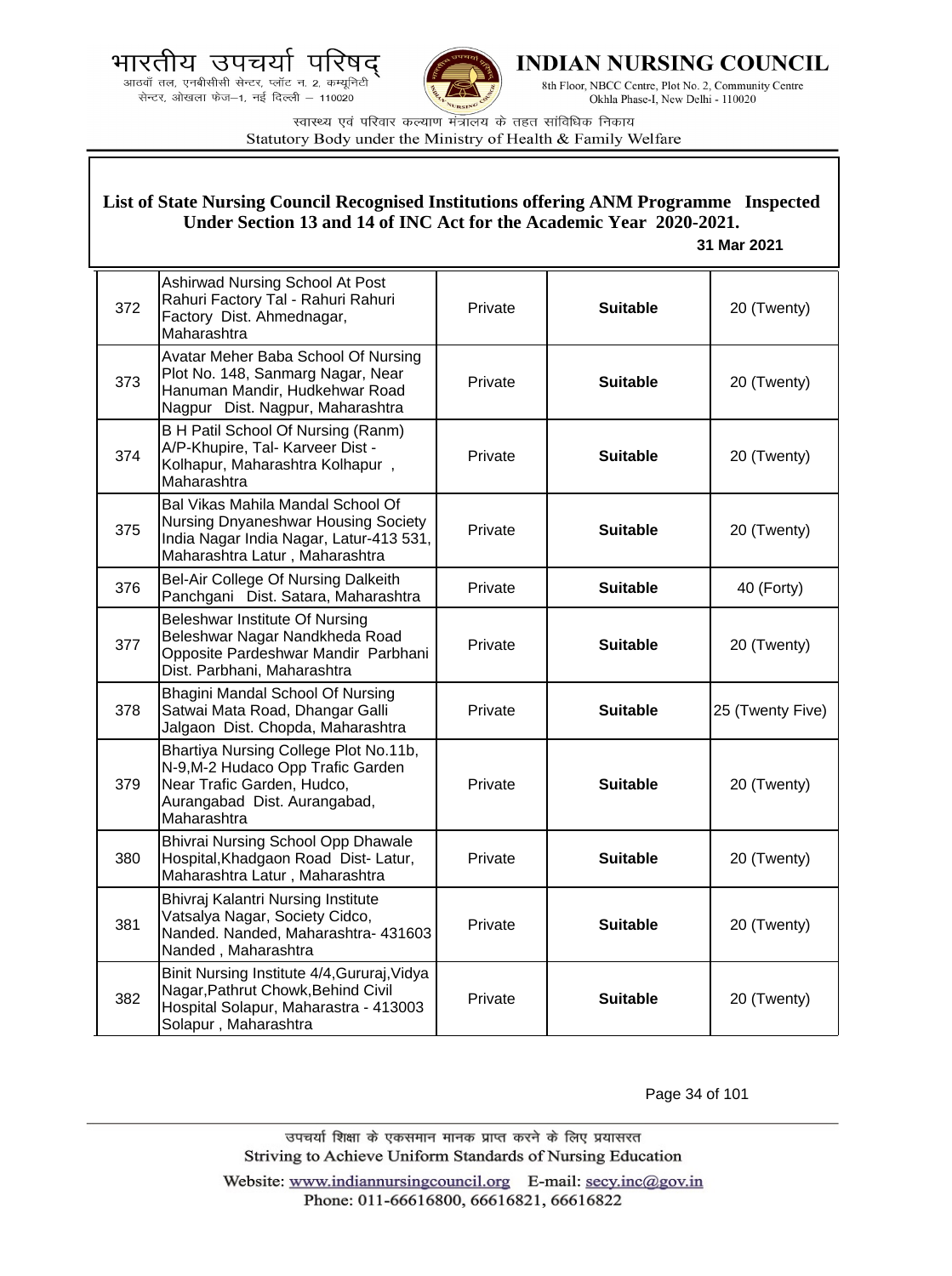## List of State Nursing Council Recognised Institutions offering ANM Programme Inspected Under Section 13 and 14 of INC Act for the Academic Year 2020-2021.

**31 Mar 2021**

| | | | | |
|---|---|---|---|---|
| 372 | Ashirwad Nursing School At Post Rahuri Factory Tal - Rahuri Rahuri Factory Dist. Ahmednagar, Maharashtra | Private | **Suitable** | 20 (Twenty) |
| 373 | Avatar Meher Baba School Of Nursing Plot No. 148, Sanmarg Nagar, Near Hanuman Mandir, Hudkehwar Road Nagpur Dist. Nagpur, Maharashtra | Private | **Suitable** | 20 (Twenty) |
| 374 | B H Patil School Of Nursing (Ranm) A/P-Khupire, Tal- Karveer Dist - Kolhapur, Maharashtra Kolhapur , Maharashtra | Private | **Suitable** | 20 (Twenty) |
| 375 | Bal Vikas Mahila Mandal School Of Nursing Dnyaneshwar Housing Society India Nagar India Nagar, Latur-413 531, Maharashtra Latur , Maharashtra | Private | **Suitable** | 20 (Twenty) |
| 376 | Bel-Air College Of Nursing Dalkeith Panchgani Dist. Satara, Maharashtra | Private | **Suitable** | 40 (Forty) |
| 377 | Beleshwar Institute Of Nursing Beleshwar Nagar Nandkheda Road Opposite Pardeshwar Mandir Parbhani Dist. Parbhani, Maharashtra | Private | **Suitable** | 20 (Twenty) |
| 378 | Bhagini Mandal School Of Nursing Satwai Mata Road, Dhangar Galli Jalgaon Dist. Chopda, Maharashtra | Private | **Suitable** | 25 (Twenty Five) |
| 379 | Bhartiya Nursing College Plot No.11b, N-9,M-2 Hudaco Opp Trafic Garden Near Trafic Garden, Hudco, Aurangabad Dist. Aurangabad, Maharashtra | Private | **Suitable** | 20 (Twenty) |
| 380 | Bhivrai Nursing School Opp Dhawale Hospital,Khadgaon Road Dist- Latur, Maharashtra Latur , Maharashtra | Private | **Suitable** | 20 (Twenty) |
| 381 | Bhivraj Kalantri Nursing Institute Vatsalya Nagar, Society Cidco, Nanded. Nanded, Maharashtra- 431603 Nanded , Maharashtra | Private | **Suitable** | 20 (Twenty) |
| 382 | Binit Nursing Institute 4/4,Gururaj,Vidya Nagar,Pathrut Chowk,Behind Civil Hospital Solapur, Maharastra - 413003 Solapur , Maharashtra | Private | **Suitable** | 20 (Twenty) |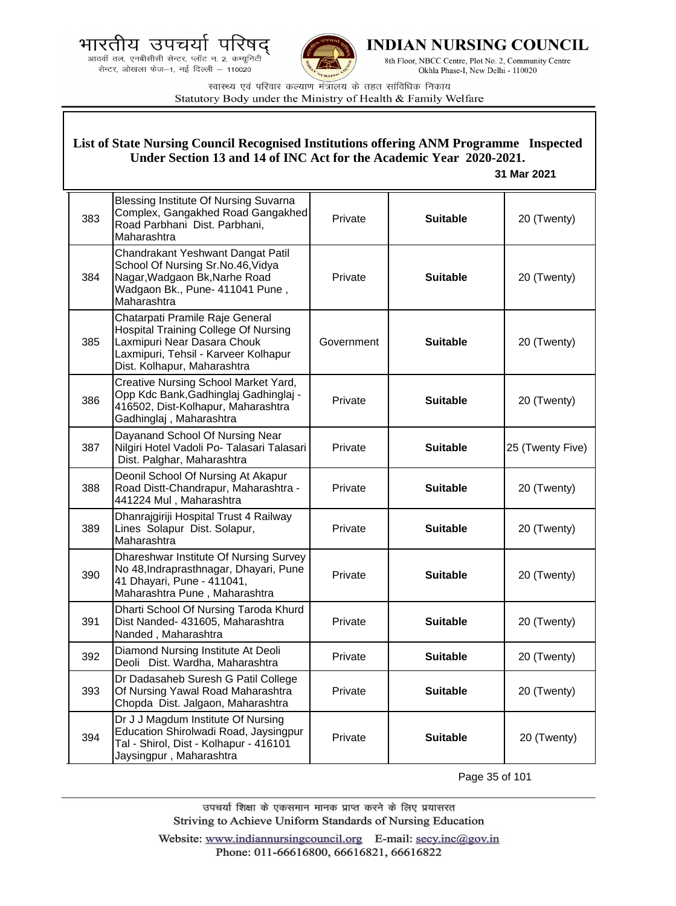## List of State Nursing Council Recognised Institutions offering ANM Programme Inspected Under Section 13 and 14 of INC Act for the Academic Year 2020-2021.

**31 Mar 2021**

| | | | | |
|---|---|---|---|---|
| 383 | Blessing Institute Of Nursing Suvarna Complex, Gangakhed Road Gangakhed Road Parbhani Dist. Parbhani, Maharashtra | Private | **Suitable** | 20 (Twenty) |
| 384 | Chandrakant Yeshwant Dangat Patil School Of Nursing Sr.No.46,Vidya Nagar,Wadgaon Bk,Narhe Road Wadgaon Bk., Pune- 411041 Pune , Maharashtra | Private | **Suitable** | 20 (Twenty) |
| 385 | Chatarpati Pramile Raje General Hospital Training College Of Nursing Laxmipuri Near Dasara Chouk Laxmipuri, Tehsil - Karveer Kolhapur Dist. Kolhapur, Maharashtra | Government | **Suitable** | 20 (Twenty) |
| 386 | Creative Nursing School Market Yard, Opp Kdc Bank,Gadhinglaj Gadhinglaj - 416502, Dist-Kolhapur, Maharashtra Gadhinglaj , Maharashtra | Private | **Suitable** | 20 (Twenty) |
| 387 | Dayanand School Of Nursing Near Nilgiri Hotel Vadoli Po- Talasari Talasari Dist. Palghar, Maharashtra | Private | **Suitable** | 25 (Twenty Five) |
| 388 | Deonil School Of Nursing At Akapur Road Distt-Chandrapur, Maharashtra - 441224 Mul , Maharashtra | Private | **Suitable** | 20 (Twenty) |
| 389 | Dhanrajgiriji Hospital Trust 4 Railway Lines Solapur Dist. Solapur, Maharashtra | Private | **Suitable** | 20 (Twenty) |
| 390 | Dhareshwar Institute Of Nursing Survey No 48,Indraprasthnagar, Dhayari, Pune 41 Dhayari, Pune - 411041, Maharashtra Pune , Maharashtra | Private | **Suitable** | 20 (Twenty) |
| 391 | Dharti School Of Nursing Taroda Khurd Dist Nanded- 431605, Maharashtra Nanded , Maharashtra | Private | **Suitable** | 20 (Twenty) |
| 392 | Diamond Nursing Institute At Deoli Deoli Dist. Wardha, Maharashtra | Private | **Suitable** | 20 (Twenty) |
| 393 | Dr Dadasaheb Suresh G Patil College Of Nursing Yawal Road Maharashtra Chopda Dist. Jalgaon, Maharashtra | Private | **Suitable** | 20 (Twenty) |
| 394 | Dr J J Magdum Institute Of Nursing Education Shirolwadi Road, Jaysingpur Tal - Shirol, Dist - Kolhapur - 416101 Jaysingpur , Maharashtra | Private | **Suitable** | 20 (Twenty) |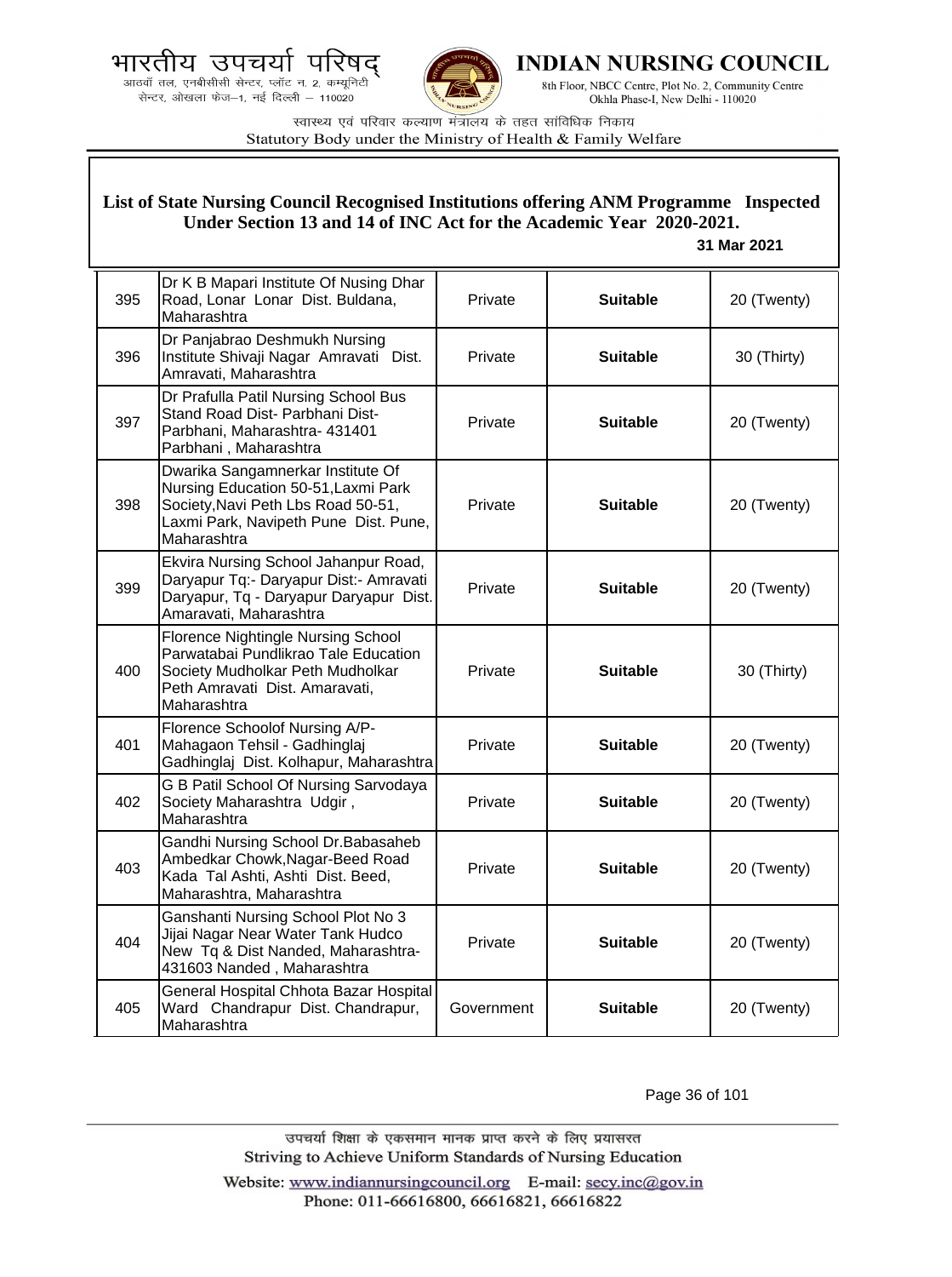**List of State Nursing Council Recognised Institutions offering ANM Programme Inspected Under Section 13 and 14 of INC Act for the Academic Year 2020-2021.**

**31 Mar 2021**

| | | | | |
|---|---|---|---|---|
| 395 | Dr K B Mapari Institute Of Nusing Dhar Road, Lonar Lonar Dist. Buldana, Maharashtra | Private | **Suitable** | 20 (Twenty) |
| 396 | Dr Panjabrao Deshmukh Nursing Institute Shivaji Nagar Amravati Dist. Amravati, Maharashtra | Private | **Suitable** | 30 (Thirty) |
| 397 | Dr Prafulla Patil Nursing School Bus Stand Road Dist- Parbhani Dist- Parbhani, Maharashtra- 431401 Parbhani , Maharashtra | Private | **Suitable** | 20 (Twenty) |
| 398 | Dwarika Sangamnerkar Institute Of Nursing Education 50-51,Laxmi Park Society,Navi Peth Lbs Road 50-51, Laxmi Park, Navipeth Pune Dist. Pune, Maharashtra | Private | **Suitable** | 20 (Twenty) |
| 399 | Ekvira Nursing School Jahanpur Road, Daryapur Tq:- Daryapur Dist:- Amravati Daryapur, Tq - Daryapur Daryapur Dist. Amaravati, Maharashtra | Private | **Suitable** | 20 (Twenty) |
| 400 | Florence Nightingle Nursing School Parwatabai Pundlikrao Tale Education Society Mudholkar Peth Mudholkar Peth Amravati Dist. Amaravati, Maharashtra | Private | **Suitable** | 30 (Thirty) |
| 401 | Florence Schoolof Nursing A/P- Mahagaon Tehsil - Gadhinglaj Gadhinglaj Dist. Kolhapur, Maharashtra | Private | **Suitable** | 20 (Twenty) |
| 402 | G B Patil School Of Nursing Sarvodaya Society Maharashtra Udgir , Maharashtra | Private | **Suitable** | 20 (Twenty) |
| 403 | Gandhi Nursing School Dr.Babasaheb Ambedkar Chowk,Nagar-Beed Road Kada Tal Ashti, Ashti Dist. Beed, Maharashtra, Maharashtra | Private | **Suitable** | 20 (Twenty) |
| 404 | Ganshanti Nursing School Plot No 3 Jijai Nagar Near Water Tank Hudco New Tq & Dist Nanded, Maharashtra- 431603 Nanded , Maharashtra | Private | **Suitable** | 20 (Twenty) |
| 405 | General Hospital Chhota Bazar Hospital Ward Chandrapur Dist. Chandrapur, Maharashtra | Government | **Suitable** | 20 (Twenty) |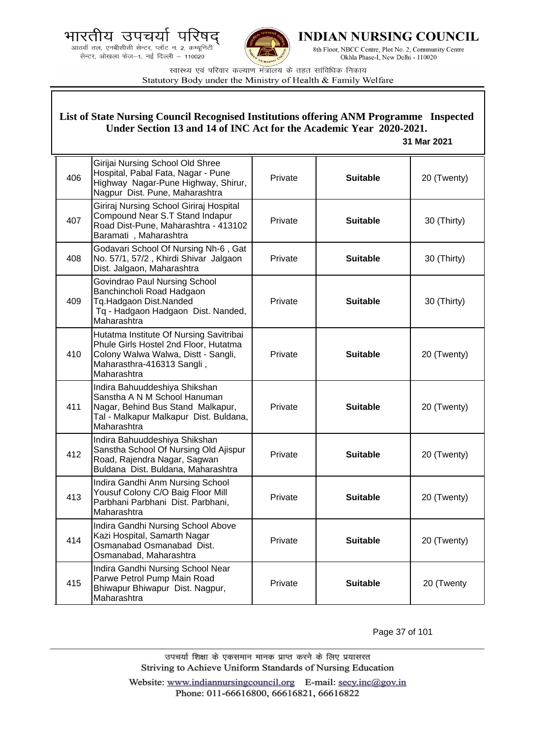# List of State Nursing Council Recognised Institutions offering ANM Programme Inspected Under Section 13 and 14 of INC Act for the Academic Year 2020-2021.

**31 Mar 2021**

| | | | | |
|---|---|---|---|---|
| 406 | Girijai Nursing School Old Shree Hospital, Pabal Fata, Nagar - Pune Highway Nagar-Pune Highway, Shirur, Nagpur Dist. Pune, Maharashtra | Private | **Suitable** | 20 (Twenty) |
| 407 | Giriraj Nursing School Giriraj Hospital Compound Near S.T Stand Indapur Road Dist-Pune, Maharashtra - 413102 Baramati , Maharashtra | Private | **Suitable** | 30 (Thirty) |
| 408 | Godavari School Of Nursing Nh-6 , Gat No. 57/1, 57/2 , Khirdi Shivar Jalgaon Dist. Jalgaon, Maharashtra | Private | **Suitable** | 30 (Thirty) |
| 409 | Govindrao Paul Nursing School Banchincholi Road Hadgaon Tq.Hadgaon Dist.Nanded Tq - Hadgaon Hadgaon Dist. Nanded, Maharashtra | Private | **Suitable** | 30 (Thirty) |
| 410 | Hutatma Institute Of Nursing Savitribai Phule Girls Hostel 2nd Floor, Hutatma Colony Walwa Walwa, Distt - Sangli, Maharasthra-416313 Sangli , Maharashtra | Private | **Suitable** | 20 (Twenty) |
| 411 | Indira Bahuuddeshiya Shikshan Sanstha A N M School Hanuman Nagar, Behind Bus Stand Malkapur, Tal - Malkapur Malkapur Dist. Buldana, Maharashtra | Private | **Suitable** | 20 (Twenty) |
| 412 | Indira Bahuuddeshiya Shikshan Sanstha School Of Nursing Old Ajispur Road, Rajendra Nagar, Sagwan Buldana Dist. Buldana, Maharashtra | Private | **Suitable** | 20 (Twenty) |
| 413 | Indira Gandhi Anm Nursing School Yousuf Colony C/O Baig Floor Mill Parbhani Parbhani Dist. Parbhani, Maharashtra | Private | **Suitable** | 20 (Twenty) |
| 414 | Indira Gandhi Nursing School Above Kazi Hospital, Samarth Nagar Osmanabad Osmanabad Dist. Osmanabad, Maharashtra | Private | **Suitable** | 20 (Twenty) |
| 415 | Indira Gandhi Nursing School Near Parwe Petrol Pump Main Road Bhiwapur Bhiwapur Dist. Nagpur, Maharashtra | Private | **Suitable** | 20 (Twenty |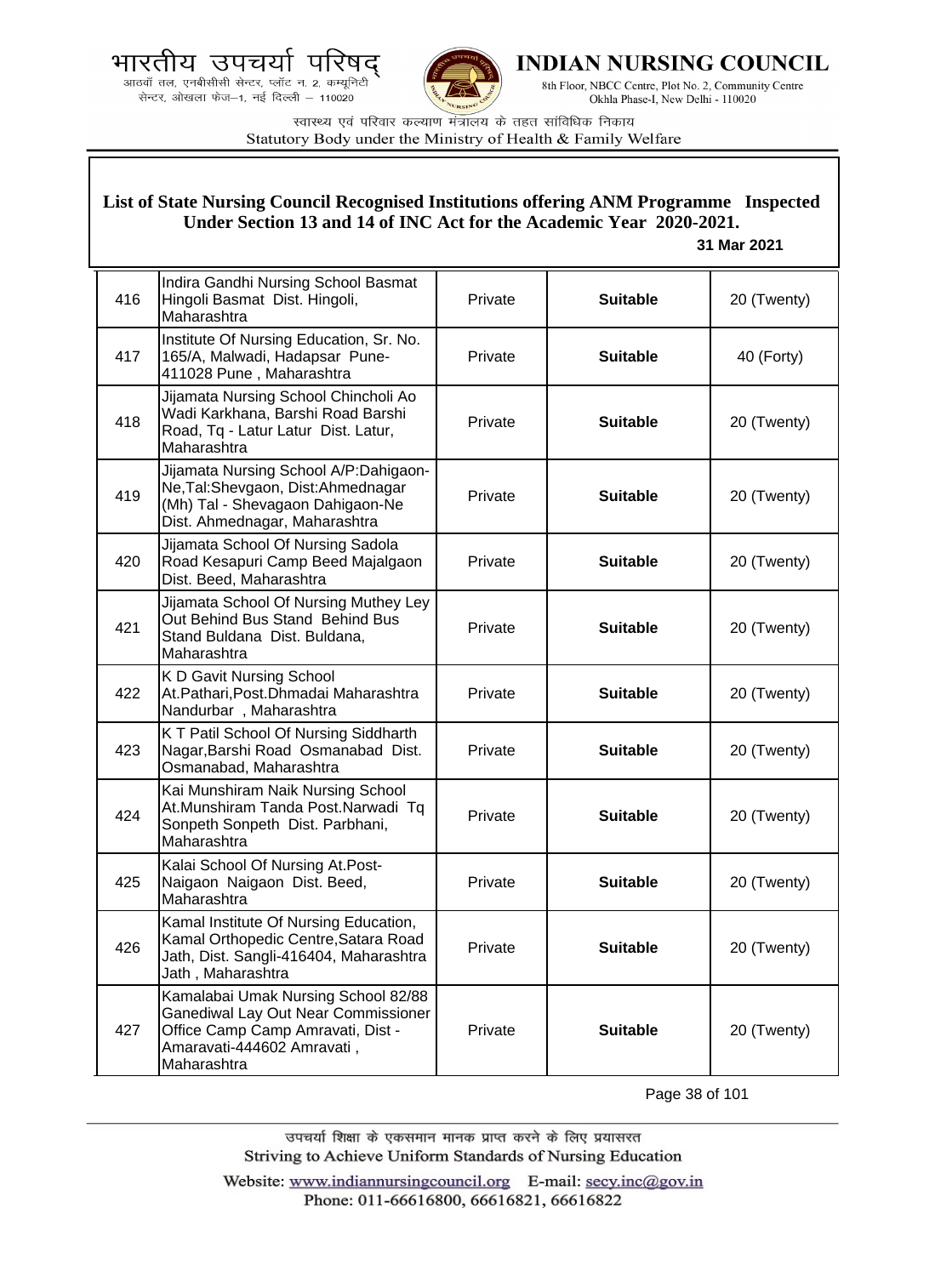## List of State Nursing Council Recognised Institutions offering ANM Programme Inspected Under Section 13 and 14 of INC Act for the Academic Year 2020-2021.

**31 Mar 2021**

| | | | | |
|---|---|---|---|---|
| 416 | Indira Gandhi Nursing School Basmat Hingoli Basmat Dist. Hingoli, Maharashtra | Private | **Suitable** | 20 (Twenty) |
| 417 | Institute Of Nursing Education, Sr. No. 165/A, Malwadi, Hadapsar Pune-411028 Pune , Maharashtra | Private | **Suitable** | 40 (Forty) |
| 418 | Jijamata Nursing School Chincholi Ao Wadi Karkhana, Barshi Road Barshi Road, Tq - Latur Latur Dist. Latur, Maharashtra | Private | **Suitable** | 20 (Twenty) |
| 419 | Jijamata Nursing School A/P:Dahigaon-Ne,Tal:Shevgaon, Dist:Ahmednagar (Mh) Tal - Shevagaon Dahigaon-Ne Dist. Ahmednagar, Maharashtra | Private | **Suitable** | 20 (Twenty) |
| 420 | Jijamata School Of Nursing Sadola Road Kesapuri Camp Beed Majalgaon Dist. Beed, Maharashtra | Private | **Suitable** | 20 (Twenty) |
| 421 | Jijamata School Of Nursing Muthey Ley Out Behind Bus Stand Behind Bus Stand Buldana Dist. Buldana, Maharashtra | Private | **Suitable** | 20 (Twenty) |
| 422 | K D Gavit Nursing School At.Pathari,Post.Dhmadai Maharashtra Nandurbar , Maharashtra | Private | **Suitable** | 20 (Twenty) |
| 423 | K T Patil School Of Nursing Siddharth Nagar,Barshi Road Osmanabad Dist. Osmanabad, Maharashtra | Private | **Suitable** | 20 (Twenty) |
| 424 | Kai Munshiram Naik Nursing School At.Munshiram Tanda Post.Narwadi Tq Sonpeth Sonpeth Dist. Parbhani, Maharashtra | Private | **Suitable** | 20 (Twenty) |
| 425 | Kalai School Of Nursing At.Post-Naigaon Naigaon Dist. Beed, Maharashtra | Private | **Suitable** | 20 (Twenty) |
| 426 | Kamal Institute Of Nursing Education, Kamal Orthopedic Centre,Satara Road Jath, Dist. Sangli-416404, Maharashtra Jath , Maharashtra | Private | **Suitable** | 20 (Twenty) |
| 427 | Kamalabai Umak Nursing School 82/88 Ganediwal Lay Out Near Commissioner Office Camp Camp Amravati, Dist - Amaravati-444602 Amravati , Maharashtra | Private | **Suitable** | 20 (Twenty) |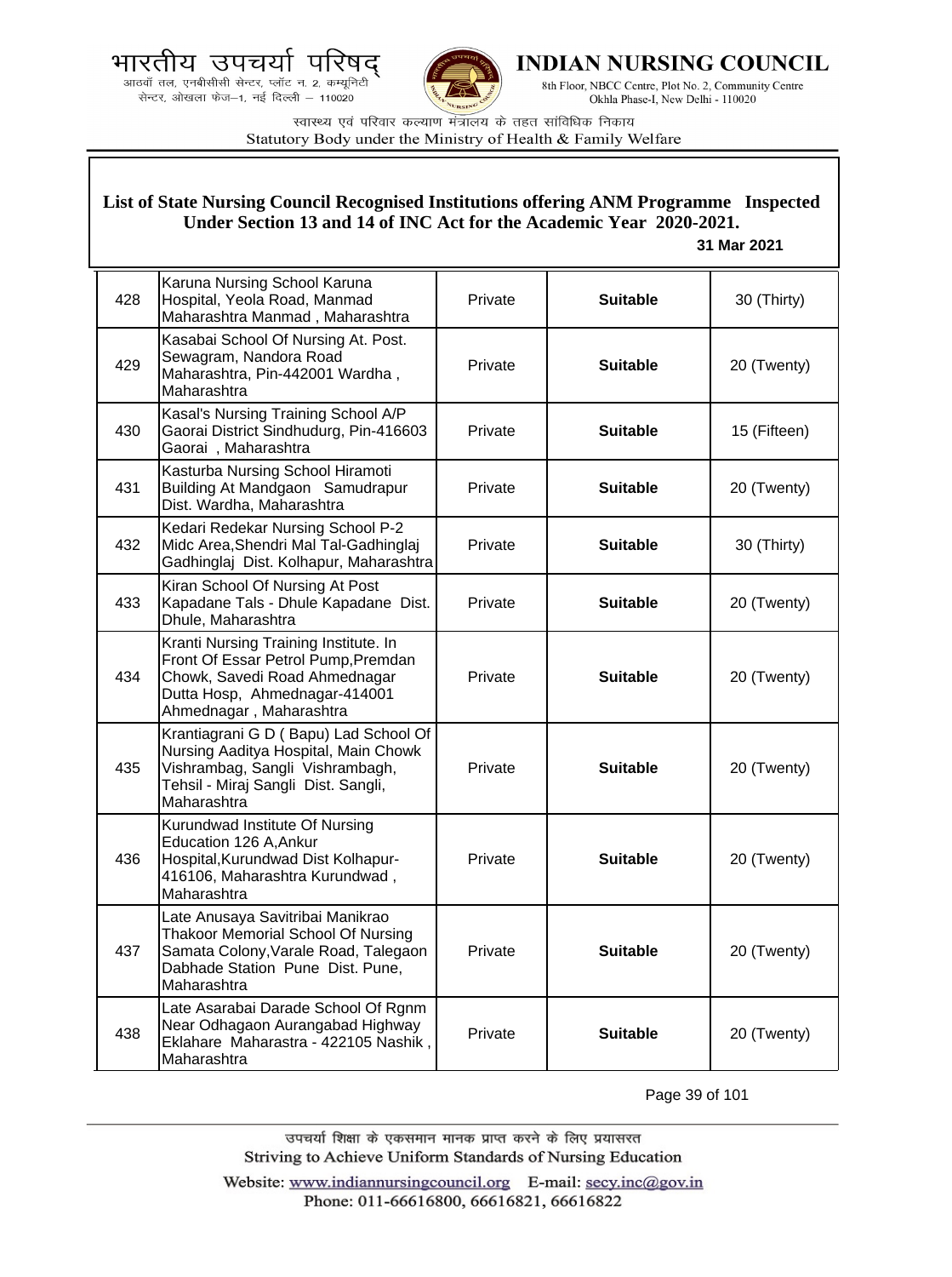## List of State Nursing Council Recognised Institutions offering ANM Programme Inspected Under Section 13 and 14 of INC Act for the Academic Year 2020-2021.

**31 Mar 2021**

| | | | | |
|---|---|---|---|---|
| 428 | Karuna Nursing School Karuna Hospital, Yeola Road, Manmad Maharashtra Manmad , Maharashtra | Private | **Suitable** | 30 (Thirty) |
| 429 | Kasabai School Of Nursing At. Post. Sewagram, Nandora Road Maharashtra, Pin-442001 Wardha , Maharashtra | Private | **Suitable** | 20 (Twenty) |
| 430 | Kasal's Nursing Training School A/P Gaorai District Sindhudurg, Pin-416603 Gaorai , Maharashtra | Private | **Suitable** | 15 (Fifteen) |
| 431 | Kasturba Nursing School Hiramoti Building At Mandgaon Samudrapur Dist. Wardha, Maharashtra | Private | **Suitable** | 20 (Twenty) |
| 432 | Kedari Redekar Nursing School P-2 Midc Area,Shendri Mal Tal-Gadhinglaj Gadhinglaj Dist. Kolhapur, Maharashtra | Private | **Suitable** | 30 (Thirty) |
| 433 | Kiran School Of Nursing At Post Kapadane Tals - Dhule Kapadane Dist. Dhule, Maharashtra | Private | **Suitable** | 20 (Twenty) |
| 434 | Kranti Nursing Training Institute. In Front Of Essar Petrol Pump,Premdan Chowk, Savedi Road Ahmednagar Dutta Hosp, Ahmednagar-414001 Ahmednagar , Maharashtra | Private | **Suitable** | 20 (Twenty) |
| 435 | Krantiagrani G D ( Bapu) Lad School Of Nursing Aaditya Hospital, Main Chowk Vishrambag, Sangli Vishrambagh, Tehsil - Miraj Sangli Dist. Sangli, Maharashtra | Private | **Suitable** | 20 (Twenty) |
| 436 | Kurundwad Institute Of Nursing Education 126 A,Ankur Hospital,Kurundwad Dist Kolhapur-416106, Maharashtra Kurundwad , Maharashtra | Private | **Suitable** | 20 (Twenty) |
| 437 | Late Anusaya Savitribai Manikrao Thakoor Memorial School Of Nursing Samata Colony,Varale Road, Talegaon Dabhade Station Pune Dist. Pune, Maharashtra | Private | **Suitable** | 20 (Twenty) |
| 438 | Late Asarabai Darade School Of Rgnm Near Odhagaon Aurangabad Highway Eklahare Maharastra - 422105 Nashik , Maharashtra | Private | **Suitable** | 20 (Twenty) |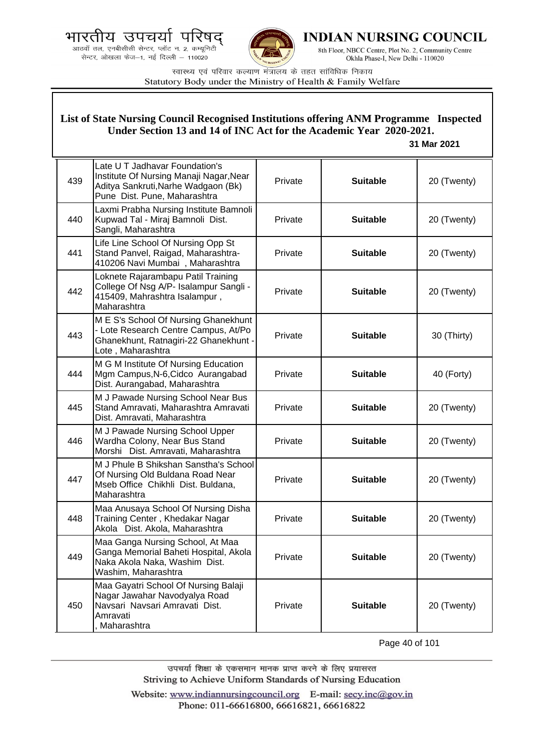**List of State Nursing Council Recognised Institutions offering ANM Programme Inspected Under Section 13 and 14 of INC Act for the Academic Year 2020-2021.**

31 Mar 2021

| | | | | |
|---|---|---|---|---|
| 439 | Late U T Jadhavar Foundation's Institute Of Nursing Manaji Nagar,Near Aditya Sankruti,Narhe Wadgaon (Bk) Pune Dist. Pune, Maharashtra | Private | **Suitable** | 20 (Twenty) |
| 440 | Laxmi Prabha Nursing Institute Bamnoli Kupwad Tal - Miraj Bamnoli Dist. Sangli, Maharashtra | Private | **Suitable** | 20 (Twenty) |
| 441 | Life Line School Of Nursing Opp St Stand Panvel, Raigad, Maharashtra-410206 Navi Mumbai , Maharashtra | Private | **Suitable** | 20 (Twenty) |
| 442 | Loknete Rajarambapu Patil Training College Of Nsg A/P- Isalampur Sangli - 415409, Mahrashtra Isalampur , Maharashtra | Private | **Suitable** | 20 (Twenty) |
| 443 | M E S's School Of Nursing Ghanekhunt - Lote Research Centre Campus, At/Po Ghanekhunt, Ratnagiri-22 Ghanekhunt - Lote , Maharashtra | Private | **Suitable** | 30 (Thirty) |
| 444 | M G M Institute Of Nursing Education Mgm Campus,N-6,Cidco Aurangabad Dist. Aurangabad, Maharashtra | Private | **Suitable** | 40 (Forty) |
| 445 | M J Pawade Nursing School Near Bus Stand Amravati, Maharashtra Amravati Dist. Amravati, Maharashtra | Private | **Suitable** | 20 (Twenty) |
| 446 | M J Pawade Nursing School Upper Wardha Colony, Near Bus Stand Morshi Dist. Amravati, Maharashtra | Private | **Suitable** | 20 (Twenty) |
| 447 | M J Phule B Shikshan Sanstha's School Of Nursing Old Buldana Road Near Mseb Office Chikhli Dist. Buldana, Maharashtra | Private | **Suitable** | 20 (Twenty) |
| 448 | Maa Anusaya School Of Nursing Disha Training Center , Khedakar Nagar Akola Dist. Akola, Maharashtra | Private | **Suitable** | 20 (Twenty) |
| 449 | Maa Ganga Nursing School, At Maa Ganga Memorial Baheti Hospital, Akola Naka Akola Naka, Washim Dist. Washim, Maharashtra | Private | **Suitable** | 20 (Twenty) |
| 450 | Maa Gayatri School Of Nursing Balaji Nagar Jawahar Navodyalya Road Navsari Navsari Amravati Dist. Amravati , Maharashtra | Private | **Suitable** | 20 (Twenty) |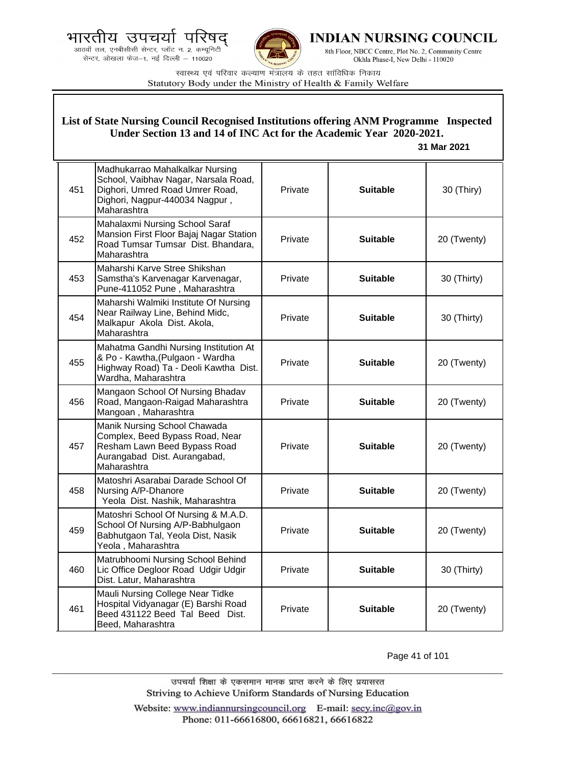## List of State Nursing Council Recognised Institutions offering ANM Programme Inspected Under Section 13 and 14 of INC Act for the Academic Year 2020-2021.

**31 Mar 2021**

| | | | | |
|---|---|---|---|---|
| 451 | Madhukarrao Mahalkalkar Nursing School, Vaibhav Nagar, Narsala Road, Dighori, Umred Road Umrer Road, Dighori, Nagpur-440034 Nagpur , Maharashtra | Private | **Suitable** | 30 (Thiry) |
| 452 | Mahalaxmi Nursing School Saraf Mansion First Floor Bajaj Nagar Station Road Tumsar Tumsar Dist. Bhandara, Maharashtra | Private | **Suitable** | 20 (Twenty) |
| 453 | Maharshi Karve Stree Shikshan Samstha's Karvenagar Karvenagar, Pune-411052 Pune , Maharashtra | Private | **Suitable** | 30 (Thirty) |
| 454 | Maharshi Walmiki Institute Of Nursing Near Railway Line, Behind Midc, Malkapur Akola Dist. Akola, Maharashtra | Private | **Suitable** | 30 (Thirty) |
| 455 | Mahatma Gandhi Nursing Institution At & Po - Kawtha,(Pulgaon - Wardha Highway Road) Ta - Deoli Kawtha Dist. Wardha, Maharashtra | Private | **Suitable** | 20 (Twenty) |
| 456 | Mangaon School Of Nursing Bhadav Road, Mangaon-Raigad Maharashtra Mangoan , Maharashtra | Private | **Suitable** | 20 (Twenty) |
| 457 | Manik Nursing School Chawada Complex, Beed Bypass Road, Near Resham Lawn Beed Bypass Road Aurangabad Dist. Aurangabad, Maharashtra | Private | **Suitable** | 20 (Twenty) |
| 458 | Matoshri Asarabai Darade School Of Nursing A/P-Dhanore Yeola Dist. Nashik, Maharashtra | Private | **Suitable** | 20 (Twenty) |
| 459 | Matoshri School Of Nursing & M.A.D. School Of Nursing A/P-Babhulgaon Babhutgaon Tal, Yeola Dist, Nasik Yeola , Maharashtra | Private | **Suitable** | 20 (Twenty) |
| 460 | Matrubhoomi Nursing School Behind Lic Office Degloor Road Udgir Udgir Dist. Latur, Maharashtra | Private | **Suitable** | 30 (Thirty) |
| 461 | Mauli Nursing College Near Tidke Hospital Vidyanagar (E) Barshi Road Beed 431122 Beed Tal Beed Dist. Beed, Maharashtra | Private | **Suitable** | 20 (Twenty) |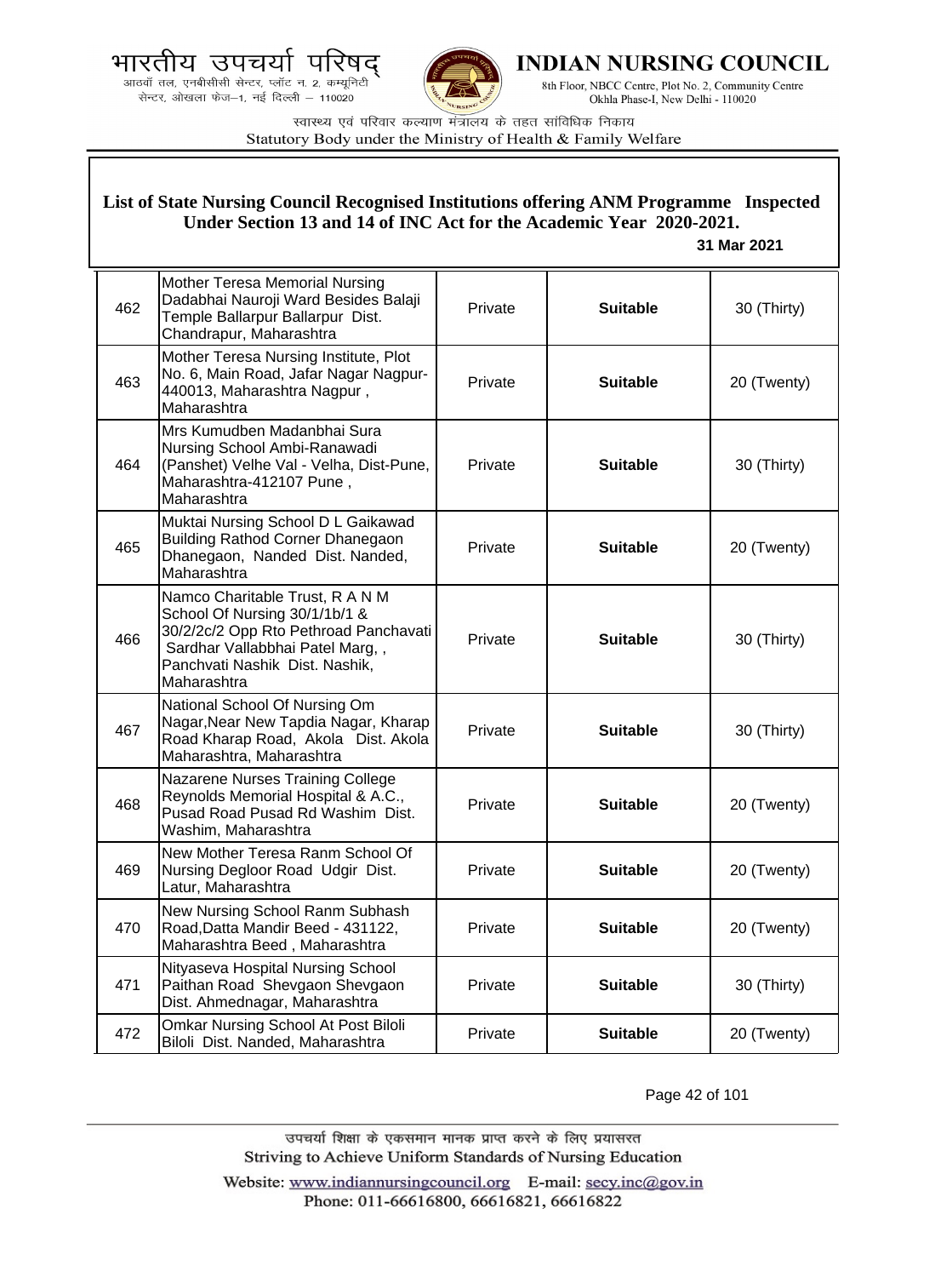## List of State Nursing Council Recognised Institutions offering ANM Programme Inspected Under Section 13 and 14 of INC Act for the Academic Year 2020-2021.

**31 Mar 2021**

| | | | | |
|---|---|---|---|---|
| 462 | Mother Teresa Memorial Nursing Dadabhai Nauroji Ward Besides Balaji Temple Ballarpur Ballarpur Dist. Chandrapur, Maharashtra | Private | **Suitable** | 30 (Thirty) |
| 463 | Mother Teresa Nursing Institute, Plot No. 6, Main Road, Jafar Nagar Nagpur-440013, Maharashtra Nagpur , Maharashtra | Private | **Suitable** | 20 (Twenty) |
| 464 | Mrs Kumudben Madanbhai Sura Nursing School Ambi-Ranawadi (Panshet) Velhe Val - Velha, Dist-Pune, Maharashtra-412107 Pune , Maharashtra | Private | **Suitable** | 30 (Thirty) |
| 465 | Muktai Nursing School D L Gaikawad Building Rathod Corner Dhanegaon Dhanegaon, Nanded Dist. Nanded, Maharashtra | Private | **Suitable** | 20 (Twenty) |
| 466 | Namco Charitable Trust, R A N M School Of Nursing 30/1/1b/1 & 30/2/2c/2 Opp Rto Pethroad Panchavati Sardhar Vallabbhai Patel Marg, , Panchvati Nashik Dist. Nashik, Maharashtra | Private | **Suitable** | 30 (Thirty) |
| 467 | National School Of Nursing Om Nagar,Near New Tapdia Nagar, Kharap Road Kharap Road, Akola Dist. Akola Maharashtra, Maharashtra | Private | **Suitable** | 30 (Thirty) |
| 468 | Nazarene Nurses Training College Reynolds Memorial Hospital & A.C., Pusad Road Pusad Rd Washim Dist. Washim, Maharashtra | Private | **Suitable** | 20 (Twenty) |
| 469 | New Mother Teresa Ranm School Of Nursing Degloor Road Udgir Dist. Latur, Maharashtra | Private | **Suitable** | 20 (Twenty) |
| 470 | New Nursing School Ranm Subhash Road,Datta Mandir Beed - 431122, Maharashtra Beed , Maharashtra | Private | **Suitable** | 20 (Twenty) |
| 471 | Nityaseva Hospital Nursing School Paithan Road Shevgaon Shevgaon Dist. Ahmednagar, Maharashtra | Private | **Suitable** | 30 (Thirty) |
| 472 | Omkar Nursing School At Post Biloli Biloli Dist. Nanded, Maharashtra | Private | **Suitable** | 20 (Twenty) |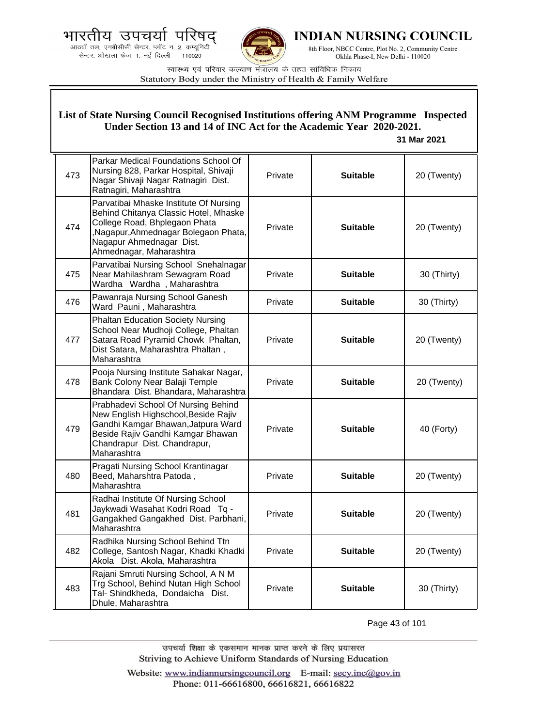## List of State Nursing Council Recognised Institutions offering ANM Programme Inspected Under Section 13 and 14 of INC Act for the Academic Year 2020-2021.

**31 Mar 2021**

| | | | | |
|---|---|---|---|---|
| 473 | Parkar Medical Foundations School Of Nursing 828, Parkar Hospital, Shivaji Nagar Shivaji Nagar Ratnagiri Dist. Ratnagiri, Maharashtra | Private | **Suitable** | 20 (Twenty) |
| 474 | Parvatibai Mhaske Institute Of Nursing Behind Chitanya Classic Hotel, Mhaske College Road, Bhplegaon Phata ,Nagapur,Ahmednagar Bolegaon Phata, Nagapur Ahmednagar Dist. Ahmednagar, Maharashtra | Private | **Suitable** | 20 (Twenty) |
| 475 | Parvatibai Nursing School Snehalnagar Near Mahilashram Sewagram Road Wardha Wardha , Maharashtra | Private | **Suitable** | 30 (Thirty) |
| 476 | Pawanraja Nursing School Ganesh Ward Pauni , Maharashtra | Private | **Suitable** | 30 (Thirty) |
| 477 | Phaltan Education Society Nursing School Near Mudhoji College, Phaltan Satara Road Pyramid Chowk Phaltan, Dist Satara, Maharashtra Phaltan , Maharashtra | Private | **Suitable** | 20 (Twenty) |
| 478 | Pooja Nursing Institute Sahakar Nagar, Bank Colony Near Balaji Temple Bhandara Dist. Bhandara, Maharashtra | Private | **Suitable** | 20 (Twenty) |
| 479 | Prabhadevi School Of Nursing Behind New English Highschool,Beside Rajiv Gandhi Kamgar Bhawan,Jatpura Ward Beside Rajiv Gandhi Kamgar Bhawan Chandrapur Dist. Chandrapur, Maharashtra | Private | **Suitable** | 40 (Forty) |
| 480 | Pragati Nursing School Krantinagar Beed, Maharshtra Patoda , Maharashtra | Private | **Suitable** | 20 (Twenty) |
| 481 | Radhai Institute Of Nursing School Jaykwadi Wasahat Kodri Road Tq - Gangakhed Gangakhed Dist. Parbhani, Maharashtra | Private | **Suitable** | 20 (Twenty) |
| 482 | Radhika Nursing School Behind Ttn College, Santosh Nagar, Khadki Khadki Akola Dist. Akola, Maharashtra | Private | **Suitable** | 20 (Twenty) |
| 483 | Rajani Smruti Nursing School, A N M Trg School, Behind Nutan High School Tal- Shindkheda, Dondaicha Dist. Dhule, Maharashtra | Private | **Suitable** | 30 (Thirty) |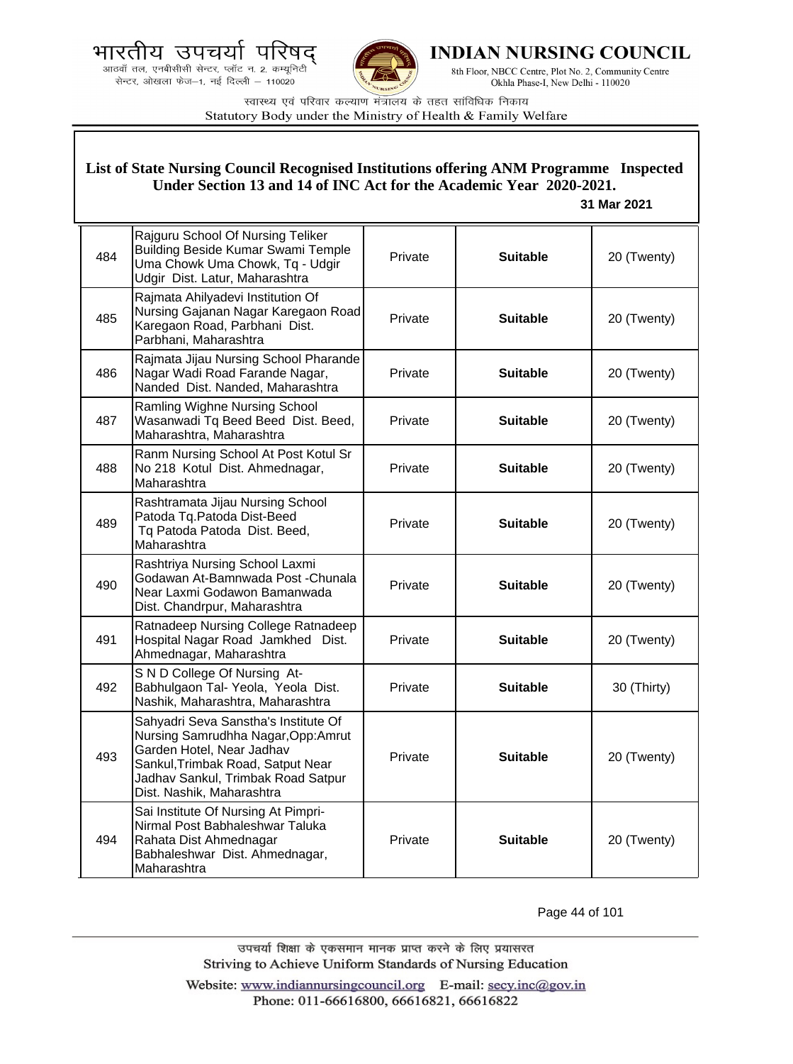## List of State Nursing Council Recognised Institutions offering ANM Programme Inspected Under Section 13 and 14 of INC Act for the Academic Year 2020-2021.

**31 Mar 2021**

| | | | | |
|---|---|---|---|---|
| 484 | Rajguru School Of Nursing Teliker Building Beside Kumar Swami Temple Uma Chowk Uma Chowk, Tq - Udgir Udgir Dist. Latur, Maharashtra | Private | **Suitable** | 20 (Twenty) |
| 485 | Rajmata Ahilyadevi Institution Of Nursing Gajanan Nagar Karegaon Road Karegaon Road, Parbhani Dist. Parbhani, Maharashtra | Private | **Suitable** | 20 (Twenty) |
| 486 | Rajmata Jijau Nursing School Pharande Nagar Wadi Road Farande Nagar, Nanded Dist. Nanded, Maharashtra | Private | **Suitable** | 20 (Twenty) |
| 487 | Ramling Wighne Nursing School Wasanwadi Tq Beed Beed Dist. Beed, Maharashtra, Maharashtra | Private | **Suitable** | 20 (Twenty) |
| 488 | Ranm Nursing School At Post Kotul Sr No 218 Kotul Dist. Ahmednagar, Maharashtra | Private | **Suitable** | 20 (Twenty) |
| 489 | Rashtramata Jijau Nursing School Patoda Tq.Patoda Dist-Beed Tq Patoda Patoda Dist. Beed, Maharashtra | Private | **Suitable** | 20 (Twenty) |
| 490 | Rashtriya Nursing School Laxmi Godawan At-Bamnwada Post -Chunala Near Laxmi Godawon Bamanwada Dist. Chandrpur, Maharashtra | Private | **Suitable** | 20 (Twenty) |
| 491 | Ratnadeep Nursing College Ratnadeep Hospital Nagar Road Jamkhed Dist. Ahmednagar, Maharashtra | Private | **Suitable** | 20 (Twenty) |
| 492 | S N D College Of Nursing At-Babhulgaon Tal- Yeola, Yeola Dist. Nashik, Maharashtra, Maharashtra | Private | **Suitable** | 30 (Thirty) |
| 493 | Sahyadri Seva Sanstha's Institute Of Nursing Samrudhha Nagar,Opp:Amrut Garden Hotel, Near Jadhav Sankul,Trimbak Road, Satput Near Jadhav Sankul, Trimbak Road Satpur Dist. Nashik, Maharashtra | Private | **Suitable** | 20 (Twenty) |
| 494 | Sai Institute Of Nursing At Pimpri-Nirmal Post Babhaleshwar Taluka Rahata Dist Ahmednagar Babhaleshwar Dist. Ahmednagar, Maharashtra | Private | **Suitable** | 20 (Twenty) |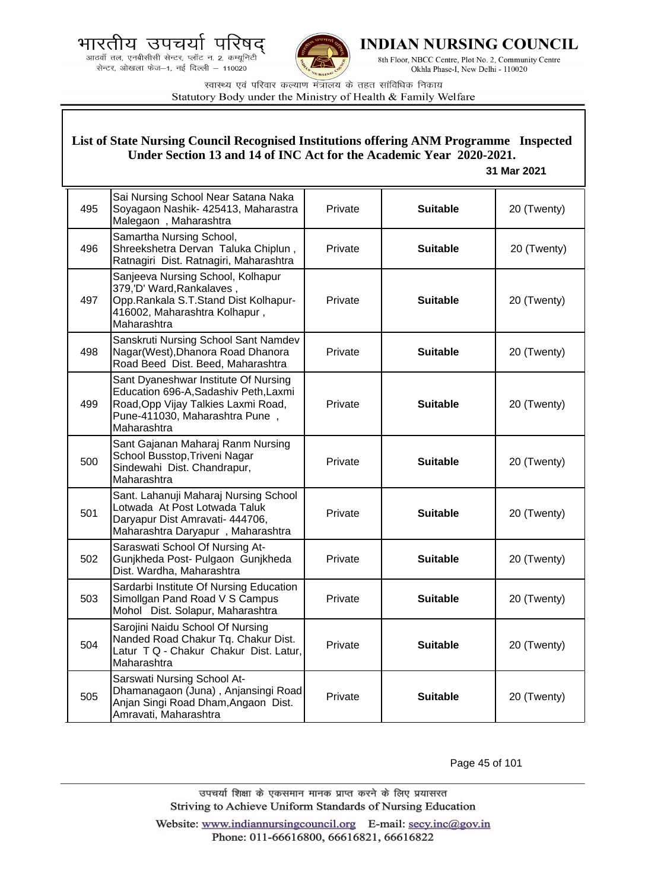**List of State Nursing Council Recognised Institutions offering ANM Programme Inspected Under Section 13 and 14 of INC Act for the Academic Year 2020-2021.**

**31 Mar 2021**

| | | | | |
|---|---|---|---|---|
| 495 | Sai Nursing School Near Satana Naka Soyagaon Nashik- 425413, Maharastra Malegaon , Maharashtra | Private | **Suitable** | 20 (Twenty) |
| 496 | Samartha Nursing School, Shreekshetra Dervan Taluka Chiplun , Ratnagiri Dist. Ratnagiri, Maharashtra | Private | **Suitable** | 20 (Twenty) |
| 497 | Sanjeeva Nursing School, Kolhapur 379,'D' Ward,Rankalaves , Opp.Rankala S.T.Stand Dist Kolhapur-416002, Maharashtra Kolhapur , Maharashtra | Private | **Suitable** | 20 (Twenty) |
| 498 | Sanskruti Nursing School Sant Namdev Nagar(West),Dhanora Road Dhanora Road Beed Dist. Beed, Maharashtra | Private | **Suitable** | 20 (Twenty) |
| 499 | Sant Dyaneshwar Institute Of Nursing Education 696-A,Sadashiv Peth,Laxmi Road,Opp Vijay Talkies Laxmi Road, Pune-411030, Maharashtra Pune , Maharashtra | Private | **Suitable** | 20 (Twenty) |
| 500 | Sant Gajanan Maharaj Ranm Nursing School Busstop,Triveni Nagar Sindewahi Dist. Chandrapur, Maharashtra | Private | **Suitable** | 20 (Twenty) |
| 501 | Sant. Lahanuji Maharaj Nursing School Lotwada At Post Lotwada Taluk Daryapur Dist Amravati- 444706, Maharashtra Daryapur , Maharashtra | Private | **Suitable** | 20 (Twenty) |
| 502 | Saraswati School Of Nursing At-Gunjkheda Post- Pulgaon Gunjkheda Dist. Wardha, Maharashtra | Private | **Suitable** | 20 (Twenty) |
| 503 | Sardarbi Institute Of Nursing Education Simollgan Pand Road V S Campus Mohol Dist. Solapur, Maharashtra | Private | **Suitable** | 20 (Twenty) |
| 504 | Sarojini Naidu School Of Nursing Nanded Road Chakur Tq. Chakur Dist. Latur T Q - Chakur Chakur Dist. Latur, Maharashtra | Private | **Suitable** | 20 (Twenty) |
| 505 | Sarswati Nursing School At-Dhamanagaon (Juna) , Anjansingi Road Anjan Singi Road Dham,Angaon Dist. Amravati, Maharashtra | Private | **Suitable** | 20 (Twenty) |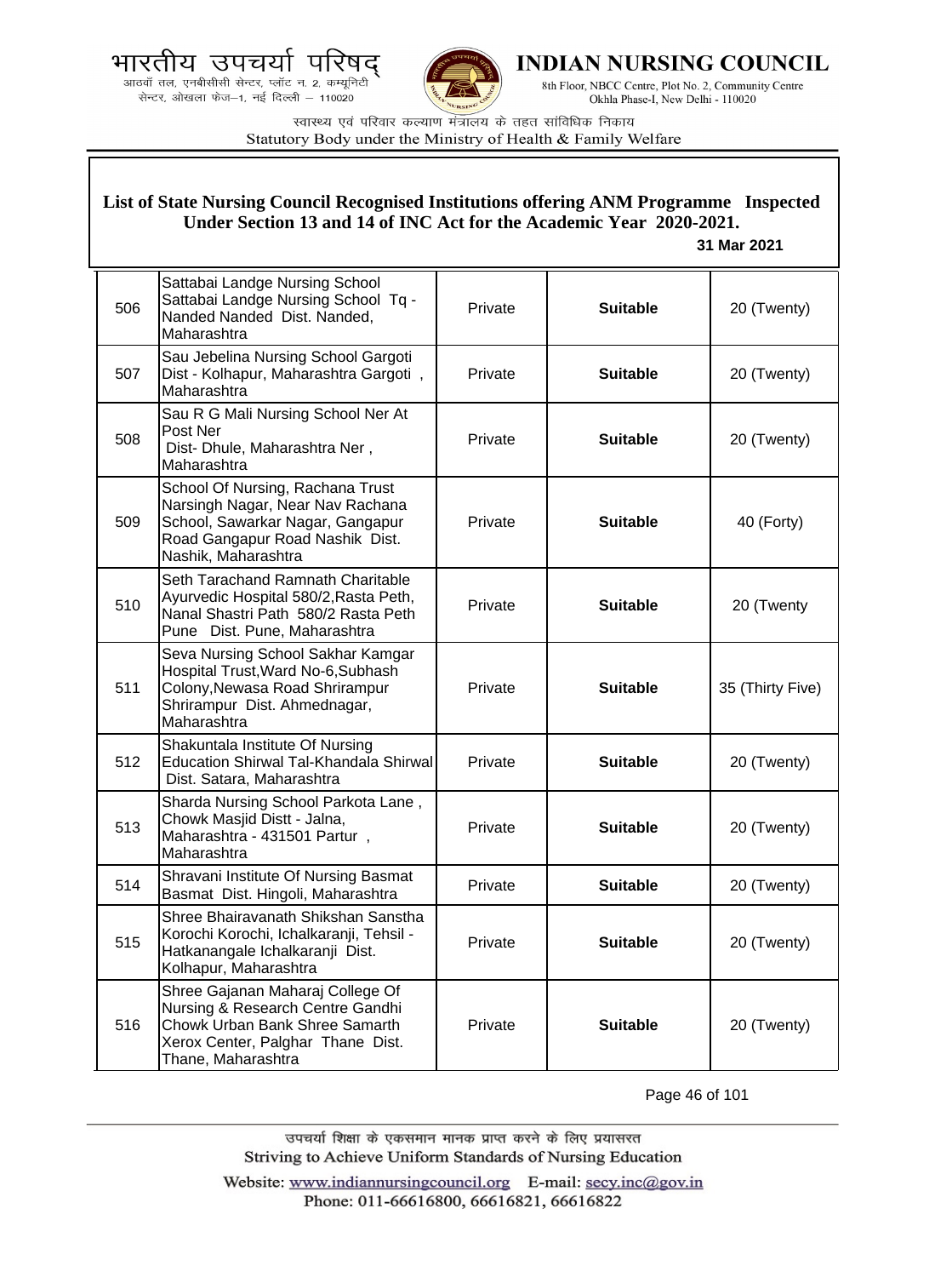## List of State Nursing Council Recognised Institutions offering ANM Programme Inspected Under Section 13 and 14 of INC Act for the Academic Year 2020-2021.

**31 Mar 2021**

| | | | | |
|---|---|---|---|---|
| 506 | Sattabai Landge Nursing School Sattabai Landge Nursing School Tq - Nanded Nanded Dist. Nanded, Maharashtra | Private | **Suitable** | 20 (Twenty) |
| 507 | Sau Jebelina Nursing School Gargoti Dist - Kolhapur, Maharashtra Gargoti , Maharashtra | Private | **Suitable** | 20 (Twenty) |
| 508 | Sau R G Mali Nursing School Ner At Post Ner Dist- Dhule, Maharashtra Ner , Maharashtra | Private | **Suitable** | 20 (Twenty) |
| 509 | School Of Nursing, Rachana Trust Narsingh Nagar, Near Nav Rachana School, Sawarkar Nagar, Gangapur Road Gangapur Road Nashik Dist. Nashik, Maharashtra | Private | **Suitable** | 40 (Forty) |
| 510 | Seth Tarachand Ramnath Charitable Ayurvedic Hospital 580/2,Rasta Peth, Nanal Shastri Path 580/2 Rasta Peth Pune Dist. Pune, Maharashtra | Private | **Suitable** | 20 (Twenty |
| 511 | Seva Nursing School Sakhar Kamgar Hospital Trust,Ward No-6,Subhash Colony,Newasa Road Shrirampur Shrirampur Dist. Ahmednagar, Maharashtra | Private | **Suitable** | 35 (Thirty Five) |
| 512 | Shakuntala Institute Of Nursing Education Shirwal Tal-Khandala Shirwal Dist. Satara, Maharashtra | Private | **Suitable** | 20 (Twenty) |
| 513 | Sharda Nursing School Parkota Lane , Chowk Masjid Distt - Jalna, Maharashtra - 431501 Partur , Maharashtra | Private | **Suitable** | 20 (Twenty) |
| 514 | Shravani Institute Of Nursing Basmat Basmat Dist. Hingoli, Maharashtra | Private | **Suitable** | 20 (Twenty) |
| 515 | Shree Bhairavanath Shikshan Sanstha Korochi Korochi, Ichalkaranji, Tehsil - Hatkanangale Ichalkaranji Dist. Kolhapur, Maharashtra | Private | **Suitable** | 20 (Twenty) |
| 516 | Shree Gajanan Maharaj College Of Nursing & Research Centre Gandhi Chowk Urban Bank Shree Samarth Xerox Center, Palghar Thane Dist. Thane, Maharashtra | Private | **Suitable** | 20 (Twenty) |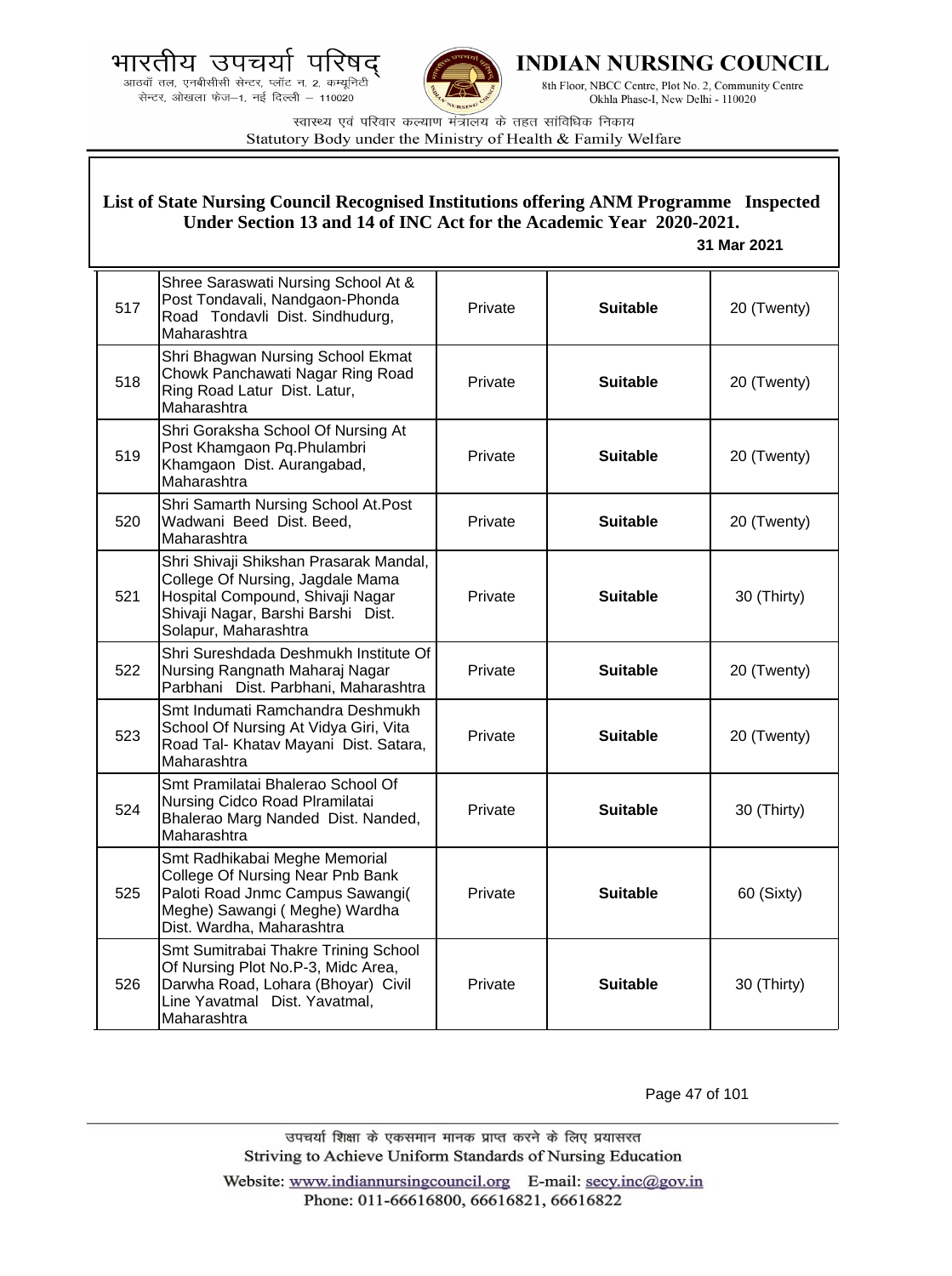## List of State Nursing Council Recognised Institutions offering ANM Programme Inspected Under Section 13 and 14 of INC Act for the Academic Year 2020-2021.

**31 Mar 2021**

| | | | | |
|---|---|---|---|---|
| 517 | Shree Saraswati Nursing School At & Post Tondavali, Nandgaon-Phonda Road Tondavli Dist. Sindhudurg, Maharashtra | Private | **Suitable** | 20 (Twenty) |
| 518 | Shri Bhagwan Nursing School Ekmat Chowk Panchawati Nagar Ring Road Ring Road Latur Dist. Latur, Maharashtra | Private | **Suitable** | 20 (Twenty) |
| 519 | Shri Goraksha School Of Nursing At Post Khamgaon Pq.Phulambri Khamgaon Dist. Aurangabad, Maharashtra | Private | **Suitable** | 20 (Twenty) |
| 520 | Shri Samarth Nursing School At.Post Wadwani Beed Dist. Beed, Maharashtra | Private | **Suitable** | 20 (Twenty) |
| 521 | Shri Shivaji Shikshan Prasarak Mandal, College Of Nursing, Jagdale Mama Hospital Compound, Shivaji Nagar Shivaji Nagar, Barshi Barshi Dist. Solapur, Maharashtra | Private | **Suitable** | 30 (Thirty) |
| 522 | Shri Sureshdada Deshmukh Institute Of Nursing Rangnath Maharaj Nagar Parbhani Dist. Parbhani, Maharashtra | Private | **Suitable** | 20 (Twenty) |
| 523 | Smt Indumati Ramchandra Deshmukh School Of Nursing At Vidya Giri, Vita Road Tal- Khatav Mayani Dist. Satara, Maharashtra | Private | **Suitable** | 20 (Twenty) |
| 524 | Smt Pramilatai Bhalerao School Of Nursing Cidco Road Plramilatai Bhalerao Marg Nanded Dist. Nanded, Maharashtra | Private | **Suitable** | 30 (Thirty) |
| 525 | Smt Radhikabai Meghe Memorial College Of Nursing Near Pnb Bank Paloti Road Jnmc Campus Sawangi( Meghe) Sawangi ( Meghe) Wardha Dist. Wardha, Maharashtra | Private | **Suitable** | 60 (Sixty) |
| 526 | Smt Sumitrabai Thakre Trining School Of Nursing Plot No.P-3, Midc Area, Darwha Road, Lohara (Bhoyar) Civil Line Yavatmal Dist. Yavatmal, Maharashtra | Private | **Suitable** | 30 (Thirty) |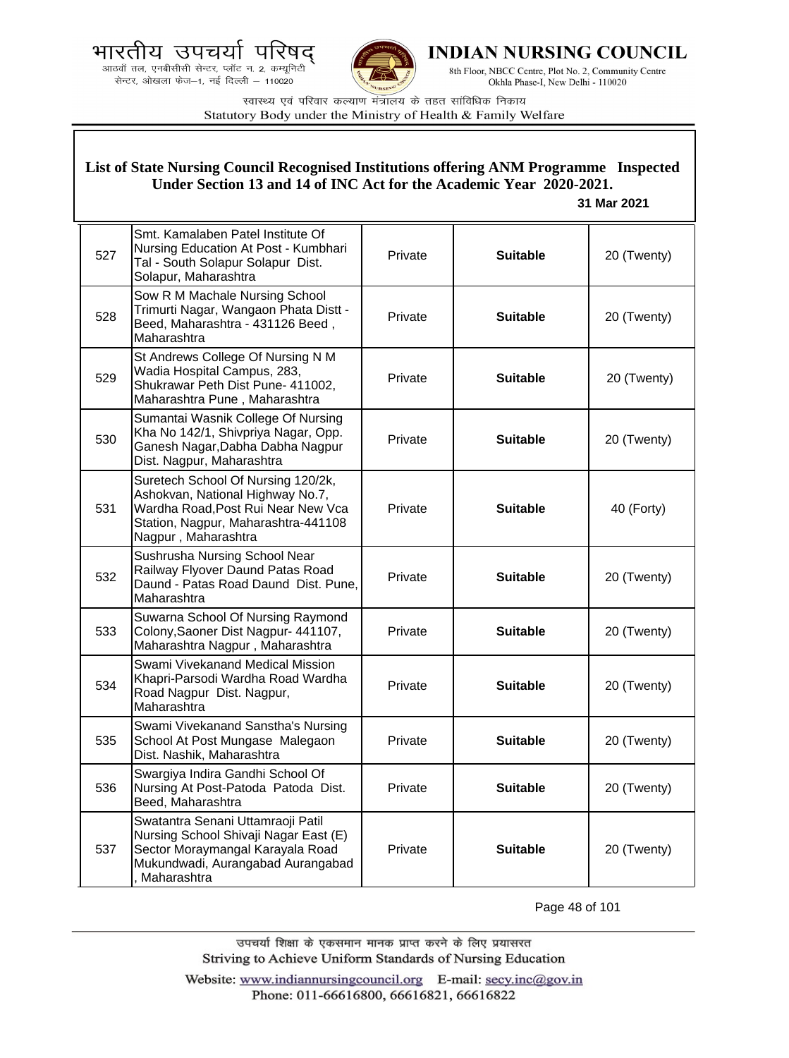## List of State Nursing Council Recognised Institutions offering ANM Programme Inspected Under Section 13 and 14 of INC Act for the Academic Year 2020-2021.

**31 Mar 2021**

| | | | | |
|---|---|---|---|---|
| 527 | Smt. Kamalaben Patel Institute Of Nursing Education At Post - Kumbhari Tal - South Solapur Solapur Dist. Solapur, Maharashtra | Private | **Suitable** | 20 (Twenty) |
| 528 | Sow R M Machale Nursing School Trimurti Nagar, Wangaon Phata Distt - Beed, Maharashtra - 431126 Beed , Maharashtra | Private | **Suitable** | 20 (Twenty) |
| 529 | St Andrews College Of Nursing N M Wadia Hospital Campus, 283, Shukrawar Peth Dist Pune- 411002, Maharashtra Pune , Maharashtra | Private | **Suitable** | 20 (Twenty) |
| 530 | Sumantai Wasnik College Of Nursing Kha No 142/1, Shivpriya Nagar, Opp. Ganesh Nagar,Dabha Dabha Nagpur Dist. Nagpur, Maharashtra | Private | **Suitable** | 20 (Twenty) |
| 531 | Suretech School Of Nursing 120/2k, Ashokvan, National Highway No.7, Wardha Road,Post Rui Near New Vca Station, Nagpur, Maharashtra-441108 Nagpur , Maharashtra | Private | **Suitable** | 40 (Forty) |
| 532 | Sushrusha Nursing School Near Railway Flyover Daund Patas Road Daund - Patas Road Daund Dist. Pune, Maharashtra | Private | **Suitable** | 20 (Twenty) |
| 533 | Suwarna School Of Nursing Raymond Colony,Saoner Dist Nagpur- 441107, Maharashtra Nagpur , Maharashtra | Private | **Suitable** | 20 (Twenty) |
| 534 | Swami Vivekanand Medical Mission Khapri-Parsodi Wardha Road Wardha Road Nagpur Dist. Nagpur, Maharashtra | Private | **Suitable** | 20 (Twenty) |
| 535 | Swami Vivekanand Sanstha's Nursing School At Post Mungase Malegaon Dist. Nashik, Maharashtra | Private | **Suitable** | 20 (Twenty) |
| 536 | Swargiya Indira Gandhi School Of Nursing At Post-Patoda Patoda Dist. Beed, Maharashtra | Private | **Suitable** | 20 (Twenty) |
| 537 | Swatantra Senani Uttamraoji Patil Nursing School Shivaji Nagar East (E) Sector Moraymangal Karayala Road Mukundwadi, Aurangabad Aurangabad , Maharashtra | Private | **Suitable** | 20 (Twenty) |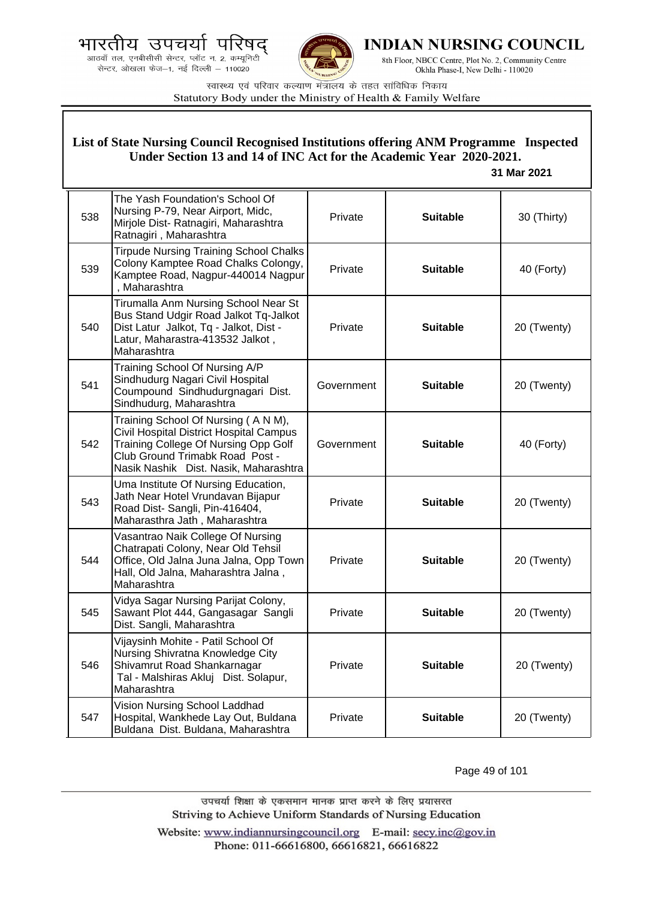भारतीय उपचर्या परिषद्
आठवाँ तल, एनबीसीसी सेन्टर, प्लॉट न. 2, कम्यूनिटी सेन्टर, ओखला फेज–1, नई दिल्ली – 110020

**INDIAN NURSING COUNCIL**
8th Floor, NBCC Centre, Plot No. 2, Community Centre Okhla Phase-I, New Delhi - 110020

स्वास्थ्य एवं परिवार कल्याण मंत्रालय के तहत सांविधिक निकाय
Statutory Body under the Ministry of Health & Family Welfare

**List of State Nursing Council Recognised Institutions offering ANM Programme Inspected Under Section 13 and 14 of INC Act for the Academic Year 2020-2021.**

**31 Mar 2021**

| | | | | |
|---|---|---|---|---|
| 538 | The Yash Foundation's School Of Nursing P-79, Near Airport, Midc, Mirjole Dist- Ratnagiri, Maharashtra Ratnagiri , Maharashtra | Private | **Suitable** | 30 (Thirty) |
| 539 | Tirpude Nursing Training School Chalks Colony Kamptee Road Chalks Colongy, Kamptee Road, Nagpur-440014 Nagpur , Maharashtra | Private | **Suitable** | 40 (Forty) |
| 540 | Tirumalla Anm Nursing School Near St Bus Stand Udgir Road Jalkot Tq-Jalkot Dist Latur Jalkot, Tq - Jalkot, Dist - Latur, Maharastra-413532 Jalkot , Maharashtra | Private | **Suitable** | 20 (Twenty) |
| 541 | Training School Of Nursing A/P Sindhudurg Nagari Civil Hospital Coumpound Sindhudurgnagari Dist. Sindhudurg, Maharashtra | Government | **Suitable** | 20 (Twenty) |
| 542 | Training School Of Nursing ( A N M), Civil Hospital District Hospital Campus Training College Of Nursing Opp Golf Club Ground Trimabk Road Post - Nasik Nashik Dist. Nasik, Maharashtra | Government | **Suitable** | 40 (Forty) |
| 543 | Uma Institute Of Nursing Education, Jath Near Hotel Vrundavan Bijapur Road Dist- Sangli, Pin-416404, Maharasthra Jath , Maharashtra | Private | **Suitable** | 20 (Twenty) |
| 544 | Vasantrao Naik College Of Nursing Chatrapati Colony, Near Old Tehsil Office, Old Jalna Juna Jalna, Opp Town Hall, Old Jalna, Maharashtra Jalna , Maharashtra | Private | **Suitable** | 20 (Twenty) |
| 545 | Vidya Sagar Nursing Parijat Colony, Sawant Plot 444, Gangasagar Sangli Dist. Sangli, Maharashtra | Private | **Suitable** | 20 (Twenty) |
| 546 | Vijaysinh Mohite - Patil School Of Nursing Shivratna Knowledge City Shivamrut Road Shankarnagar Tal - Malshiras Akluj Dist. Solapur, Maharashtra | Private | **Suitable** | 20 (Twenty) |
| 547 | Vision Nursing School Laddhad Hospital, Wankhede Lay Out, Buldana Buldana Dist. Buldana, Maharashtra | Private | **Suitable** | 20 (Twenty) |

उपचर्या शिक्षा के एकसमान मानक प्राप्त करने के लिए प्रयासरत
Striving to Achieve Uniform Standards of Nursing Education

Website: www.indiannursingcouncil.org E-mail: secy.inc@gov.in
Phone: 011-66616800, 66616821, 66616822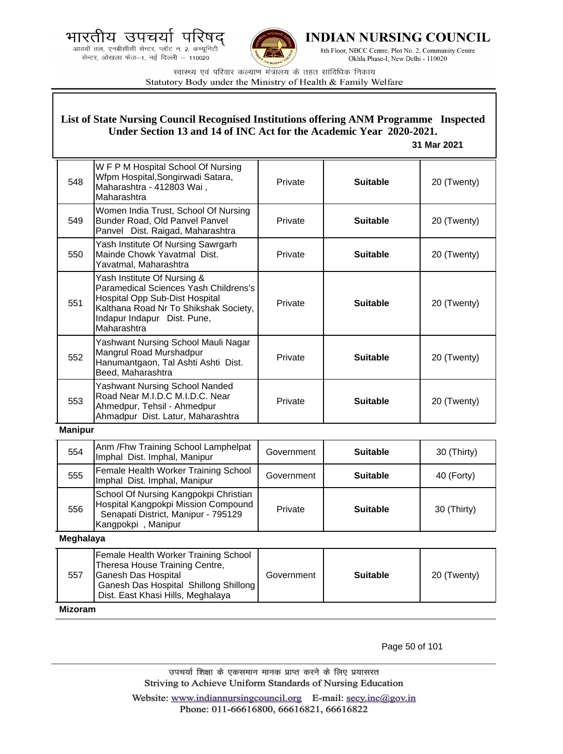**List of State Nursing Council Recognised Institutions offering ANM Programme Inspected Under Section 13 and 14 of INC Act for the Academic Year 2020-2021.**

**31 Mar 2021**

| | | | | |
|---|---|---|---|---|
| 548 | W F P M Hospital School Of Nursing Wfpm Hospital,Songirwadi Satara, Maharashtra - 412803 Wai , Maharashtra | Private | **Suitable** | 20 (Twenty) |
| 549 | Women India Trust, School Of Nursing Bunder Road, Old Panvel Panvel Panvel Dist. Raigad, Maharashtra | Private | **Suitable** | 20 (Twenty) |
| 550 | Yash Institute Of Nursing Sawrgarh Mainde Chowk Yavatmal Dist. Yavatmal, Maharashtra | Private | **Suitable** | 20 (Twenty) |
| 551 | Yash Institute Of Nursing & Paramedical Sciences Yash Childrens's Hospital Opp Sub-Dist Hospital Kalthana Road Nr To Shikshak Society, Indapur Indapur Dist. Pune, Maharashtra | Private | **Suitable** | 20 (Twenty) |
| 552 | Yashwant Nursing School Mauli Nagar Mangrul Road Murshadpur Hanumantgaon, Tal Ashti Ashti Dist. Beed, Maharashtra | Private | **Suitable** | 20 (Twenty) |
| 553 | Yashwant Nursing School Nanded Road Near M.I.D.C M.I.D.C. Near Ahmedpur, Tehsil - Ahmedpur Ahmadpur Dist. Latur, Maharashtra | Private | **Suitable** | 20 (Twenty) |

**Manipur**

| | | | | |
|---|---|---|---|---|
| 554 | Anm /Fhw Training School Lamphelpat Imphal Dist. Imphal, Manipur | Government | **Suitable** | 30 (Thirty) |
| 555 | Female Health Worker Training School Imphal Dist. Imphal, Manipur | Government | **Suitable** | 40 (Forty) |
| 556 | School Of Nursing Kangpokpi Christian Hospital Kangpokpi Mission Compound Senapati District, Manipur - 795129 Kangpokpi , Manipur | Private | **Suitable** | 30 (Thirty) |

**Meghalaya**

| | | | | |
|---|---|---|---|---|
| 557 | Female Health Worker Training School Theresa House Training Centre, Ganesh Das Hospital Ganesh Das Hospital Shillong Shillong Dist. East Khasi Hills, Meghalaya | Government | **Suitable** | 20 (Twenty) |

**Mizoram**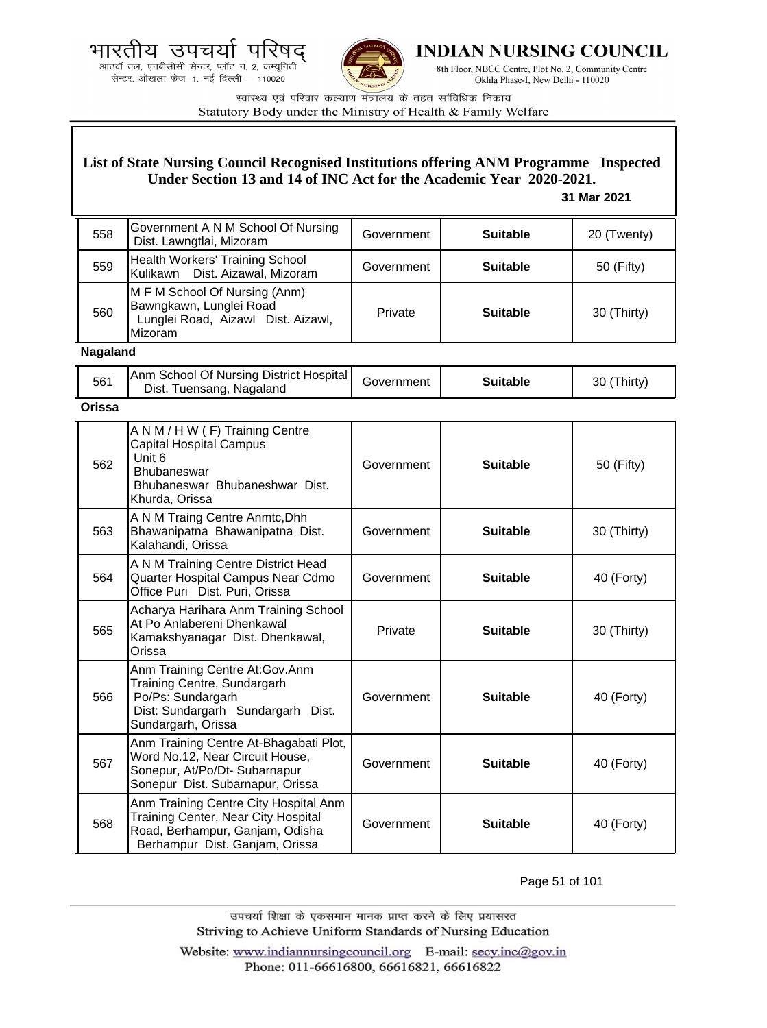भारतीय उपचर्या परिषद्
आठवाँ तल, एनबीसीसी सेन्टर, प्लॉट न. 2, कम्यूनिटी सेन्टर, ओखला फेज–1, नई दिल्ली – 110020

**INDIAN NURSING COUNCIL**
8th Floor, NBCC Centre, Plot No. 2, Community Centre Okhla Phase-I, New Delhi - 110020

स्वास्थ्य एवं परिवार कल्याण मंत्रालय के तहत सांविधिक निकाय
Statutory Body under the Ministry of Health & Family Welfare

## List of State Nursing Council Recognised Institutions offering ANM Programme Inspected Under Section 13 and 14 of INC Act for the Academic Year 2020-2021.

**31 Mar 2021**

| | | | | |
|---|---|---|---|---|
| 558 | Government A N M School Of Nursing Dist. Lawngtlai, Mizoram | Government | **Suitable** | 20 (Twenty) |
| 559 | Health Workers' Training School Kulikawn Dist. Aizawal, Mizoram | Government | **Suitable** | 50 (Fifty) |
| 560 | M F M School Of Nursing (Anm) Bawngkawn, Lunglei Road Lunglei Road, Aizawl Dist. Aizawl, Mizoram | Private | **Suitable** | 30 (Thirty) |

**Nagaland**

| | | | | |
|---|---|---|---|---|
| 561 | Anm School Of Nursing District Hospital Dist. Tuensang, Nagaland | Government | **Suitable** | 30 (Thirty) |

**Orissa**

| | | | | |
|---|---|---|---|---|
| 562 | A N M / H W ( F) Training Centre Capital Hospital Campus Unit 6 Bhubaneswar Bhubaneswar Bhubaneshwar Dist. Khurda, Orissa | Government | **Suitable** | 50 (Fifty) |
| 563 | A N M Traing Centre Anmtc,Dhh Bhawanipatna Bhawanipatna Dist. Kalahandi, Orissa | Government | **Suitable** | 30 (Thirty) |
| 564 | A N M Training Centre District Head Quarter Hospital Campus Near Cdmo Office Puri Dist. Puri, Orissa | Government | **Suitable** | 40 (Forty) |
| 565 | Acharya Harihara Anm Training School At Po Anlabereni Dhenkawal Kamakshyanagar Dist. Dhenkawal, Orissa | Private | **Suitable** | 30 (Thirty) |
| 566 | Anm Training Centre At:Gov.Anm Training Centre, Sundargarh Po/Ps: Sundargarh Dist: Sundargarh Sundargarh Dist. Sundargarh, Orissa | Government | **Suitable** | 40 (Forty) |
| 567 | Anm Training Centre At-Bhagabati Plot, Word No.12, Near Circuit House, Sonepur, At/Po/Dt- Subarnapur Sonepur Dist. Subarnapur, Orissa | Government | **Suitable** | 40 (Forty) |
| 568 | Anm Training Centre City Hospital Anm Training Center, Near City Hospital Road, Berhampur, Ganjam, Odisha Berhampur Dist. Ganjam, Orissa | Government | **Suitable** | 40 (Forty) |

उपचर्या शिक्षा के एकसमान मानक प्राप्त करने के लिए प्रयासरत
Striving to Achieve Uniform Standards of Nursing Education

Website: www.indiannursingcouncil.org E-mail: secy.inc@gov.in
Phone: 011-66616800, 66616821, 66616822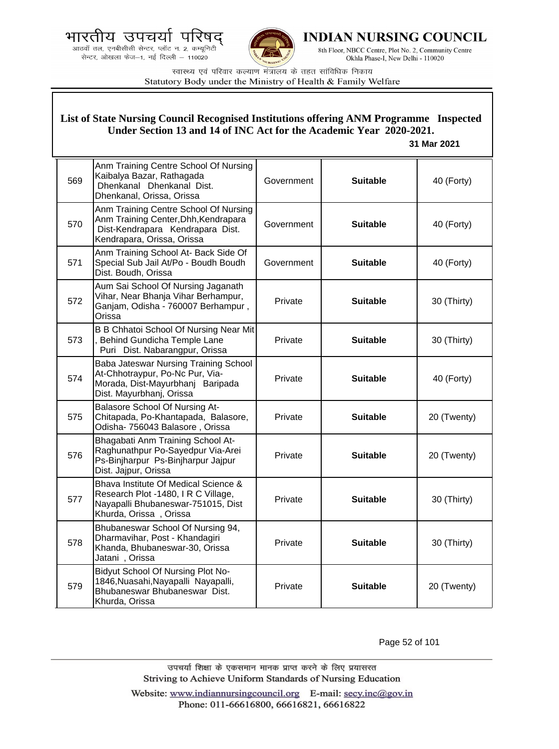**List of State Nursing Council Recognised Institutions offering ANM Programme Inspected Under Section 13 and 14 of INC Act for the Academic Year 2020-2021.**

**31 Mar 2021**

| | | | | |
|---|---|---|---|---|
| 569 | Anm Training Centre School Of Nursing Kaibalya Bazar, Rathagada Dhenkanal Dhenkanal Dist. Dhenkanal, Orissa, Orissa | Government | **Suitable** | 40 (Forty) |
| 570 | Anm Training Centre School Of Nursing Anm Training Center,Dhh,Kendrapara Dist-Kendrapara Kendrapara Dist. Kendrapara, Orissa, Orissa | Government | **Suitable** | 40 (Forty) |
| 571 | Anm Training School At- Back Side Of Special Sub Jail At/Po - Boudh Boudh Dist. Boudh, Orissa | Government | **Suitable** | 40 (Forty) |
| 572 | Aum Sai School Of Nursing Jaganath Vihar, Near Bhanja Vihar Berhampur, Ganjam, Odisha - 760007 Berhampur , Orissa | Private | **Suitable** | 30 (Thirty) |
| 573 | B B Chhatoi School Of Nursing Near Mit , Behind Gundicha Temple Lane Puri Dist. Nabarangpur, Orissa | Private | **Suitable** | 30 (Thirty) |
| 574 | Baba Jateswar Nursing Training School At-Chhotraypur, Po-Nc Pur, Via-Morada, Dist-Mayurbhanj Baripada Dist. Mayurbhanj, Orissa | Private | **Suitable** | 40 (Forty) |
| 575 | Balasore School Of Nursing At-Chitapada, Po-Khantapada, Balasore, Odisha- 756043 Balasore , Orissa | Private | **Suitable** | 20 (Twenty) |
| 576 | Bhagabati Anm Training School At-Raghunathpur Po-Sayedpur Via-Arei Ps-Binjharpur Ps-Binjharpur Jajpur Dist. Jajpur, Orissa | Private | **Suitable** | 20 (Twenty) |
| 577 | Bhava Institute Of Medical Science & Research Plot -1480, I R C Village, Nayapalli Bhubaneswar-751015, Dist Khurda, Orissa , Orissa | Private | **Suitable** | 30 (Thirty) |
| 578 | Bhubaneswar School Of Nursing 94, Dharmavihar, Post - Khandagiri Khanda, Bhubaneswar-30, Orissa Jatani , Orissa | Private | **Suitable** | 30 (Thirty) |
| 579 | Bidyut School Of Nursing Plot No-1846,Nuasahi,Nayapalli Nayapalli, Bhubaneswar Bhubaneswar Dist. Khurda, Orissa | Private | **Suitable** | 20 (Twenty) |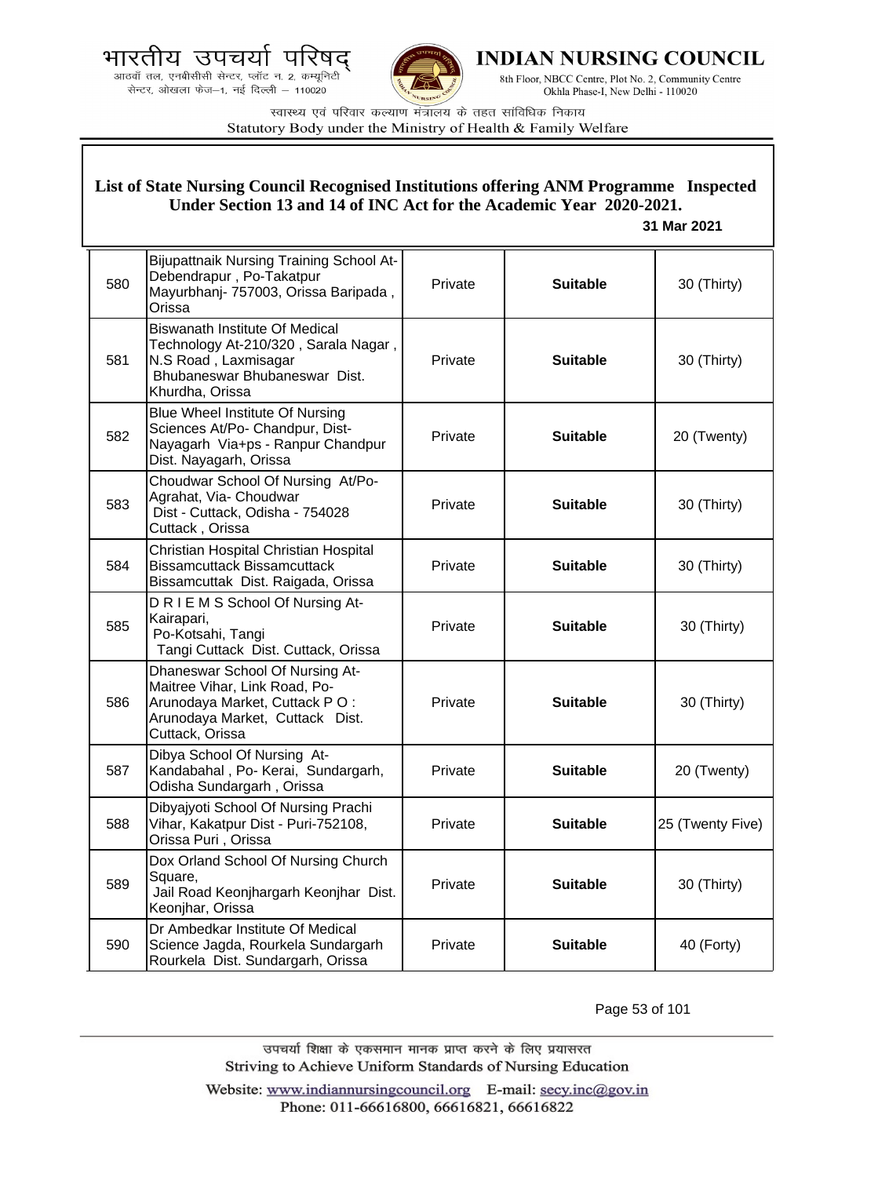## List of State Nursing Council Recognised Institutions offering ANM Programme Inspected Under Section 13 and 14 of INC Act for the Academic Year 2020-2021.

**31 Mar 2021**

| | | | | |
|---|---|---|---|---|
| 580 | Bijupattnaik Nursing Training School At-Debendrapur , Po-Takatpur Mayurbhanj- 757003, Orissa Baripada , Orissa | Private | **Suitable** | 30 (Thirty) |
| 581 | Biswanath Institute Of Medical Technology At-210/320 , Sarala Nagar , N.S Road , Laxmisagar Bhubaneswar Bhubaneswar Dist. Khurdha, Orissa | Private | **Suitable** | 30 (Thirty) |
| 582 | Blue Wheel Institute Of Nursing Sciences At/Po- Chandpur, Dist-Nayagarh Via+ps - Ranpur Chandpur Dist. Nayagarh, Orissa | Private | **Suitable** | 20 (Twenty) |
| 583 | Choudwar School Of Nursing At/Po-Agrahat, Via- Choudwar Dist - Cuttack, Odisha - 754028 Cuttack , Orissa | Private | **Suitable** | 30 (Thirty) |
| 584 | Christian Hospital Christian Hospital Bissamcuttack Bissamcuttack Bissamcuttak Dist. Raigada, Orissa | Private | **Suitable** | 30 (Thirty) |
| 585 | D R I E M S School Of Nursing At-Kairapari, Po-Kotsahi, Tangi Tangi Cuttack Dist. Cuttack, Orissa | Private | **Suitable** | 30 (Thirty) |
| 586 | Dhaneswar School Of Nursing At-Maitree Vihar, Link Road, Po-Arunodaya Market, Cuttack P O : Arunodaya Market, Cuttack Dist. Cuttack, Orissa | Private | **Suitable** | 30 (Thirty) |
| 587 | Dibya School Of Nursing At-Kandabahal , Po- Kerai, Sundargarh, Odisha Sundargarh , Orissa | Private | **Suitable** | 20 (Twenty) |
| 588 | Dibyajyoti School Of Nursing Prachi Vihar, Kakatpur Dist - Puri-752108, Orissa Puri , Orissa | Private | **Suitable** | 25 (Twenty Five) |
| 589 | Dox Orland School Of Nursing Church Square, Jail Road Keonjhargarh Keonjhar Dist. Keonjhar, Orissa | Private | **Suitable** | 30 (Thirty) |
| 590 | Dr Ambedkar Institute Of Medical Science Jagda, Rourkela Sundargarh Rourkela Dist. Sundargarh, Orissa | Private | **Suitable** | 40 (Forty) |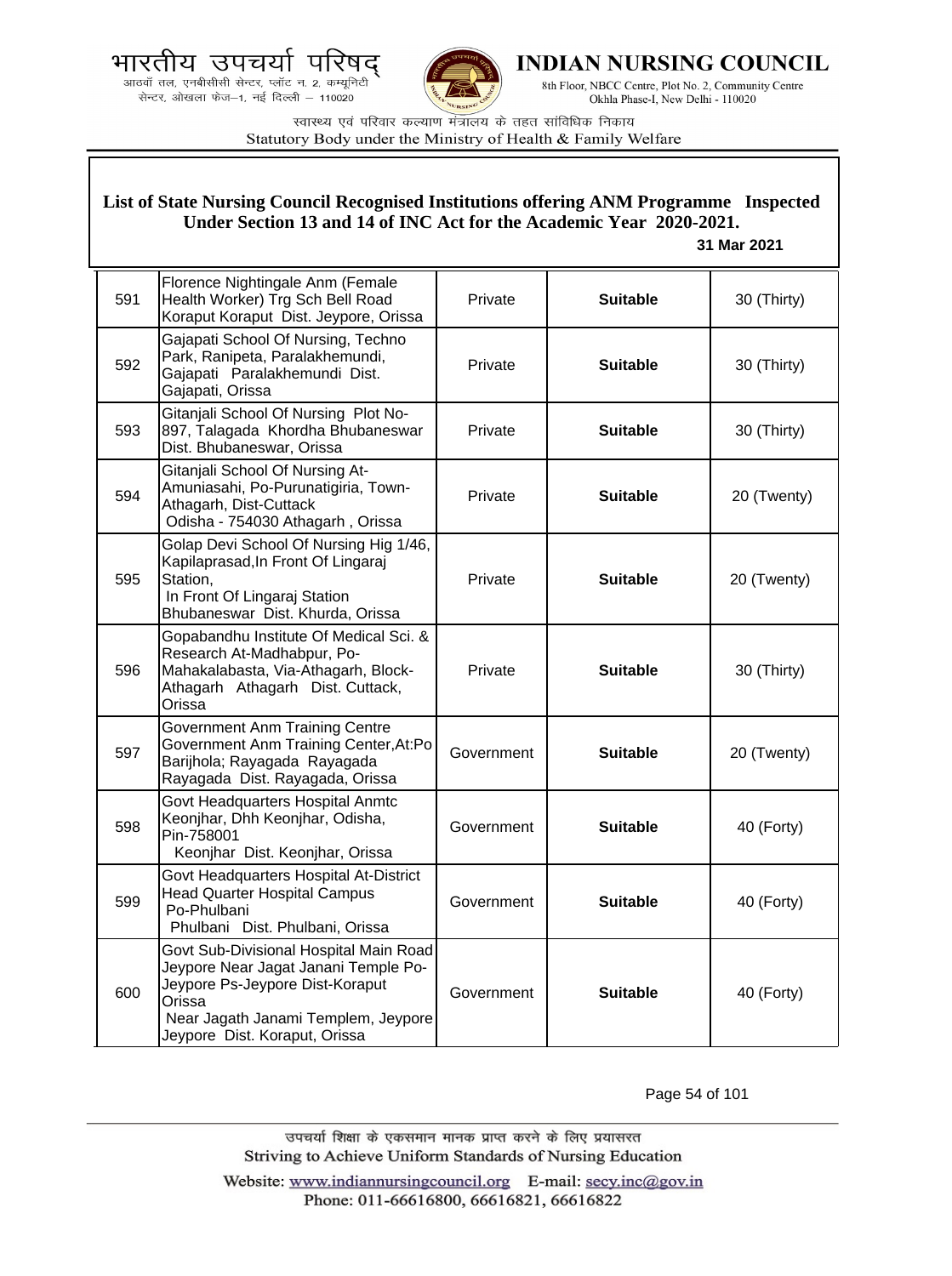**List of State Nursing Council Recognised Institutions offering ANM Programme Inspected Under Section 13 and 14 of INC Act for the Academic Year 2020-2021.**

**31 Mar 2021**

| | | | | |
|---|---|---|---|---|
| 591 | Florence Nightingale Anm (Female Health Worker) Trg Sch Bell Road Koraput Koraput Dist. Jeypore, Orissa | Private | **Suitable** | 30 (Thirty) |
| 592 | Gajapati School Of Nursing, Techno Park, Ranipeta, Paralakhemundi, Gajapati Paralakhemundi Dist. Gajapati, Orissa | Private | **Suitable** | 30 (Thirty) |
| 593 | Gitanjali School Of Nursing Plot No-897, Talagada Khordha Bhubaneswar Dist. Bhubaneswar, Orissa | Private | **Suitable** | 30 (Thirty) |
| 594 | Gitanjali School Of Nursing At-Amuniasahi, Po-Purunatigiria, Town-Athagarh, Dist-Cuttack Odisha - 754030 Athagarh , Orissa | Private | **Suitable** | 20 (Twenty) |
| 595 | Golap Devi School Of Nursing Hig 1/46, Kapilaprasad,In Front Of Lingaraj Station, In Front Of Lingaraj Station Bhubaneswar Dist. Khurda, Orissa | Private | **Suitable** | 20 (Twenty) |
| 596 | Gopabandhu Institute Of Medical Sci. & Research At-Madhabpur, Po-Mahakalabasta, Via-Athagarh, Block-Athagarh Athagarh Dist. Cuttack, Orissa | Private | **Suitable** | 30 (Thirty) |
| 597 | Government Anm Training Centre Government Anm Training Center,At:Po Barijhola; Rayagada Rayagada Rayagada Dist. Rayagada, Orissa | Government | **Suitable** | 20 (Twenty) |
| 598 | Govt Headquarters Hospital Anmtc Keonjhar, Dhh Keonjhar, Odisha, Pin-758001 Keonjhar Dist. Keonjhar, Orissa | Government | **Suitable** | 40 (Forty) |
| 599 | Govt Headquarters Hospital At-District Head Quarter Hospital Campus Po-Phulbani Phulbani Dist. Phulbani, Orissa | Government | **Suitable** | 40 (Forty) |
| 600 | Govt Sub-Divisional Hospital Main Road Jeypore Near Jagat Janani Temple Po-Jeypore Ps-Jeypore Dist-Koraput Orissa Near Jagath Janami Templem, Jeypore Jeypore Dist. Koraput, Orissa | Government | **Suitable** | 40 (Forty) |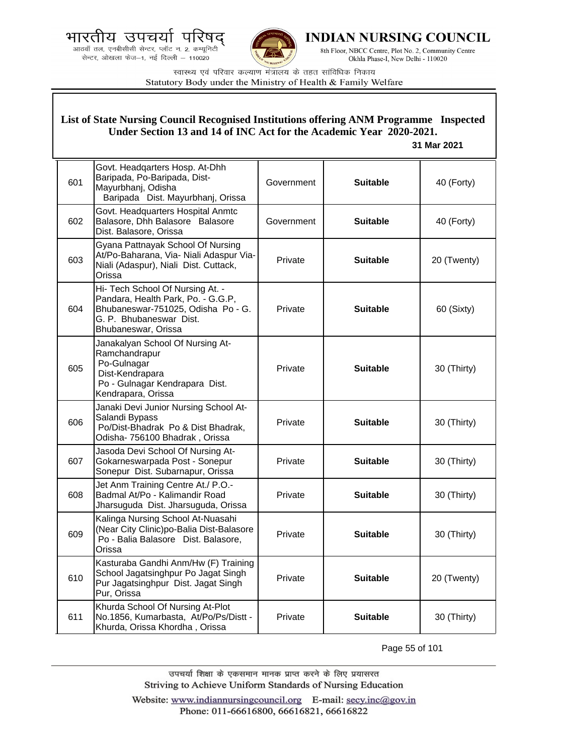## List of State Nursing Council Recognised Institutions offering ANM Programme Inspected Under Section 13 and 14 of INC Act for the Academic Year 2020-2021.

**31 Mar 2021**

| | | | | |
|---|---|---|---|---|
| 601 | Govt. Headqarters Hosp. At-Dhh Baripada, Po-Baripada, Dist-Mayurbhanj, Odisha Baripada Dist. Mayurbhanj, Orissa | Government | **Suitable** | 40 (Forty) |
| 602 | Govt. Headquarters Hospital Anmtc Balasore, Dhh Balasore Balasore Dist. Balasore, Orissa | Government | **Suitable** | 40 (Forty) |
| 603 | Gyana Pattnayak School Of Nursing At/Po-Baharana, Via- Niali Adaspur Via-Niali (Adaspur), Niali Dist. Cuttack, Orissa | Private | **Suitable** | 20 (Twenty) |
| 604 | Hi- Tech School Of Nursing At. - Pandara, Health Park, Po. - G.G.P, Bhubaneswar-751025, Odisha Po - G. G. P. Bhubaneswar Dist. Bhubaneswar, Orissa | Private | **Suitable** | 60 (Sixty) |
| 605 | Janakalyan School Of Nursing At-Ramchandrapur Po-Gulnagar Dist-Kendrapara Po - Gulnagar Kendrapara Dist. Kendrapara, Orissa | Private | **Suitable** | 30 (Thirty) |
| 606 | Janaki Devi Junior Nursing School At-Salandi Bypass Po/Dist-Bhadrak Po & Dist Bhadrak, Odisha- 756100 Bhadrak , Orissa | Private | **Suitable** | 30 (Thirty) |
| 607 | Jasoda Devi School Of Nursing At-Gokarneswarpada Post - Sonepur Sonepur Dist. Subarnapur, Orissa | Private | **Suitable** | 30 (Thirty) |
| 608 | Jet Anm Training Centre At./ P.O.-Badmal At/Po - Kalimandir Road Jharsuguda Dist. Jharsuguda, Orissa | Private | **Suitable** | 30 (Thirty) |
| 609 | Kalinga Nursing School At-Nuasahi (Near City Clinic)po-Balia Dist-Balasore Po - Balia Balasore Dist. Balasore, Orissa | Private | **Suitable** | 30 (Thirty) |
| 610 | Kasturaba Gandhi Anm/Hw (F) Training School Jagatsinghpur Po Jagat Singh Pur Jagatsinghpur Dist. Jagat Singh Pur, Orissa | Private | **Suitable** | 20 (Twenty) |
| 611 | Khurda School Of Nursing At-Plot No.1856, Kumarbasta, At/Po/Ps/Distt - Khurda, Orissa Khordha , Orissa | Private | **Suitable** | 30 (Thirty) |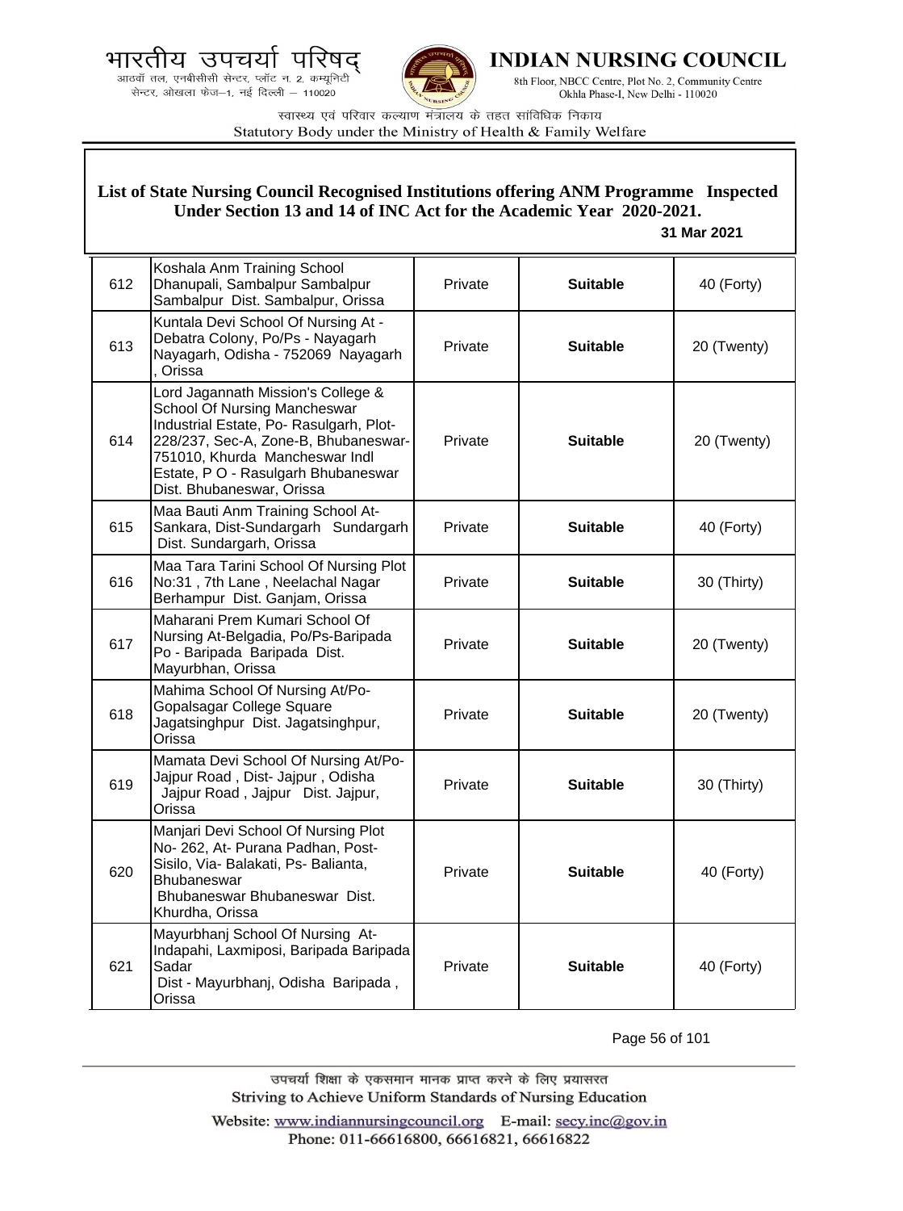## List of State Nursing Council Recognised Institutions offering ANM Programme Inspected Under Section 13 and 14 of INC Act for the Academic Year 2020-2021.

**31 Mar 2021**

| | | | | |
|---|---|---|---|---|
| 612 | Koshala Anm Training School Dhanupali, Sambalpur Sambalpur Sambalpur Dist. Sambalpur, Orissa | Private | **Suitable** | 40 (Forty) |
| 613 | Kuntala Devi School Of Nursing At - Debatra Colony, Po/Ps - Nayagarh Nayagarh, Odisha - 752069 Nayagarh , Orissa | Private | **Suitable** | 20 (Twenty) |
| 614 | Lord Jagannath Mission's College & School Of Nursing Mancheswar Industrial Estate, Po- Rasulgarh, Plot-228/237, Sec-A, Zone-B, Bhubaneswar-751010, Khurda Mancheswar Indl Estate, P O - Rasulgarh Bhubaneswar Dist. Bhubaneswar, Orissa | Private | **Suitable** | 20 (Twenty) |
| 615 | Maa Bauti Anm Training School At-Sankara, Dist-Sundargarh Sundargarh Dist. Sundargarh, Orissa | Private | **Suitable** | 40 (Forty) |
| 616 | Maa Tara Tarini School Of Nursing Plot No:31 , 7th Lane , Neelachal Nagar Berhampur Dist. Ganjam, Orissa | Private | **Suitable** | 30 (Thirty) |
| 617 | Maharani Prem Kumari School Of Nursing At-Belgadia, Po/Ps-Baripada Po - Baripada Baripada Dist. Mayurbhan, Orissa | Private | **Suitable** | 20 (Twenty) |
| 618 | Mahima School Of Nursing At/Po-Gopalsagar College Square Jagatsinghpur Dist. Jagatsinghpur, Orissa | Private | **Suitable** | 20 (Twenty) |
| 619 | Mamata Devi School Of Nursing At/Po-Jajpur Road , Dist- Jajpur , Odisha Jajpur Road , Jajpur Dist. Jajpur, Orissa | Private | **Suitable** | 30 (Thirty) |
| 620 | Manjari Devi School Of Nursing Plot No- 262, At- Purana Padhan, Post-Sisilo, Via- Balakati, Ps- Balianta, Bhubaneswar Bhubaneswar Bhubaneswar Dist. Khurdha, Orissa | Private | **Suitable** | 40 (Forty) |
| 621 | Mayurbhanj School Of Nursing At-Indapahi, Laxmiposi, Baripada Baripada Sadar Dist - Mayurbhanj, Odisha Baripada , Orissa | Private | **Suitable** | 40 (Forty) |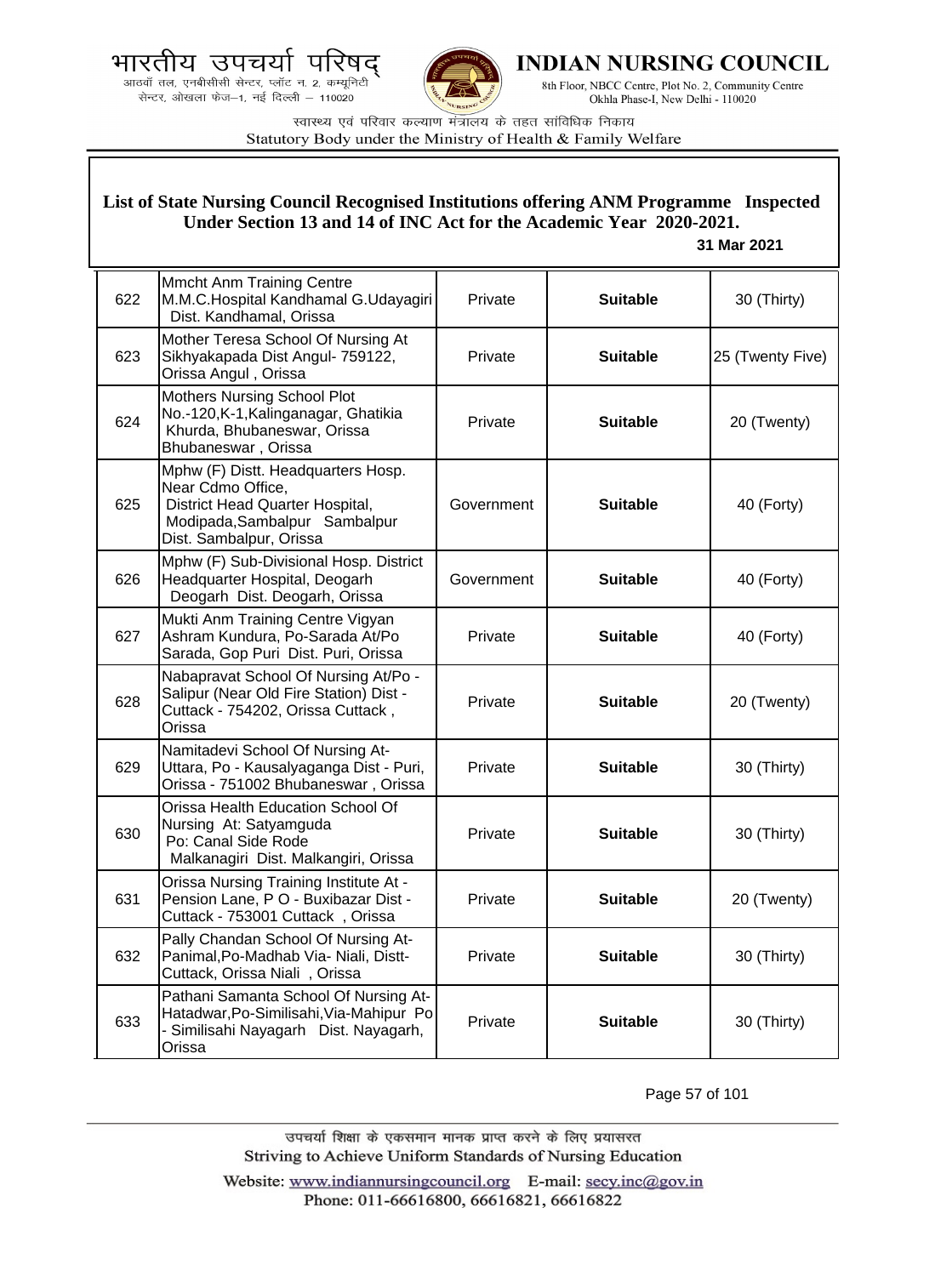## List of State Nursing Council Recognised Institutions offering ANM Programme Inspected Under Section 13 and 14 of INC Act for the Academic Year 2020-2021.

**31 Mar 2021**

| | | | | |
|---|---|---|---|---|
| 622 | Mmcht Anm Training Centre M.M.C.Hospital Kandhamal G.Udayagiri Dist. Kandhamal, Orissa | Private | **Suitable** | 30 (Thirty) |
| 623 | Mother Teresa School Of Nursing At Sikhyakapada Dist Angul- 759122, Orissa Angul , Orissa | Private | **Suitable** | 25 (Twenty Five) |
| 624 | Mothers Nursing School Plot No.-120,K-1,Kalinganagar, Ghatikia Khurda, Bhubaneswar, Orissa Bhubaneswar , Orissa | Private | **Suitable** | 20 (Twenty) |
| 625 | Mphw (F) Distt. Headquarters Hosp. Near Cdmo Office, District Head Quarter Hospital, Modipada,Sambalpur Sambalpur Dist. Sambalpur, Orissa | Government | **Suitable** | 40 (Forty) |
| 626 | Mphw (F) Sub-Divisional Hosp. District Headquarter Hospital, Deogarh Deogarh Dist. Deogarh, Orissa | Government | **Suitable** | 40 (Forty) |
| 627 | Mukti Anm Training Centre Vigyan Ashram Kundura, Po-Sarada At/Po Sarada, Gop Puri Dist. Puri, Orissa | Private | **Suitable** | 40 (Forty) |
| 628 | Nabapravat School Of Nursing At/Po - Salipur (Near Old Fire Station) Dist - Cuttack - 754202, Orissa Cuttack , Orissa | Private | **Suitable** | 20 (Twenty) |
| 629 | Namitadevi School Of Nursing At-Uttara, Po - Kausalyaganga Dist - Puri, Orissa - 751002 Bhubaneswar , Orissa | Private | **Suitable** | 30 (Thirty) |
| 630 | Orissa Health Education School Of Nursing At: Satyamguda Po: Canal Side Rode Malkanagiri Dist. Malkangiri, Orissa | Private | **Suitable** | 30 (Thirty) |
| 631 | Orissa Nursing Training Institute At - Pension Lane, P O - Buxibazar Dist - Cuttack - 753001 Cuttack , Orissa | Private | **Suitable** | 20 (Twenty) |
| 632 | Pally Chandan School Of Nursing At-Panimal,Po-Madhab Via- Niali, Distt-Cuttack, Orissa Niali , Orissa | Private | **Suitable** | 30 (Thirty) |
| 633 | Pathani Samanta School Of Nursing At-Hatadwar,Po-Similisahi,Via-Mahipur Po - Similisahi Nayagarh Dist. Nayagarh, Orissa | Private | **Suitable** | 30 (Thirty) |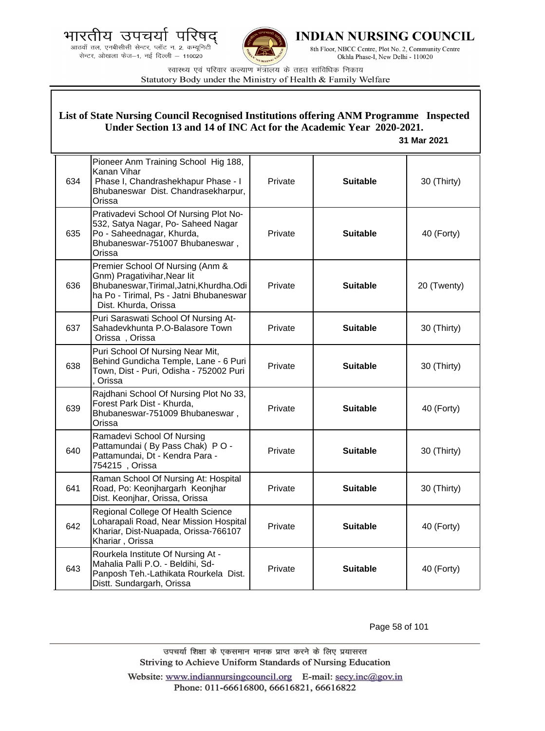## List of State Nursing Council Recognised Institutions offering ANM Programme Inspected Under Section 13 and 14 of INC Act for the Academic Year 2020-2021.

**31 Mar 2021**

| | | | | |
|---|---|---|---|---|
| 634 | Pioneer Anm Training School Hig 188, Kanan Vihar Phase I, Chandrashekhapur Phase - I Bhubaneswar Dist. Chandrasekharpur, Orissa | Private | **Suitable** | 30 (Thirty) |
| 635 | Prativadevi School Of Nursing Plot No-532, Satya Nagar, Po- Saheed Nagar Po - Saheednagar, Khurda, Bhubaneswar-751007 Bhubaneswar , Orissa | Private | **Suitable** | 40 (Forty) |
| 636 | Premier School Of Nursing (Anm & Gnm) Pragativihar,Near Iit Bhubaneswar,Tirimal,Jatni,Khurdha.Odisha Po - Tirimal, Ps - Jatni Bhubaneswar Dist. Khurda, Orissa | Private | **Suitable** | 20 (Twenty) |
| 637 | Puri Saraswati School Of Nursing At-Sahadevkhunta P.O-Balasore Town Orissa , Orissa | Private | **Suitable** | 30 (Thirty) |
| 638 | Puri School Of Nursing Near Mit, Behind Gundicha Temple, Lane - 6 Puri Town, Dist - Puri, Odisha - 752002 Puri , Orissa | Private | **Suitable** | 30 (Thirty) |
| 639 | Rajdhani School Of Nursing Plot No 33, Forest Park Dist - Khurda, Bhubaneswar-751009 Bhubaneswar , Orissa | Private | **Suitable** | 40 (Forty) |
| 640 | Ramadevi School Of Nursing Pattamundai ( By Pass Chak) P O - Pattamundai, Dt - Kendra Para - 754215 , Orissa | Private | **Suitable** | 30 (Thirty) |
| 641 | Raman School Of Nursing At: Hospital Road, Po: Keonjhargarh Keonjhar Dist. Keonjhar, Orissa, Orissa | Private | **Suitable** | 30 (Thirty) |
| 642 | Regional College Of Health Science Loharapali Road, Near Mission Hospital Khariar, Dist-Nuapada, Orissa-766107 Khariar , Orissa | Private | **Suitable** | 40 (Forty) |
| 643 | Rourkela Institute Of Nursing At - Mahalia Palli P.O. - Beldihi, Sd-Panposh Teh.-Lathikata Rourkela Dist. Distt. Sundargarh, Orissa | Private | **Suitable** | 40 (Forty) |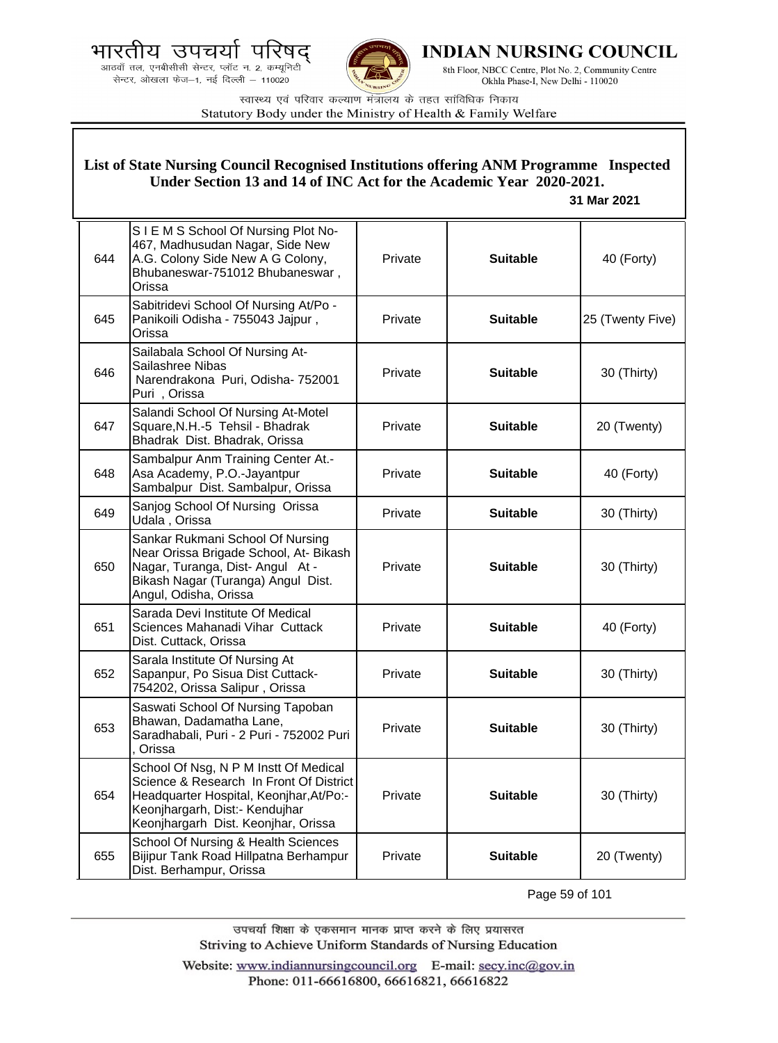**List of State Nursing Council Recognised Institutions offering ANM Programme Inspected Under Section 13 and 14 of INC Act for the Academic Year 2020-2021.**

**31 Mar 2021**

| | | | | |
|---|---|---|---|---|
| 644 | S I E M S School Of Nursing Plot No-467, Madhusudan Nagar, Side New A.G. Colony Side New A G Colony, Bhubaneswar-751012 Bhubaneswar , Orissa | Private | **Suitable** | 40 (Forty) |
| 645 | Sabitridevi School Of Nursing At/Po - Panikoili Odisha - 755043 Jajpur , Orissa | Private | **Suitable** | 25 (Twenty Five) |
| 646 | Sailabala School Of Nursing At-Sailashree Nibas Narendrakona Puri, Odisha- 752001 Puri , Orissa | Private | **Suitable** | 30 (Thirty) |
| 647 | Salandi School Of Nursing At-Motel Square,N.H.-5 Tehsil - Bhadrak Bhadrak Dist. Bhadrak, Orissa | Private | **Suitable** | 20 (Twenty) |
| 648 | Sambalpur Anm Training Center At.-Asa Academy, P.O.-Jayantpur Sambalpur Dist. Sambalpur, Orissa | Private | **Suitable** | 40 (Forty) |
| 649 | Sanjog School Of Nursing Orissa Udala , Orissa | Private | **Suitable** | 30 (Thirty) |
| 650 | Sankar Rukmani School Of Nursing Near Orissa Brigade School, At- Bikash Nagar, Turanga, Dist- Angul At - Bikash Nagar (Turanga) Angul Dist. Angul, Odisha, Orissa | Private | **Suitable** | 30 (Thirty) |
| 651 | Sarada Devi Institute Of Medical Sciences Mahanadi Vihar Cuttack Dist. Cuttack, Orissa | Private | **Suitable** | 40 (Forty) |
| 652 | Sarala Institute Of Nursing At Sapanpur, Po Sisua Dist Cuttack-754202, Orissa Salipur , Orissa | Private | **Suitable** | 30 (Thirty) |
| 653 | Saswati School Of Nursing Tapoban Bhawan, Dadamatha Lane, Saradhabali, Puri - 2 Puri - 752002 Puri , Orissa | Private | **Suitable** | 30 (Thirty) |
| 654 | School Of Nsg, N P M Instt Of Medical Science & Research In Front Of District Headquarter Hospital, Keonjhar,At/Po:-Keonjhargarh, Dist:- Kendujhar Keonjhargarh Dist. Keonjhar, Orissa | Private | **Suitable** | 30 (Thirty) |
| 655 | School Of Nursing & Health Sciences Bijipur Tank Road Hillpatna Berhampur Dist. Berhampur, Orissa | Private | **Suitable** | 20 (Twenty) |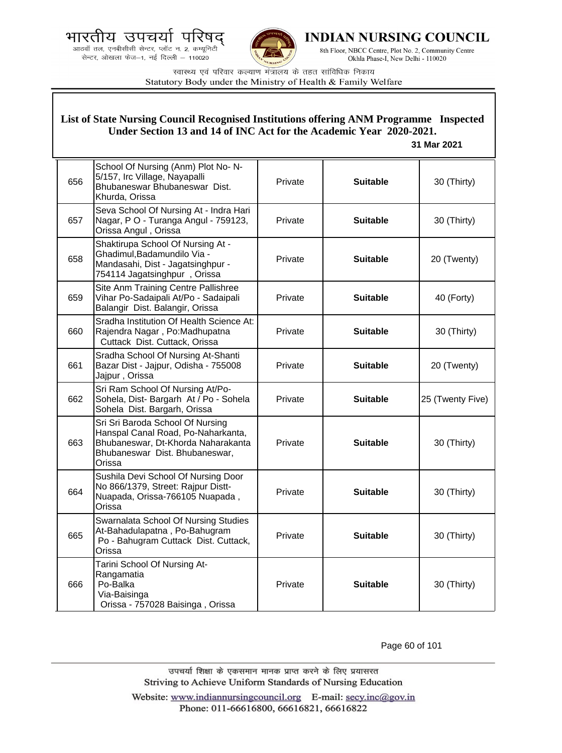## List of State Nursing Council Recognised Institutions offering ANM Programme Inspected Under Section 13 and 14 of INC Act for the Academic Year 2020-2021.

**31 Mar 2021**

| | | | | |
|---|---|---|---|---|
| 656 | School Of Nursing (Anm) Plot No- N-5/157, Irc Village, Nayapalli Bhubaneswar Bhubaneswar Dist. Khurda, Orissa | Private | **Suitable** | 30 (Thirty) |
| 657 | Seva School Of Nursing At - Indra Hari Nagar, P O - Turanga Angul - 759123, Orissa Angul , Orissa | Private | **Suitable** | 30 (Thirty) |
| 658 | Shaktirupa School Of Nursing At - Ghadimul,Badamundilo Via - Mandasahi, Dist - Jagatsinghpur - 754114 Jagatsinghpur , Orissa | Private | **Suitable** | 20 (Twenty) |
| 659 | Site Anm Training Centre Pallishree Vihar Po-Sadaipali At/Po - Sadaipali Balangir Dist. Balangir, Orissa | Private | **Suitable** | 40 (Forty) |
| 660 | Sradha Institution Of Health Science At: Rajendra Nagar , Po:Madhupatna Cuttack Dist. Cuttack, Orissa | Private | **Suitable** | 30 (Thirty) |
| 661 | Sradha School Of Nursing At-Shanti Bazar Dist - Jajpur, Odisha - 755008 Jajpur , Orissa | Private | **Suitable** | 20 (Twenty) |
| 662 | Sri Ram School Of Nursing At/Po- Sohela, Dist- Bargarh At / Po - Sohela Sohela Dist. Bargarh, Orissa | Private | **Suitable** | 25 (Twenty Five) |
| 663 | Sri Sri Baroda School Of Nursing Hanspal Canal Road, Po-Naharkanta, Bhubaneswar, Dt-Khorda Naharakanta Bhubaneswar Dist. Bhubaneswar, Orissa | Private | **Suitable** | 30 (Thirty) |
| 664 | Sushila Devi School Of Nursing Door No 866/1379, Street: Rajpur Distt-Nuapada, Orissa-766105 Nuapada , Orissa | Private | **Suitable** | 30 (Thirty) |
| 665 | Swarnalata School Of Nursing Studies At-Bahadulapatna , Po-Bahugram Po - Bahugram Cuttack Dist. Cuttack, Orissa | Private | **Suitable** | 30 (Thirty) |
| 666 | Tarini School Of Nursing At-Rangamatia Po-Balka Via-Baisinga Orissa - 757028 Baisinga , Orissa | Private | **Suitable** | 30 (Thirty) |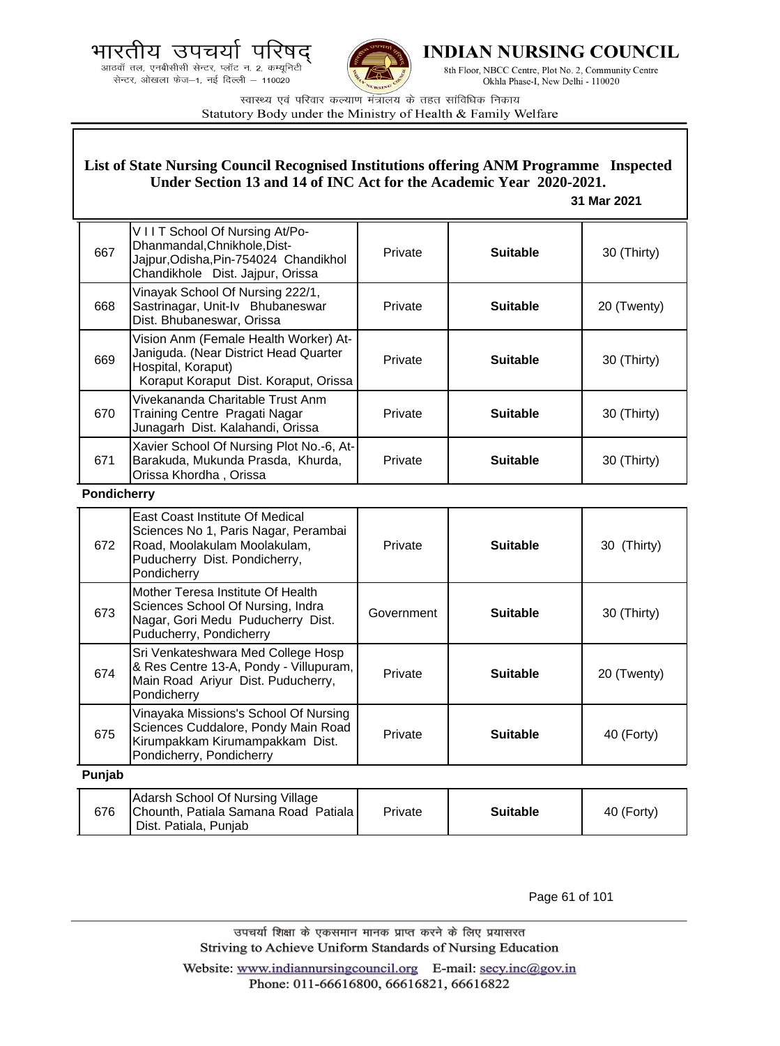## List of State Nursing Council Recognised Institutions offering ANM Programme Inspected Under Section 13 and 14 of INC Act for the Academic Year 2020-2021.

**31 Mar 2021**

| | | | | |
|---|---|---|---|---|
| 667 | V I I T School Of Nursing At/Po-Dhanmandal,Chnikhole,Dist-Jajpur,Odisha,Pin-754024 Chandikhol Chandikhole Dist. Jajpur, Orissa | Private | **Suitable** | 30 (Thirty) |
| 668 | Vinayak School Of Nursing 222/1, Sastrinagar, Unit-Iv Bhubaneswar Dist. Bhubaneswar, Orissa | Private | **Suitable** | 20 (Twenty) |
| 669 | Vision Anm (Female Health Worker) At-Janiguda. (Near District Head Quarter Hospital, Koraput) Koraput Koraput Dist. Koraput, Orissa | Private | **Suitable** | 30 (Thirty) |
| 670 | Vivekananda Charitable Trust Anm Training Centre Pragati Nagar Junagarh Dist. Kalahandi, Orissa | Private | **Suitable** | 30 (Thirty) |
| 671 | Xavier School Of Nursing Plot No.-6, At-Barakuda, Mukunda Prasda, Khurda, Orissa Khordha , Orissa | Private | **Suitable** | 30 (Thirty) |

**Pondicherry**

| | | | | |
|---|---|---|---|---|
| 672 | East Coast Institute Of Medical Sciences No 1, Paris Nagar, Perambai Road, Moolakulam Moolakulam, Puducherry Dist. Pondicherry, Pondicherry | Private | **Suitable** | 30 (Thirty) |
| 673 | Mother Teresa Institute Of Health Sciences School Of Nursing, Indra Nagar, Gori Medu Puducherry Dist. Puducherry, Pondicherry | Government | **Suitable** | 30 (Thirty) |
| 674 | Sri Venkateshwara Med College Hosp & Res Centre 13-A, Pondy - Villupuram, Main Road Ariyur Dist. Puducherry, Pondicherry | Private | **Suitable** | 20 (Twenty) |
| 675 | Vinayaka Missions's School Of Nursing Sciences Cuddalore, Pondy Main Road Kirumpakkam Kirumampakkam Dist. Pondicherry, Pondicherry | Private | **Suitable** | 40 (Forty) |

**Punjab**

| | | | | |
|---|---|---|---|---|
| 676 | Adarsh School Of Nursing Village Chounth, Patiala Samana Road Patiala Dist. Patiala, Punjab | Private | **Suitable** | 40 (Forty) |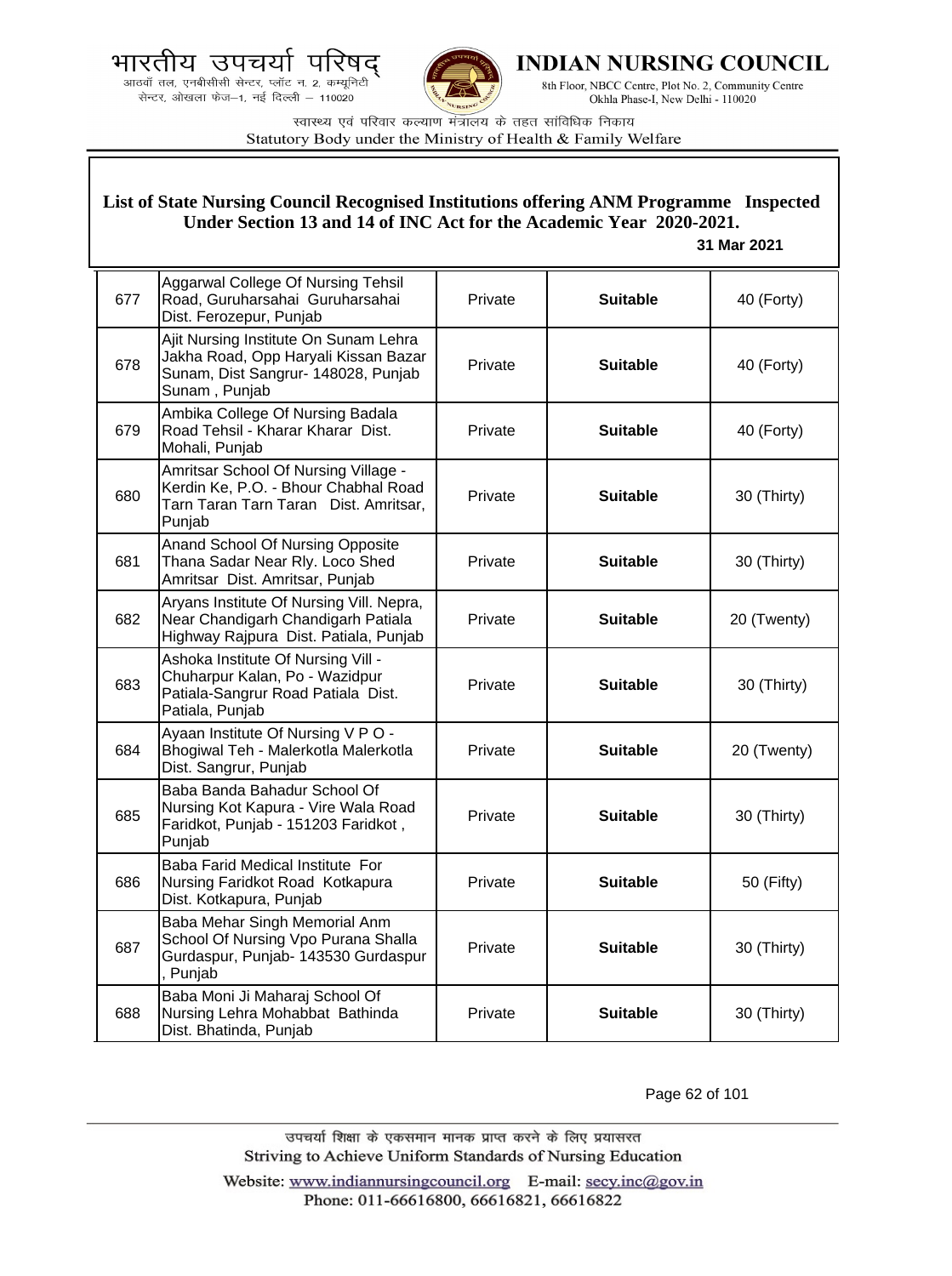## List of State Nursing Council Recognised Institutions offering ANM Programme Inspected Under Section 13 and 14 of INC Act for the Academic Year 2020-2021.

**31 Mar 2021**

| | | | | |
|---|---|---|---|---|
| 677 | Aggarwal College Of Nursing Tehsil Road, Guruharsahai Guruharsahai Dist. Ferozepur, Punjab | Private | **Suitable** | 40 (Forty) |
| 678 | Ajit Nursing Institute On Sunam Lehra Jakha Road, Opp Haryali Kissan Bazar Sunam, Dist Sangrur- 148028, Punjab Sunam , Punjab | Private | **Suitable** | 40 (Forty) |
| 679 | Ambika College Of Nursing Badala Road Tehsil - Kharar Kharar Dist. Mohali, Punjab | Private | **Suitable** | 40 (Forty) |
| 680 | Amritsar School Of Nursing Village - Kerdin Ke, P.O. - Bhour Chabhal Road Tarn Taran Tarn Taran Dist. Amritsar, Punjab | Private | **Suitable** | 30 (Thirty) |
| 681 | Anand School Of Nursing Opposite Thana Sadar Near Rly. Loco Shed Amritsar Dist. Amritsar, Punjab | Private | **Suitable** | 30 (Thirty) |
| 682 | Aryans Institute Of Nursing Vill. Nepra, Near Chandigarh Chandigarh Patiala Highway Rajpura Dist. Patiala, Punjab | Private | **Suitable** | 20 (Twenty) |
| 683 | Ashoka Institute Of Nursing Vill - Chuharpur Kalan, Po - Wazidpur Patiala-Sangrur Road Patiala Dist. Patiala, Punjab | Private | **Suitable** | 30 (Thirty) |
| 684 | Ayaan Institute Of Nursing V P O - Bhogiwal Teh - Malerkotla Malerkotla Dist. Sangrur, Punjab | Private | **Suitable** | 20 (Twenty) |
| 685 | Baba Banda Bahadur School Of Nursing Kot Kapura - Vire Wala Road Faridkot, Punjab - 151203 Faridkot , Punjab | Private | **Suitable** | 30 (Thirty) |
| 686 | Baba Farid Medical Institute For Nursing Faridkot Road Kotkapura Dist. Kotkapura, Punjab | Private | **Suitable** | 50 (Fifty) |
| 687 | Baba Mehar Singh Memorial Anm School Of Nursing Vpo Purana Shalla Gurdaspur, Punjab- 143530 Gurdaspur , Punjab | Private | **Suitable** | 30 (Thirty) |
| 688 | Baba Moni Ji Maharaj School Of Nursing Lehra Mohabbat Bathinda Dist. Bhatinda, Punjab | Private | **Suitable** | 30 (Thirty) |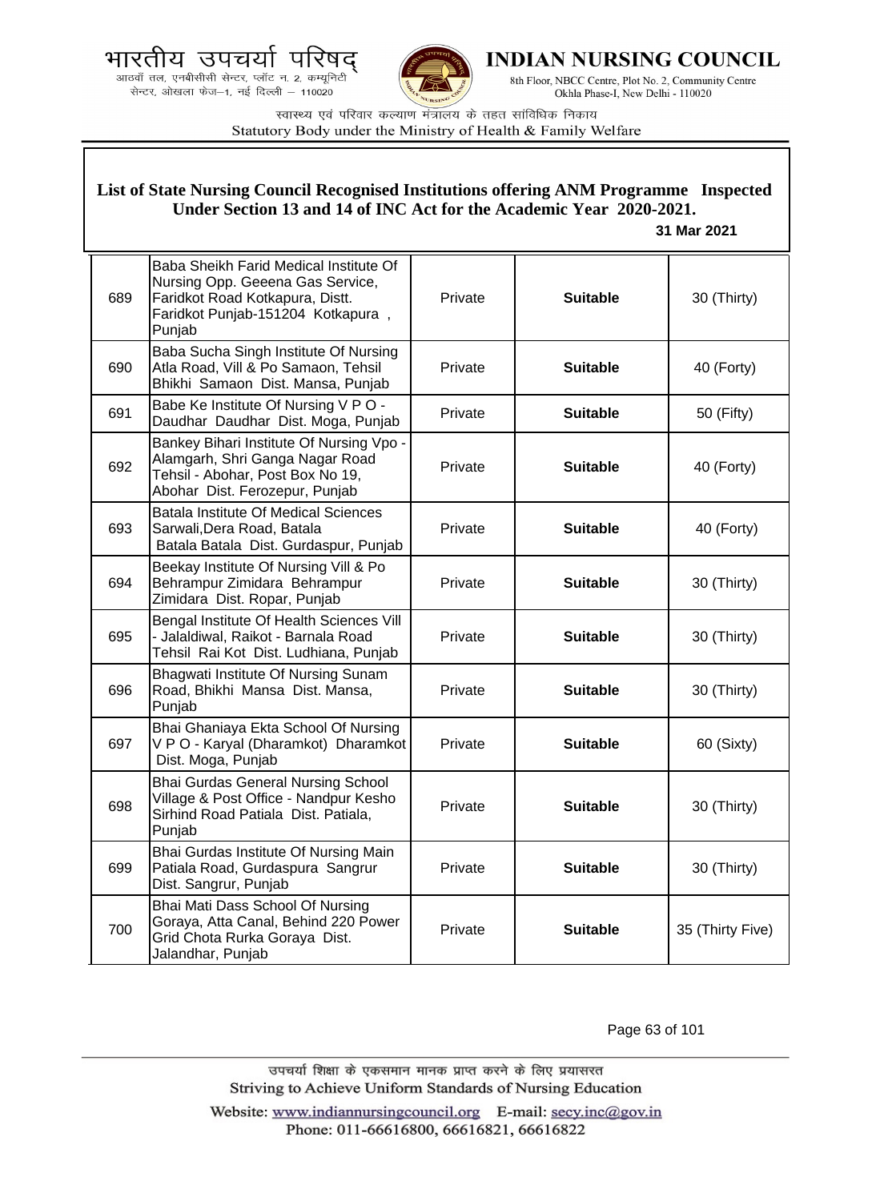## List of State Nursing Council Recognised Institutions offering ANM Programme Inspected Under Section 13 and 14 of INC Act for the Academic Year 2020-2021.

**31 Mar 2021**

| | | | | |
|---|---|---|---|---|
| 689 | Baba Sheikh Farid Medical Institute Of Nursing Opp. Geeena Gas Service, Faridkot Road Kotkapura, Distt. Faridkot Punjab-151204 Kotkapura , Punjab | Private | **Suitable** | 30 (Thirty) |
| 690 | Baba Sucha Singh Institute Of Nursing Atla Road, Vill & Po Samaon, Tehsil Bhikhi Samaon Dist. Mansa, Punjab | Private | **Suitable** | 40 (Forty) |
| 691 | Babe Ke Institute Of Nursing V P O - Daudhar Daudhar Dist. Moga, Punjab | Private | **Suitable** | 50 (Fifty) |
| 692 | Bankey Bihari Institute Of Nursing Vpo - Alamgarh, Shri Ganga Nagar Road Tehsil - Abohar, Post Box No 19, Abohar Dist. Ferozepur, Punjab | Private | **Suitable** | 40 (Forty) |
| 693 | Batala Institute Of Medical Sciences Sarwali,Dera Road, Batala Batala Batala Dist. Gurdaspur, Punjab | Private | **Suitable** | 40 (Forty) |
| 694 | Beekay Institute Of Nursing Vill & Po Behrampur Zimidara Behrampur Zimidara Dist. Ropar, Punjab | Private | **Suitable** | 30 (Thirty) |
| 695 | Bengal Institute Of Health Sciences Vill - Jalaldiwal, Raikot - Barnala Road Tehsil Rai Kot Dist. Ludhiana, Punjab | Private | **Suitable** | 30 (Thirty) |
| 696 | Bhagwati Institute Of Nursing Sunam Road, Bhikhi Mansa Dist. Mansa, Punjab | Private | **Suitable** | 30 (Thirty) |
| 697 | Bhai Ghaniaya Ekta School Of Nursing V P O - Karyal (Dharamkot) Dharamkot Dist. Moga, Punjab | Private | **Suitable** | 60 (Sixty) |
| 698 | Bhai Gurdas General Nursing School Village & Post Office - Nandpur Kesho Sirhind Road Patiala Dist. Patiala, Punjab | Private | **Suitable** | 30 (Thirty) |
| 699 | Bhai Gurdas Institute Of Nursing Main Patiala Road, Gurdaspura Sangrur Dist. Sangrur, Punjab | Private | **Suitable** | 30 (Thirty) |
| 700 | Bhai Mati Dass School Of Nursing Goraya, Atta Canal, Behind 220 Power Grid Chota Rurka Goraya Dist. Jalandhar, Punjab | Private | **Suitable** | 35 (Thirty Five) |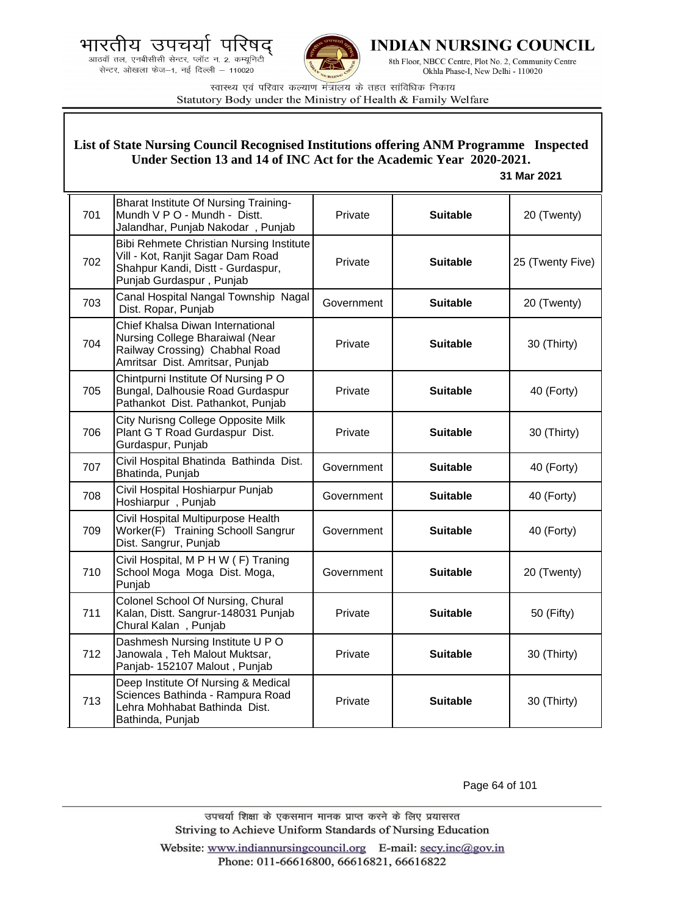**List of State Nursing Council Recognised Institutions offering ANM Programme Inspected Under Section 13 and 14 of INC Act for the Academic Year 2020-2021.**

**31 Mar 2021**

| | | | | |
|---|---|---|---|---|
| 701 | Bharat Institute Of Nursing Training-Mundh V P O - Mundh - Distt. Jalandhar, Punjab Nakodar , Punjab | Private | **Suitable** | 20 (Twenty) |
| 702 | Bibi Rehmete Christian Nursing Institute Vill - Kot, Ranjit Sagar Dam Road Shahpur Kandi, Distt - Gurdaspur, Punjab Gurdaspur , Punjab | Private | **Suitable** | 25 (Twenty Five) |
| 703 | Canal Hospital Nangal Township Nagal Dist. Ropar, Punjab | Government | **Suitable** | 20 (Twenty) |
| 704 | Chief Khalsa Diwan International Nursing College Bharaiwal (Near Railway Crossing) Chabhal Road Amritsar Dist. Amritsar, Punjab | Private | **Suitable** | 30 (Thirty) |
| 705 | Chintpurni Institute Of Nursing P O Bungal, Dalhousie Road Gurdaspur Pathankot Dist. Pathankot, Punjab | Private | **Suitable** | 40 (Forty) |
| 706 | City Nurisng College Opposite Milk Plant G T Road Gurdaspur Dist. Gurdaspur, Punjab | Private | **Suitable** | 30 (Thirty) |
| 707 | Civil Hospital Bhatinda Bathinda Dist. Bhatinda, Punjab | Government | **Suitable** | 40 (Forty) |
| 708 | Civil Hospital Hoshiarpur Punjab Hoshiarpur , Punjab | Government | **Suitable** | 40 (Forty) |
| 709 | Civil Hospital Multipurpose Health Worker(F) Training Schooll Sangrur Dist. Sangrur, Punjab | Government | **Suitable** | 40 (Forty) |
| 710 | Civil Hospital, M P H W ( F) Traning School Moga Moga Dist. Moga, Punjab | Government | **Suitable** | 20 (Twenty) |
| 711 | Colonel School Of Nursing, Chural Kalan, Distt. Sangrur-148031 Punjab Chural Kalan , Punjab | Private | **Suitable** | 50 (Fifty) |
| 712 | Dashmesh Nursing Institute U P O Janowala , Teh Malout Muktsar, Panjab- 152107 Malout , Punjab | Private | **Suitable** | 30 (Thirty) |
| 713 | Deep Institute Of Nursing & Medical Sciences Bathinda - Rampura Road Lehra Mohhabat Bathinda Dist. Bathinda, Punjab | Private | **Suitable** | 30 (Thirty) |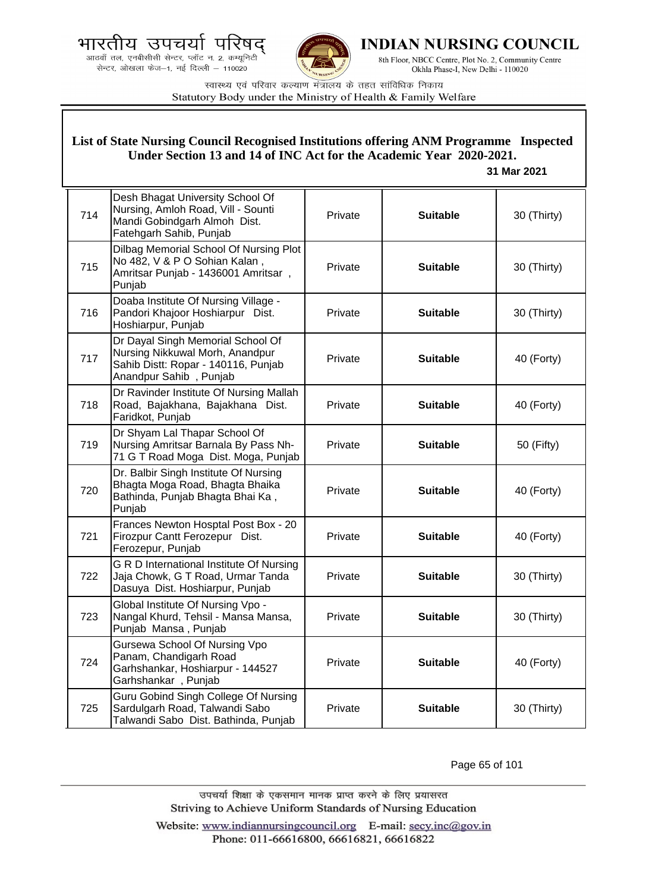भारतीय उपचर्या परिषद्
आठवाँ तल, एनबीसीसी सेन्टर, प्लॉट न. 2, कम्यूनिटी सेन्टर, ओखला फेज–1, नई दिल्ली – 110020

# INDIAN NURSING COUNCIL

8th Floor, NBCC Centre, Plot No. 2, Community Centre Okhla Phase-I, New Delhi - 110020

स्वास्थ्य एवं परिवार कल्याण मंत्रालय के तहत सांविधिक निकाय
Statutory Body under the Ministry of Health & Family Welfare

## List of State Nursing Council Recognised Institutions offering ANM Programme Inspected Under Section 13 and 14 of INC Act for the Academic Year 2020-2021.

**31 Mar 2021**

| | | | | |
|---|---|---|---|---|
| 714 | Desh Bhagat University School Of Nursing, Amloh Road, Vill - Sounti Mandi Gobindgarh Almoh Dist. Fatehgarh Sahib, Punjab | Private | **Suitable** | 30 (Thirty) |
| 715 | Dilbag Memorial School Of Nursing Plot No 482, V & P O Sohian Kalan , Amritsar Punjab - 1436001 Amritsar , Punjab | Private | **Suitable** | 30 (Thirty) |
| 716 | Doaba Institute Of Nursing Village - Pandori Khajoor Hoshiarpur Dist. Hoshiarpur, Punjab | Private | **Suitable** | 30 (Thirty) |
| 717 | Dr Dayal Singh Memorial School Of Nursing Nikkuwal Morh, Anandpur Sahib Distt: Ropar - 140116, Punjab Anandpur Sahib , Punjab | Private | **Suitable** | 40 (Forty) |
| 718 | Dr Ravinder Institute Of Nursing Mallah Road, Bajakhana, Bajakhana Dist. Faridkot, Punjab | Private | **Suitable** | 40 (Forty) |
| 719 | Dr Shyam Lal Thapar School Of Nursing Amritsar Barnala By Pass Nh-71 G T Road Moga Dist. Moga, Punjab | Private | **Suitable** | 50 (Fifty) |
| 720 | Dr. Balbir Singh Institute Of Nursing Bhagta Moga Road, Bhagta Bhaika Bathinda, Punjab Bhagta Bhai Ka , Punjab | Private | **Suitable** | 40 (Forty) |
| 721 | Frances Newton Hosptal Post Box - 20 Firozpur Cantt Ferozepur Dist. Ferozepur, Punjab | Private | **Suitable** | 40 (Forty) |
| 722 | G R D International Institute Of Nursing Jaja Chowk, G T Road, Urmar Tanda Dasuya Dist. Hoshiarpur, Punjab | Private | **Suitable** | 30 (Thirty) |
| 723 | Global Institute Of Nursing Vpo - Nangal Khurd, Tehsil - Mansa Mansa, Punjab Mansa , Punjab | Private | **Suitable** | 30 (Thirty) |
| 724 | Gursewa School Of Nursing Vpo Panam, Chandigarh Road Garhshankar, Hoshiarpur - 144527 Garhshankar , Punjab | Private | **Suitable** | 40 (Forty) |
| 725 | Guru Gobind Singh College Of Nursing Sardulgarh Road, Talwandi Sabo Talwandi Sabo Dist. Bathinda, Punjab | Private | **Suitable** | 30 (Thirty) |

उपचर्या शिक्षा के एकसमान मानक प्राप्त करने के लिए प्रयासरत
Striving to Achieve Uniform Standards of Nursing Education

Website: www.indiannursingcouncil.org E-mail: secy.inc@gov.in
Phone: 011-66616800, 66616821, 66616822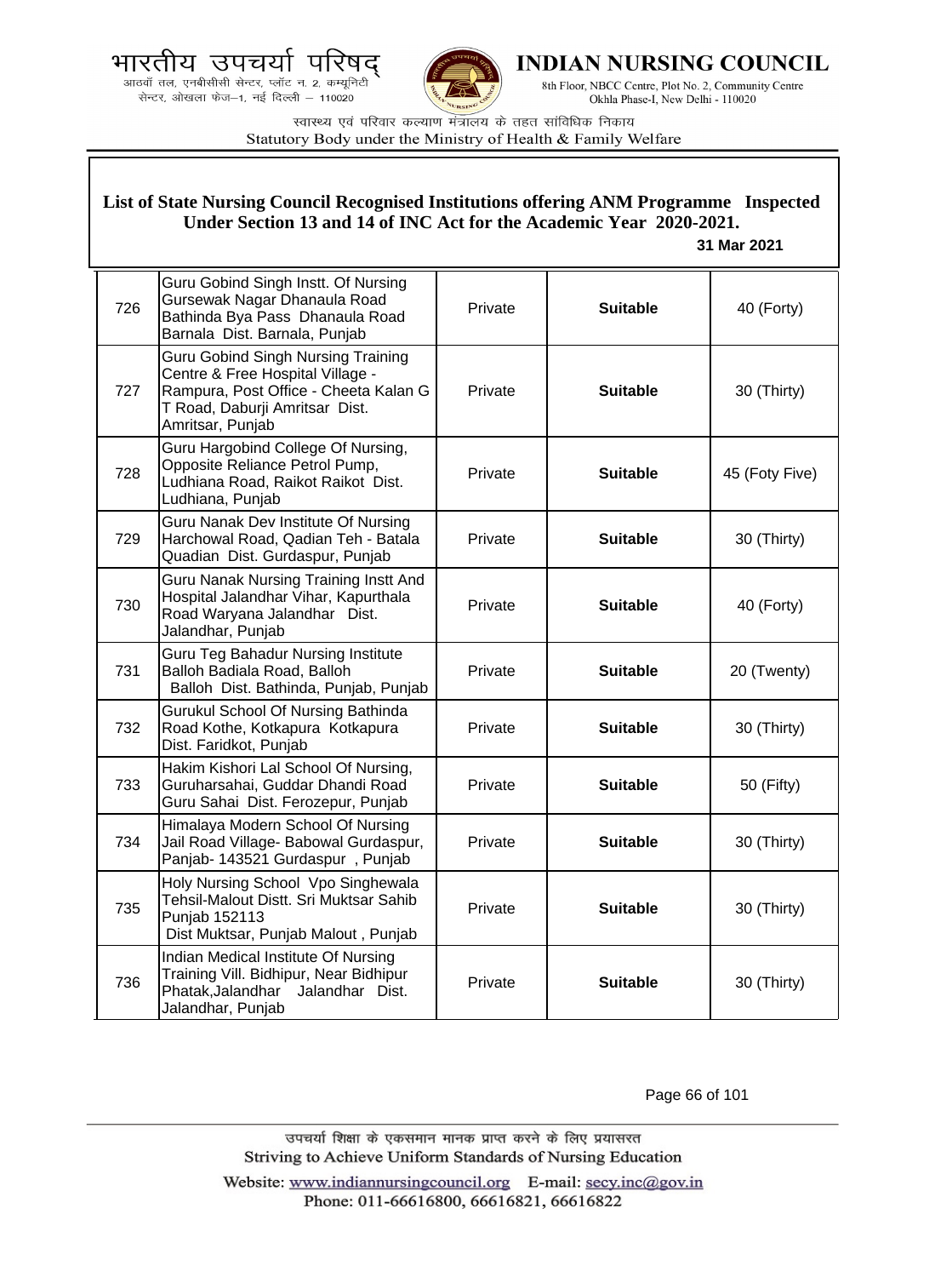## List of State Nursing Council Recognised Institutions offering ANM Programme Inspected Under Section 13 and 14 of INC Act for the Academic Year 2020-2021.

**31 Mar 2021**

| | | | | |
|---|---|---|---|---|
| 726 | Guru Gobind Singh Instt. Of Nursing Gursewak Nagar Dhanaula Road Bathinda Bya Pass Dhanaula Road Barnala Dist. Barnala, Punjab | Private | **Suitable** | 40 (Forty) |
| 727 | Guru Gobind Singh Nursing Training Centre & Free Hospital Village - Rampura, Post Office - Cheeta Kalan G T Road, Daburji Amritsar Dist. Amritsar, Punjab | Private | **Suitable** | 30 (Thirty) |
| 728 | Guru Hargobind College Of Nursing, Opposite Reliance Petrol Pump, Ludhiana Road, Raikot Raikot Dist. Ludhiana, Punjab | Private | **Suitable** | 45 (Foty Five) |
| 729 | Guru Nanak Dev Institute Of Nursing Harchowal Road, Qadian Teh - Batala Quadian Dist. Gurdaspur, Punjab | Private | **Suitable** | 30 (Thirty) |
| 730 | Guru Nanak Nursing Training Instt And Hospital Jalandhar Vihar, Kapurthala Road Waryana Jalandhar Dist. Jalandhar, Punjab | Private | **Suitable** | 40 (Forty) |
| 731 | Guru Teg Bahadur Nursing Institute Balloh Badiala Road, Balloh Balloh Dist. Bathinda, Punjab, Punjab | Private | **Suitable** | 20 (Twenty) |
| 732 | Gurukul School Of Nursing Bathinda Road Kothe, Kotkapura Kotkapura Dist. Faridkot, Punjab | Private | **Suitable** | 30 (Thirty) |
| 733 | Hakim Kishori Lal School Of Nursing, Guruharsahai, Guddar Dhandi Road Guru Sahai Dist. Ferozepur, Punjab | Private | **Suitable** | 50 (Fifty) |
| 734 | Himalaya Modern School Of Nursing Jail Road Village- Babowal Gurdaspur, Panjab- 143521 Gurdaspur , Punjab | Private | **Suitable** | 30 (Thirty) |
| 735 | Holy Nursing School Vpo Singhewala Tehsil-Malout Distt. Sri Muktsar Sahib Punjab 152113 Dist Muktsar, Punjab Malout , Punjab | Private | **Suitable** | 30 (Thirty) |
| 736 | Indian Medical Institute Of Nursing Training Vill. Bidhipur, Near Bidhipur Phatak,Jalandhar Jalandhar Dist. Jalandhar, Punjab | Private | **Suitable** | 30 (Thirty) |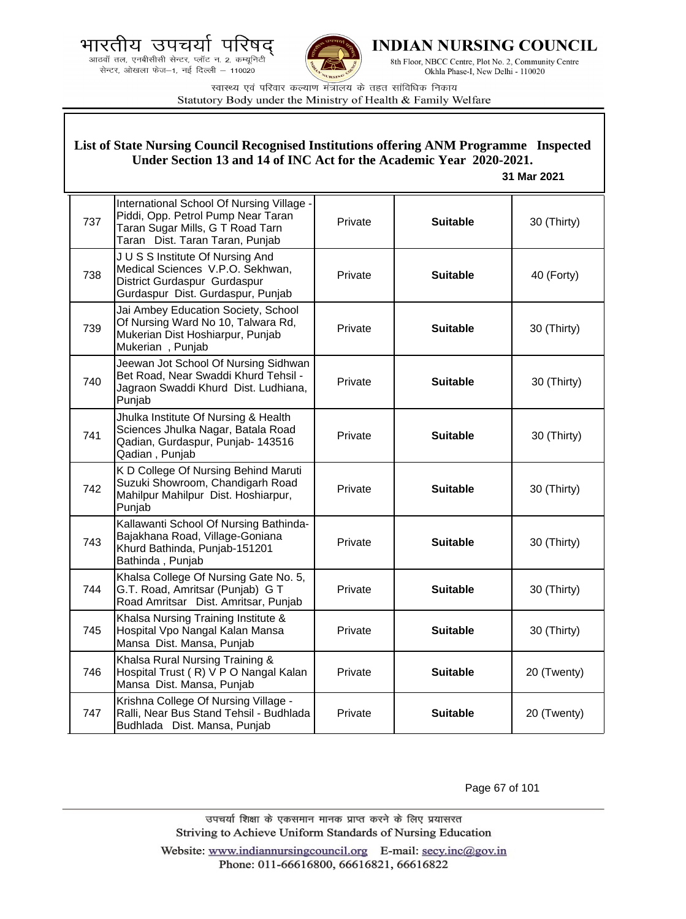## List of State Nursing Council Recognised Institutions offering ANM Programme Inspected Under Section 13 and 14 of INC Act for the Academic Year 2020-2021.

**31 Mar 2021**

| | | | | |
|---|---|---|---|---|
| 737 | International School Of Nursing Village - Piddi, Opp. Petrol Pump Near Taran Taran Sugar Mills, G T Road Tarn Taran Dist. Taran Taran, Punjab | Private | **Suitable** | 30 (Thirty) |
| 738 | J U S S Institute Of Nursing And Medical Sciences V.P.O. Sekhwan, District Gurdaspur Gurdaspur Gurdaspur Dist. Gurdaspur, Punjab | Private | **Suitable** | 40 (Forty) |
| 739 | Jai Ambey Education Society, School Of Nursing Ward No 10, Talwara Rd, Mukerian Dist Hoshiarpur, Punjab Mukerian , Punjab | Private | **Suitable** | 30 (Thirty) |
| 740 | Jeewan Jot School Of Nursing Sidhwan Bet Road, Near Swaddi Khurd Tehsil - Jagraon Swaddi Khurd Dist. Ludhiana, Punjab | Private | **Suitable** | 30 (Thirty) |
| 741 | Jhulka Institute Of Nursing & Health Sciences Jhulka Nagar, Batala Road Qadian, Gurdaspur, Punjab- 143516 Qadian , Punjab | Private | **Suitable** | 30 (Thirty) |
| 742 | K D College Of Nursing Behind Maruti Suzuki Showroom, Chandigarh Road Mahilpur Mahilpur Dist. Hoshiarpur, Punjab | Private | **Suitable** | 30 (Thirty) |
| 743 | Kallawanti School Of Nursing Bathinda-Bajakhana Road, Village-Goniana Khurd Bathinda, Punjab-151201 Bathinda , Punjab | Private | **Suitable** | 30 (Thirty) |
| 744 | Khalsa College Of Nursing Gate No. 5, G.T. Road, Amritsar (Punjab) G T Road Amritsar Dist. Amritsar, Punjab | Private | **Suitable** | 30 (Thirty) |
| 745 | Khalsa Nursing Training Institute & Hospital Vpo Nangal Kalan Mansa Mansa Dist. Mansa, Punjab | Private | **Suitable** | 30 (Thirty) |
| 746 | Khalsa Rural Nursing Training & Hospital Trust ( R) V P O Nangal Kalan Mansa Dist. Mansa, Punjab | Private | **Suitable** | 20 (Twenty) |
| 747 | Krishna College Of Nursing Village - Ralli, Near Bus Stand Tehsil - Budhlada Budhlada Dist. Mansa, Punjab | Private | **Suitable** | 20 (Twenty) |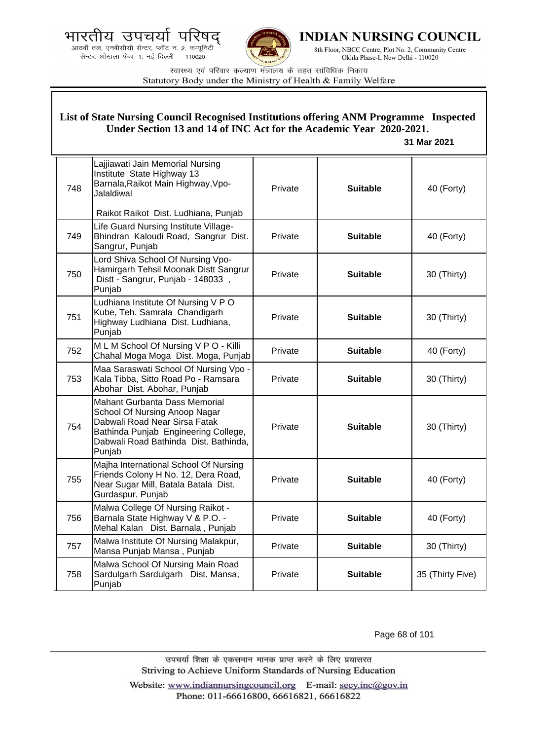## List of State Nursing Council Recognised Institutions offering ANM Programme Inspected Under Section 13 and 14 of INC Act for the Academic Year 2020-2021.

**31 Mar 2021**

| | | | | |
|---|---|---|---|---|
| 748 | Lajjiawati Jain Memorial Nursing Institute State Highway 13 Barnala,Raikot Main Highway,Vpo-Jalaldiwal Raikot Raikot Dist. Ludhiana, Punjab | Private | **Suitable** | 40 (Forty) |
| 749 | Life Guard Nursing Institute Village-Bhindran Kaloudi Road, Sangrur Dist. Sangrur, Punjab | Private | **Suitable** | 40 (Forty) |
| 750 | Lord Shiva School Of Nursing Vpo-Hamirgarh Tehsil Moonak Distt Sangrur Distt - Sangrur, Punjab - 148033 , Punjab | Private | **Suitable** | 30 (Thirty) |
| 751 | Ludhiana Institute Of Nursing V P O Kube, Teh. Samrala Chandigarh Highway Ludhiana Dist. Ludhiana, Punjab | Private | **Suitable** | 30 (Thirty) |
| 752 | M L M School Of Nursing V P O - Killi Chahal Moga Moga Dist. Moga, Punjab | Private | **Suitable** | 40 (Forty) |
| 753 | Maa Saraswati School Of Nursing Vpo - Kala Tibba, Sitto Road Po - Ramsara Abohar Dist. Abohar, Punjab | Private | **Suitable** | 30 (Thirty) |
| 754 | Mahant Gurbanta Dass Memorial School Of Nursing Anoop Nagar Dabwali Road Near Sirsa Fatak Bathinda Punjab Engineering College, Dabwali Road Bathinda Dist. Bathinda, Punjab | Private | **Suitable** | 30 (Thirty) |
| 755 | Majha International School Of Nursing Friends Colony H No. 12, Dera Road, Near Sugar Mill, Batala Batala Dist. Gurdaspur, Punjab | Private | **Suitable** | 40 (Forty) |
| 756 | Malwa College Of Nursing Raikot - Barnala State Highway V & P.O. - Mehal Kalan Dist. Barnala , Punjab | Private | **Suitable** | 40 (Forty) |
| 757 | Malwa Institute Of Nursing Malakpur, Mansa Punjab Mansa , Punjab | Private | **Suitable** | 30 (Thirty) |
| 758 | Malwa School Of Nursing Main Road Sardulgarh Sardulgarh Dist. Mansa, Punjab | Private | **Suitable** | 35 (Thirty Five) |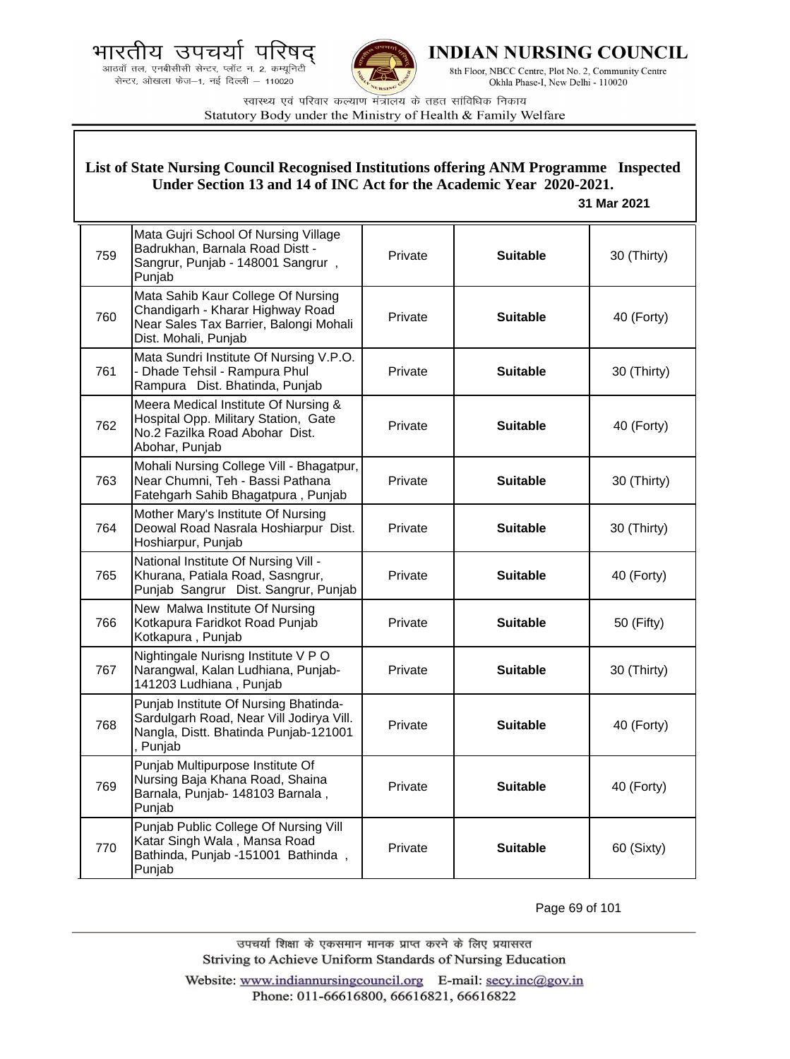## List of State Nursing Council Recognised Institutions offering ANM Programme Inspected Under Section 13 and 14 of INC Act for the Academic Year 2020-2021.

**31 Mar 2021**

| | | | | |
|---|---|---|---|---|
| 759 | Mata Gujri School Of Nursing Village Badrukhan, Barnala Road Distt - Sangrur, Punjab - 148001 Sangrur , Punjab | Private | **Suitable** | 30 (Thirty) |
| 760 | Mata Sahib Kaur College Of Nursing Chandigarh - Kharar Highway Road Near Sales Tax Barrier, Balongi Mohali Dist. Mohali, Punjab | Private | **Suitable** | 40 (Forty) |
| 761 | Mata Sundri Institute Of Nursing V.P.O. - Dhade Tehsil - Rampura Phul Rampura Dist. Bhatinda, Punjab | Private | **Suitable** | 30 (Thirty) |
| 762 | Meera Medical Institute Of Nursing & Hospital Opp. Military Station, Gate No.2 Fazilka Road Abohar Dist. Abohar, Punjab | Private | **Suitable** | 40 (Forty) |
| 763 | Mohali Nursing College Vill - Bhagatpur, Near Chumni, Teh - Bassi Pathana Fatehgarh Sahib Bhagatpura , Punjab | Private | **Suitable** | 30 (Thirty) |
| 764 | Mother Mary's Institute Of Nursing Deowal Road Nasrala Hoshiarpur Dist. Hoshiarpur, Punjab | Private | **Suitable** | 30 (Thirty) |
| 765 | National Institute Of Nursing Vill - Khurana, Patiala Road, Sasngrur, Punjab Sangrur Dist. Sangrur, Punjab | Private | **Suitable** | 40 (Forty) |
| 766 | New Malwa Institute Of Nursing Kotkapura Faridkot Road Punjab Kotkapura , Punjab | Private | **Suitable** | 50 (Fifty) |
| 767 | Nightingale Nurisng Institute V P O Narangwal, Kalan Ludhiana, Punjab-141203 Ludhiana , Punjab | Private | **Suitable** | 30 (Thirty) |
| 768 | Punjab Institute Of Nursing Bhatinda-Sardulgarh Road, Near Vill Jodirya Vill. Nangla, Distt. Bhatinda Punjab-121001 , Punjab | Private | **Suitable** | 40 (Forty) |
| 769 | Punjab Multipurpose Institute Of Nursing Baja Khana Road, Shaina Barnala, Punjab- 148103 Barnala , Punjab | Private | **Suitable** | 40 (Forty) |
| 770 | Punjab Public College Of Nursing Vill Katar Singh Wala , Mansa Road Bathinda, Punjab -151001 Bathinda , Punjab | Private | **Suitable** | 60 (Sixty) |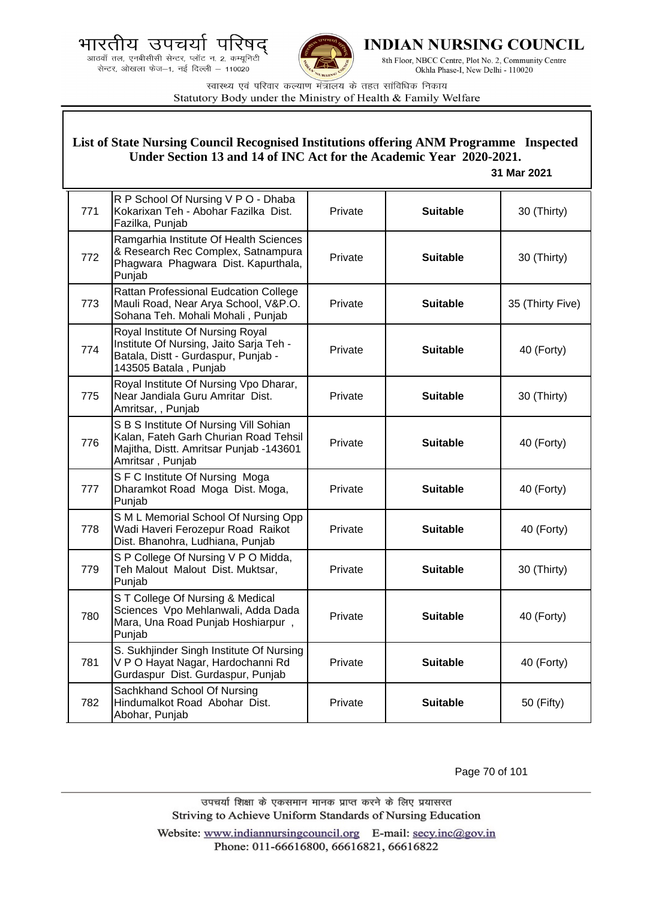**List of State Nursing Council Recognised Institutions offering ANM Programme Inspected Under Section 13 and 14 of INC Act for the Academic Year 2020-2021.**

**31 Mar 2021**

| | | | | |
|---|---|---|---|---|
| 771 | R P School Of Nursing V P O - Dhaba Kokarixan Teh - Abohar Fazilka Dist. Fazilka, Punjab | Private | **Suitable** | 30 (Thirty) |
| 772 | Ramgarhia Institute Of Health Sciences & Research Rec Complex, Satnampura Phagwara Phagwara Dist. Kapurthala, Punjab | Private | **Suitable** | 30 (Thirty) |
| 773 | Rattan Professional Eudcation College Mauli Road, Near Arya School, V&P.O. Sohana Teh. Mohali Mohali , Punjab | Private | **Suitable** | 35 (Thirty Five) |
| 774 | Royal Institute Of Nursing Royal Institute Of Nursing, Jaito Sarja Teh - Batala, Distt - Gurdaspur, Punjab - 143505 Batala , Punjab | Private | **Suitable** | 40 (Forty) |
| 775 | Royal Institute Of Nursing Vpo Dharar, Near Jandiala Guru Amritar Dist. Amritsar, , Punjab | Private | **Suitable** | 30 (Thirty) |
| 776 | S B S Institute Of Nursing Vill Sohian Kalan, Fateh Garh Churian Road Tehsil Majitha, Distt. Amritsar Punjab -143601 Amritsar , Punjab | Private | **Suitable** | 40 (Forty) |
| 777 | S F C Institute Of Nursing Moga Dharamkot Road Moga Dist. Moga, Punjab | Private | **Suitable** | 40 (Forty) |
| 778 | S M L Memorial School Of Nursing Opp Wadi Haveri Ferozepur Road Raikot Dist. Bhanohra, Ludhiana, Punjab | Private | **Suitable** | 40 (Forty) |
| 779 | S P College Of Nursing V P O Midda, Teh Malout Malout Dist. Muktsar, Punjab | Private | **Suitable** | 30 (Thirty) |
| 780 | S T College Of Nursing & Medical Sciences Vpo Mehlanwali, Adda Dada Mara, Una Road Punjab Hoshiarpur , Punjab | Private | **Suitable** | 40 (Forty) |
| 781 | S. Sukhjinder Singh Institute Of Nursing V P O Hayat Nagar, Hardochanni Rd Gurdaspur Dist. Gurdaspur, Punjab | Private | **Suitable** | 40 (Forty) |
| 782 | Sachkhand School Of Nursing Hindumalkot Road Abohar Dist. Abohar, Punjab | Private | **Suitable** | 50 (Fifty) |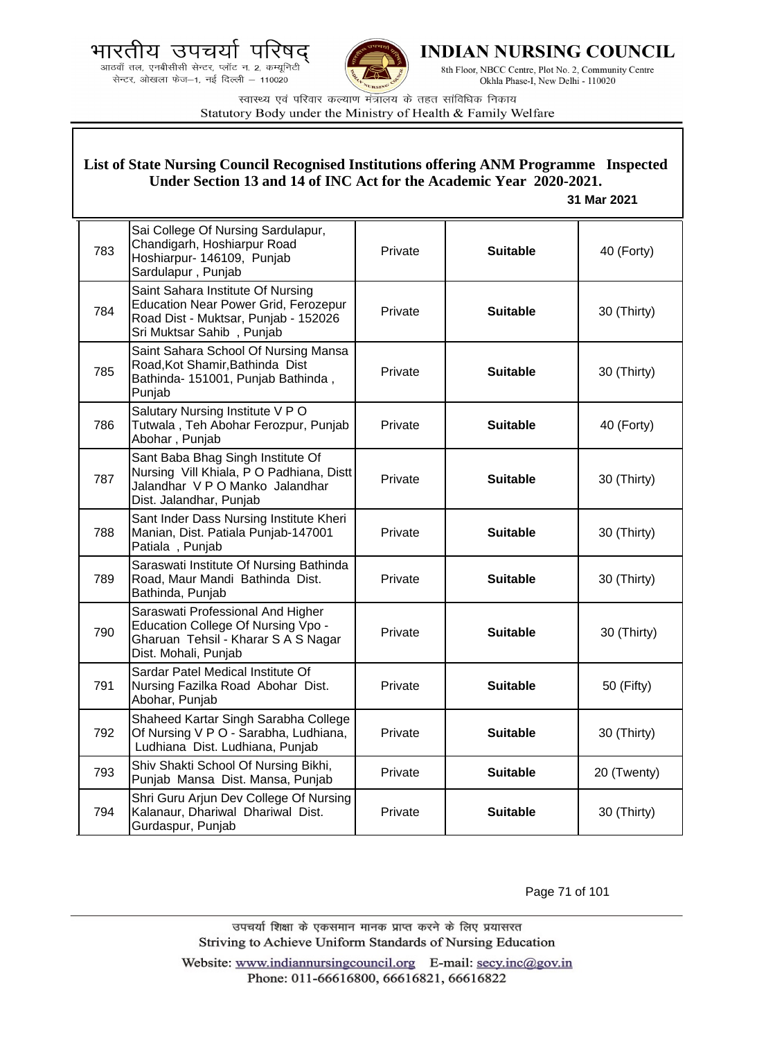## List of State Nursing Council Recognised Institutions offering ANM Programme Inspected Under Section 13 and 14 of INC Act for the Academic Year 2020-2021.

**31 Mar 2021**

| | | | | |
|---|---|---|---|---|
| 783 | Sai College Of Nursing Sardulapur, Chandigarh, Hoshiarpur Road Hoshiarpur- 146109, Punjab Sardulapur , Punjab | Private | **Suitable** | 40 (Forty) |
| 784 | Saint Sahara Institute Of Nursing Education Near Power Grid, Ferozepur Road Dist - Muktsar, Punjab - 152026 Sri Muktsar Sahib , Punjab | Private | **Suitable** | 30 (Thirty) |
| 785 | Saint Sahara School Of Nursing Mansa Road,Kot Shamir,Bathinda Dist Bathinda- 151001, Punjab Bathinda , Punjab | Private | **Suitable** | 30 (Thirty) |
| 786 | Salutary Nursing Institute V P O Tutwala , Teh Abohar Ferozpur, Punjab Abohar , Punjab | Private | **Suitable** | 40 (Forty) |
| 787 | Sant Baba Bhag Singh Institute Of Nursing Vill Khiala, P O Padhiana, Distt Jalandhar V P O Manko Jalandhar Dist. Jalandhar, Punjab | Private | **Suitable** | 30 (Thirty) |
| 788 | Sant Inder Dass Nursing Institute Kheri Manian, Dist. Patiala Punjab-147001 Patiala , Punjab | Private | **Suitable** | 30 (Thirty) |
| 789 | Saraswati Institute Of Nursing Bathinda Road, Maur Mandi Bathinda Dist. Bathinda, Punjab | Private | **Suitable** | 30 (Thirty) |
| 790 | Saraswati Professional And Higher Education College Of Nursing Vpo - Gharuan Tehsil - Kharar S A S Nagar Dist. Mohali, Punjab | Private | **Suitable** | 30 (Thirty) |
| 791 | Sardar Patel Medical Institute Of Nursing Fazilka Road Abohar Dist. Abohar, Punjab | Private | **Suitable** | 50 (Fifty) |
| 792 | Shaheed Kartar Singh Sarabha College Of Nursing V P O - Sarabha, Ludhiana, Ludhiana Dist. Ludhiana, Punjab | Private | **Suitable** | 30 (Thirty) |
| 793 | Shiv Shakti School Of Nursing Bikhi, Punjab Mansa Dist. Mansa, Punjab | Private | **Suitable** | 20 (Twenty) |
| 794 | Shri Guru Arjun Dev College Of Nursing Kalanaur, Dhariwal Dhariwal Dist. Gurdaspur, Punjab | Private | **Suitable** | 30 (Thirty) |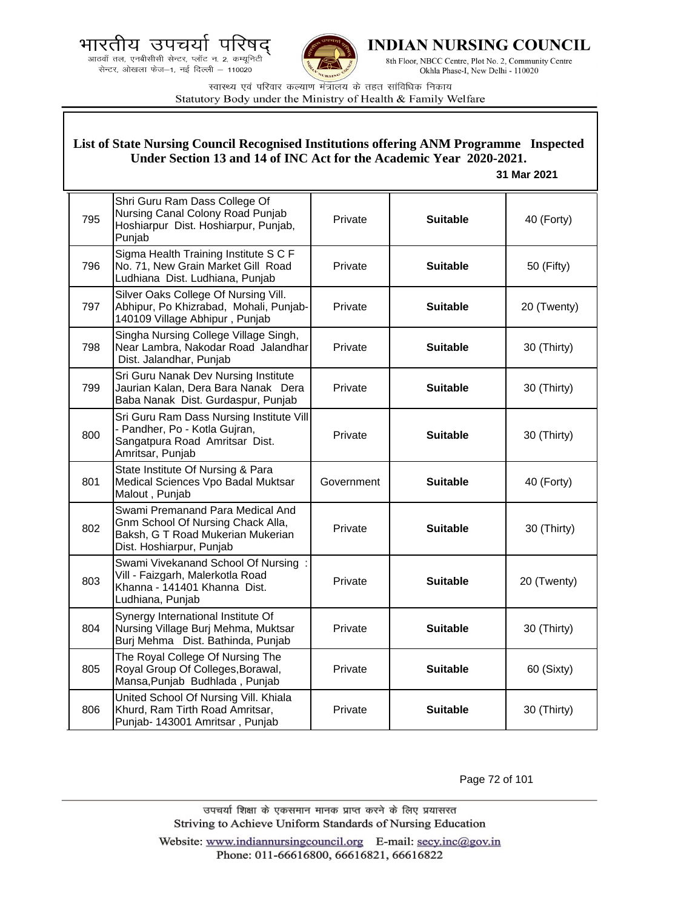**List of State Nursing Council Recognised Institutions offering ANM Programme Inspected Under Section 13 and 14 of INC Act for the Academic Year 2020-2021.**

**31 Mar 2021**

| | | | | |
|---|---|---|---|---|
| 795 | Shri Guru Ram Dass College Of Nursing Canal Colony Road Punjab Hoshiarpur Dist. Hoshiarpur, Punjab, Punjab | Private | **Suitable** | 40 (Forty) |
| 796 | Sigma Health Training Institute S C F No. 71, New Grain Market Gill Road Ludhiana Dist. Ludhiana, Punjab | Private | **Suitable** | 50 (Fifty) |
| 797 | Silver Oaks College Of Nursing Vill. Abhipur, Po Khizrabad, Mohali, Punjab-140109 Village Abhipur , Punjab | Private | **Suitable** | 20 (Twenty) |
| 798 | Singha Nursing College Village Singh, Near Lambra, Nakodar Road Jalandhar Dist. Jalandhar, Punjab | Private | **Suitable** | 30 (Thirty) |
| 799 | Sri Guru Nanak Dev Nursing Institute Jaurian Kalan, Dera Bara Nanak Dera Baba Nanak Dist. Gurdaspur, Punjab | Private | **Suitable** | 30 (Thirty) |
| 800 | Sri Guru Ram Dass Nursing Institute Vill - Pandher, Po - Kotla Gujran, Sangatpura Road Amritsar Dist. Amritsar, Punjab | Private | **Suitable** | 30 (Thirty) |
| 801 | State Institute Of Nursing & Para Medical Sciences Vpo Badal Muktsar Malout , Punjab | Government | **Suitable** | 40 (Forty) |
| 802 | Swami Premanand Para Medical And Gnm School Of Nursing Chack Alla, Baksh, G T Road Mukerian Mukerian Dist. Hoshiarpur, Punjab | Private | **Suitable** | 30 (Thirty) |
| 803 | Swami Vivekanand School Of Nursing : Vill - Faizgarh, Malerkotla Road Khanna - 141401 Khanna Dist. Ludhiana, Punjab | Private | **Suitable** | 20 (Twenty) |
| 804 | Synergy International Institute Of Nursing Village Burj Mehma, Muktsar Burj Mehma Dist. Bathinda, Punjab | Private | **Suitable** | 30 (Thirty) |
| 805 | The Royal College Of Nursing The Royal Group Of Colleges,Borawal, Mansa,Punjab Budhlada , Punjab | Private | **Suitable** | 60 (Sixty) |
| 806 | United School Of Nursing Vill. Khiala Khurd, Ram Tirth Road Amritsar, Punjab- 143001 Amritsar , Punjab | Private | **Suitable** | 30 (Thirty) |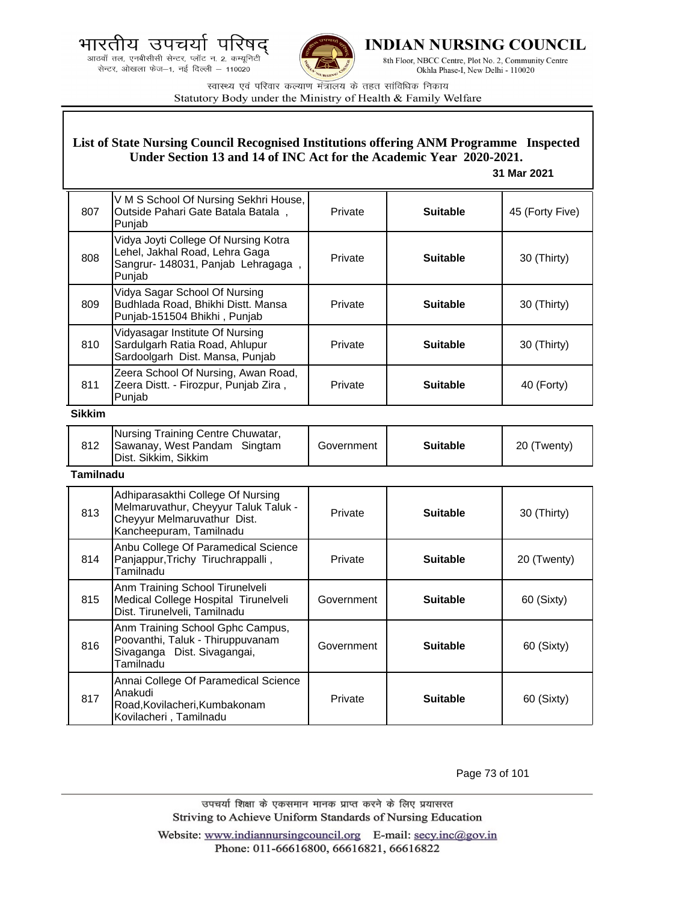## List of State Nursing Council Recognised Institutions offering ANM Programme Inspected Under Section 13 and 14 of INC Act for the Academic Year 2020-2021.

**31 Mar 2021**

| | | | | |
|---|---|---|---|---|
| 807 | V M S School Of Nursing Sekhri House, Outside Pahari Gate Batala Batala , Punjab | Private | **Suitable** | 45 (Forty Five) |
| 808 | Vidya Joyti College Of Nursing Kotra Lehel, Jakhal Road, Lehra Gaga Sangrur- 148031, Panjab Lehragaga , Punjab | Private | **Suitable** | 30 (Thirty) |
| 809 | Vidya Sagar School Of Nursing Budhlada Road, Bhikhi Distt. Mansa Punjab-151504 Bhikhi , Punjab | Private | **Suitable** | 30 (Thirty) |
| 810 | Vidyasagar Institute Of Nursing Sardulgarh Ratia Road, Ahlupur Sardoolgarh Dist. Mansa, Punjab | Private | **Suitable** | 30 (Thirty) |
| 811 | Zeera School Of Nursing, Awan Road, Zeera Distt. - Firozpur, Punjab Zira , Punjab | Private | **Suitable** | 40 (Forty) |

**Sikkim**

| | | | | |
|---|---|---|---|---|
| 812 | Nursing Training Centre Chuwatar, Sawanay, West Pandam Singtam Dist. Sikkim, Sikkim | Government | **Suitable** | 20 (Twenty) |

**Tamilnadu**

| | | | | |
|---|---|---|---|---|
| 813 | Adhiparasakthi College Of Nursing Melmaruvathur, Cheyyur Taluk Taluk - Cheyyur Melmaruvathur Dist. Kancheepuram, Tamilnadu | Private | **Suitable** | 30 (Thirty) |
| 814 | Anbu College Of Paramedical Science Panjappur,Trichy Tiruchrappalli , Tamilnadu | Private | **Suitable** | 20 (Twenty) |
| 815 | Anm Training School Tirunelveli Medical College Hospital Tirunelveli Dist. Tirunelveli, Tamilnadu | Government | **Suitable** | 60 (Sixty) |
| 816 | Anm Training School Gphc Campus, Poovanthi, Taluk - Thiruppuvanam Sivaganga Dist. Sivagangai, Tamilnadu | Government | **Suitable** | 60 (Sixty) |
| 817 | Annai College Of Paramedical Science Anakudi Road,Kovilacheri,Kumbakonam Kovilacheri , Tamilnadu | Private | **Suitable** | 60 (Sixty) |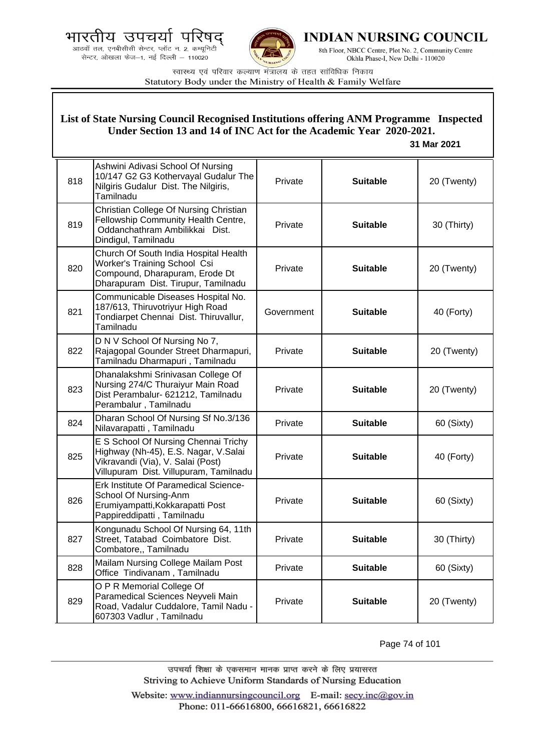## List of State Nursing Council Recognised Institutions offering ANM Programme Inspected Under Section 13 and 14 of INC Act for the Academic Year 2020-2021.

**31 Mar 2021**

| | | | | |
|---|---|---|---|---|
| 818 | Ashwini Adivasi School Of Nursing 10/147 G2 G3 Kothervayal Gudalur The Nilgiris Gudalur Dist. The Nilgiris, Tamilnadu | Private | **Suitable** | 20 (Twenty) |
| 819 | Christian College Of Nursing Christian Fellowship Community Health Centre, Oddanchathram Ambilikkai Dist. Dindigul, Tamilnadu | Private | **Suitable** | 30 (Thirty) |
| 820 | Church Of South India Hospital Health Worker's Training School Csi Compound, Dharapuram, Erode Dt Dharapuram Dist. Tirupur, Tamilnadu | Private | **Suitable** | 20 (Twenty) |
| 821 | Communicable Diseases Hospital No. 187/613, Thiruvotriyur High Road Tondiarpet Chennai Dist. Thiruvallur, Tamilnadu | Government | **Suitable** | 40 (Forty) |
| 822 | D N V School Of Nursing No 7, Rajagopal Gounder Street Dharmapuri, Tamilnadu Dharmapuri , Tamilnadu | Private | **Suitable** | 20 (Twenty) |
| 823 | Dhanalakshmi Srinivasan College Of Nursing 274/C Thuraiyur Main Road Dist Perambalur- 621212, Tamilnadu Perambalur , Tamilnadu | Private | **Suitable** | 20 (Twenty) |
| 824 | Dharan School Of Nursing Sf No.3/136 Nilavarapatti , Tamilnadu | Private | **Suitable** | 60 (Sixty) |
| 825 | E S School Of Nursing Chennai Trichy Highway (Nh-45), E.S. Nagar, V.Salai Vikravandi (Via), V. Salai (Post) Villupuram Dist. Villupuram, Tamilnadu | Private | **Suitable** | 40 (Forty) |
| 826 | Erk Institute Of Paramedical Science-School Of Nursing-Anm Erumiyampatti,Kokkarapatti Post Pappireddipatti , Tamilnadu | Private | **Suitable** | 60 (Sixty) |
| 827 | Kongunadu School Of Nursing 64, 11th Street, Tatabad Coimbatore Dist. Combatore,, Tamilnadu | Private | **Suitable** | 30 (Thirty) |
| 828 | Mailam Nursing College Mailam Post Office Tindivanam , Tamilnadu | Private | **Suitable** | 60 (Sixty) |
| 829 | O P R Memorial College Of Paramedical Sciences Neyveli Main Road, Vadalur Cuddalore, Tamil Nadu - 607303 Vadlur , Tamilnadu | Private | **Suitable** | 20 (Twenty) |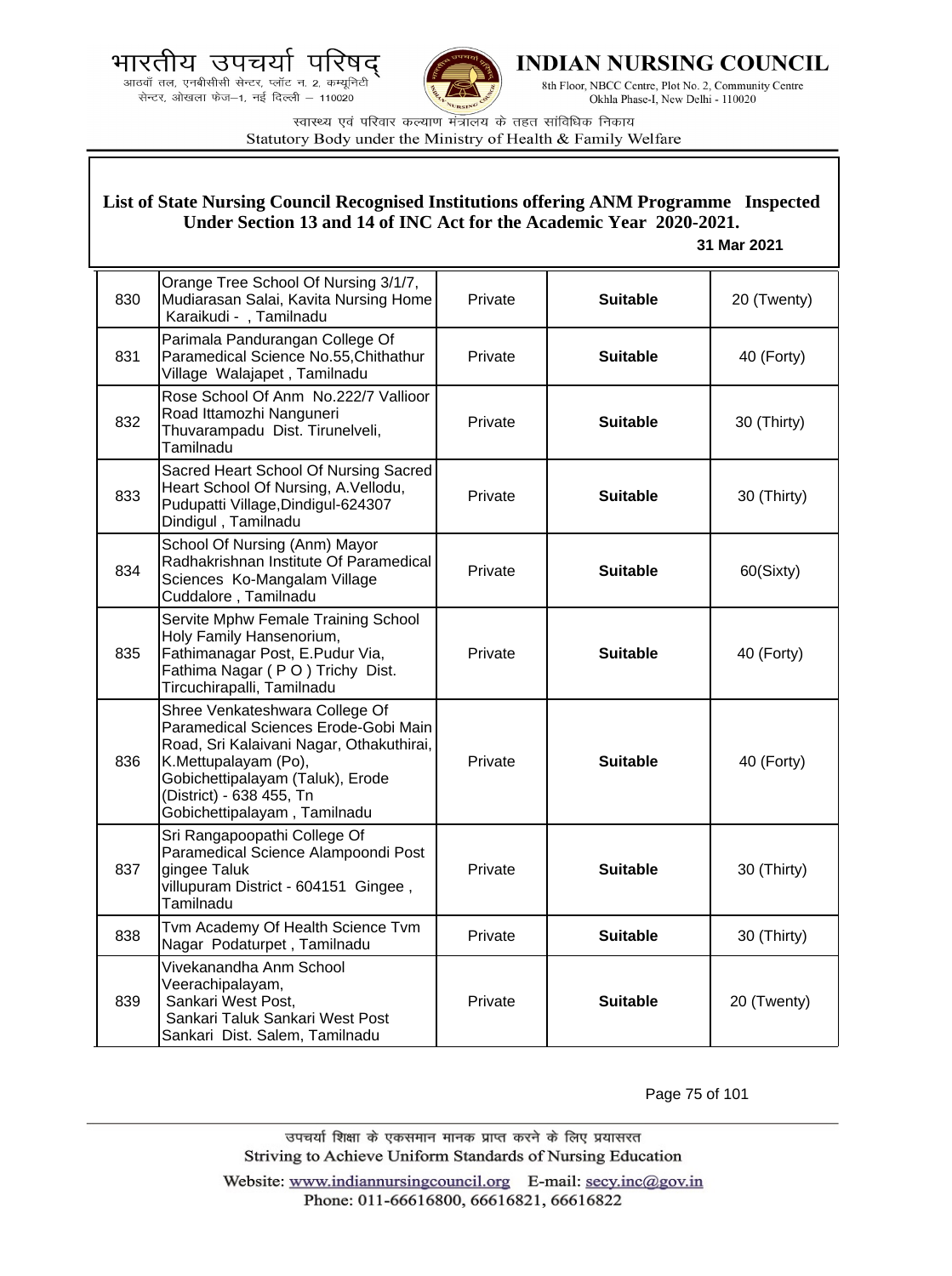भारतीय उपचर्या परिषद्
आठवाँ तल, एनबीसीसी सेन्टर, प्लॉट न. 2, कम्यूनिटी सेन्टर, ओखला फेज–1, नई दिल्ली – 110020

**INDIAN NURSING COUNCIL**
8th Floor, NBCC Centre, Plot No. 2, Community Centre Okhla Phase-I, New Delhi - 110020

स्वास्थ्य एवं परिवार कल्याण मंत्रालय के तहत सांविधिक निकाय
Statutory Body under the Ministry of Health & Family Welfare

**List of State Nursing Council Recognised Institutions offering ANM Programme Inspected Under Section 13 and 14 of INC Act for the Academic Year 2020-2021.**

**31 Mar 2021**

| | | | | |
|---|---|---|---|---|
| 830 | Orange Tree School Of Nursing 3/1/7, Mudiarasan Salai, Kavita Nursing Home Karaikudi - , Tamilnadu | Private | **Suitable** | 20 (Twenty) |
| 831 | Parimala Pandurangan College Of Paramedical Science No.55,Chithathur Village Walajapet , Tamilnadu | Private | **Suitable** | 40 (Forty) |
| 832 | Rose School Of Anm No.222/7 Vallioor Road Ittamozhi Nanguneri Thuvarampadu Dist. Tirunelveli, Tamilnadu | Private | **Suitable** | 30 (Thirty) |
| 833 | Sacred Heart School Of Nursing Sacred Heart School Of Nursing, A.Vellodu, Pudupatti Village,Dindigul-624307 Dindigul , Tamilnadu | Private | **Suitable** | 30 (Thirty) |
| 834 | School Of Nursing (Anm) Mayor Radhakrishnan Institute Of Paramedical Sciences Ko-Mangalam Village Cuddalore , Tamilnadu | Private | **Suitable** | 60(Sixty) |
| 835 | Servite Mphw Female Training School Holy Family Hansenorium, Fathimanagar Post, E.Pudur Via, Fathima Nagar ( P O ) Trichy Dist. Tircuchirapalli, Tamilnadu | Private | **Suitable** | 40 (Forty) |
| 836 | Shree Venkateshwara College Of Paramedical Sciences Erode-Gobi Main Road, Sri Kalaivani Nagar, Othakuthirai, K.Mettupalayam (Po), Gobichettipalayam (Taluk), Erode (District) - 638 455, Tn Gobichettipalayam , Tamilnadu | Private | **Suitable** | 40 (Forty) |
| 837 | Sri Rangapoopathi College Of Paramedical Science Alampoondi Post gingee Taluk villupuram District - 604151 Gingee , Tamilnadu | Private | **Suitable** | 30 (Thirty) |
| 838 | Tvm Academy Of Health Science Tvm Nagar Podaturpet , Tamilnadu | Private | **Suitable** | 30 (Thirty) |
| 839 | Vivekanandha Anm School Veerachipalayam, Sankari West Post, Sankari Taluk Sankari West Post Sankari Dist. Salem, Tamilnadu | Private | **Suitable** | 20 (Twenty) |

उपचर्या शिक्षा के एकसमान मानक प्राप्त करने के लिए प्रयासरत
Striving to Achieve Uniform Standards of Nursing Education

Website: www.indiannursingcouncil.org E-mail: secy.inc@gov.in
Phone: 011-66616800, 66616821, 66616822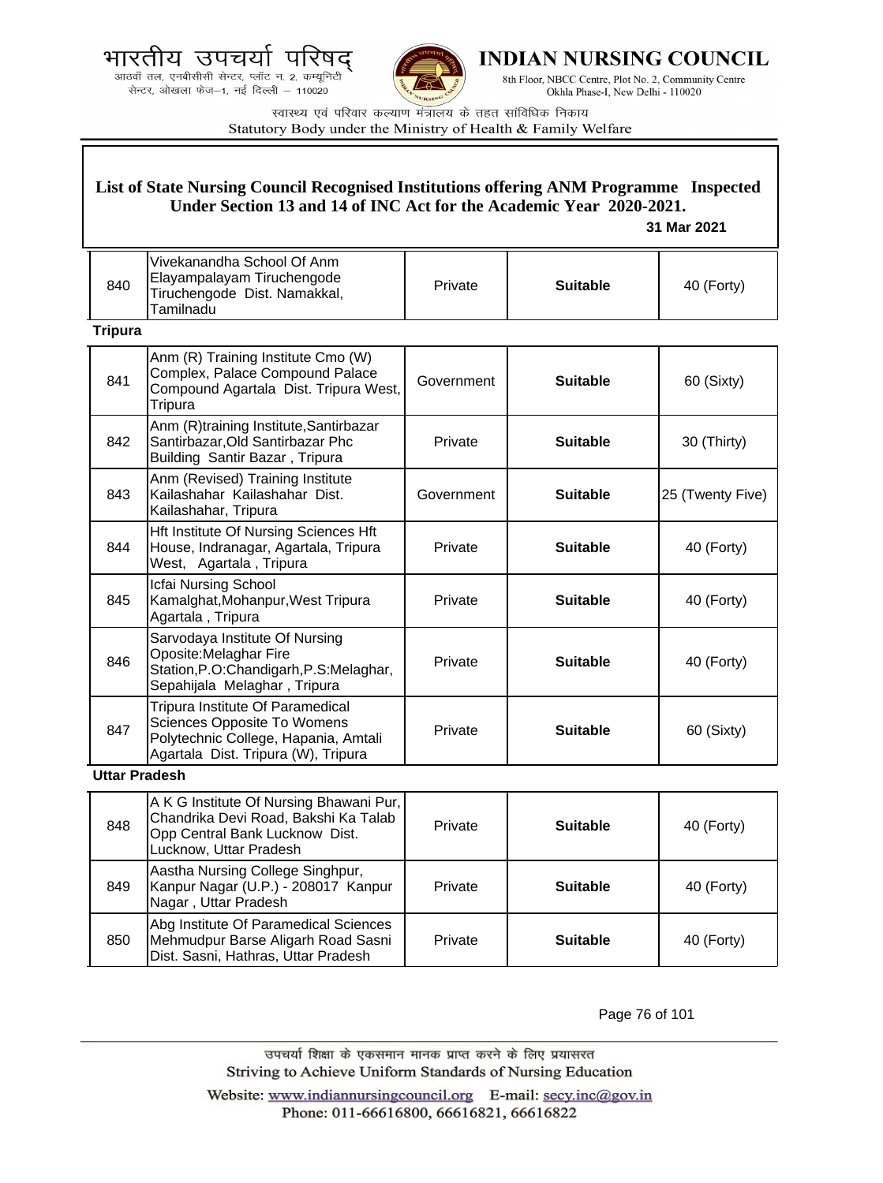## List of State Nursing Council Recognised Institutions offering ANM Programme Inspected Under Section 13 and 14 of INC Act for the Academic Year 2020-2021.

**31 Mar 2021**

| | | | | |
|---|---|---|---|---|
| 840 | Vivekanandha School Of Anm Elayampalayam Tiruchengode Tiruchengode Dist. Namakkal, Tamilnadu | Private | **Suitable** | 40 (Forty) |

**Tripura**

| | | | | |
|---|---|---|---|---|
| 841 | Anm (R) Training Institute Cmo (W) Complex, Palace Compound Palace Compound Agartala Dist. Tripura West, Tripura | Government | **Suitable** | 60 (Sixty) |
| 842 | Anm (R)training Institute,Santirbazar Santirbazar,Old Santirbazar Phc Building Santir Bazar , Tripura | Private | **Suitable** | 30 (Thirty) |
| 843 | Anm (Revised) Training Institute Kailashahar Kailashahar Dist. Kailashahar, Tripura | Government | **Suitable** | 25 (Twenty Five) |
| 844 | Hft Institute Of Nursing Sciences Hft House, Indranagar, Agartala, Tripura West, Agartala , Tripura | Private | **Suitable** | 40 (Forty) |
| 845 | Icfai Nursing School Kamalghat,Mohanpur,West Tripura Agartala , Tripura | Private | **Suitable** | 40 (Forty) |
| 846 | Sarvodaya Institute Of Nursing Oposite:Melaghar Fire Station,P.O:Chandigarh,P.S:Melaghar, Sepahijala Melaghar , Tripura | Private | **Suitable** | 40 (Forty) |
| 847 | Tripura Institute Of Paramedical Sciences Opposite To Womens Polytechnic College, Hapania, Amtali Agartala Dist. Tripura (W), Tripura | Private | **Suitable** | 60 (Sixty) |

**Uttar Pradesh**

| | | | | |
|---|---|---|---|---|
| 848 | A K G Institute Of Nursing Bhawani Pur, Chandrika Devi Road, Bakshi Ka Talab Opp Central Bank Lucknow Dist. Lucknow, Uttar Pradesh | Private | **Suitable** | 40 (Forty) |
| 849 | Aastha Nursing College Singhpur, Kanpur Nagar (U.P.) - 208017 Kanpur Nagar , Uttar Pradesh | Private | **Suitable** | 40 (Forty) |
| 850 | Abg Institute Of Paramedical Sciences Mehmudpur Barse Aligarh Road Sasni Dist. Sasni, Hathras, Uttar Pradesh | Private | **Suitable** | 40 (Forty) |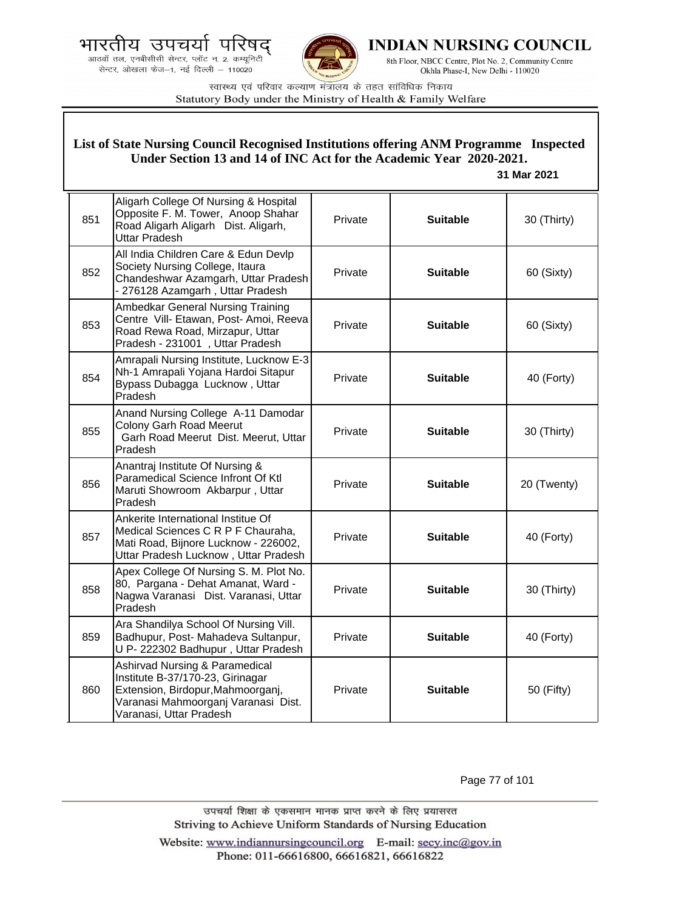**List of State Nursing Council Recognised Institutions offering ANM Programme Inspected Under Section 13 and 14 of INC Act for the Academic Year 2020-2021.**

**31 Mar 2021**

| | | | | |
|---|---|---|---|---|
| 851 | Aligarh College Of Nursing & Hospital Opposite F. M. Tower, Anoop Shahar Road Aligarh Aligarh Dist. Aligarh, Uttar Pradesh | Private | **Suitable** | 30 (Thirty) |
| 852 | All India Children Care & Edun Devlp Society Nursing College, Itaura Chandeshwar Azamgarh, Uttar Pradesh - 276128 Azamgarh , Uttar Pradesh | Private | **Suitable** | 60 (Sixty) |
| 853 | Ambedkar General Nursing Training Centre Vill- Etawan, Post- Amoi, Reeva Road Rewa Road, Mirzapur, Uttar Pradesh - 231001 , Uttar Pradesh | Private | **Suitable** | 60 (Sixty) |
| 854 | Amrapali Nursing Institute, Lucknow E-3 Nh-1 Amrapali Yojana Hardoi Sitapur Bypass Dubagga Lucknow , Uttar Pradesh | Private | **Suitable** | 40 (Forty) |
| 855 | Anand Nursing College A-11 Damodar Colony Garh Road Meerut Garh Road Meerut Dist. Meerut, Uttar Pradesh | Private | **Suitable** | 30 (Thirty) |
| 856 | Anantraj Institute Of Nursing & Paramedical Science Infront Of Ktl Maruti Showroom Akbarpur , Uttar Pradesh | Private | **Suitable** | 20 (Twenty) |
| 857 | Ankerite International Institue Of Medical Sciences C R P F Chauraha, Mati Road, Bijnore Lucknow - 226002, Uttar Pradesh Lucknow , Uttar Pradesh | Private | **Suitable** | 40 (Forty) |
| 858 | Apex College Of Nursing S. M. Plot No. 80, Pargana - Dehat Amanat, Ward - Nagwa Varanasi Dist. Varanasi, Uttar Pradesh | Private | **Suitable** | 30 (Thirty) |
| 859 | Ara Shandilya School Of Nursing Vill. Badhupur, Post- Mahadeva Sultanpur, U P- 222302 Badhupur , Uttar Pradesh | Private | **Suitable** | 40 (Forty) |
| 860 | Ashirvad Nursing & Paramedical Institute B-37/170-23, Girinagar Extension, Birdopur,Mahmoorganj, Varanasi Mahmoorganj Varanasi Dist. Varanasi, Uttar Pradesh | Private | **Suitable** | 50 (Fifty) |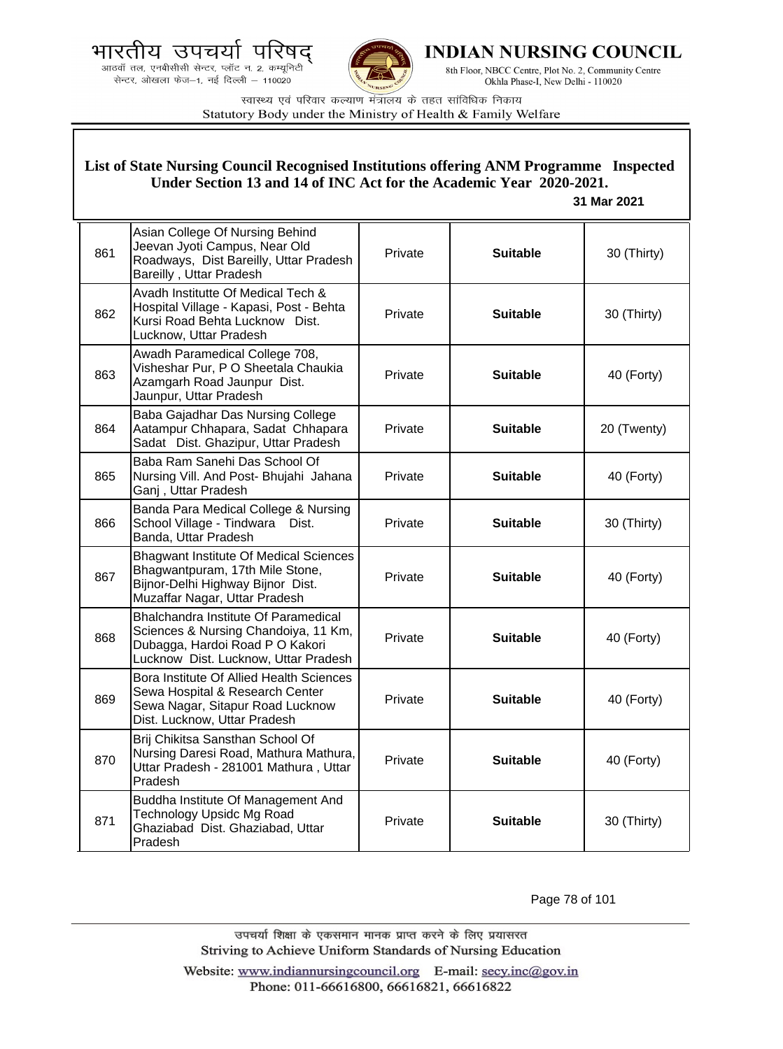## List of State Nursing Council Recognised Institutions offering ANM Programme Inspected Under Section 13 and 14 of INC Act for the Academic Year 2020-2021.

**31 Mar 2021**

| | | | | |
|---|---|---|---|---|
| 861 | Asian College Of Nursing Behind Jeevan Jyoti Campus, Near Old Roadways, Dist Bareilly, Uttar Pradesh Bareilly , Uttar Pradesh | Private | **Suitable** | 30 (Thirty) |
| 862 | Avadh Institutte Of Medical Tech & Hospital Village - Kapasi, Post - Behta Kursi Road Behta Lucknow Dist. Lucknow, Uttar Pradesh | Private | **Suitable** | 30 (Thirty) |
| 863 | Awadh Paramedical College 708, Visheshar Pur, P O Sheetala Chaukia Azamgarh Road Jaunpur Dist. Jaunpur, Uttar Pradesh | Private | **Suitable** | 40 (Forty) |
| 864 | Baba Gajadhar Das Nursing College Aatampur Chhapara, Sadat Chhapara Sadat Dist. Ghazipur, Uttar Pradesh | Private | **Suitable** | 20 (Twenty) |
| 865 | Baba Ram Sanehi Das School Of Nursing Vill. And Post- Bhujahi Jahana Ganj , Uttar Pradesh | Private | **Suitable** | 40 (Forty) |
| 866 | Banda Para Medical College & Nursing School Village - Tindwara Dist. Banda, Uttar Pradesh | Private | **Suitable** | 30 (Thirty) |
| 867 | Bhagwant Institute Of Medical Sciences Bhagwantpuram, 17th Mile Stone, Bijnor-Delhi Highway Bijnor Dist. Muzaffar Nagar, Uttar Pradesh | Private | **Suitable** | 40 (Forty) |
| 868 | Bhalchandra Institute Of Paramedical Sciences & Nursing Chandoiya, 11 Km, Dubagga, Hardoi Road P O Kakori Lucknow Dist. Lucknow, Uttar Pradesh | Private | **Suitable** | 40 (Forty) |
| 869 | Bora Institute Of Allied Health Sciences Sewa Hospital & Research Center Sewa Nagar, Sitapur Road Lucknow Dist. Lucknow, Uttar Pradesh | Private | **Suitable** | 40 (Forty) |
| 870 | Brij Chikitsa Sansthan School Of Nursing Daresi Road, Mathura Mathura, Uttar Pradesh - 281001 Mathura , Uttar Pradesh | Private | **Suitable** | 40 (Forty) |
| 871 | Buddha Institute Of Management And Technology Upsidc Mg Road Ghaziabad Dist. Ghaziabad, Uttar Pradesh | Private | **Suitable** | 30 (Thirty) |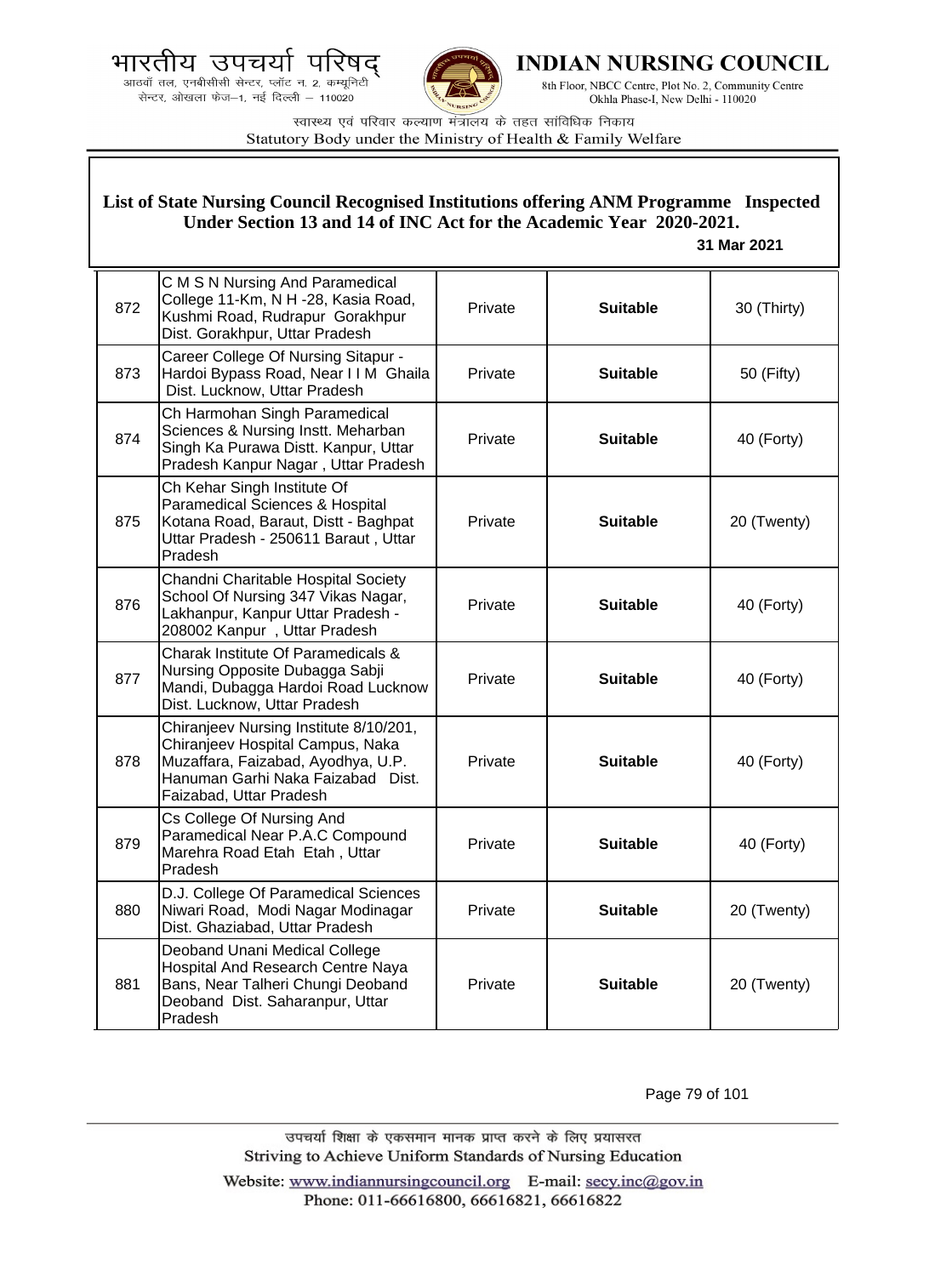## List of State Nursing Council Recognised Institutions offering ANM Programme Inspected Under Section 13 and 14 of INC Act for the Academic Year 2020-2021.

**31 Mar 2021**

| | | | | |
|---|---|---|---|---|
| 872 | C M S N Nursing And Paramedical College 11-Km, N H -28, Kasia Road, Kushmi Road, Rudrapur Gorakhpur Dist. Gorakhpur, Uttar Pradesh | Private | **Suitable** | 30 (Thirty) |
| 873 | Career College Of Nursing Sitapur - Hardoi Bypass Road, Near I I M Ghaila Dist. Lucknow, Uttar Pradesh | Private | **Suitable** | 50 (Fifty) |
| 874 | Ch Harmohan Singh Paramedical Sciences & Nursing Instt. Meharban Singh Ka Purawa Distt. Kanpur, Uttar Pradesh Kanpur Nagar , Uttar Pradesh | Private | **Suitable** | 40 (Forty) |
| 875 | Ch Kehar Singh Institute Of Paramedical Sciences & Hospital Kotana Road, Baraut, Distt - Baghpat Uttar Pradesh - 250611 Baraut , Uttar Pradesh | Private | **Suitable** | 20 (Twenty) |
| 876 | Chandni Charitable Hospital Society School Of Nursing 347 Vikas Nagar, Lakhanpur, Kanpur Uttar Pradesh - 208002 Kanpur , Uttar Pradesh | Private | **Suitable** | 40 (Forty) |
| 877 | Charak Institute Of Paramedicals & Nursing Opposite Dubagga Sabji Mandi, Dubagga Hardoi Road Lucknow Dist. Lucknow, Uttar Pradesh | Private | **Suitable** | 40 (Forty) |
| 878 | Chiranjeev Nursing Institute 8/10/201, Chiranjeev Hospital Campus, Naka Muzaffara, Faizabad, Ayodhya, U.P. Hanuman Garhi Naka Faizabad Dist. Faizabad, Uttar Pradesh | Private | **Suitable** | 40 (Forty) |
| 879 | Cs College Of Nursing And Paramedical Near P.A.C Compound Marehra Road Etah Etah , Uttar Pradesh | Private | **Suitable** | 40 (Forty) |
| 880 | D.J. College Of Paramedical Sciences Niwari Road, Modi Nagar Modinagar Dist. Ghaziabad, Uttar Pradesh | Private | **Suitable** | 20 (Twenty) |
| 881 | Deoband Unani Medical College Hospital And Research Centre Naya Bans, Near Talheri Chungi Deoband Deoband Dist. Saharanpur, Uttar Pradesh | Private | **Suitable** | 20 (Twenty) |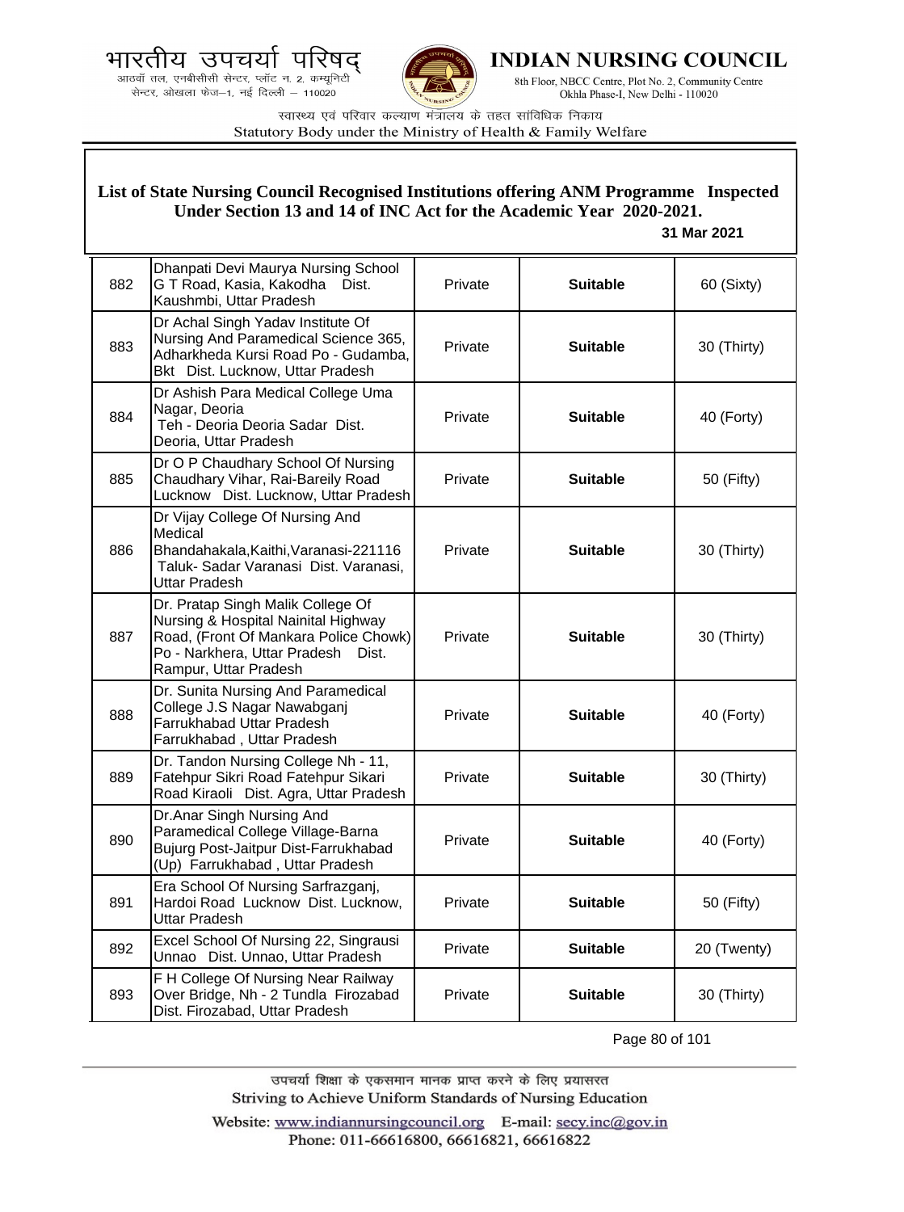## List of State Nursing Council Recognised Institutions offering ANM Programme Inspected Under Section 13 and 14 of INC Act for the Academic Year 2020-2021.

**31 Mar 2021**

| | | | | |
|---|---|---|---|---|
| 882 | Dhanpati Devi Maurya Nursing School G T Road, Kasia, Kakodha Dist. Kaushmbi, Uttar Pradesh | Private | **Suitable** | 60 (Sixty) |
| 883 | Dr Achal Singh Yadav Institute Of Nursing And Paramedical Science 365, Adharkheda Kursi Road Po - Gudamba, Bkt Dist. Lucknow, Uttar Pradesh | Private | **Suitable** | 30 (Thirty) |
| 884 | Dr Ashish Para Medical College Uma Nagar, Deoria Teh - Deoria Deoria Sadar Dist. Deoria, Uttar Pradesh | Private | **Suitable** | 40 (Forty) |
| 885 | Dr O P Chaudhary School Of Nursing Chaudhary Vihar, Rai-Bareily Road Lucknow Dist. Lucknow, Uttar Pradesh | Private | **Suitable** | 50 (Fifty) |
| 886 | Dr Vijay College Of Nursing And Medical Bhandahakala,Kaithi,Varanasi-221116 Taluk- Sadar Varanasi Dist. Varanasi, Uttar Pradesh | Private | **Suitable** | 30 (Thirty) |
| 887 | Dr. Pratap Singh Malik College Of Nursing & Hospital Nainital Highway Road, (Front Of Mankara Police Chowk) Po - Narkhera, Uttar Pradesh Dist. Rampur, Uttar Pradesh | Private | **Suitable** | 30 (Thirty) |
| 888 | Dr. Sunita Nursing And Paramedical College J.S Nagar Nawabganj Farrukhabad Uttar Pradesh Farrukhabad , Uttar Pradesh | Private | **Suitable** | 40 (Forty) |
| 889 | Dr. Tandon Nursing College Nh - 11, Fatehpur Sikri Road Fatehpur Sikari Road Kiraoli Dist. Agra, Uttar Pradesh | Private | **Suitable** | 30 (Thirty) |
| 890 | Dr.Anar Singh Nursing And Paramedical College Village-Barna Bujurg Post-Jaitpur Dist-Farrukhabad (Up) Farrukhabad , Uttar Pradesh | Private | **Suitable** | 40 (Forty) |
| 891 | Era School Of Nursing Sarfrazganj, Hardoi Road Lucknow Dist. Lucknow, Uttar Pradesh | Private | **Suitable** | 50 (Fifty) |
| 892 | Excel School Of Nursing 22, Singrausi Unnao Dist. Unnao, Uttar Pradesh | Private | **Suitable** | 20 (Twenty) |
| 893 | F H College Of Nursing Near Railway Over Bridge, Nh - 2 Tundla Firozabad Dist. Firozabad, Uttar Pradesh | Private | **Suitable** | 30 (Thirty) |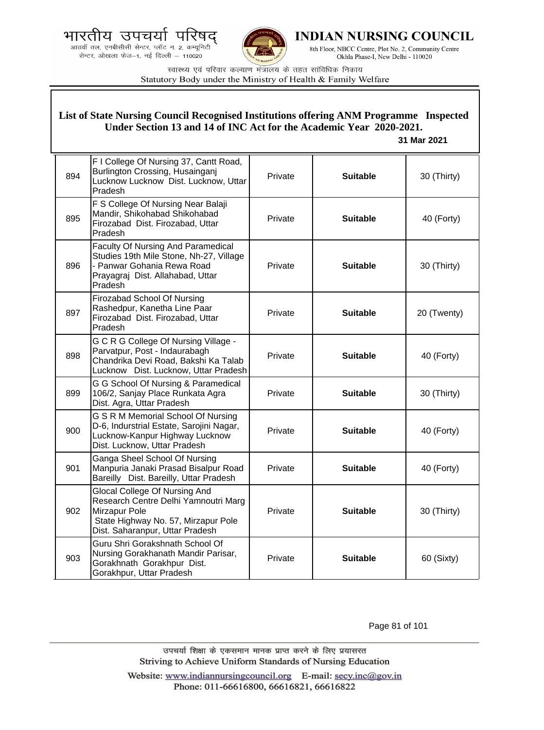## List of State Nursing Council Recognised Institutions offering ANM Programme Inspected Under Section 13 and 14 of INC Act for the Academic Year 2020-2021.

**31 Mar 2021**

| | | | | |
|---|---|---|---|---|
| 894 | F I College Of Nursing 37, Cantt Road, Burlington Crossing, Husainganj Lucknow Lucknow Dist. Lucknow, Uttar Pradesh | Private | **Suitable** | 30 (Thirty) |
| 895 | F S College Of Nursing Near Balaji Mandir, Shikohabad Shikohabad Firozabad Dist. Firozabad, Uttar Pradesh | Private | **Suitable** | 40 (Forty) |
| 896 | Faculty Of Nursing And Paramedical Studies 19th Mile Stone, Nh-27, Village - Panwar Gohania Rewa Road Prayagraj Dist. Allahabad, Uttar Pradesh | Private | **Suitable** | 30 (Thirty) |
| 897 | Firozabad School Of Nursing Rashedpur, Kanetha Line Paar Firozabad Dist. Firozabad, Uttar Pradesh | Private | **Suitable** | 20 (Twenty) |
| 898 | G C R G College Of Nursing Village - Parvatpur, Post - Indaurabagh Chandrika Devi Road, Bakshi Ka Talab Lucknow Dist. Lucknow, Uttar Pradesh | Private | **Suitable** | 40 (Forty) |
| 899 | G G School Of Nursing & Paramedical 106/2, Sanjay Place Runkata Agra Dist. Agra, Uttar Pradesh | Private | **Suitable** | 30 (Thirty) |
| 900 | G S R M Memorial School Of Nursing D-6, Indurstrial Estate, Sarojini Nagar, Lucknow-Kanpur Highway Lucknow Dist. Lucknow, Uttar Pradesh | Private | **Suitable** | 40 (Forty) |
| 901 | Ganga Sheel School Of Nursing Manpuria Janaki Prasad Bisalpur Road Bareilly Dist. Bareilly, Uttar Pradesh | Private | **Suitable** | 40 (Forty) |
| 902 | Glocal College Of Nursing And Research Centre Delhi Yamnoutri Marg Mirzapur Pole State Highway No. 57, Mirzapur Pole Dist. Saharanpur, Uttar Pradesh | Private | **Suitable** | 30 (Thirty) |
| 903 | Guru Shri Gorakshnath School Of Nursing Gorakhanath Mandir Parisar, Gorakhnath Gorakhpur Dist. Gorakhpur, Uttar Pradesh | Private | **Suitable** | 60 (Sixty) |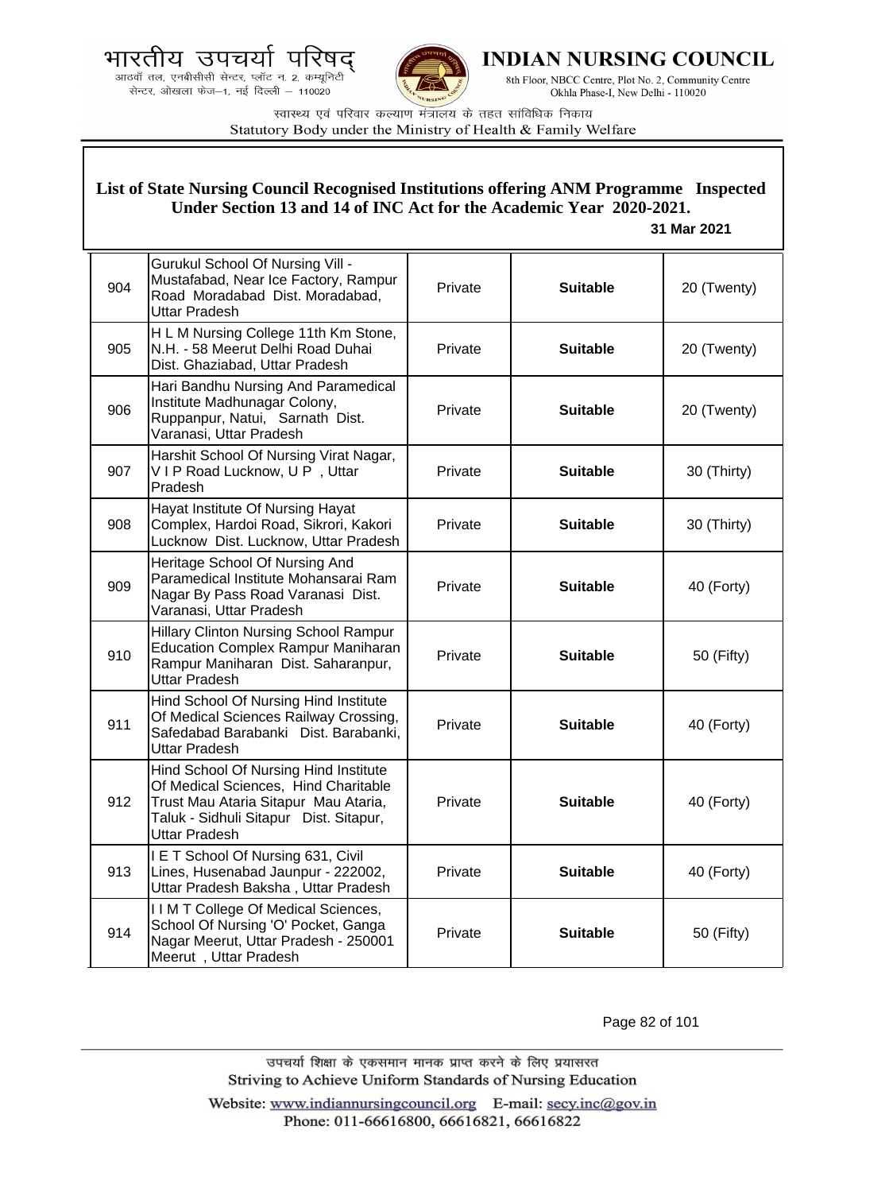# List of State Nursing Council Recognised Institutions offering ANM Programme Inspected Under Section 13 and 14 of INC Act for the Academic Year 2020-2021.

**31 Mar 2021**

| | | | | |
|---|---|---|---|---|
| 904 | Gurukul School Of Nursing Vill - Mustafabad, Near Ice Factory, Rampur Road Moradabad Dist. Moradabad, Uttar Pradesh | Private | **Suitable** | 20 (Twenty) |
| 905 | H L M Nursing College 11th Km Stone, N.H. - 58 Meerut Delhi Road Duhai Dist. Ghaziabad, Uttar Pradesh | Private | **Suitable** | 20 (Twenty) |
| 906 | Hari Bandhu Nursing And Paramedical Institute Madhunagar Colony, Ruppanpur, Natui, Sarnath Dist. Varanasi, Uttar Pradesh | Private | **Suitable** | 20 (Twenty) |
| 907 | Harshit School Of Nursing Virat Nagar, V I P Road Lucknow, U P , Uttar Pradesh | Private | **Suitable** | 30 (Thirty) |
| 908 | Hayat Institute Of Nursing Hayat Complex, Hardoi Road, Sikrori, Kakori Lucknow Dist. Lucknow, Uttar Pradesh | Private | **Suitable** | 30 (Thirty) |
| 909 | Heritage School Of Nursing And Paramedical Institute Mohansarai Ram Nagar By Pass Road Varanasi Dist. Varanasi, Uttar Pradesh | Private | **Suitable** | 40 (Forty) |
| 910 | Hillary Clinton Nursing School Rampur Education Complex Rampur Maniharan Rampur Maniharan Dist. Saharanpur, Uttar Pradesh | Private | **Suitable** | 50 (Fifty) |
| 911 | Hind School Of Nursing Hind Institute Of Medical Sciences Railway Crossing, Safedabad Barabanki Dist. Barabanki, Uttar Pradesh | Private | **Suitable** | 40 (Forty) |
| 912 | Hind School Of Nursing Hind Institute Of Medical Sciences, Hind Charitable Trust Mau Ataria Sitapur Mau Ataria, Taluk - Sidhuli Sitapur Dist. Sitapur, Uttar Pradesh | Private | **Suitable** | 40 (Forty) |
| 913 | I E T School Of Nursing 631, Civil Lines, Husenabad Jaunpur - 222002, Uttar Pradesh Baksha , Uttar Pradesh | Private | **Suitable** | 40 (Forty) |
| 914 | I I M T College Of Medical Sciences, School Of Nursing 'O' Pocket, Ganga Nagar Meerut, Uttar Pradesh - 250001 Meerut , Uttar Pradesh | Private | **Suitable** | 50 (Fifty) |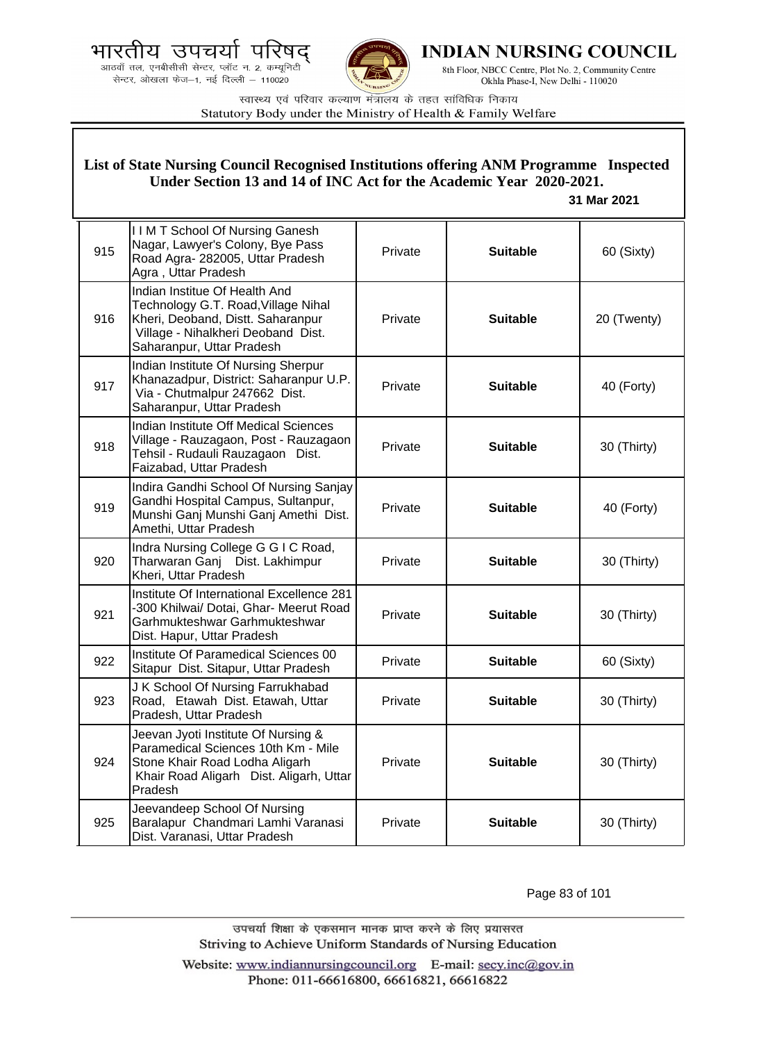## List of State Nursing Council Recognised Institutions offering ANM Programme Inspected Under Section 13 and 14 of INC Act for the Academic Year 2020-2021.

**31 Mar 2021**

| | | | | |
|---|---|---|---|---|
| 915 | I I M T School Of Nursing Ganesh Nagar, Lawyer's Colony, Bye Pass Road Agra- 282005, Uttar Pradesh Agra , Uttar Pradesh | Private | **Suitable** | 60 (Sixty) |
| 916 | Indian Institue Of Health And Technology G.T. Road,Village Nihal Kheri, Deoband, Distt. Saharanpur Village - Nihalkheri Deoband Dist. Saharanpur, Uttar Pradesh | Private | **Suitable** | 20 (Twenty) |
| 917 | Indian Institute Of Nursing Sherpur Khanazadpur, District: Saharanpur U.P. Via - Chutmalpur 247662 Dist. Saharanpur, Uttar Pradesh | Private | **Suitable** | 40 (Forty) |
| 918 | Indian Institute Off Medical Sciences Village - Rauzagaon, Post - Rauzagaon Tehsil - Rudauli Rauzagaon Dist. Faizabad, Uttar Pradesh | Private | **Suitable** | 30 (Thirty) |
| 919 | Indira Gandhi School Of Nursing Sanjay Gandhi Hospital Campus, Sultanpur, Munshi Ganj Munshi Ganj Amethi Dist. Amethi, Uttar Pradesh | Private | **Suitable** | 40 (Forty) |
| 920 | Indra Nursing College G G I C Road, Tharwaran Ganj Dist. Lakhimpur Kheri, Uttar Pradesh | Private | **Suitable** | 30 (Thirty) |
| 921 | Institute Of International Excellence 281 -300 Khilwai/ Dotai, Ghar- Meerut Road Garhmukteshwar Garhmukteshwar Dist. Hapur, Uttar Pradesh | Private | **Suitable** | 30 (Thirty) |
| 922 | Institute Of Paramedical Sciences 00 Sitapur Dist. Sitapur, Uttar Pradesh | Private | **Suitable** | 60 (Sixty) |
| 923 | J K School Of Nursing Farrukhabad Road, Etawah Dist. Etawah, Uttar Pradesh, Uttar Pradesh | Private | **Suitable** | 30 (Thirty) |
| 924 | Jeevan Jyoti Institute Of Nursing & Paramedical Sciences 10th Km - Mile Stone Khair Road Lodha Aligarh Khair Road Aligarh Dist. Aligarh, Uttar Pradesh | Private | **Suitable** | 30 (Thirty) |
| 925 | Jeevandeep School Of Nursing Baralapur Chandmari Lamhi Varanasi Dist. Varanasi, Uttar Pradesh | Private | **Suitable** | 30 (Thirty) |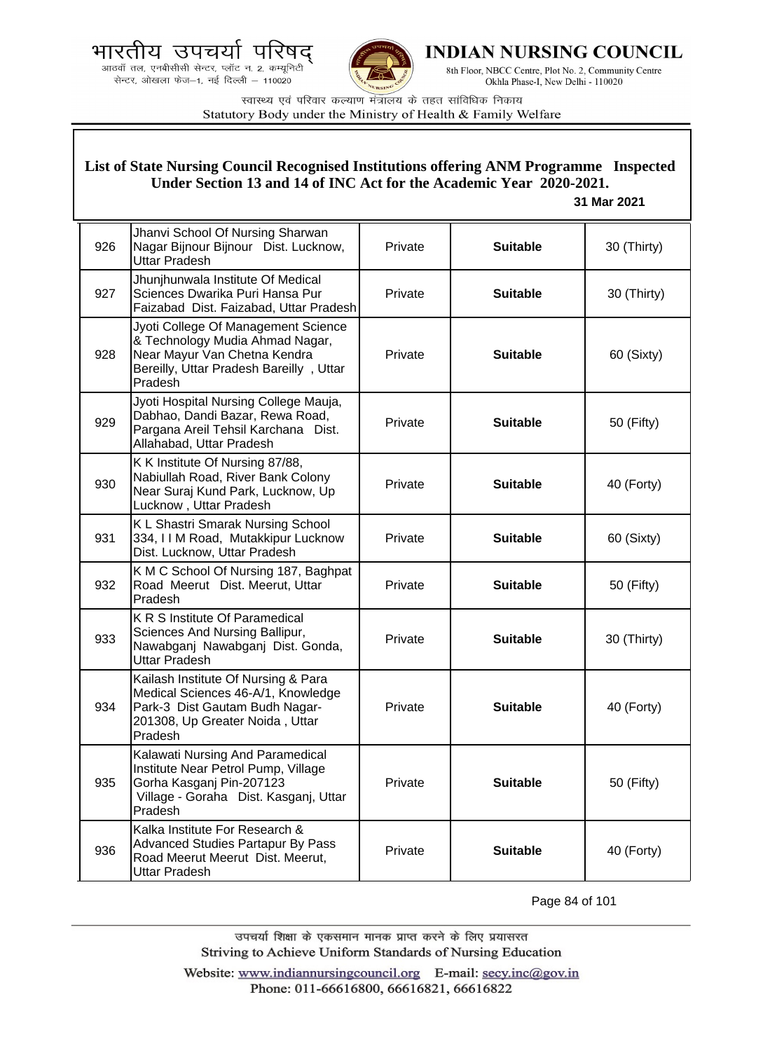## List of State Nursing Council Recognised Institutions offering ANM Programme Inspected Under Section 13 and 14 of INC Act for the Academic Year 2020-2021.

**31 Mar 2021**

| | | | | |
|---|---|---|---|---|
| 926 | Jhanvi School Of Nursing Sharwan Nagar Bijnour Bijnour Dist. Lucknow, Uttar Pradesh | Private | **Suitable** | 30 (Thirty) |
| 927 | Jhunjhunwala Institute Of Medical Sciences Dwarika Puri Hansa Pur Faizabad Dist. Faizabad, Uttar Pradesh | Private | **Suitable** | 30 (Thirty) |
| 928 | Jyoti College Of Management Science & Technology Mudia Ahmad Nagar, Near Mayur Van Chetna Kendra Bereilly, Uttar Pradesh Bareilly , Uttar Pradesh | Private | **Suitable** | 60 (Sixty) |
| 929 | Jyoti Hospital Nursing College Mauja, Dabhao, Dandi Bazar, Rewa Road, Pargana Areil Tehsil Karchana Dist. Allahabad, Uttar Pradesh | Private | **Suitable** | 50 (Fifty) |
| 930 | K K Institute Of Nursing 87/88, Nabiullah Road, River Bank Colony Near Suraj Kund Park, Lucknow, Up Lucknow , Uttar Pradesh | Private | **Suitable** | 40 (Forty) |
| 931 | K L Shastri Smarak Nursing School 334, I I M Road, Mutakkipur Lucknow Dist. Lucknow, Uttar Pradesh | Private | **Suitable** | 60 (Sixty) |
| 932 | K M C School Of Nursing 187, Baghpat Road Meerut Dist. Meerut, Uttar Pradesh | Private | **Suitable** | 50 (Fifty) |
| 933 | K R S Institute Of Paramedical Sciences And Nursing Ballipur, Nawabganj Nawabganj Dist. Gonda, Uttar Pradesh | Private | **Suitable** | 30 (Thirty) |
| 934 | Kailash Institute Of Nursing & Para Medical Sciences 46-A/1, Knowledge Park-3 Dist Gautam Budh Nagar-201308, Up Greater Noida , Uttar Pradesh | Private | **Suitable** | 40 (Forty) |
| 935 | Kalawati Nursing And Paramedical Institute Near Petrol Pump, Village Gorha Kasganj Pin-207123 Village - Goraha Dist. Kasganj, Uttar Pradesh | Private | **Suitable** | 50 (Fifty) |
| 936 | Kalka Institute For Research & Advanced Studies Partapur By Pass Road Meerut Meerut Dist. Meerut, Uttar Pradesh | Private | **Suitable** | 40 (Forty) |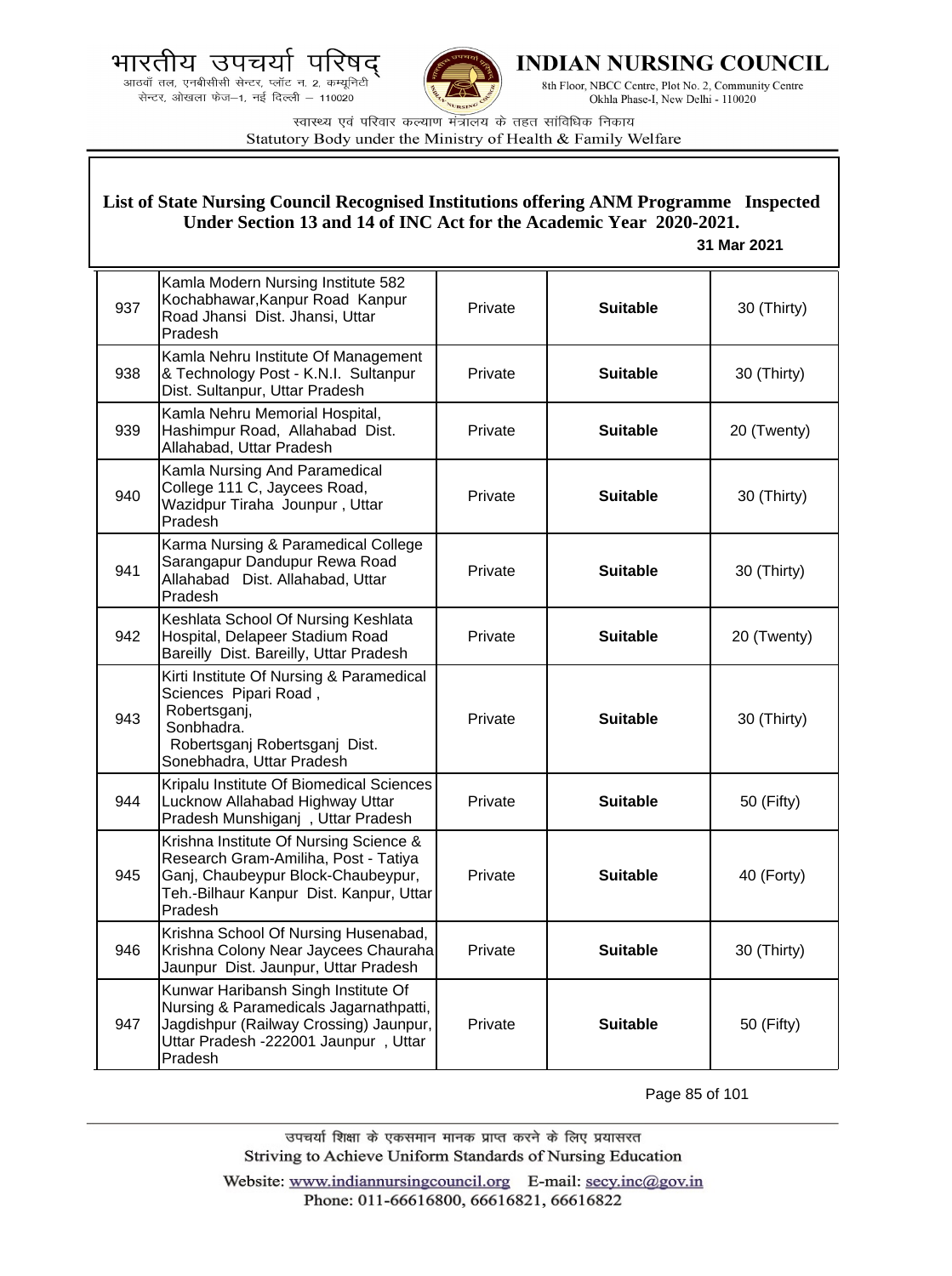## List of State Nursing Council Recognised Institutions offering ANM Programme Inspected Under Section 13 and 14 of INC Act for the Academic Year 2020-2021.

**31 Mar 2021**

| | | | | |
|---|---|---|---|---|
| 937 | Kamla Modern Nursing Institute 582 Kochabhawar,Kanpur Road Kanpur Road Jhansi Dist. Jhansi, Uttar Pradesh | Private | **Suitable** | 30 (Thirty) |
| 938 | Kamla Nehru Institute Of Management & Technology Post - K.N.I. Sultanpur Dist. Sultanpur, Uttar Pradesh | Private | **Suitable** | 30 (Thirty) |
| 939 | Kamla Nehru Memorial Hospital, Hashimpur Road, Allahabad Dist. Allahabad, Uttar Pradesh | Private | **Suitable** | 20 (Twenty) |
| 940 | Kamla Nursing And Paramedical College 111 C, Jaycees Road, Wazidpur Tiraha Jounpur , Uttar Pradesh | Private | **Suitable** | 30 (Thirty) |
| 941 | Karma Nursing & Paramedical College Sarangapur Dandupur Rewa Road Allahabad Dist. Allahabad, Uttar Pradesh | Private | **Suitable** | 30 (Thirty) |
| 942 | Keshlata School Of Nursing Keshlata Hospital, Delapeer Stadium Road Bareilly Dist. Bareilly, Uttar Pradesh | Private | **Suitable** | 20 (Twenty) |
| 943 | Kirti Institute Of Nursing & Paramedical Sciences Pipari Road , Robertsganj, Sonbhadra. Robertsganj Robertsganj Dist. Sonebhadra, Uttar Pradesh | Private | **Suitable** | 30 (Thirty) |
| 944 | Kripalu Institute Of Biomedical Sciences Lucknow Allahabad Highway Uttar Pradesh Munshiganj , Uttar Pradesh | Private | **Suitable** | 50 (Fifty) |
| 945 | Krishna Institute Of Nursing Science & Research Gram-Amiliha, Post - Tatiya Ganj, Chaubeypur Block-Chaubeypur, Teh.-Bilhaur Kanpur Dist. Kanpur, Uttar Pradesh | Private | **Suitable** | 40 (Forty) |
| 946 | Krishna School Of Nursing Husenabad, Krishna Colony Near Jaycees Chauraha Jaunpur Dist. Jaunpur, Uttar Pradesh | Private | **Suitable** | 30 (Thirty) |
| 947 | Kunwar Haribansh Singh Institute Of Nursing & Paramedicals Jagarnathpatti, Jagdishpur (Railway Crossing) Jaunpur, Uttar Pradesh -222001 Jaunpur , Uttar Pradesh | Private | **Suitable** | 50 (Fifty) |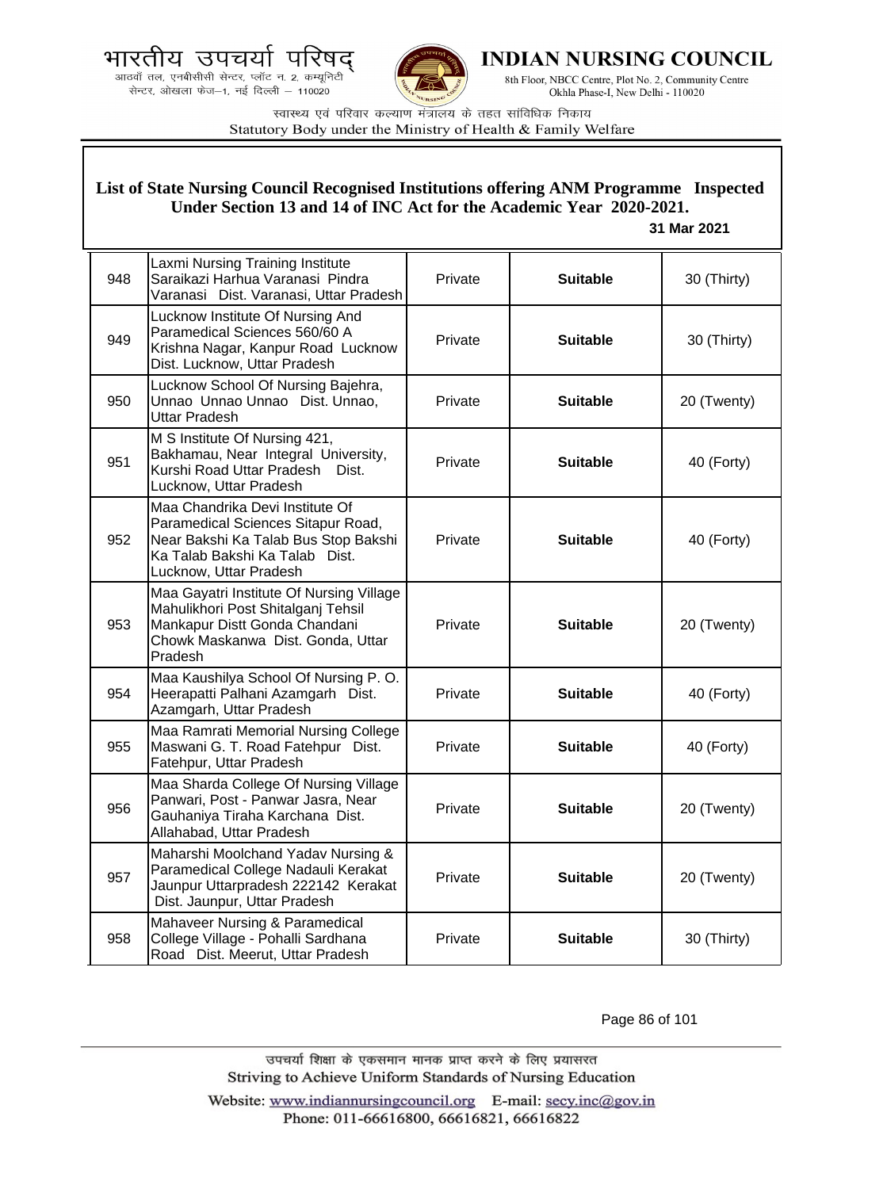## List of State Nursing Council Recognised Institutions offering ANM Programme Inspected Under Section 13 and 14 of INC Act for the Academic Year 2020-2021.

**31 Mar 2021**

| | | | | |
|---|---|---|---|---|
| 948 | Laxmi Nursing Training Institute Saraikazi Harhua Varanasi Pindra Varanasi Dist. Varanasi, Uttar Pradesh | Private | **Suitable** | 30 (Thirty) |
| 949 | Lucknow Institute Of Nursing And Paramedical Sciences 560/60 A Krishna Nagar, Kanpur Road Lucknow Dist. Lucknow, Uttar Pradesh | Private | **Suitable** | 30 (Thirty) |
| 950 | Lucknow School Of Nursing Bajehra, Unnao Unnao Unnao Dist. Unnao, Uttar Pradesh | Private | **Suitable** | 20 (Twenty) |
| 951 | M S Institute Of Nursing 421, Bakhamau, Near Integral University, Kurshi Road Uttar Pradesh Dist. Lucknow, Uttar Pradesh | Private | **Suitable** | 40 (Forty) |
| 952 | Maa Chandrika Devi Institute Of Paramedical Sciences Sitapur Road, Near Bakshi Ka Talab Bus Stop Bakshi Ka Talab Bakshi Ka Talab Dist. Lucknow, Uttar Pradesh | Private | **Suitable** | 40 (Forty) |
| 953 | Maa Gayatri Institute Of Nursing Village Mahulikhori Post Shitalganj Tehsil Mankapur Distt Gonda Chandani Chowk Maskanwa Dist. Gonda, Uttar Pradesh | Private | **Suitable** | 20 (Twenty) |
| 954 | Maa Kaushilya School Of Nursing P. O. Heerapatti Palhani Azamgarh Dist. Azamgarh, Uttar Pradesh | Private | **Suitable** | 40 (Forty) |
| 955 | Maa Ramrati Memorial Nursing College Maswani G. T. Road Fatehpur Dist. Fatehpur, Uttar Pradesh | Private | **Suitable** | 40 (Forty) |
| 956 | Maa Sharda College Of Nursing Village Panwari, Post - Panwar Jasra, Near Gauhaniya Tiraha Karchana Dist. Allahabad, Uttar Pradesh | Private | **Suitable** | 20 (Twenty) |
| 957 | Maharshi Moolchand Yadav Nursing & Paramedical College Nadauli Kerakat Jaunpur Uttarpradesh 222142 Kerakat Dist. Jaunpur, Uttar Pradesh | Private | **Suitable** | 20 (Twenty) |
| 958 | Mahaveer Nursing & Paramedical College Village - Pohalli Sardhana Road Dist. Meerut, Uttar Pradesh | Private | **Suitable** | 30 (Thirty) |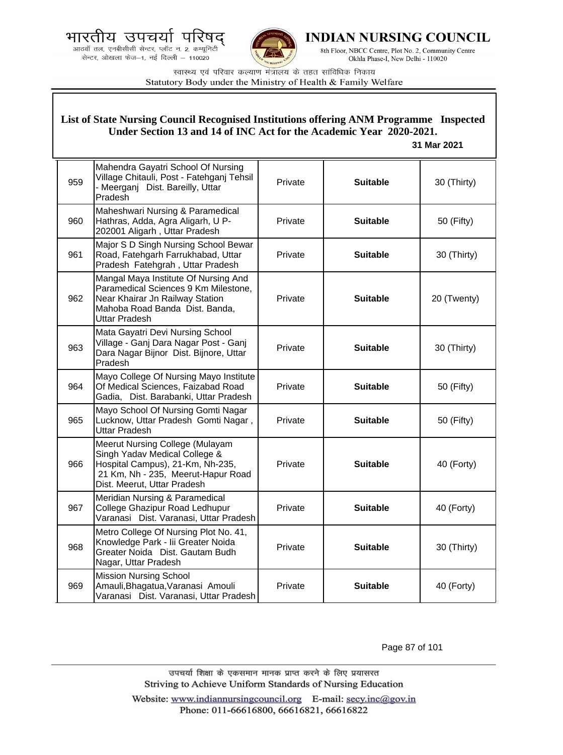**List of State Nursing Council Recognised Institutions offering ANM Programme Inspected Under Section 13 and 14 of INC Act for the Academic Year 2020-2021.**

**31 Mar 2021**

| | | | | |
|---|---|---|---|---|
| 959 | Mahendra Gayatri School Of Nursing Village Chitauli, Post - Fatehganj Tehsil - Meerganj Dist. Bareilly, Uttar Pradesh | Private | **Suitable** | 30 (Thirty) |
| 960 | Maheshwari Nursing & Paramedical Hathras, Adda, Agra Aligarh, U P-202001 Aligarh , Uttar Pradesh | Private | **Suitable** | 50 (Fifty) |
| 961 | Major S D Singh Nursing School Bewar Road, Fatehgarh Farrukhabad, Uttar Pradesh Fatehgrah , Uttar Pradesh | Private | **Suitable** | 30 (Thirty) |
| 962 | Mangal Maya Institute Of Nursing And Paramedical Sciences 9 Km Milestone, Near Khairar Jn Railway Station Mahoba Road Banda Dist. Banda, Uttar Pradesh | Private | **Suitable** | 20 (Twenty) |
| 963 | Mata Gayatri Devi Nursing School Village - Ganj Dara Nagar Post - Ganj Dara Nagar Bijnor Dist. Bijnore, Uttar Pradesh | Private | **Suitable** | 30 (Thirty) |
| 964 | Mayo College Of Nursing Mayo Institute Of Medical Sciences, Faizabad Road Gadia, Dist. Barabanki, Uttar Pradesh | Private | **Suitable** | 50 (Fifty) |
| 965 | Mayo School Of Nursing Gomti Nagar Lucknow, Uttar Pradesh Gomti Nagar , Uttar Pradesh | Private | **Suitable** | 50 (Fifty) |
| 966 | Meerut Nursing College (Mulayam Singh Yadav Medical College & Hospital Campus), 21-Km, Nh-235, 21 Km, Nh - 235, Meerut-Hapur Road Dist. Meerut, Uttar Pradesh | Private | **Suitable** | 40 (Forty) |
| 967 | Meridian Nursing & Paramedical College Ghazipur Road Ledhupur Varanasi Dist. Varanasi, Uttar Pradesh | Private | **Suitable** | 40 (Forty) |
| 968 | Metro College Of Nursing Plot No. 41, Knowledge Park - Iii Greater Noida Greater Noida Dist. Gautam Budh Nagar, Uttar Pradesh | Private | **Suitable** | 30 (Thirty) |
| 969 | Mission Nursing School Amauli,Bhagatua,Varanasi Amouli Varanasi Dist. Varanasi, Uttar Pradesh | Private | **Suitable** | 40 (Forty) |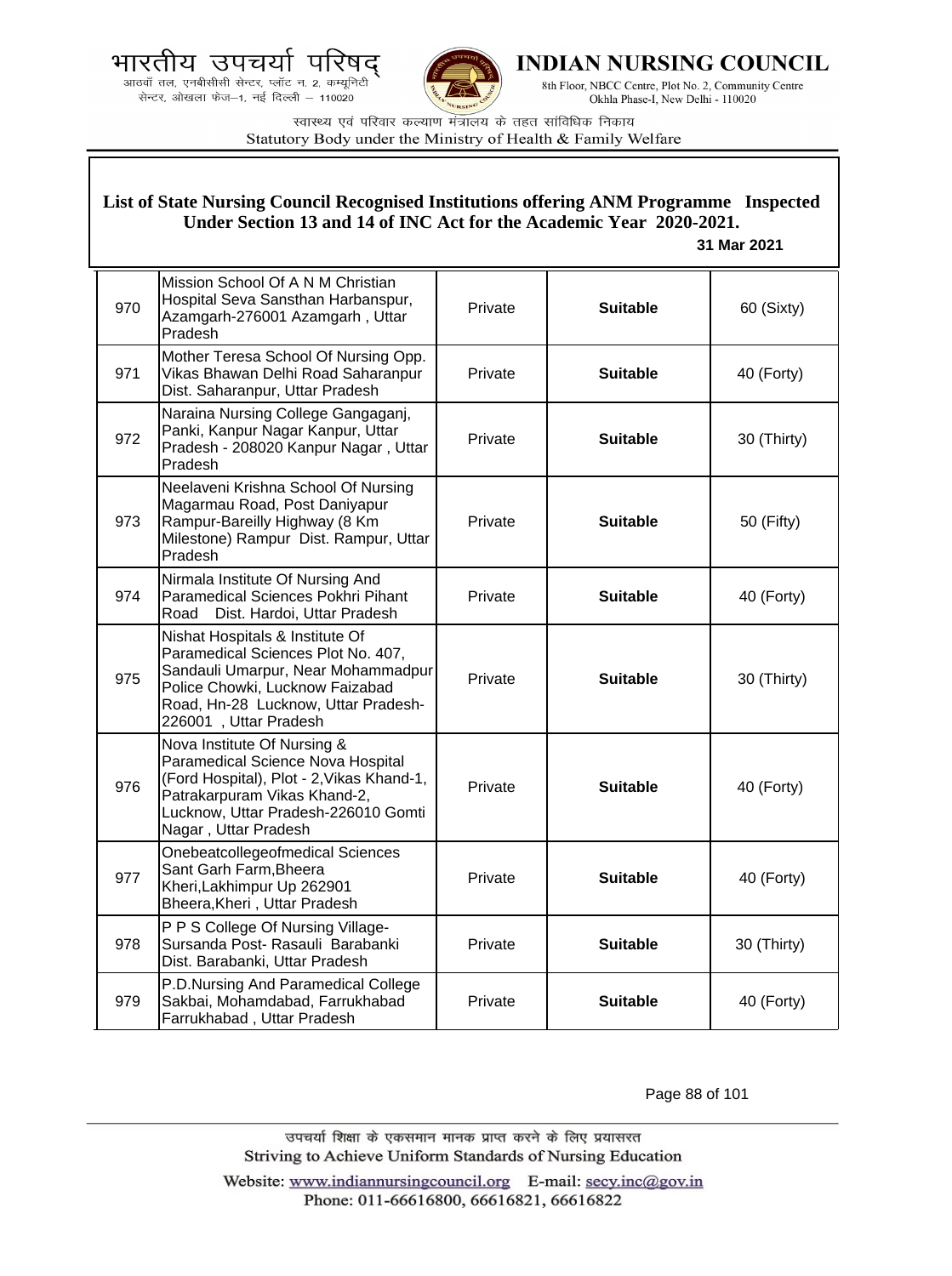भारतीय उपचर्या परिषद्
आठवाँ तल, एनबीसीसी सेन्टर, प्लॉट न. 2, कम्यूनिटी सेन्टर, ओखला फेज–1, नई दिल्ली – 110020

**INDIAN NURSING COUNCIL**
8th Floor, NBCC Centre, Plot No. 2, Community Centre Okhla Phase-I, New Delhi - 110020

स्वास्थ्य एवं परिवार कल्याण मंत्रालय के तहत सांविधिक निकाय
Statutory Body under the Ministry of Health & Family Welfare

## List of State Nursing Council Recognised Institutions offering ANM Programme Inspected Under Section 13 and 14 of INC Act for the Academic Year 2020-2021.

**31 Mar 2021**

| | | | | |
|---|---|---|---|---|
| 970 | Mission School Of A N M Christian Hospital Seva Sansthan Harbanspur, Azamgarh-276001 Azamgarh , Uttar Pradesh | Private | **Suitable** | 60 (Sixty) |
| 971 | Mother Teresa School Of Nursing Opp. Vikas Bhawan Delhi Road Saharanpur Dist. Saharanpur, Uttar Pradesh | Private | **Suitable** | 40 (Forty) |
| 972 | Naraina Nursing College Gangaganj, Panki, Kanpur Nagar Kanpur, Uttar Pradesh - 208020 Kanpur Nagar , Uttar Pradesh | Private | **Suitable** | 30 (Thirty) |
| 973 | Neelaveni Krishna School Of Nursing Magarmau Road, Post Daniyapur Rampur-Bareilly Highway (8 Km Milestone) Rampur Dist. Rampur, Uttar Pradesh | Private | **Suitable** | 50 (Fifty) |
| 974 | Nirmala Institute Of Nursing And Paramedical Sciences Pokhri Pihant Road Dist. Hardoi, Uttar Pradesh | Private | **Suitable** | 40 (Forty) |
| 975 | Nishat Hospitals & Institute Of Paramedical Sciences Plot No. 407, Sandauli Umarpur, Near Mohammadpur Police Chowki, Lucknow Faizabad Road, Hn-28 Lucknow, Uttar Pradesh-226001 , Uttar Pradesh | Private | **Suitable** | 30 (Thirty) |
| 976 | Nova Institute Of Nursing & Paramedical Science Nova Hospital (Ford Hospital), Plot - 2,Vikas Khand-1, Patrakarpuram Vikas Khand-2, Lucknow, Uttar Pradesh-226010 Gomti Nagar , Uttar Pradesh | Private | **Suitable** | 40 (Forty) |
| 977 | Onebeatcollegeofmedical Sciences Sant Garh Farm,Bheera Kheri,Lakhimpur Up 262901 Bheera,Kheri , Uttar Pradesh | Private | **Suitable** | 40 (Forty) |
| 978 | P P S College Of Nursing Village- Sursanda Post- Rasauli Barabanki Dist. Barabanki, Uttar Pradesh | Private | **Suitable** | 30 (Thirty) |
| 979 | P.D.Nursing And Paramedical College Sakbai, Mohamdabad, Farrukhabad Farrukhabad , Uttar Pradesh | Private | **Suitable** | 40 (Forty) |

उपचर्या शिक्षा के एकसमान मानक प्राप्त करने के लिए प्रयासरत
Striving to Achieve Uniform Standards of Nursing Education

Website: www.indiannursingcouncil.org E-mail: secy.inc@gov.in
Phone: 011-66616800, 66616821, 66616822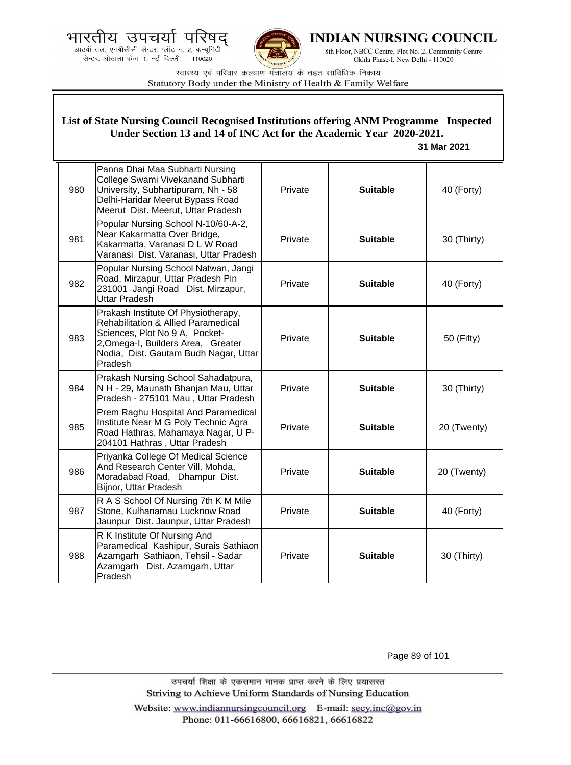## List of State Nursing Council Recognised Institutions offering ANM Programme Inspected Under Section 13 and 14 of INC Act for the Academic Year 2020-2021.

**31 Mar 2021**

| | | | | |
|---|---|---|---|---|
| 980 | Panna Dhai Maa Subharti Nursing College Swami Vivekanand Subharti University, Subhartipuram, Nh - 58 Delhi-Haridar Meerut Bypass Road Meerut Dist. Meerut, Uttar Pradesh | Private | **Suitable** | 40 (Forty) |
| 981 | Popular Nursing School N-10/60-A-2, Near Kakarmatta Over Bridge, Kakarmatta, Varanasi D L W Road Varanasi Dist. Varanasi, Uttar Pradesh | Private | **Suitable** | 30 (Thirty) |
| 982 | Popular Nursing School Natwan, Jangi Road, Mirzapur, Uttar Pradesh Pin 231001 Jangi Road Dist. Mirzapur, Uttar Pradesh | Private | **Suitable** | 40 (Forty) |
| 983 | Prakash Institute Of Physiotherapy, Rehabilitation & Allied Paramedical Sciences, Plot No 9 A, Pocket-2,Omega-I, Builders Area, Greater Nodia, Dist. Gautam Budh Nagar, Uttar Pradesh | Private | **Suitable** | 50 (Fifty) |
| 984 | Prakash Nursing School Sahadatpura, N H - 29, Maunath Bhanjan Mau, Uttar Pradesh - 275101 Mau , Uttar Pradesh | Private | **Suitable** | 30 (Thirty) |
| 985 | Prem Raghu Hospital And Paramedical Institute Near M G Poly Technic Agra Road Hathras, Mahamaya Nagar, U P-204101 Hathras , Uttar Pradesh | Private | **Suitable** | 20 (Twenty) |
| 986 | Priyanka College Of Medical Science And Research Center Vill. Mohda, Moradabad Road, Dhampur Dist. Bijnor, Uttar Pradesh | Private | **Suitable** | 20 (Twenty) |
| 987 | R A S School Of Nursing 7th K M Mile Stone, Kulhanamau Lucknow Road Jaunpur Dist. Jaunpur, Uttar Pradesh | Private | **Suitable** | 40 (Forty) |
| 988 | R K Institute Of Nursing And Paramedical Kashipur, Surais Sathiaon Azamgarh Sathiaon, Tehsil - Sadar Azamgarh Dist. Azamgarh, Uttar Pradesh | Private | **Suitable** | 30 (Thirty) |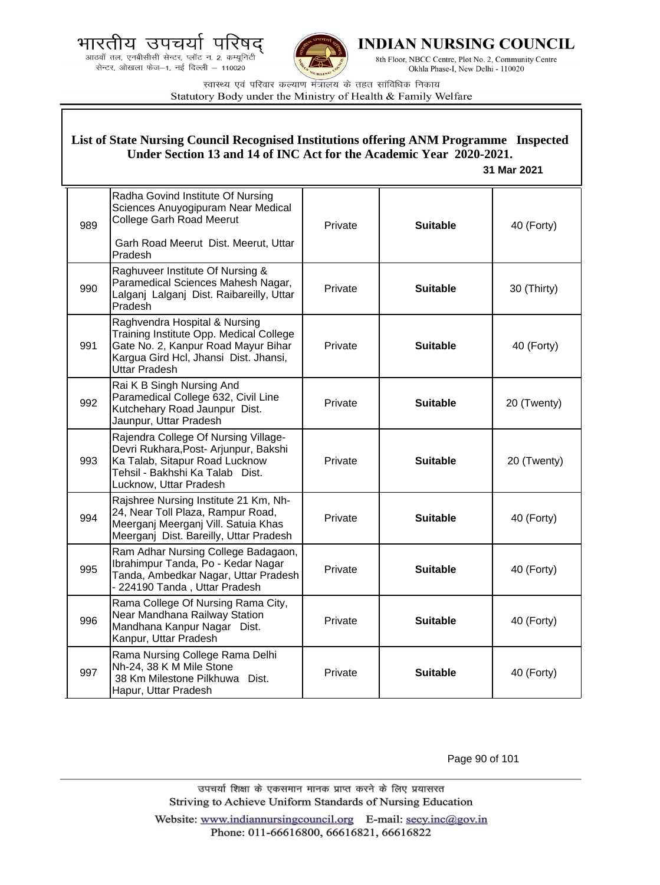## List of State Nursing Council Recognised Institutions offering ANM Programme Inspected Under Section 13 and 14 of INC Act for the Academic Year 2020-2021.

**31 Mar 2021**

| | | | | |
|---|---|---|---|---|
| 989 | Radha Govind Institute Of Nursing Sciences Anuyogipuram Near Medical College Garh Road Meerut<br><br>Garh Road Meerut Dist. Meerut, Uttar Pradesh | Private | **Suitable** | 40 (Forty) |
| 990 | Raghuveer Institute Of Nursing & Paramedical Sciences Mahesh Nagar, Lalganj Lalganj Dist. Raibareilly, Uttar Pradesh | Private | **Suitable** | 30 (Thirty) |
| 991 | Raghvendra Hospital & Nursing Training Institute Opp. Medical College Gate No. 2, Kanpur Road Mayur Bihar Kargua Gird Hcl, Jhansi Dist. Jhansi, Uttar Pradesh | Private | **Suitable** | 40 (Forty) |
| 992 | Rai K B Singh Nursing And Paramedical College 632, Civil Line Kutchehary Road Jaunpur Dist. Jaunpur, Uttar Pradesh | Private | **Suitable** | 20 (Twenty) |
| 993 | Rajendra College Of Nursing Village- Devri Rukhara,Post- Arjunpur, Bakshi Ka Talab, Sitapur Road Lucknow Tehsil - Bakhshi Ka Talab Dist. Lucknow, Uttar Pradesh | Private | **Suitable** | 20 (Twenty) |
| 994 | Rajshree Nursing Institute 21 Km, Nh-24, Near Toll Plaza, Rampur Road, Meerganj Meerganj Vill. Satuia Khas Meerganj Dist. Bareilly, Uttar Pradesh | Private | **Suitable** | 40 (Forty) |
| 995 | Ram Adhar Nursing College Badagaon, Ibrahimpur Tanda, Po - Kedar Nagar Tanda, Ambedkar Nagar, Uttar Pradesh - 224190 Tanda , Uttar Pradesh | Private | **Suitable** | 40 (Forty) |
| 996 | Rama College Of Nursing Rama City, Near Mandhana Railway Station Mandhana Kanpur Nagar Dist. Kanpur, Uttar Pradesh | Private | **Suitable** | 40 (Forty) |
| 997 | Rama Nursing College Rama Delhi Nh-24, 38 K M Mile Stone<br>38 Km Milestone Pilkhuwa Dist. Hapur, Uttar Pradesh | Private | **Suitable** | 40 (Forty) |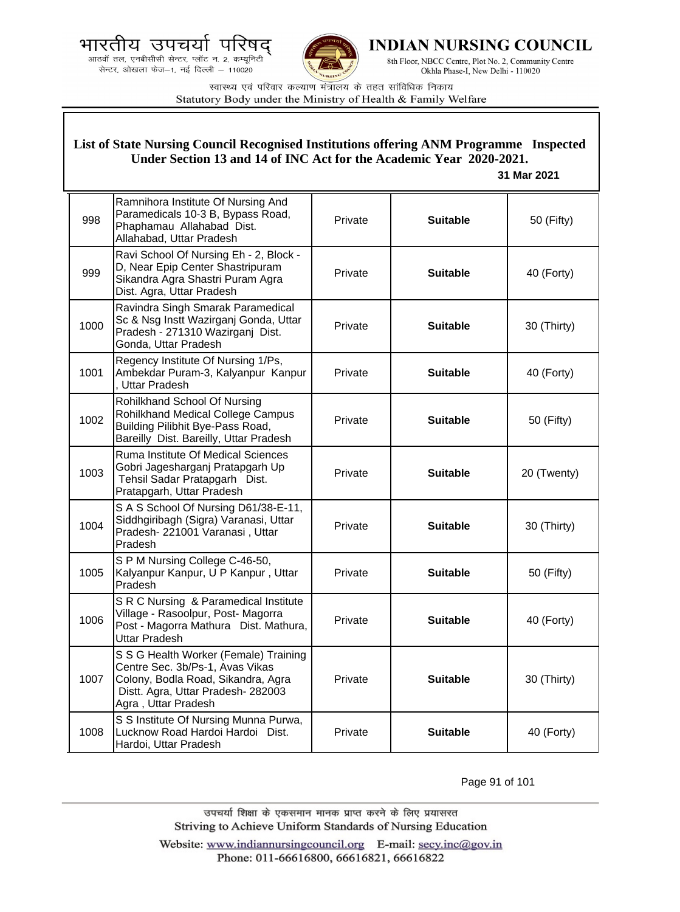## List of State Nursing Council Recognised Institutions offering ANM Programme Inspected Under Section 13 and 14 of INC Act for the Academic Year 2020-2021.

**31 Mar 2021**

| | | | | |
|---|---|---|---|---|
| 998 | Ramnihora Institute Of Nursing And Paramedicals 10-3 B, Bypass Road, Phaphamau Allahabad Dist. Allahabad, Uttar Pradesh | Private | **Suitable** | 50 (Fifty) |
| 999 | Ravi School Of Nursing Eh - 2, Block - D, Near Epip Center Shastripuram Sikandra Agra Shastri Puram Agra Dist. Agra, Uttar Pradesh | Private | **Suitable** | 40 (Forty) |
| 1000 | Ravindra Singh Smarak Paramedical Sc & Nsg Instt Wazirganj Gonda, Uttar Pradesh - 271310 Wazirganj Dist. Gonda, Uttar Pradesh | Private | **Suitable** | 30 (Thirty) |
| 1001 | Regency Institute Of Nursing 1/Ps, Ambekdar Puram-3, Kalyanpur Kanpur , Uttar Pradesh | Private | **Suitable** | 40 (Forty) |
| 1002 | Rohilkhand School Of Nursing Rohilkhand Medical College Campus Building Pilibhit Bye-Pass Road, Bareilly Dist. Bareilly, Uttar Pradesh | Private | **Suitable** | 50 (Fifty) |
| 1003 | Ruma Institute Of Medical Sciences Gobri Jagesharganj Pratapgarh Up Tehsil Sadar Pratapgarh Dist. Pratapgarh, Uttar Pradesh | Private | **Suitable** | 20 (Twenty) |
| 1004 | S A S School Of Nursing D61/38-E-11, Siddhgiribagh (Sigra) Varanasi, Uttar Pradesh- 221001 Varanasi , Uttar Pradesh | Private | **Suitable** | 30 (Thirty) |
| 1005 | S P M Nursing College C-46-50, Kalyanpur Kanpur, U P Kanpur , Uttar Pradesh | Private | **Suitable** | 50 (Fifty) |
| 1006 | S R C Nursing & Paramedical Institute Village - Rasoolpur, Post- Magorra Post - Magorra Mathura Dist. Mathura, Uttar Pradesh | Private | **Suitable** | 40 (Forty) |
| 1007 | S S G Health Worker (Female) Training Centre Sec. 3b/Ps-1, Avas Vikas Colony, Bodla Road, Sikandra, Agra Distt. Agra, Uttar Pradesh- 282003 Agra , Uttar Pradesh | Private | **Suitable** | 30 (Thirty) |
| 1008 | S S Institute Of Nursing Munna Purwa, Lucknow Road Hardoi Hardoi Dist. Hardoi, Uttar Pradesh | Private | **Suitable** | 40 (Forty) |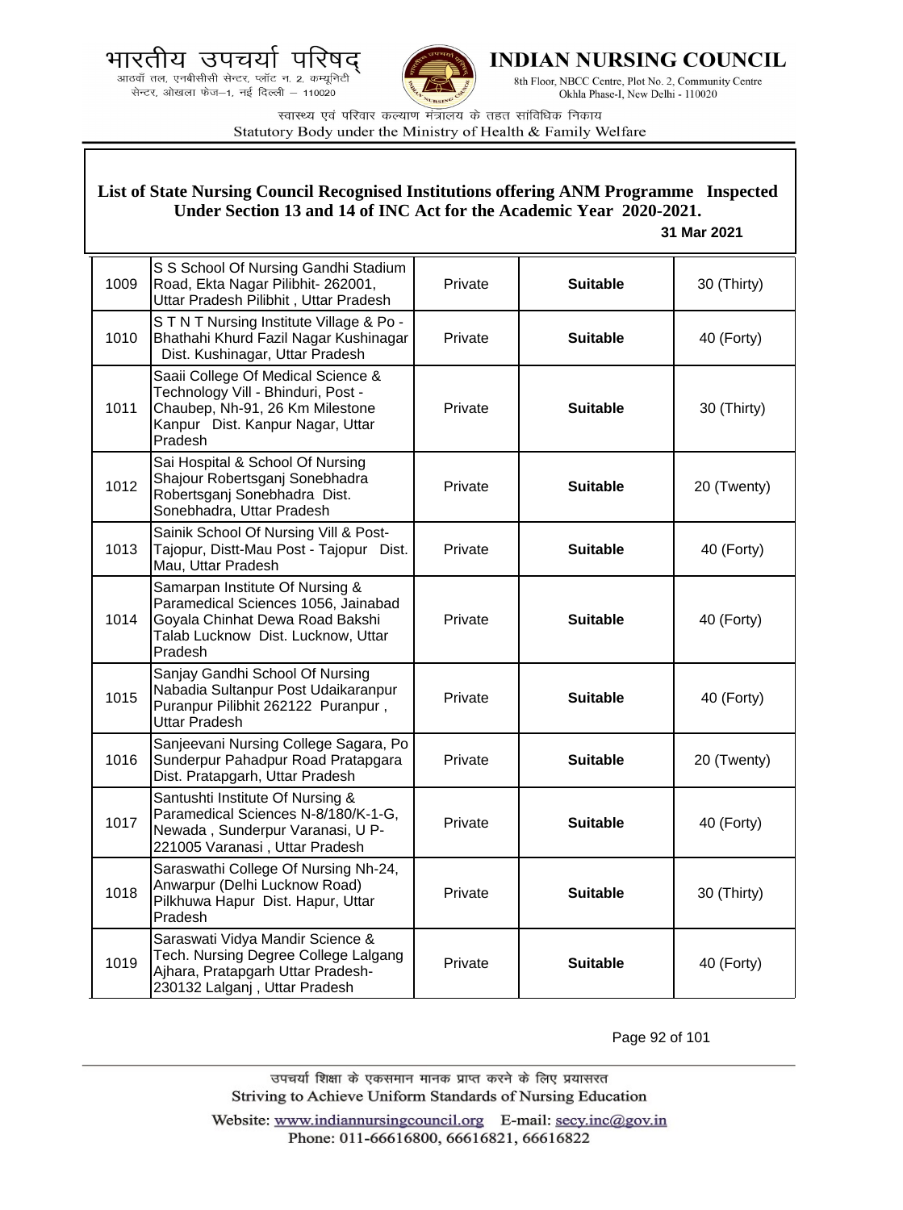## List of State Nursing Council Recognised Institutions offering ANM Programme Inspected Under Section 13 and 14 of INC Act for the Academic Year 2020-2021.

**31 Mar 2021**

| | | | | |
|---|---|---|---|---|
| 1009 | S S School Of Nursing Gandhi Stadium Road, Ekta Nagar Pilibhit- 262001, Uttar Pradesh Pilibhit , Uttar Pradesh | Private | **Suitable** | 30 (Thirty) |
| 1010 | S T N T Nursing Institute Village & Po - Bhathahi Khurd Fazil Nagar Kushinagar Dist. Kushinagar, Uttar Pradesh | Private | **Suitable** | 40 (Forty) |
| 1011 | Saaii College Of Medical Science & Technology Vill - Bhinduri, Post - Chaubep, Nh-91, 26 Km Milestone Kanpur Dist. Kanpur Nagar, Uttar Pradesh | Private | **Suitable** | 30 (Thirty) |
| 1012 | Sai Hospital & School Of Nursing Shajour Robertsganj Sonebhadra Robertsganj Sonebhadra Dist. Sonebhadra, Uttar Pradesh | Private | **Suitable** | 20 (Twenty) |
| 1013 | Sainik School Of Nursing Vill & Post- Tajopur, Distt-Mau Post - Tajopur Dist. Mau, Uttar Pradesh | Private | **Suitable** | 40 (Forty) |
| 1014 | Samarpan Institute Of Nursing & Paramedical Sciences 1056, Jainabad Goyala Chinhat Dewa Road Bakshi Talab Lucknow Dist. Lucknow, Uttar Pradesh | Private | **Suitable** | 40 (Forty) |
| 1015 | Sanjay Gandhi School Of Nursing Nabadia Sultanpur Post Udaikaranpur Puranpur Pilibhit 262122 Puranpur , Uttar Pradesh | Private | **Suitable** | 40 (Forty) |
| 1016 | Sanjeevani Nursing College Sagara, Po Sunderpur Pahadpur Road Pratapgara Dist. Pratapgarh, Uttar Pradesh | Private | **Suitable** | 20 (Twenty) |
| 1017 | Santushti Institute Of Nursing & Paramedical Sciences N-8/180/K-1-G, Newada , Sunderpur Varanasi, U P-221005 Varanasi , Uttar Pradesh | Private | **Suitable** | 40 (Forty) |
| 1018 | Saraswathi College Of Nursing Nh-24, Anwarpur (Delhi Lucknow Road) Pilkhuwa Hapur Dist. Hapur, Uttar Pradesh | Private | **Suitable** | 30 (Thirty) |
| 1019 | Saraswati Vidya Mandir Science & Tech. Nursing Degree College Lalgang Ajhara, Pratapgarh Uttar Pradesh-230132 Lalganj , Uttar Pradesh | Private | **Suitable** | 40 (Forty) |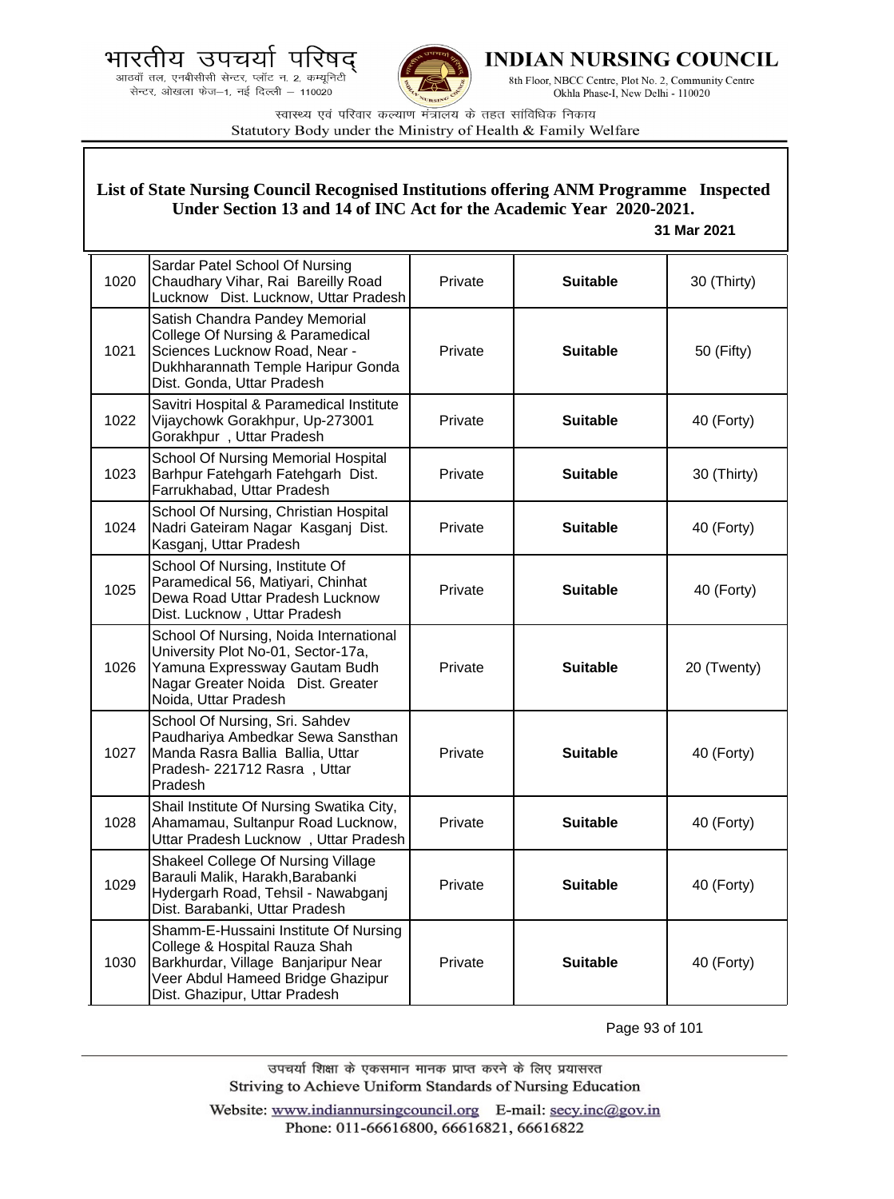# List of State Nursing Council Recognised Institutions offering ANM Programme Inspected Under Section 13 and 14 of INC Act for the Academic Year 2020-2021.

**31 Mar 2021**

| | | | | |
|---|---|---|---|---|
| 1020 | Sardar Patel School Of Nursing Chaudhary Vihar, Rai Bareilly Road Lucknow Dist. Lucknow, Uttar Pradesh | Private | **Suitable** | 30 (Thirty) |
| 1021 | Satish Chandra Pandey Memorial College Of Nursing & Paramedical Sciences Lucknow Road, Near - Dukhharannath Temple Haripur Gonda Dist. Gonda, Uttar Pradesh | Private | **Suitable** | 50 (Fifty) |
| 1022 | Savitri Hospital & Paramedical Institute Vijaychowk Gorakhpur, Up-273001 Gorakhpur , Uttar Pradesh | Private | **Suitable** | 40 (Forty) |
| 1023 | School Of Nursing Memorial Hospital Barhpur Fatehgarh Fatehgarh Dist. Farrukhabad, Uttar Pradesh | Private | **Suitable** | 30 (Thirty) |
| 1024 | School Of Nursing, Christian Hospital Nadri Gateiram Nagar Kasganj Dist. Kasganj, Uttar Pradesh | Private | **Suitable** | 40 (Forty) |
| 1025 | School Of Nursing, Institute Of Paramedical 56, Matiyari, Chinhat Dewa Road Uttar Pradesh Lucknow Dist. Lucknow , Uttar Pradesh | Private | **Suitable** | 40 (Forty) |
| 1026 | School Of Nursing, Noida International University Plot No-01, Sector-17a, Yamuna Expressway Gautam Budh Nagar Greater Noida Dist. Greater Noida, Uttar Pradesh | Private | **Suitable** | 20 (Twenty) |
| 1027 | School Of Nursing, Sri. Sahdev Paudhariya Ambedkar Sewa Sansthan Manda Rasra Ballia Ballia, Uttar Pradesh- 221712 Rasra , Uttar Pradesh | Private | **Suitable** | 40 (Forty) |
| 1028 | Shail Institute Of Nursing Swatika City, Ahamamau, Sultanpur Road Lucknow, Uttar Pradesh Lucknow , Uttar Pradesh | Private | **Suitable** | 40 (Forty) |
| 1029 | Shakeel College Of Nursing Village Barauli Malik, Harakh,Barabanki Hydergarh Road, Tehsil - Nawabganj Dist. Barabanki, Uttar Pradesh | Private | **Suitable** | 40 (Forty) |
| 1030 | Shamm-E-Hussaini Institute Of Nursing College & Hospital Rauza Shah Barkhurdar, Village Banjaripur Near Veer Abdul Hameed Bridge Ghazipur Dist. Ghazipur, Uttar Pradesh | Private | **Suitable** | 40 (Forty) |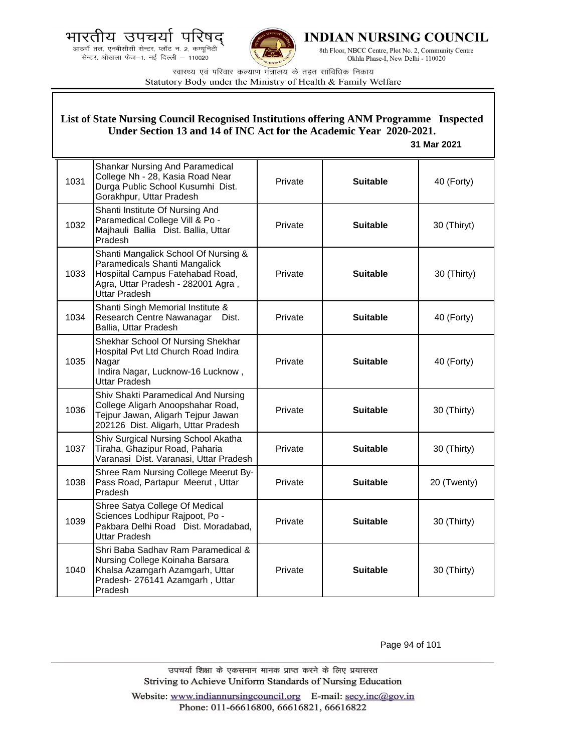**List of State Nursing Council Recognised Institutions offering ANM Programme Inspected Under Section 13 and 14 of INC Act for the Academic Year 2020-2021.**

**31 Mar 2021**

| | | | | |
|---|---|---|---|---|
| 1031 | Shankar Nursing And Paramedical College Nh - 28, Kasia Road Near Durga Public School Kusumhi Dist. Gorakhpur, Uttar Pradesh | Private | **Suitable** | 40 (Forty) |
| 1032 | Shanti Institute Of Nursing And Paramedical College Vill & Po - Majhauli Ballia Dist. Ballia, Uttar Pradesh | Private | **Suitable** | 30 (Thiryt) |
| 1033 | Shanti Mangalick School Of Nursing & Paramedicals Shanti Mangalick Hospiital Campus Fatehabad Road, Agra, Uttar Pradesh - 282001 Agra , Uttar Pradesh | Private | **Suitable** | 30 (Thirty) |
| 1034 | Shanti Singh Memorial Institute & Research Centre Nawanagar Dist. Ballia, Uttar Pradesh | Private | **Suitable** | 40 (Forty) |
| 1035 | Shekhar School Of Nursing Shekhar Hospital Pvt Ltd Church Road Indira Nagar Indira Nagar, Lucknow-16 Lucknow , Uttar Pradesh | Private | **Suitable** | 40 (Forty) |
| 1036 | Shiv Shakti Paramedical And Nursing College Aligarh Anoopshahar Road, Tejpur Jawan, Aligarh Tejpur Jawan 202126 Dist. Aligarh, Uttar Pradesh | Private | **Suitable** | 30 (Thirty) |
| 1037 | Shiv Surgical Nursing School Akatha Tiraha, Ghazipur Road, Paharia Varanasi Dist. Varanasi, Uttar Pradesh | Private | **Suitable** | 30 (Thirty) |
| 1038 | Shree Ram Nursing College Meerut By-Pass Road, Partapur Meerut , Uttar Pradesh | Private | **Suitable** | 20 (Twenty) |
| 1039 | Shree Satya College Of Medical Sciences Lodhipur Rajpoot, Po - Pakbara Delhi Road Dist. Moradabad, Uttar Pradesh | Private | **Suitable** | 30 (Thirty) |
| 1040 | Shri Baba Sadhav Ram Paramedical & Nursing College Koinaha Barsara Khalsa Azamgarh Azamgarh, Uttar Pradesh- 276141 Azamgarh , Uttar Pradesh | Private | **Suitable** | 30 (Thirty) |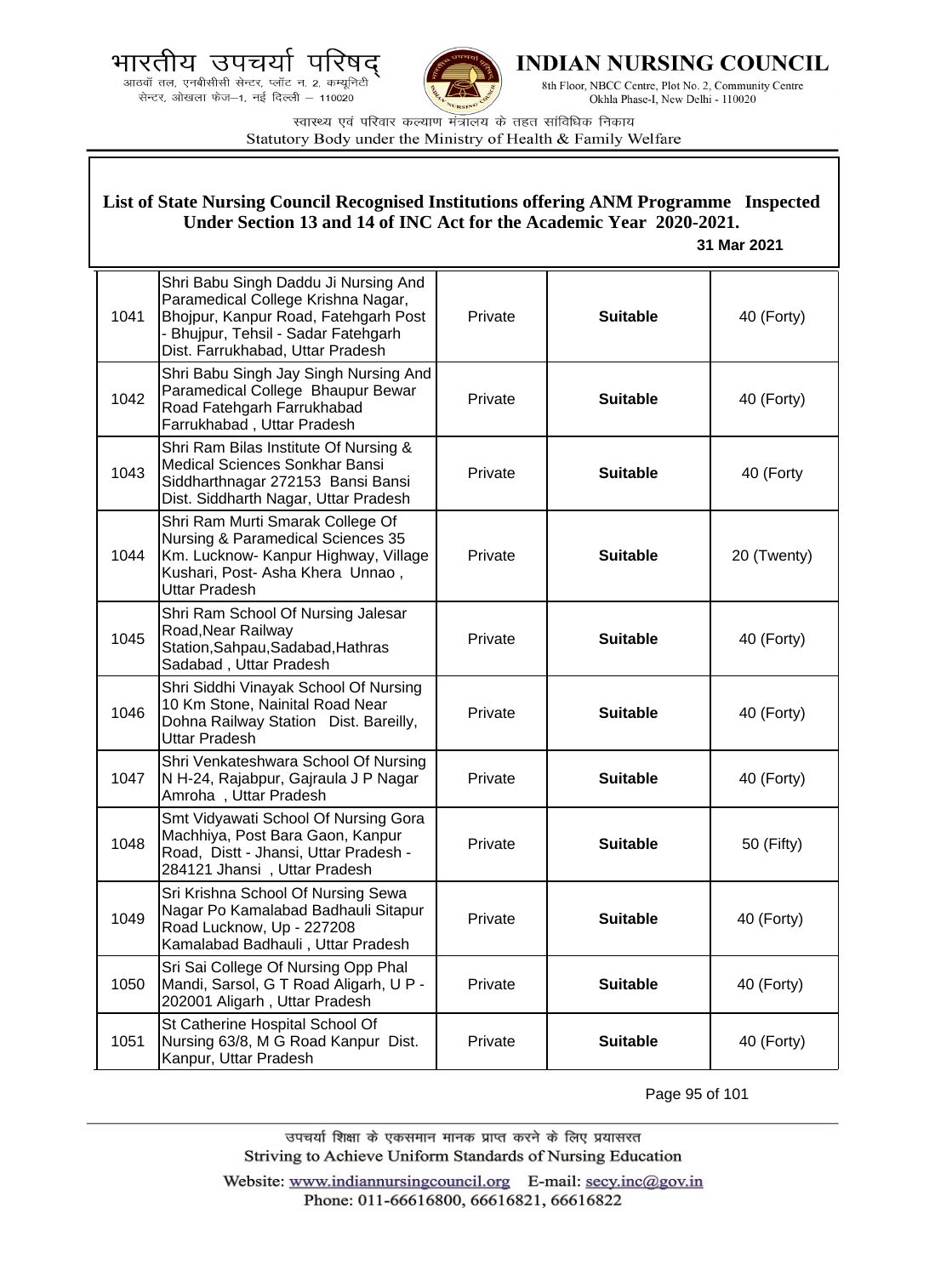## List of State Nursing Council Recognised Institutions offering ANM Programme Inspected Under Section 13 and 14 of INC Act for the Academic Year 2020-2021.

**31 Mar 2021**

| | | | | |
|---|---|---|---|---|
| 1041 | Shri Babu Singh Daddu Ji Nursing And Paramedical College Krishna Nagar, Bhojpur, Kanpur Road, Fatehgarh Post - Bhujpur, Tehsil - Sadar Fatehgarh Dist. Farrukhabad, Uttar Pradesh | Private | **Suitable** | 40 (Forty) |
| 1042 | Shri Babu Singh Jay Singh Nursing And Paramedical College Bhaupur Bewar Road Fatehgarh Farrukhabad Farrukhabad , Uttar Pradesh | Private | **Suitable** | 40 (Forty) |
| 1043 | Shri Ram Bilas Institute Of Nursing & Medical Sciences Sonkhar Bansi Siddharthnagar 272153 Bansi Bansi Dist. Siddharth Nagar, Uttar Pradesh | Private | **Suitable** | 40 (Forty |
| 1044 | Shri Ram Murti Smarak College Of Nursing & Paramedical Sciences 35 Km. Lucknow- Kanpur Highway, Village Kushari, Post- Asha Khera Unnao , Uttar Pradesh | Private | **Suitable** | 20 (Twenty) |
| 1045 | Shri Ram School Of Nursing Jalesar Road,Near Railway Station,Sahpau,Sadabad,Hathras Sadabad , Uttar Pradesh | Private | **Suitable** | 40 (Forty) |
| 1046 | Shri Siddhi Vinayak School Of Nursing 10 Km Stone, Nainital Road Near Dohna Railway Station Dist. Bareilly, Uttar Pradesh | Private | **Suitable** | 40 (Forty) |
| 1047 | Shri Venkateshwara School Of Nursing N H-24, Rajabpur, Gajraula J P Nagar Amroha , Uttar Pradesh | Private | **Suitable** | 40 (Forty) |
| 1048 | Smt Vidyawati School Of Nursing Gora Machhiya, Post Bara Gaon, Kanpur Road, Distt - Jhansi, Uttar Pradesh - 284121 Jhansi , Uttar Pradesh | Private | **Suitable** | 50 (Fifty) |
| 1049 | Sri Krishna School Of Nursing Sewa Nagar Po Kamalabad Badhauli Sitapur Road Lucknow, Up - 227208 Kamalabad Badhauli , Uttar Pradesh | Private | **Suitable** | 40 (Forty) |
| 1050 | Sri Sai College Of Nursing Opp Phal Mandi, Sarsol, G T Road Aligarh, U P - 202001 Aligarh , Uttar Pradesh | Private | **Suitable** | 40 (Forty) |
| 1051 | St Catherine Hospital School Of Nursing 63/8, M G Road Kanpur Dist. Kanpur, Uttar Pradesh | Private | **Suitable** | 40 (Forty) |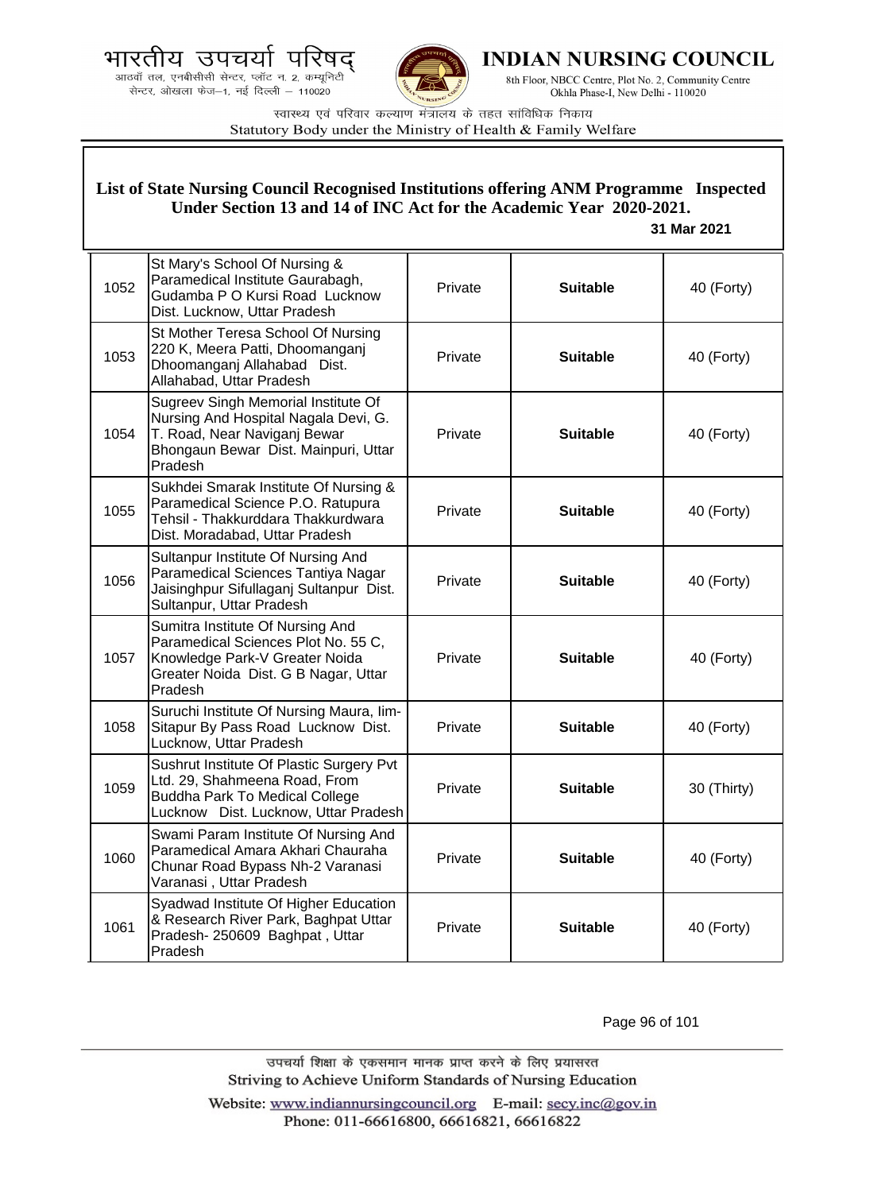**List of State Nursing Council Recognised Institutions offering ANM Programme Inspected Under Section 13 and 14 of INC Act for the Academic Year 2020-2021.**

**31 Mar 2021**

| | | | | |
|---|---|---|---|---|
| 1052 | St Mary's School Of Nursing & Paramedical Institute Gaurabagh, Gudamba P O Kursi Road Lucknow Dist. Lucknow, Uttar Pradesh | Private | **Suitable** | 40 (Forty) |
| 1053 | St Mother Teresa School Of Nursing 220 K, Meera Patti, Dhoomanganj Dhoomanganj Allahabad Dist. Allahabad, Uttar Pradesh | Private | **Suitable** | 40 (Forty) |
| 1054 | Sugreev Singh Memorial Institute Of Nursing And Hospital Nagala Devi, G. T. Road, Near Naviganj Bewar Bhongaun Bewar Dist. Mainpuri, Uttar Pradesh | Private | **Suitable** | 40 (Forty) |
| 1055 | Sukhdei Smarak Institute Of Nursing & Paramedical Science P.O. Ratupura Tehsil - Thakkurddara Thakkurdwara Dist. Moradabad, Uttar Pradesh | Private | **Suitable** | 40 (Forty) |
| 1056 | Sultanpur Institute Of Nursing And Paramedical Sciences Tantiya Nagar Jaisinghpur Sifullaganj Sultanpur Dist. Sultanpur, Uttar Pradesh | Private | **Suitable** | 40 (Forty) |
| 1057 | Sumitra Institute Of Nursing And Paramedical Sciences Plot No. 55 C, Knowledge Park-V Greater Noida Greater Noida Dist. G B Nagar, Uttar Pradesh | Private | **Suitable** | 40 (Forty) |
| 1058 | Suruchi Institute Of Nursing Maura, Iim-Sitapur By Pass Road Lucknow Dist. Lucknow, Uttar Pradesh | Private | **Suitable** | 40 (Forty) |
| 1059 | Sushrut Institute Of Plastic Surgery Pvt Ltd. 29, Shahmeena Road, From Buddha Park To Medical College Lucknow Dist. Lucknow, Uttar Pradesh | Private | **Suitable** | 30 (Thirty) |
| 1060 | Swami Param Institute Of Nursing And Paramedical Amara Akhari Chauraha Chunar Road Bypass Nh-2 Varanasi Varanasi , Uttar Pradesh | Private | **Suitable** | 40 (Forty) |
| 1061 | Syadwad Institute Of Higher Education & Research River Park, Baghpat Uttar Pradesh- 250609 Baghpat , Uttar Pradesh | Private | **Suitable** | 40 (Forty) |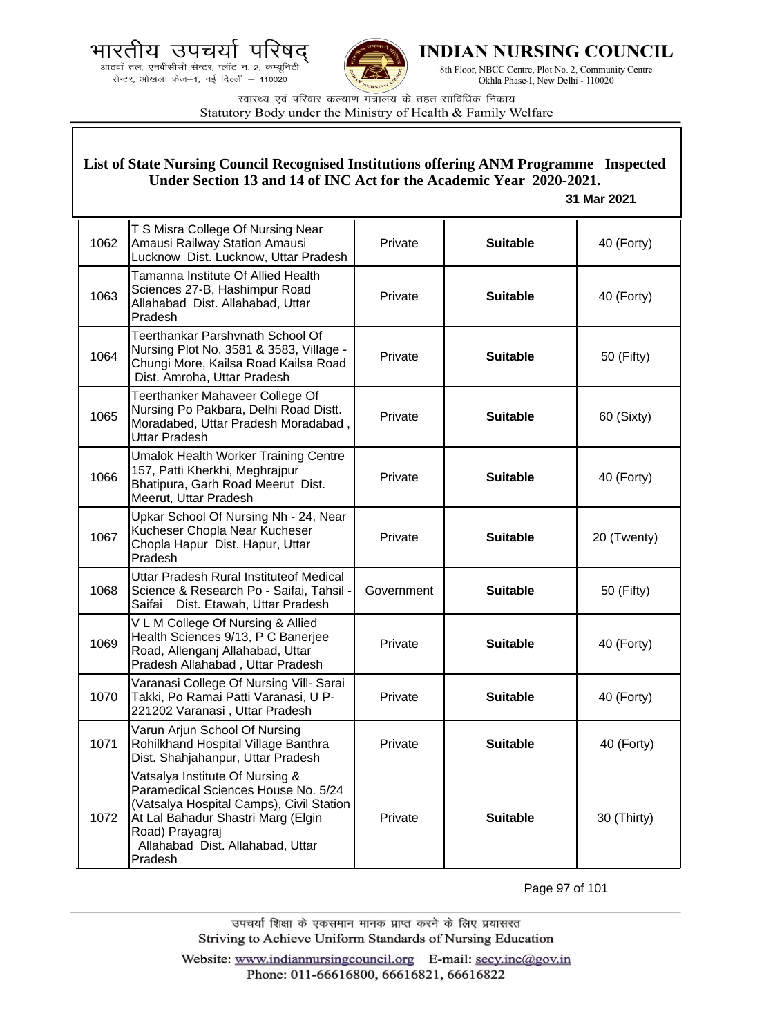## List of State Nursing Council Recognised Institutions offering ANM Programme Inspected Under Section 13 and 14 of INC Act for the Academic Year 2020-2021.

**31 Mar 2021**

| | | | | |
|---|---|---|---|---|
| 1062 | T S Misra College Of Nursing Near Amausi Railway Station Amausi Lucknow Dist. Lucknow, Uttar Pradesh | Private | **Suitable** | 40 (Forty) |
| 1063 | Tamanna Institute Of Allied Health Sciences 27-B, Hashimpur Road Allahabad Dist. Allahabad, Uttar Pradesh | Private | **Suitable** | 40 (Forty) |
| 1064 | Teerthankar Parshvnath School Of Nursing Plot No. 3581 & 3583, Village - Chungi More, Kailsa Road Kailsa Road Dist. Amroha, Uttar Pradesh | Private | **Suitable** | 50 (Fifty) |
| 1065 | Teerthanker Mahaveer College Of Nursing Po Pakbara, Delhi Road Distt. Moradabed, Uttar Pradesh Moradabad , Uttar Pradesh | Private | **Suitable** | 60 (Sixty) |
| 1066 | Umalok Health Worker Training Centre 157, Patti Kherkhi, Meghrajpur Bhatipura, Garh Road Meerut Dist. Meerut, Uttar Pradesh | Private | **Suitable** | 40 (Forty) |
| 1067 | Upkar School Of Nursing Nh - 24, Near Kucheser Chopla Near Kucheser Chopla Hapur Dist. Hapur, Uttar Pradesh | Private | **Suitable** | 20 (Twenty) |
| 1068 | Uttar Pradesh Rural Instituteof Medical Science & Research Po - Saifai, Tahsil - Saifai Dist. Etawah, Uttar Pradesh | Government | **Suitable** | 50 (Fifty) |
| 1069 | V L M College Of Nursing & Allied Health Sciences 9/13, P C Banerjee Road, Allenganj Allahabad, Uttar Pradesh Allahabad , Uttar Pradesh | Private | **Suitable** | 40 (Forty) |
| 1070 | Varanasi College Of Nursing Vill- Sarai Takki, Po Ramai Patti Varanasi, U P-221202 Varanasi , Uttar Pradesh | Private | **Suitable** | 40 (Forty) |
| 1071 | Varun Arjun School Of Nursing Rohilkhand Hospital Village Banthra Dist. Shahjahanpur, Uttar Pradesh | Private | **Suitable** | 40 (Forty) |
| 1072 | Vatsalya Institute Of Nursing & Paramedical Sciences House No. 5/24 (Vatsalya Hospital Camps), Civil Station At Lal Bahadur Shastri Marg (Elgin Road) Prayagraj Allahabad Dist. Allahabad, Uttar Pradesh | Private | **Suitable** | 30 (Thirty) |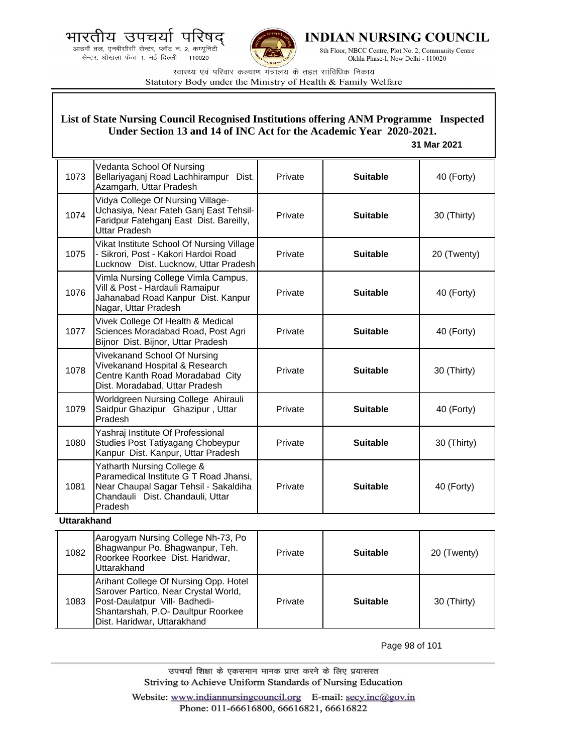## List of State Nursing Council Recognised Institutions offering ANM Programme Inspected Under Section 13 and 14 of INC Act for the Academic Year 2020-2021.

**31 Mar 2021**

| | | | | |
|---|---|---|---|---|
| 1073 | Vedanta School Of Nursing Bellariyaganj Road Lachhirampur Dist. Azamgarh, Uttar Pradesh | Private | **Suitable** | 40 (Forty) |
| 1074 | Vidya College Of Nursing Village-Uchasiya, Near Fateh Ganj East Tehsil-Faridpur Fatehganj East Dist. Bareilly, Uttar Pradesh | Private | **Suitable** | 30 (Thirty) |
| 1075 | Vikat Institute School Of Nursing Village - Sikrori, Post - Kakori Hardoi Road Lucknow Dist. Lucknow, Uttar Pradesh | Private | **Suitable** | 20 (Twenty) |
| 1076 | Vimla Nursing College Vimla Campus, Vill & Post - Hardauli Ramaipur Jahanabad Road Kanpur Dist. Kanpur Nagar, Uttar Pradesh | Private | **Suitable** | 40 (Forty) |
| 1077 | Vivek College Of Health & Medical Sciences Moradabad Road, Post Agri Bijnor Dist. Bijnor, Uttar Pradesh | Private | **Suitable** | 40 (Forty) |
| 1078 | Vivekanand School Of Nursing Vivekanand Hospital & Research Centre Kanth Road Moradabad City Dist. Moradabad, Uttar Pradesh | Private | **Suitable** | 30 (Thirty) |
| 1079 | Worldgreen Nursing College Ahirauli Saidpur Ghazipur Ghazipur , Uttar Pradesh | Private | **Suitable** | 40 (Forty) |
| 1080 | Yashraj Institute Of Professional Studies Post Tatiyagang Chobeypur Kanpur Dist. Kanpur, Uttar Pradesh | Private | **Suitable** | 30 (Thirty) |
| 1081 | Yatharth Nursing College & Paramedical Institute G T Road Jhansi, Near Chaupal Sagar Tehsil - Sakaldiha Chandauli Dist. Chandauli, Uttar Pradesh | Private | **Suitable** | 40 (Forty) |

**Uttarakhand**

| | | | | |
|---|---|---|---|---|
| 1082 | Aarogyam Nursing College Nh-73, Po Bhagwanpur Po. Bhagwanpur, Teh. Roorkee Roorkee Dist. Haridwar, Uttarakhand | Private | **Suitable** | 20 (Twenty) |
| 1083 | Arihant College Of Nursing Opp. Hotel Sarover Partico, Near Crystal World, Post-Daulatpur Vill- Badhedi-Shantarshah, P.O- Daultpur Roorkee Dist. Haridwar, Uttarakhand | Private | **Suitable** | 30 (Thirty) |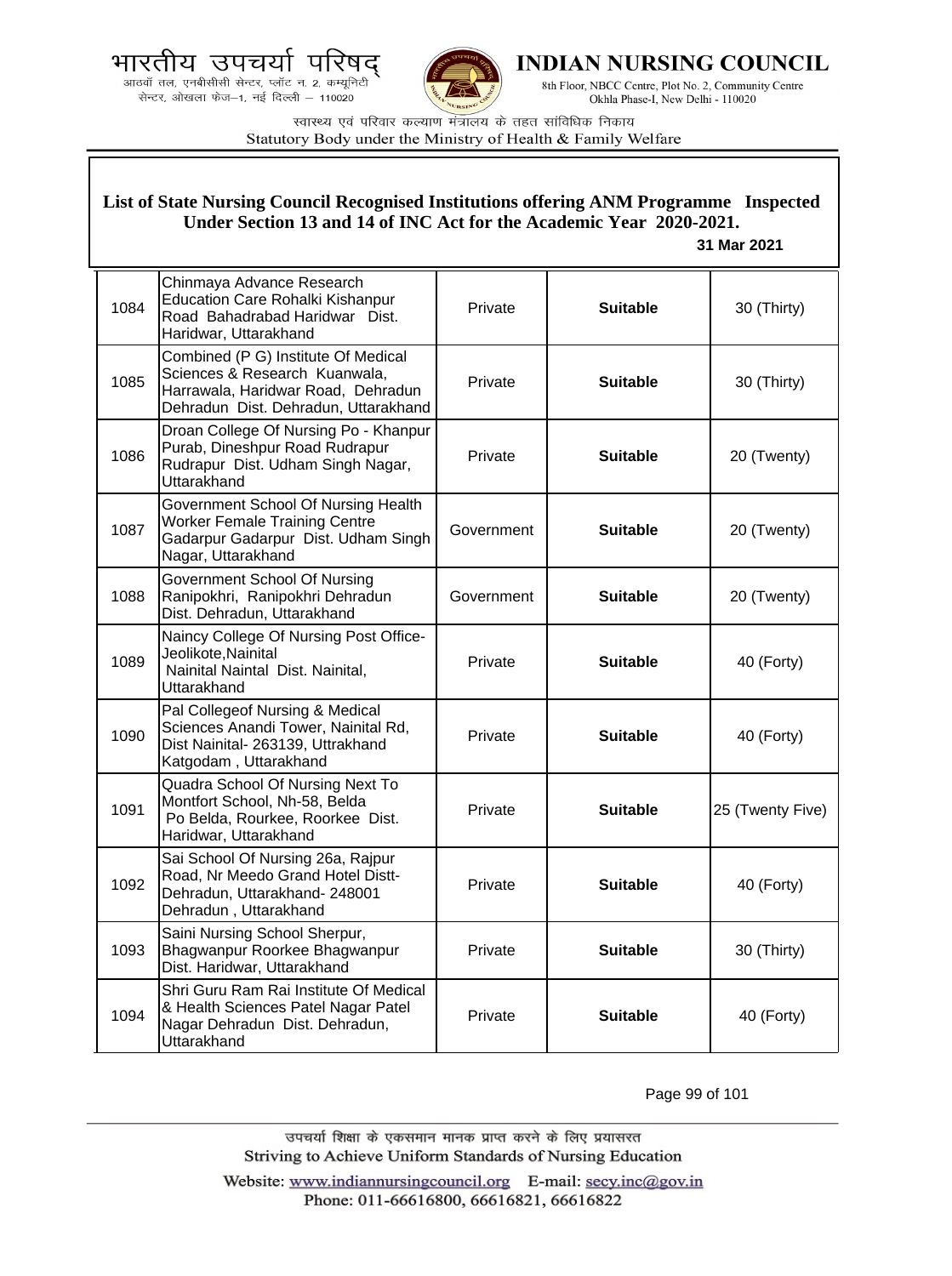## List of State Nursing Council Recognised Institutions offering ANM Programme Inspected Under Section 13 and 14 of INC Act for the Academic Year 2020-2021.

**31 Mar 2021**

| | | | | |
|---|---|---|---|---|
| 1084 | Chinmaya Advance Research Education Care Rohalki Kishanpur Road Bahadrabad Haridwar Dist. Haridwar, Uttarakhand | Private | **Suitable** | 30 (Thirty) |
| 1085 | Combined (P G) Institute Of Medical Sciences & Research Kuanwala, Harrawala, Haridwar Road, Dehradun Dehradun Dist. Dehradun, Uttarakhand | Private | **Suitable** | 30 (Thirty) |
| 1086 | Droan College Of Nursing Po - Khanpur Purab, Dineshpur Road Rudrapur Rudrapur Dist. Udham Singh Nagar, Uttarakhand | Private | **Suitable** | 20 (Twenty) |
| 1087 | Government School Of Nursing Health Worker Female Training Centre Gadarpur Gadarpur Dist. Udham Singh Nagar, Uttarakhand | Government | **Suitable** | 20 (Twenty) |
| 1088 | Government School Of Nursing Ranipokhri, Ranipokhri Dehradun Dist. Dehradun, Uttarakhand | Government | **Suitable** | 20 (Twenty) |
| 1089 | Naincy College Of Nursing Post Office-Jeolikote,Nainital Nainital Naintal Dist. Nainital, Uttarakhand | Private | **Suitable** | 40 (Forty) |
| 1090 | Pal Collegeof Nursing & Medical Sciences Anandi Tower, Nainital Rd, Dist Nainital- 263139, Uttrakhand Katgodam , Uttarakhand | Private | **Suitable** | 40 (Forty) |
| 1091 | Quadra School Of Nursing Next To Montfort School, Nh-58, Belda Po Belda, Rourkee, Roorkee Dist. Haridwar, Uttarakhand | Private | **Suitable** | 25 (Twenty Five) |
| 1092 | Sai School Of Nursing 26a, Rajpur Road, Nr Meedo Grand Hotel Distt- Dehradun, Uttarakhand- 248001 Dehradun , Uttarakhand | Private | **Suitable** | 40 (Forty) |
| 1093 | Saini Nursing School Sherpur, Bhagwanpur Roorkee Bhagwanpur Dist. Haridwar, Uttarakhand | Private | **Suitable** | 30 (Thirty) |
| 1094 | Shri Guru Ram Rai Institute Of Medical & Health Sciences Patel Nagar Patel Nagar Dehradun Dist. Dehradun, Uttarakhand | Private | **Suitable** | 40 (Forty) |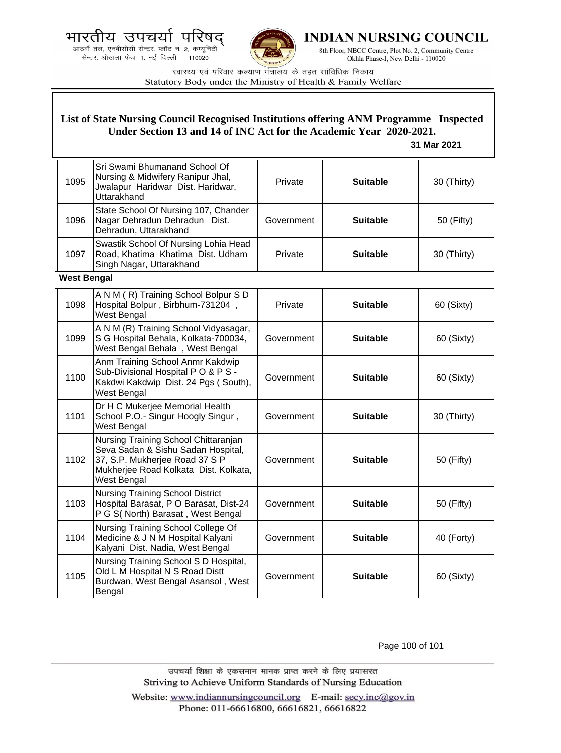# List of State Nursing Council Recognised Institutions offering ANM Programme Inspected Under Section 13 and 14 of INC Act for the Academic Year 2020-2021.

**31 Mar 2021**

| | | | | |
|---|---|---|---|---|
| 1095 | Sri Swami Bhumanand School Of Nursing & Midwifery Ranipur Jhal, Jwalapur Haridwar Dist. Haridwar, Uttarakhand | Private | **Suitable** | 30 (Thirty) |
| 1096 | State School Of Nursing 107, Chander Nagar Dehradun Dehradun Dist. Dehradun, Uttarakhand | Government | **Suitable** | 50 (Fifty) |
| 1097 | Swastik School Of Nursing Lohia Head Road, Khatima Khatima Dist. Udham Singh Nagar, Uttarakhand | Private | **Suitable** | 30 (Thirty) |

**West Bengal**

| | | | | |
|---|---|---|---|---|
| 1098 | A N M ( R) Training School Bolpur S D Hospital Bolpur , Birbhum-731204 , West Bengal | Private | **Suitable** | 60 (Sixty) |
| 1099 | A N M (R) Training School Vidyasagar, S G Hospital Behala, Kolkata-700034, West Bengal Behala , West Bengal | Government | **Suitable** | 60 (Sixty) |
| 1100 | Anm Training School Anmr Kakdwip Sub-Divisional Hospital P O & P S - Kakdwi Kakdwip Dist. 24 Pgs ( South), West Bengal | Government | **Suitable** | 60 (Sixty) |
| 1101 | Dr H C Mukerjee Memorial Health School P.O.- Singur Hoogly Singur , West Bengal | Government | **Suitable** | 30 (Thirty) |
| 1102 | Nursing Training School Chittaranjan Seva Sadan & Sishu Sadan Hospital, 37, S.P. Mukherjee Road 37 S P Mukherjee Road Kolkata Dist. Kolkata, West Bengal | Government | **Suitable** | 50 (Fifty) |
| 1103 | Nursing Training School District Hospital Barasat, P O Barasat, Dist-24 P G S( North) Barasat , West Bengal | Government | **Suitable** | 50 (Fifty) |
| 1104 | Nursing Training School College Of Medicine & J N M Hospital Kalyani Kalyani Dist. Nadia, West Bengal | Government | **Suitable** | 40 (Forty) |
| 1105 | Nursing Training School S D Hospital, Old L M Hospital N S Road Distt Burdwan, West Bengal Asansol , West Bengal | Government | **Suitable** | 60 (Sixty) |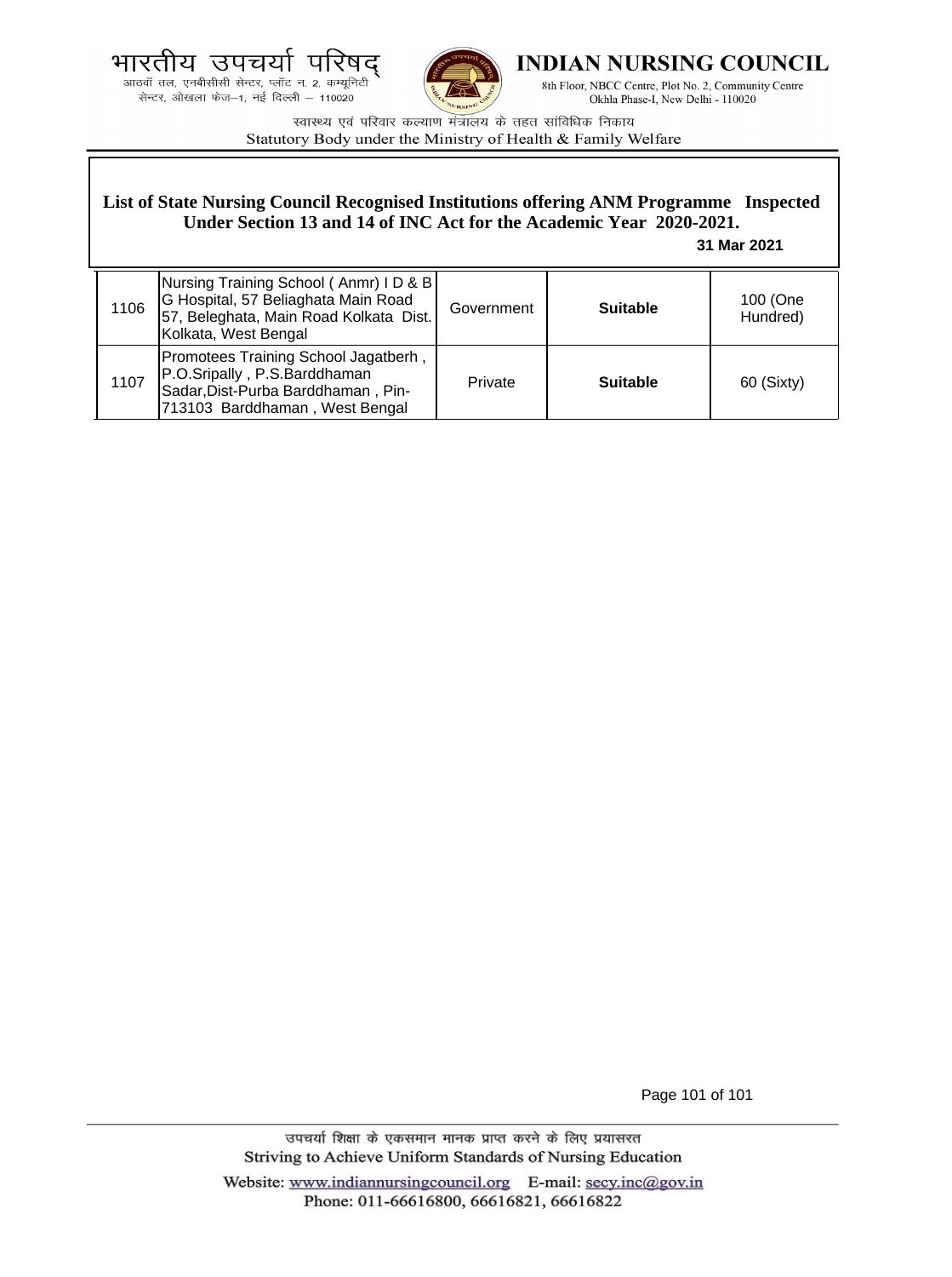# List of State Nursing Council Recognised Institutions offering ANM Programme Inspected Under Section 13 and 14 of INC Act for the Academic Year 2020-2021.

**31 Mar 2021**

| | | | | |
|---|---|---|---|---|
| 1106 | Nursing Training School ( Anmr) I D & B G Hospital, 57 Beliaghata Main Road 57, Beleghata, Main Road Kolkata Dist. Kolkata, West Bengal | Government | **Suitable** | 100 (One Hundred) |
| 1107 | Promotees Training School Jagatberh , P.O.Sripally , P.S.Barddhaman Sadar,Dist-Purba Barddhaman , Pin-713103 Barddhaman , West Bengal | Private | **Suitable** | 60 (Sixty) |